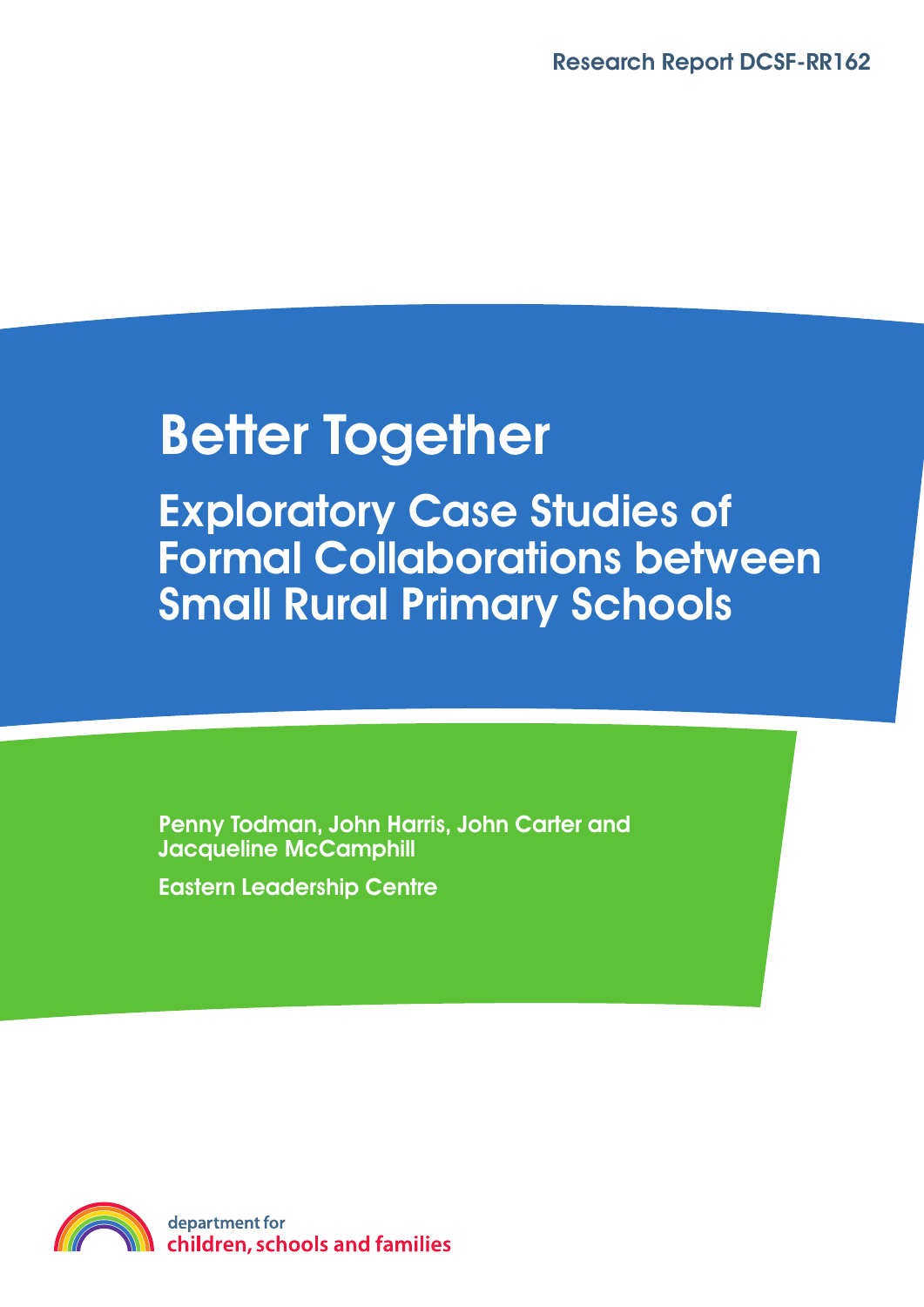Research Report DCSF-RR162

# Better Together

## Exploratory Case Studies of Formal Collaborations between Small Rural Primary Schools

**Penny Todman, John Harris, John Carter and Jacqueline McCamphill**

**Eastern Leadership Centre**

department for
children, schools and families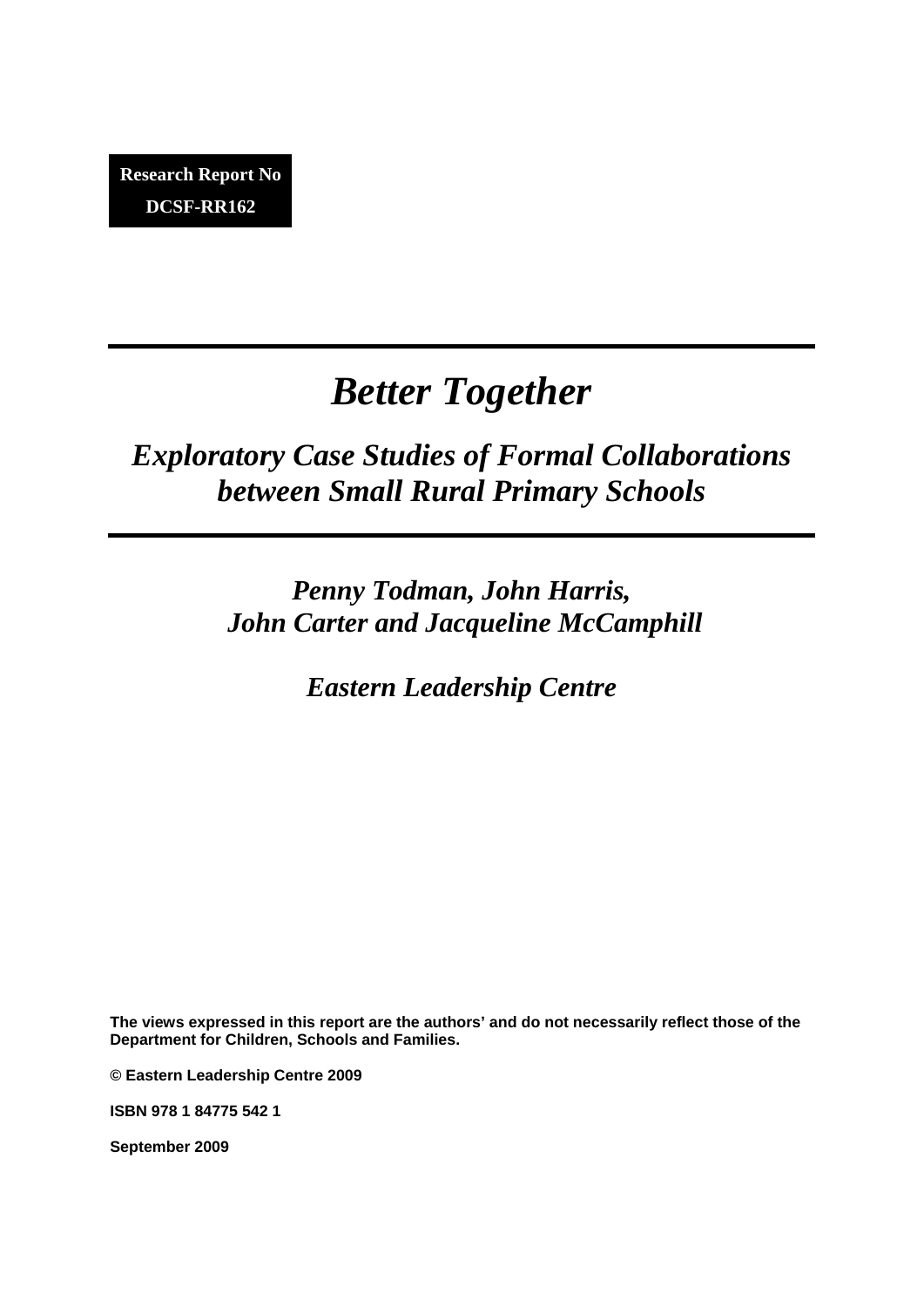**Research Report No DCSF-RR162**

# *Better Together*

## *Exploratory Case Studies of Formal Collaborations between Small Rural Primary Schools*

***Penny Todman, John Harris, John Carter and Jacqueline McCamphill***

***Eastern Leadership Centre***

**The views expressed in this report are the authors' and do not necessarily reflect those of the Department for Children, Schools and Families.**

**© Eastern Leadership Centre 2009**

**ISBN 978 1 84775 542 1**

**September 2009**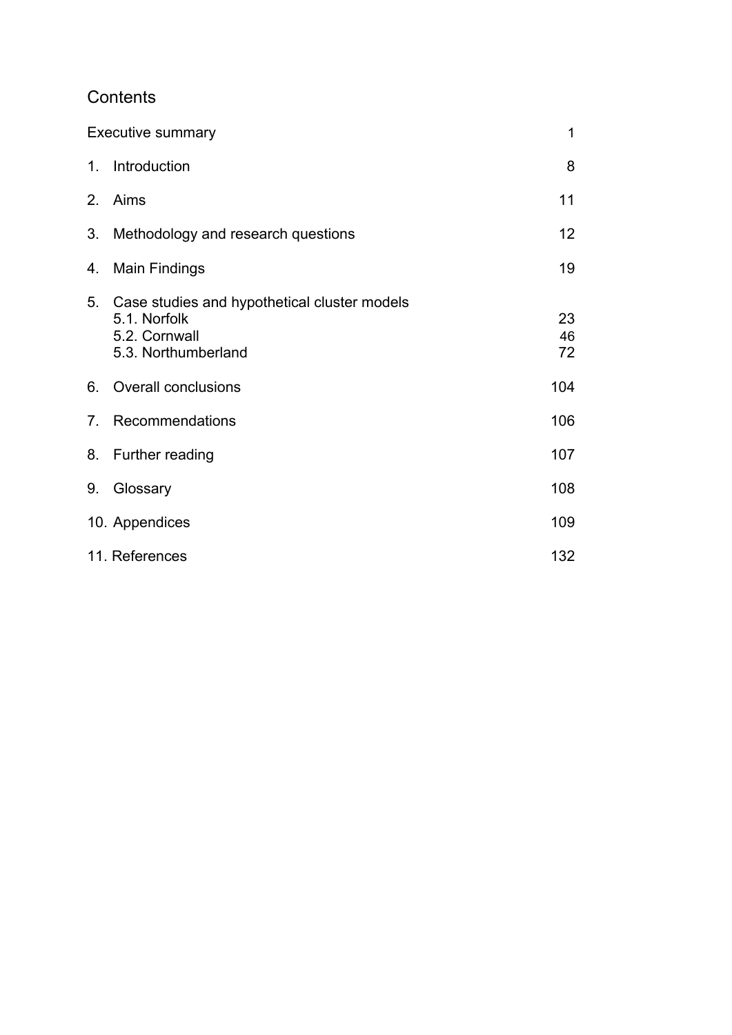# Contents

| | |
|---|---|
| Executive summary | 1 |
| 1. Introduction | 8 |
| 2. Aims | 11 |
| 3. Methodology and research questions | 12 |
| 4. Main Findings | 19 |
| 5. Case studies and hypothetical cluster models | |
| 5.1. Norfolk | 23 |
| 5.2. Cornwall | 46 |
| 5.3. Northumberland | 72 |
| 6. Overall conclusions | 104 |
| 7. Recommendations | 106 |
| 8. Further reading | 107 |
| 9. Glossary | 108 |
| 10. Appendices | 109 |
| 11. References | 132 |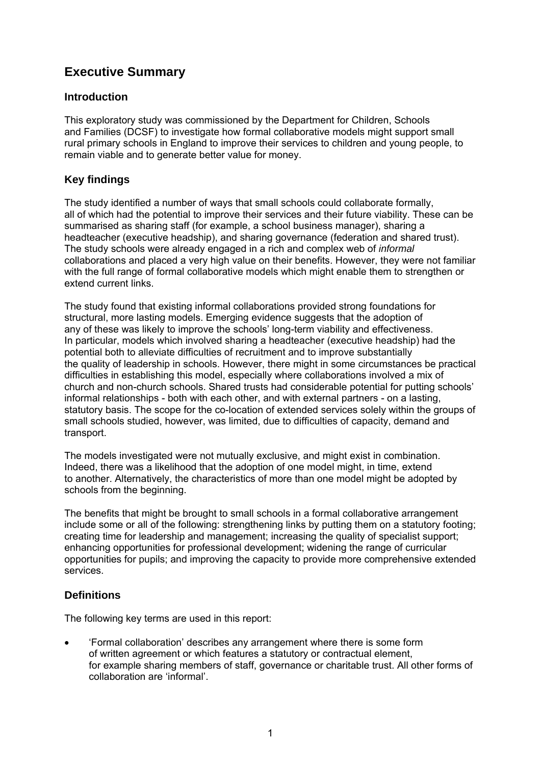# Executive Summary

## Introduction

This exploratory study was commissioned by the Department for Children, Schools and Families (DCSF) to investigate how formal collaborative models might support small rural primary schools in England to improve their services to children and young people, to remain viable and to generate better value for money.

## Key findings

The study identified a number of ways that small schools could collaborate formally, all of which had the potential to improve their services and their future viability. These can be summarised as sharing staff (for example, a school business manager), sharing a headteacher (executive headship), and sharing governance (federation and shared trust). The study schools were already engaged in a rich and complex web of *informal* collaborations and placed a very high value on their benefits. However, they were not familiar with the full range of formal collaborative models which might enable them to strengthen or extend current links.

The study found that existing informal collaborations provided strong foundations for structural, more lasting models. Emerging evidence suggests that the adoption of any of these was likely to improve the schools' long-term viability and effectiveness. In particular, models which involved sharing a headteacher (executive headship) had the potential both to alleviate difficulties of recruitment and to improve substantially the quality of leadership in schools. However, there might in some circumstances be practical difficulties in establishing this model, especially where collaborations involved a mix of church and non-church schools. Shared trusts had considerable potential for putting schools' informal relationships - both with each other, and with external partners - on a lasting, statutory basis. The scope for the co-location of extended services solely within the groups of small schools studied, however, was limited, due to difficulties of capacity, demand and transport.

The models investigated were not mutually exclusive, and might exist in combination. Indeed, there was a likelihood that the adoption of one model might, in time, extend to another. Alternatively, the characteristics of more than one model might be adopted by schools from the beginning.

The benefits that might be brought to small schools in a formal collaborative arrangement include some or all of the following: strengthening links by putting them on a statutory footing; creating time for leadership and management; increasing the quality of specialist support; enhancing opportunities for professional development; widening the range of curricular opportunities for pupils; and improving the capacity to provide more comprehensive extended services.

## Definitions

The following key terms are used in this report:

- 'Formal collaboration' describes any arrangement where there is some form of written agreement or which features a statutory or contractual element, for example sharing members of staff, governance or charitable trust. All other forms of collaboration are 'informal'.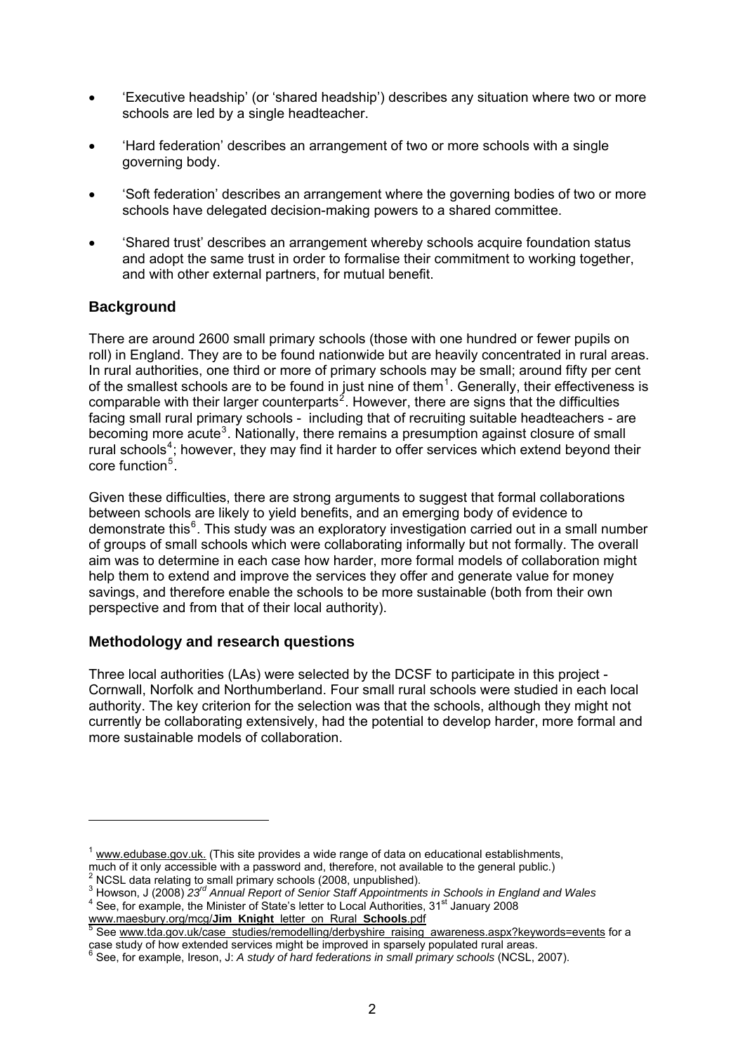- 'Executive headship' (or 'shared headship') describes any situation where two or more schools are led by a single headteacher.

- 'Hard federation' describes an arrangement of two or more schools with a single governing body.

- 'Soft federation' describes an arrangement where the governing bodies of two or more schools have delegated decision-making powers to a shared committee.

- 'Shared trust' describes an arrangement whereby schools acquire foundation status and adopt the same trust in order to formalise their commitment to working together, and with other external partners, for mutual benefit.

## Background

There are around 2600 small primary schools (those with one hundred or fewer pupils on roll) in England. They are to be found nationwide but are heavily concentrated in rural areas. In rural authorities, one third or more of primary schools may be small; around fifty per cent of the smallest schools are to be found in just nine of them[1]. Generally, their effectiveness is comparable with their larger counterparts[2]. However, there are signs that the difficulties facing small rural primary schools - including that of recruiting suitable headteachers - are becoming more acute[3]. Nationally, there remains a presumption against closure of small rural schools[4]; however, they may find it harder to offer services which extend beyond their core function[5].

Given these difficulties, there are strong arguments to suggest that formal collaborations between schools are likely to yield benefits, and an emerging body of evidence to demonstrate this[6]. This study was an exploratory investigation carried out in a small number of groups of small schools which were collaborating informally but not formally. The overall aim was to determine in each case how harder, more formal models of collaboration might help them to extend and improve the services they offer and generate value for money savings, and therefore enable the schools to be more sustainable (both from their own perspective and from that of their local authority).

## Methodology and research questions

Three local authorities (LAs) were selected by the DCSF to participate in this project - Cornwall, Norfolk and Northumberland. Four small rural schools were studied in each local authority. The key criterion for the selection was that the schools, although they might not currently be collaborating extensively, had the potential to develop harder, more formal and more sustainable models of collaboration.

---

[1] www.edubase.gov.uk. (This site provides a wide range of data on educational establishments, much of it only accessible with a password and, therefore, not available to the general public.)

[2] NCSL data relating to small primary schools (2008, unpublished).

[3] Howson, J (2008) *23rd Annual Report of Senior Staff Appointments in Schools in England and Wales*

[4] See, for example, the Minister of State's letter to Local Authorities, 31st January 2008 www.maesbury.org/mcg/**Jim_Knight**_letter_on_Rural_**Schools**.pdf

[5] See www.tda.gov.uk/case_studies/remodelling/derbyshire_raising_awareness.aspx?keywords=events for a case study of how extended services might be improved in sparsely populated rural areas.

[6] See, for example, Ireson, J: *A study of hard federations in small primary schools* (NCSL, 2007).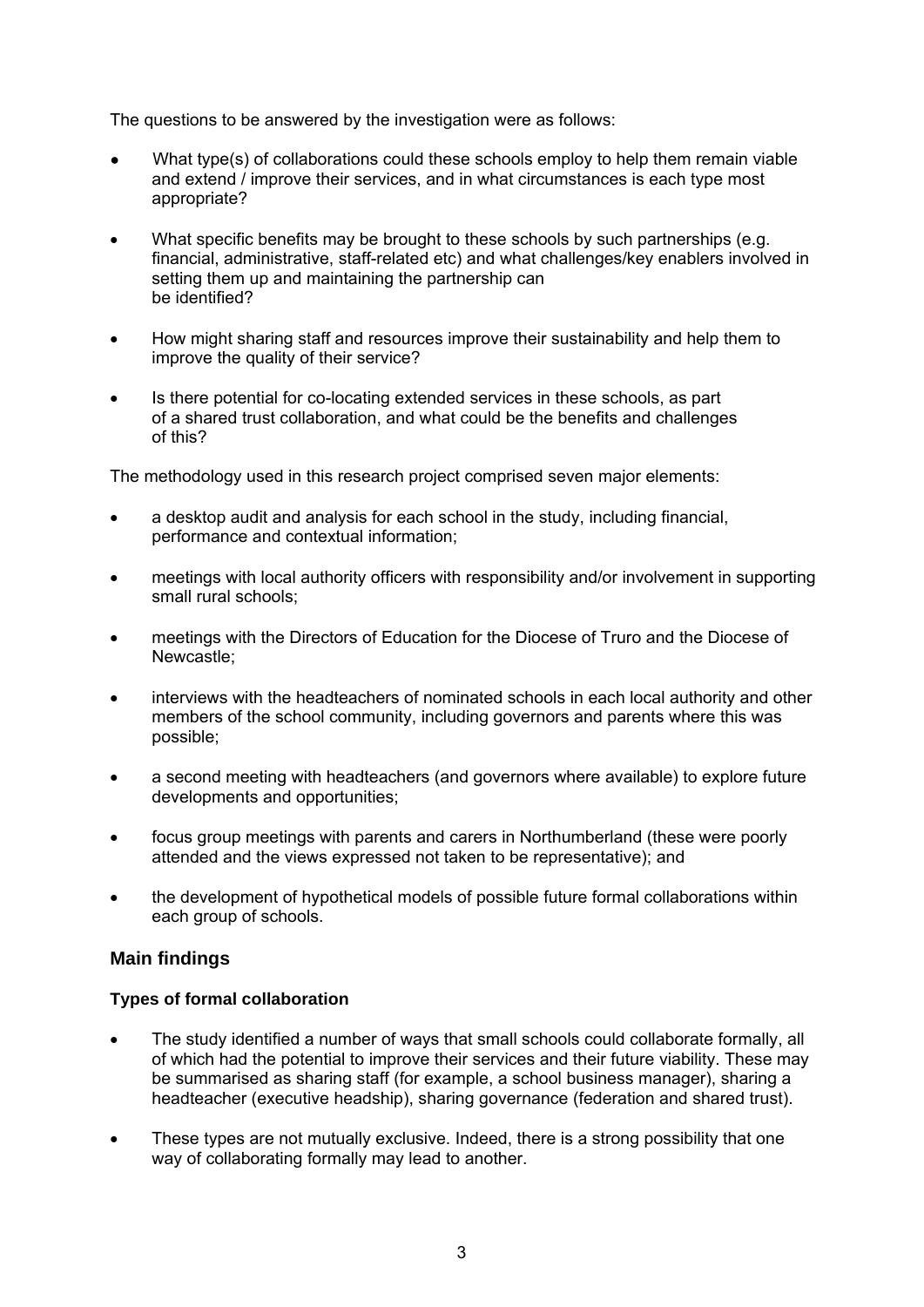The questions to be answered by the investigation were as follows:

- What type(s) of collaborations could these schools employ to help them remain viable and extend / improve their services, and in what circumstances is each type most appropriate?
- What specific benefits may be brought to these schools by such partnerships (e.g. financial, administrative, staff-related etc) and what challenges/key enablers involved in setting them up and maintaining the partnership can be identified?
- How might sharing staff and resources improve their sustainability and help them to improve the quality of their service?
- Is there potential for co-locating extended services in these schools, as part of a shared trust collaboration, and what could be the benefits and challenges of this?

The methodology used in this research project comprised seven major elements:

- a desktop audit and analysis for each school in the study, including financial, performance and contextual information;
- meetings with local authority officers with responsibility and/or involvement in supporting small rural schools;
- meetings with the Directors of Education for the Diocese of Truro and the Diocese of Newcastle;
- interviews with the headteachers of nominated schools in each local authority and other members of the school community, including governors and parents where this was possible;
- a second meeting with headteachers (and governors where available) to explore future developments and opportunities;
- focus group meetings with parents and carers in Northumberland (these were poorly attended and the views expressed not taken to be representative); and
- the development of hypothetical models of possible future formal collaborations within each group of schools.

## Main findings

### Types of formal collaboration

- The study identified a number of ways that small schools could collaborate formally, all of which had the potential to improve their services and their future viability. These may be summarised as sharing staff (for example, a school business manager), sharing a headteacher (executive headship), sharing governance (federation and shared trust).
- These types are not mutually exclusive. Indeed, there is a strong possibility that one way of collaborating formally may lead to another.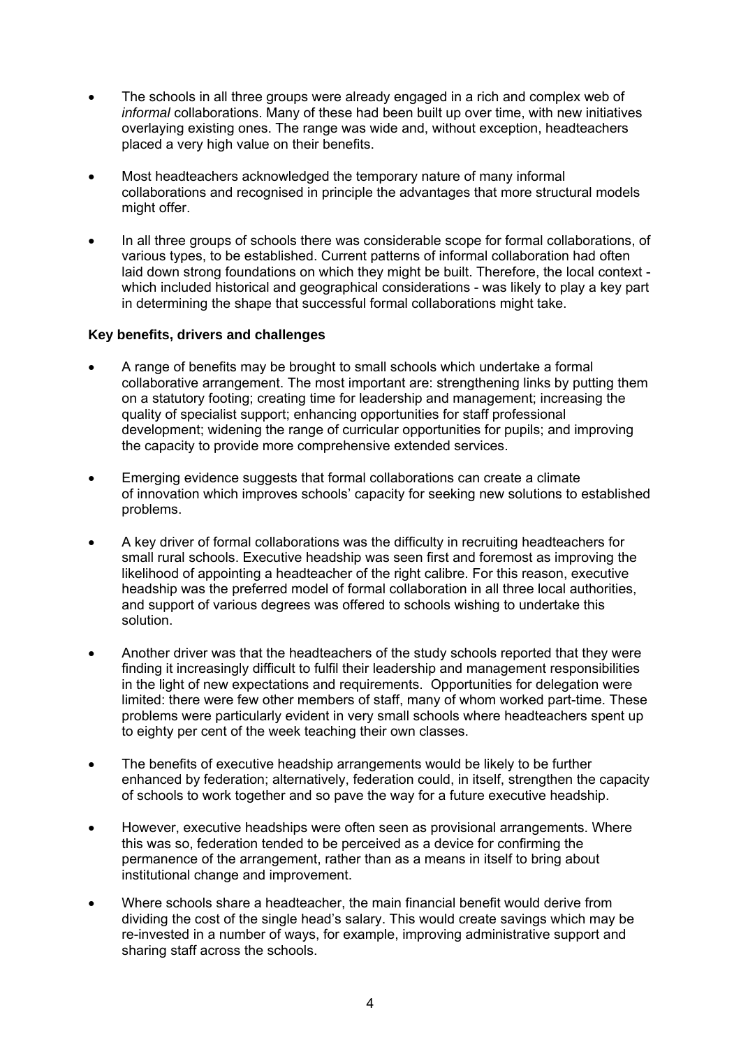- The schools in all three groups were already engaged in a rich and complex web of *informal* collaborations. Many of these had been built up over time, with new initiatives overlaying existing ones. The range was wide and, without exception, headteachers placed a very high value on their benefits.

- Most headteachers acknowledged the temporary nature of many informal collaborations and recognised in principle the advantages that more structural models might offer.

- In all three groups of schools there was considerable scope for formal collaborations, of various types, to be established. Current patterns of informal collaboration had often laid down strong foundations on which they might be built. Therefore, the local context - which included historical and geographical considerations - was likely to play a key part in determining the shape that successful formal collaborations might take.

**Key benefits, drivers and challenges**

- A range of benefits may be brought to small schools which undertake a formal collaborative arrangement. The most important are: strengthening links by putting them on a statutory footing; creating time for leadership and management; increasing the quality of specialist support; enhancing opportunities for staff professional development; widening the range of curricular opportunities for pupils; and improving the capacity to provide more comprehensive extended services.

- Emerging evidence suggests that formal collaborations can create a climate of innovation which improves schools' capacity for seeking new solutions to established problems.

- A key driver of formal collaborations was the difficulty in recruiting headteachers for small rural schools. Executive headship was seen first and foremost as improving the likelihood of appointing a headteacher of the right calibre. For this reason, executive headship was the preferred model of formal collaboration in all three local authorities, and support of various degrees was offered to schools wishing to undertake this solution.

- Another driver was that the headteachers of the study schools reported that they were finding it increasingly difficult to fulfil their leadership and management responsibilities in the light of new expectations and requirements. Opportunities for delegation were limited: there were few other members of staff, many of whom worked part-time. These problems were particularly evident in very small schools where headteachers spent up to eighty per cent of the week teaching their own classes.

- The benefits of executive headship arrangements would be likely to be further enhanced by federation; alternatively, federation could, in itself, strengthen the capacity of schools to work together and so pave the way for a future executive headship.

- However, executive headships were often seen as provisional arrangements. Where this was so, federation tended to be perceived as a device for confirming the permanence of the arrangement, rather than as a means in itself to bring about institutional change and improvement.

- Where schools share a headteacher, the main financial benefit would derive from dividing the cost of the single head's salary. This would create savings which may be re-invested in a number of ways, for example, improving administrative support and sharing staff across the schools.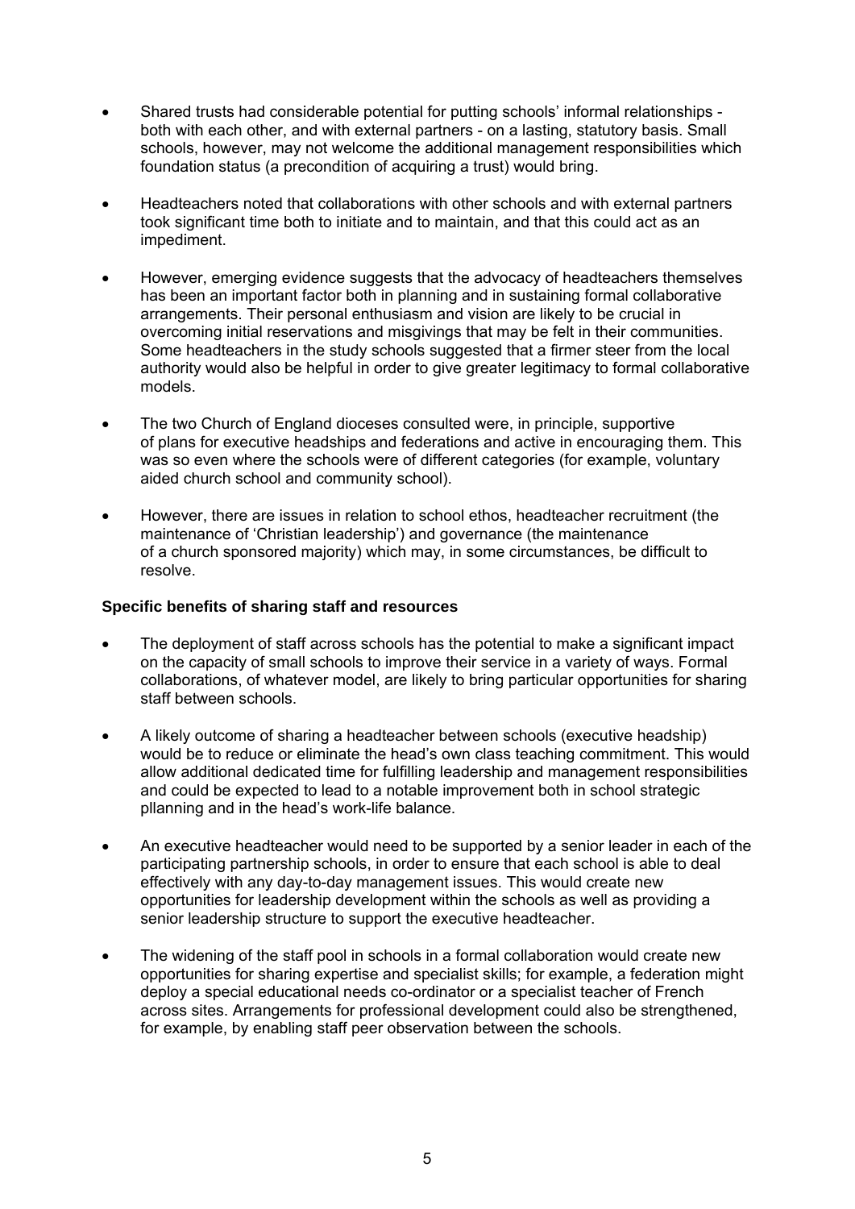- Shared trusts had considerable potential for putting schools' informal relationships - both with each other, and with external partners - on a lasting, statutory basis. Small schools, however, may not welcome the additional management responsibilities which foundation status (a precondition of acquiring a trust) would bring.

- Headteachers noted that collaborations with other schools and with external partners took significant time both to initiate and to maintain, and that this could act as an impediment.

- However, emerging evidence suggests that the advocacy of headteachers themselves has been an important factor both in planning and in sustaining formal collaborative arrangements. Their personal enthusiasm and vision are likely to be crucial in overcoming initial reservations and misgivings that may be felt in their communities. Some headteachers in the study schools suggested that a firmer steer from the local authority would also be helpful in order to give greater legitimacy to formal collaborative models.

- The two Church of England dioceses consulted were, in principle, supportive of plans for executive headships and federations and active in encouraging them. This was so even where the schools were of different categories (for example, voluntary aided church school and community school).

- However, there are issues in relation to school ethos, headteacher recruitment (the maintenance of 'Christian leadership') and governance (the maintenance of a church sponsored majority) which may, in some circumstances, be difficult to resolve.

**Specific benefits of sharing staff and resources**

- The deployment of staff across schools has the potential to make a significant impact on the capacity of small schools to improve their service in a variety of ways. Formal collaborations, of whatever model, are likely to bring particular opportunities for sharing staff between schools.

- A likely outcome of sharing a headteacher between schools (executive headship) would be to reduce or eliminate the head's own class teaching commitment. This would allow additional dedicated time for fulfilling leadership and management responsibilities and could be expected to lead to a notable improvement both in school strategic pllanning and in the head's work-life balance.

- An executive headteacher would need to be supported by a senior leader in each of the participating partnership schools, in order to ensure that each school is able to deal effectively with any day-to-day management issues. This would create new opportunities for leadership development within the schools as well as providing a senior leadership structure to support the executive headteacher.

- The widening of the staff pool in schools in a formal collaboration would create new opportunities for sharing expertise and specialist skills; for example, a federation might deploy a special educational needs co-ordinator or a specialist teacher of French across sites. Arrangements for professional development could also be strengthened, for example, by enabling staff peer observation between the schools.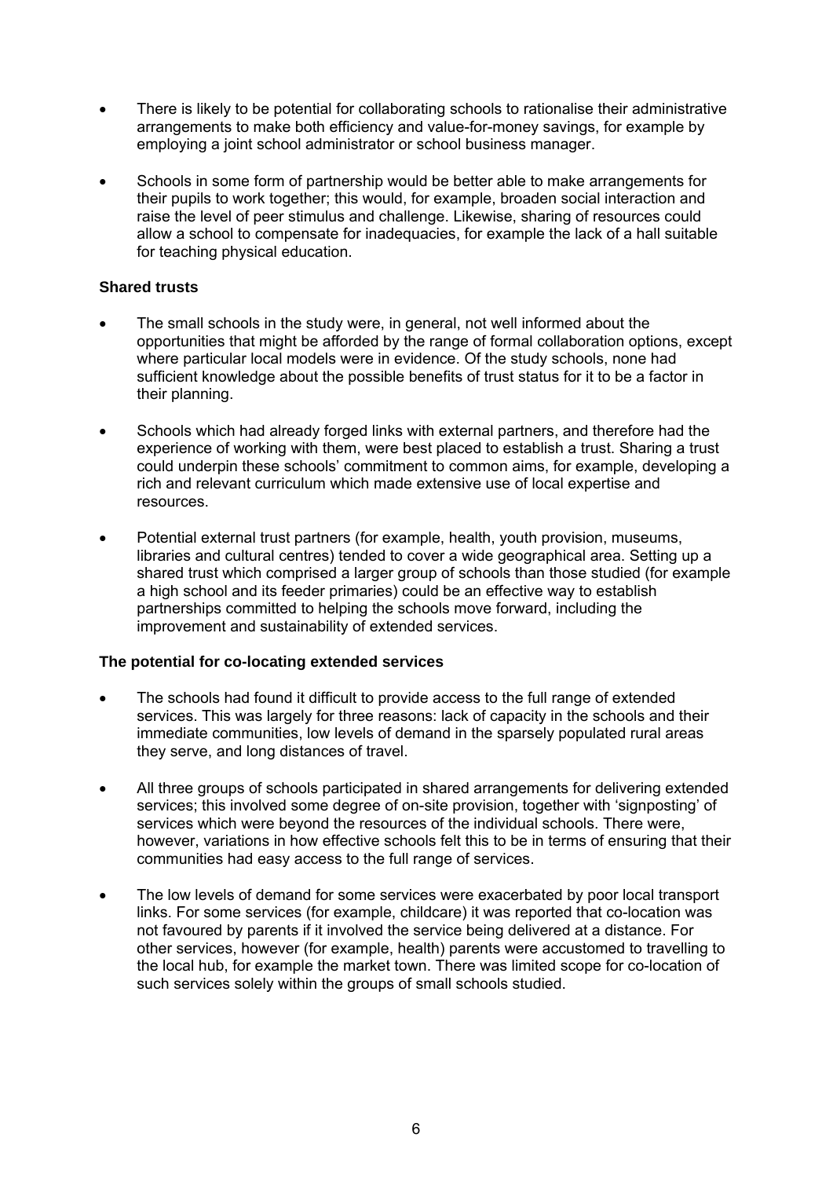- There is likely to be potential for collaborating schools to rationalise their administrative arrangements to make both efficiency and value-for-money savings, for example by employing a joint school administrator or school business manager.

- Schools in some form of partnership would be better able to make arrangements for their pupils to work together; this would, for example, broaden social interaction and raise the level of peer stimulus and challenge. Likewise, sharing of resources could allow a school to compensate for inadequacies, for example the lack of a hall suitable for teaching physical education.

**Shared trusts**

- The small schools in the study were, in general, not well informed about the opportunities that might be afforded by the range of formal collaboration options, except where particular local models were in evidence. Of the study schools, none had sufficient knowledge about the possible benefits of trust status for it to be a factor in their planning.

- Schools which had already forged links with external partners, and therefore had the experience of working with them, were best placed to establish a trust. Sharing a trust could underpin these schools' commitment to common aims, for example, developing a rich and relevant curriculum which made extensive use of local expertise and resources.

- Potential external trust partners (for example, health, youth provision, museums, libraries and cultural centres) tended to cover a wide geographical area. Setting up a shared trust which comprised a larger group of schools than those studied (for example a high school and its feeder primaries) could be an effective way to establish partnerships committed to helping the schools move forward, including the improvement and sustainability of extended services.

**The potential for co-locating extended services**

- The schools had found it difficult to provide access to the full range of extended services. This was largely for three reasons: lack of capacity in the schools and their immediate communities, low levels of demand in the sparsely populated rural areas they serve, and long distances of travel.

- All three groups of schools participated in shared arrangements for delivering extended services; this involved some degree of on-site provision, together with 'signposting' of services which were beyond the resources of the individual schools. There were, however, variations in how effective schools felt this to be in terms of ensuring that their communities had easy access to the full range of services.

- The low levels of demand for some services were exacerbated by poor local transport links. For some services (for example, childcare) it was reported that co-location was not favoured by parents if it involved the service being delivered at a distance. For other services, however (for example, health) parents were accustomed to travelling to the local hub, for example the market town. There was limited scope for co-location of such services solely within the groups of small schools studied.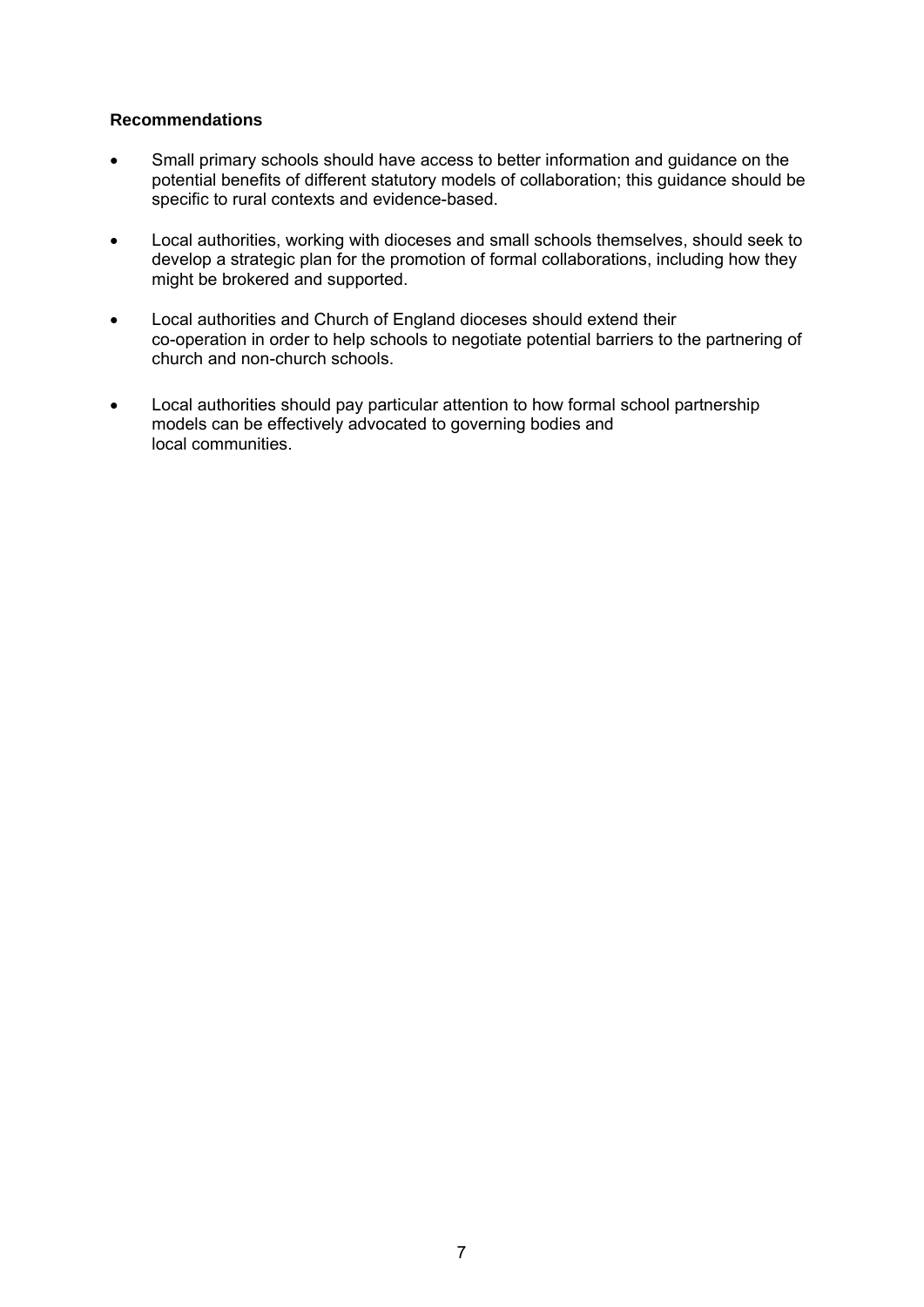**Recommendations**

- Small primary schools should have access to better information and guidance on the potential benefits of different statutory models of collaboration; this guidance should be specific to rural contexts and evidence-based.
- Local authorities, working with dioceses and small schools themselves, should seek to develop a strategic plan for the promotion of formal collaborations, including how they might be brokered and supported.
- Local authorities and Church of England dioceses should extend their co-operation in order to help schools to negotiate potential barriers to the partnering of church and non-church schools.
- Local authorities should pay particular attention to how formal school partnership models can be effectively advocated to governing bodies and local communities.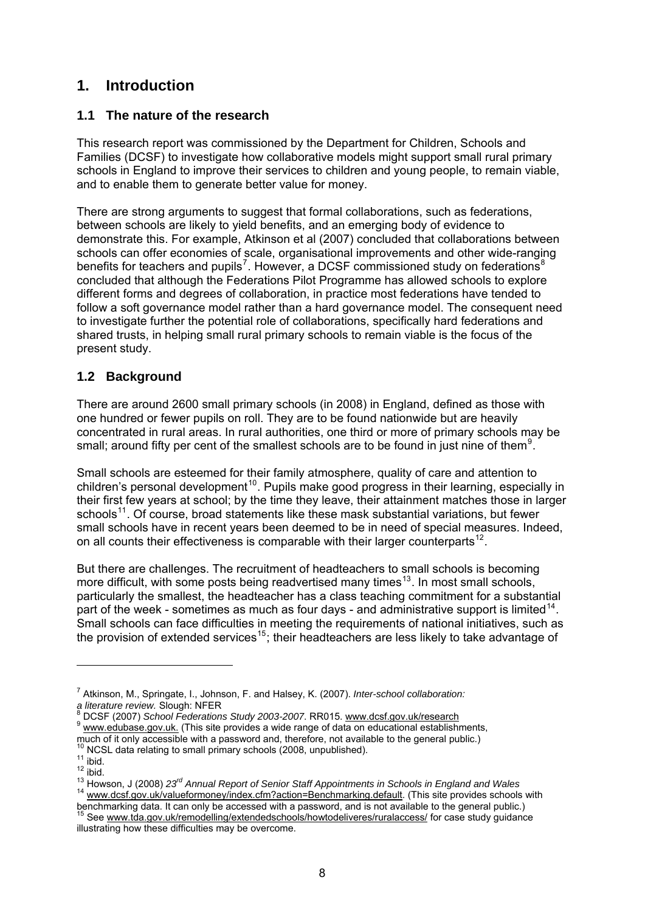# 1. Introduction

## 1.1 The nature of the research

This research report was commissioned by the Department for Children, Schools and Families (DCSF) to investigate how collaborative models might support small rural primary schools in England to improve their services to children and young people, to remain viable, and to enable them to generate better value for money.

There are strong arguments to suggest that formal collaborations, such as federations, between schools are likely to yield benefits, and an emerging body of evidence to demonstrate this. For example, Atkinson et al (2007) concluded that collaborations between schools can offer economies of scale, organisational improvements and other wide-ranging benefits for teachers and pupils[7]. However, a DCSF commissioned study on federations[8] concluded that although the Federations Pilot Programme has allowed schools to explore different forms and degrees of collaboration, in practice most federations have tended to follow a soft governance model rather than a hard governance model. The consequent need to investigate further the potential role of collaborations, specifically hard federations and shared trusts, in helping small rural primary schools to remain viable is the focus of the present study.

## 1.2 Background

There are around 2600 small primary schools (in 2008) in England, defined as those with one hundred or fewer pupils on roll. They are to be found nationwide but are heavily concentrated in rural areas. In rural authorities, one third or more of primary schools may be small; around fifty per cent of the smallest schools are to be found in just nine of them[9].

Small schools are esteemed for their family atmosphere, quality of care and attention to children's personal development[10]. Pupils make good progress in their learning, especially in their first few years at school; by the time they leave, their attainment matches those in larger schools[11]. Of course, broad statements like these mask substantial variations, but fewer small schools have in recent years been deemed to be in need of special measures. Indeed, on all counts their effectiveness is comparable with their larger counterparts[12].

But there are challenges. The recruitment of headteachers to small schools is becoming more difficult, with some posts being readvertised many times[13]. In most small schools, particularly the smallest, the headteacher has a class teaching commitment for a substantial part of the week - sometimes as much as four days - and administrative support is limited[14]. Small schools can face difficulties in meeting the requirements of national initiatives, such as the provision of extended services[15]; their headteachers are less likely to take advantage of

---

[7] Atkinson, M., Springate, I., Johnson, F. and Halsey, K. (2007). *Inter-school collaboration: a literature review.* Slough: NFER

[8] DCSF (2007) *School Federations Study 2003-2007*. RR015. www.dcsf.gov.uk/research

[9] www.edubase.gov.uk. (This site provides a wide range of data on educational establishments, much of it only accessible with a password and, therefore, not available to the general public.)

[10] NCSL data relating to small primary schools (2008, unpublished).

[11] ibid.

[12] ibid.

[13] Howson, J (2008) *23rd Annual Report of Senior Staff Appointments in Schools in England and Wales*

[14] www.dcsf.gov.uk/valueformoney/index.cfm?action=Benchmarking.default. (This site provides schools with benchmarking data. It can only be accessed with a password, and is not available to the general public.)

[15] See www.tda.gov.uk/remodelling/extendedschools/howtodeliveres/ruralaccess/ for case study guidance illustrating how these difficulties may be overcome.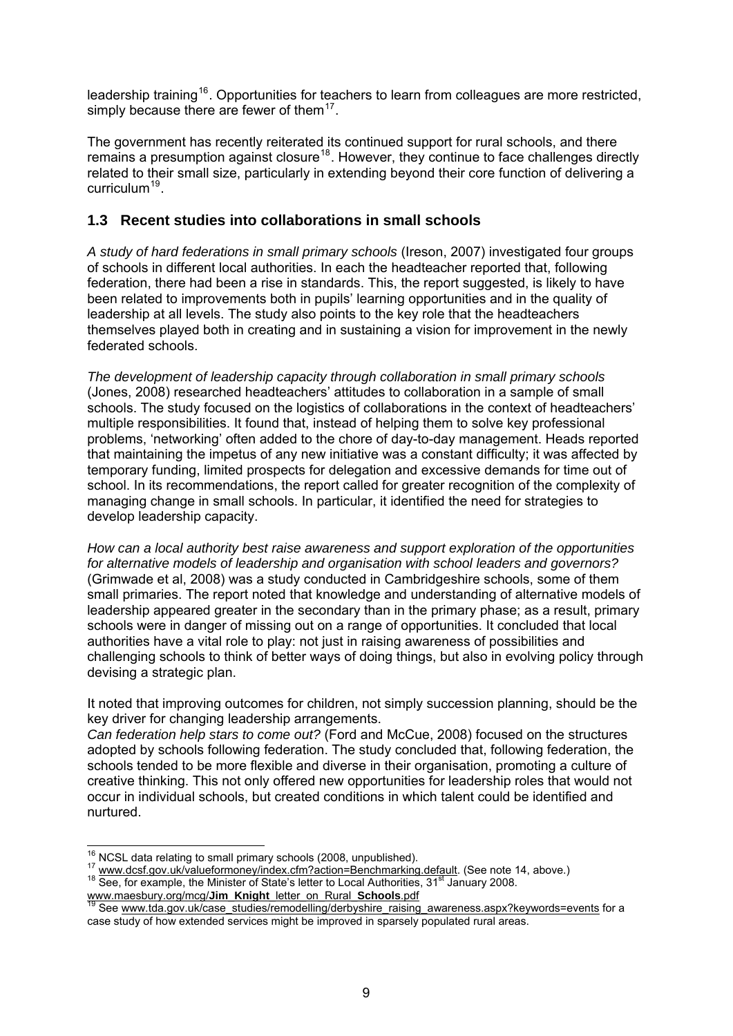leadership training[16]. Opportunities for teachers to learn from colleagues are more restricted, simply because there are fewer of them[17].

The government has recently reiterated its continued support for rural schools, and there remains a presumption against closure[18]. However, they continue to face challenges directly related to their small size, particularly in extending beyond their core function of delivering a curriculum[19].

## 1.3 Recent studies into collaborations in small schools

*A study of hard federations in small primary schools* (Ireson, 2007) investigated four groups of schools in different local authorities. In each the headteacher reported that, following federation, there had been a rise in standards. This, the report suggested, is likely to have been related to improvements both in pupils' learning opportunities and in the quality of leadership at all levels. The study also points to the key role that the headteachers themselves played both in creating and in sustaining a vision for improvement in the newly federated schools.

*The development of leadership capacity through collaboration in small primary schools* (Jones, 2008) researched headteachers' attitudes to collaboration in a sample of small schools. The study focused on the logistics of collaborations in the context of headteachers' multiple responsibilities. It found that, instead of helping them to solve key professional problems, 'networking' often added to the chore of day-to-day management. Heads reported that maintaining the impetus of any new initiative was a constant difficulty; it was affected by temporary funding, limited prospects for delegation and excessive demands for time out of school. In its recommendations, the report called for greater recognition of the complexity of managing change in small schools. In particular, it identified the need for strategies to develop leadership capacity.

*How can a local authority best raise awareness and support exploration of the opportunities for alternative models of leadership and organisation with school leaders and governors?* (Grimwade et al, 2008) was a study conducted in Cambridgeshire schools, some of them small primaries. The report noted that knowledge and understanding of alternative models of leadership appeared greater in the secondary than in the primary phase; as a result, primary schools were in danger of missing out on a range of opportunities. It concluded that local authorities have a vital role to play: not just in raising awareness of possibilities and challenging schools to think of better ways of doing things, but also in evolving policy through devising a strategic plan.

It noted that improving outcomes for children, not simply succession planning, should be the key driver for changing leadership arrangements.

*Can federation help stars to come out?* (Ford and McCue, 2008) focused on the structures adopted by schools following federation. The study concluded that, following federation, the schools tended to be more flexible and diverse in their organisation, promoting a culture of creative thinking. This not only offered new opportunities for leadership roles that would not occur in individual schools, but created conditions in which talent could be identified and nurtured.

---

[16] NCSL data relating to small primary schools (2008, unpublished).

[17] www.dcsf.gov.uk/valueformoney/index.cfm?action=Benchmarking.default. (See note 14, above.)

[18] See, for example, the Minister of State's letter to Local Authorities, 31st January 2008. www.maesbury.org/mcg/**Jim_Knight**_letter_on_Rural_**Schools**.pdf

[19] See www.tda.gov.uk/case_studies/remodelling/derbyshire_raising_awareness.aspx?keywords=events for a case study of how extended services might be improved in sparsely populated rural areas.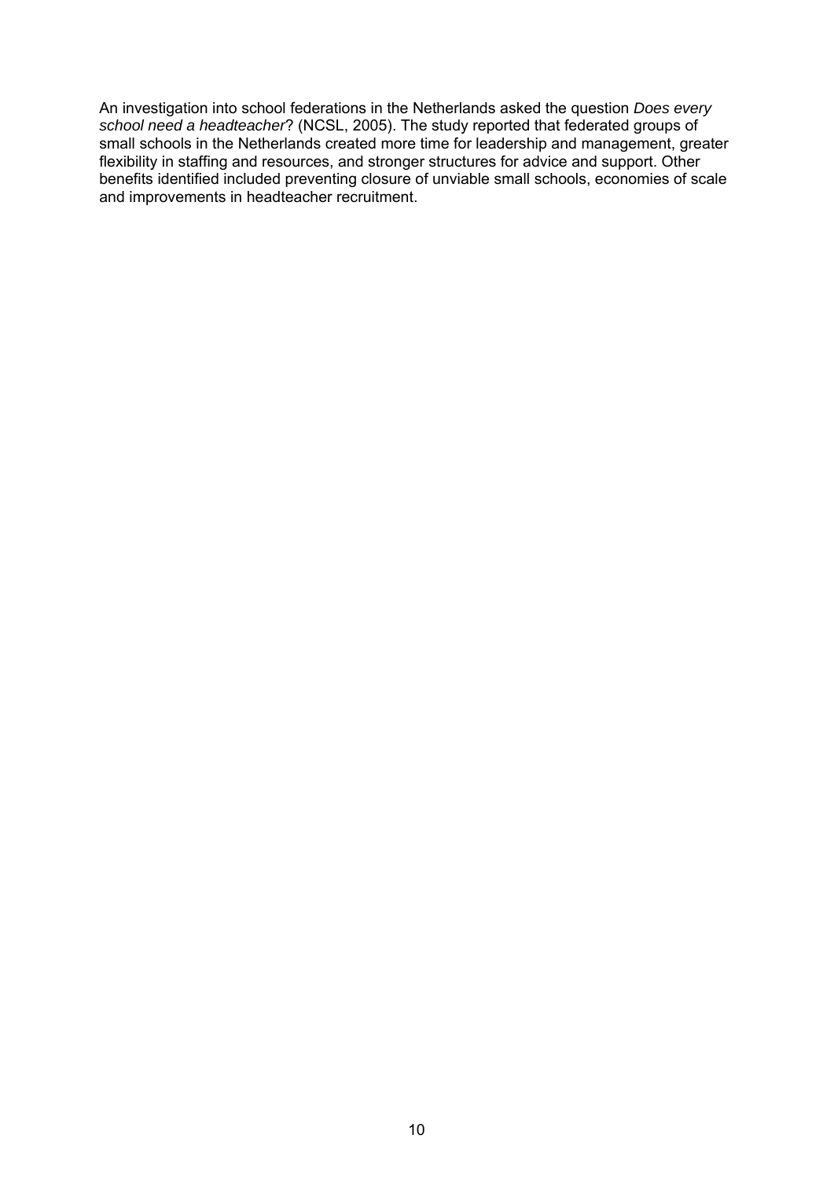An investigation into school federations in the Netherlands asked the question *Does every school need a headteacher*? (NCSL, 2005). The study reported that federated groups of small schools in the Netherlands created more time for leadership and management, greater flexibility in staffing and resources, and stronger structures for advice and support. Other benefits identified included preventing closure of unviable small schools, economies of scale and improvements in headteacher recruitment.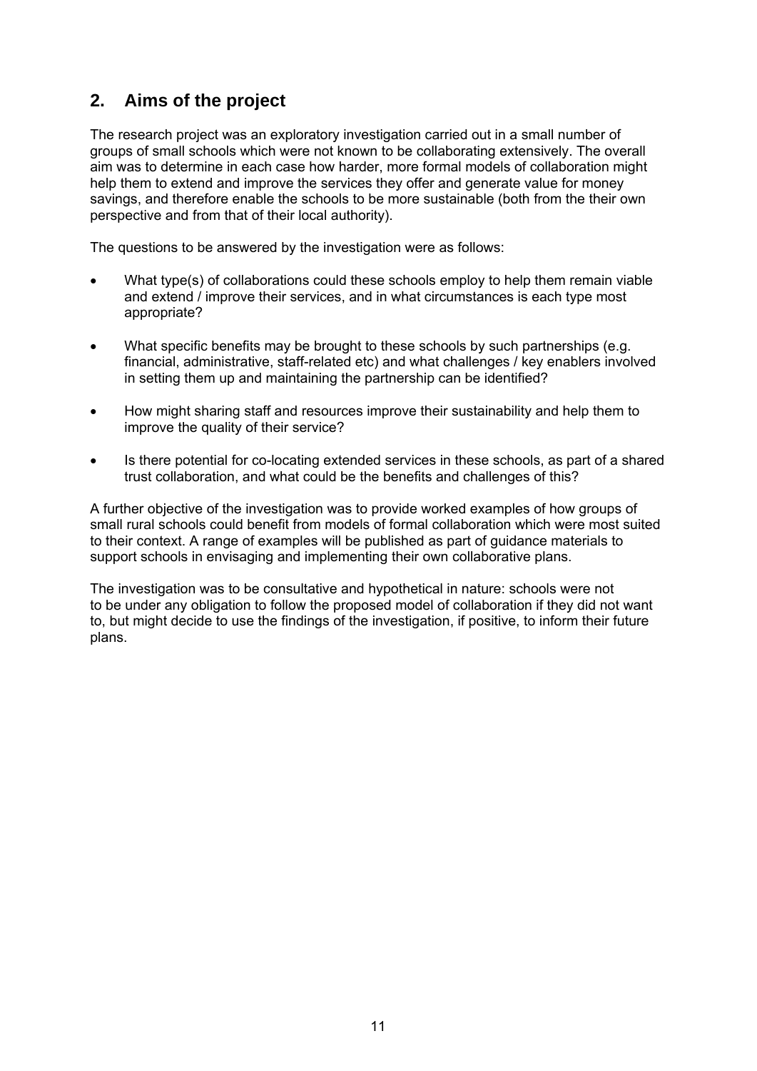## 2. Aims of the project

The research project was an exploratory investigation carried out in a small number of groups of small schools which were not known to be collaborating extensively. The overall aim was to determine in each case how harder, more formal models of collaboration might help them to extend and improve the services they offer and generate value for money savings, and therefore enable the schools to be more sustainable (both from the their own perspective and from that of their local authority).

The questions to be answered by the investigation were as follows:

- What type(s) of collaborations could these schools employ to help them remain viable and extend / improve their services, and in what circumstances is each type most appropriate?
- What specific benefits may be brought to these schools by such partnerships (e.g. financial, administrative, staff-related etc) and what challenges / key enablers involved in setting them up and maintaining the partnership can be identified?
- How might sharing staff and resources improve their sustainability and help them to improve the quality of their service?
- Is there potential for co-locating extended services in these schools, as part of a shared trust collaboration, and what could be the benefits and challenges of this?

A further objective of the investigation was to provide worked examples of how groups of small rural schools could benefit from models of formal collaboration which were most suited to their context. A range of examples will be published as part of guidance materials to support schools in envisaging and implementing their own collaborative plans.

The investigation was to be consultative and hypothetical in nature: schools were not to be under any obligation to follow the proposed model of collaboration if they did not want to, but might decide to use the findings of the investigation, if positive, to inform their future plans.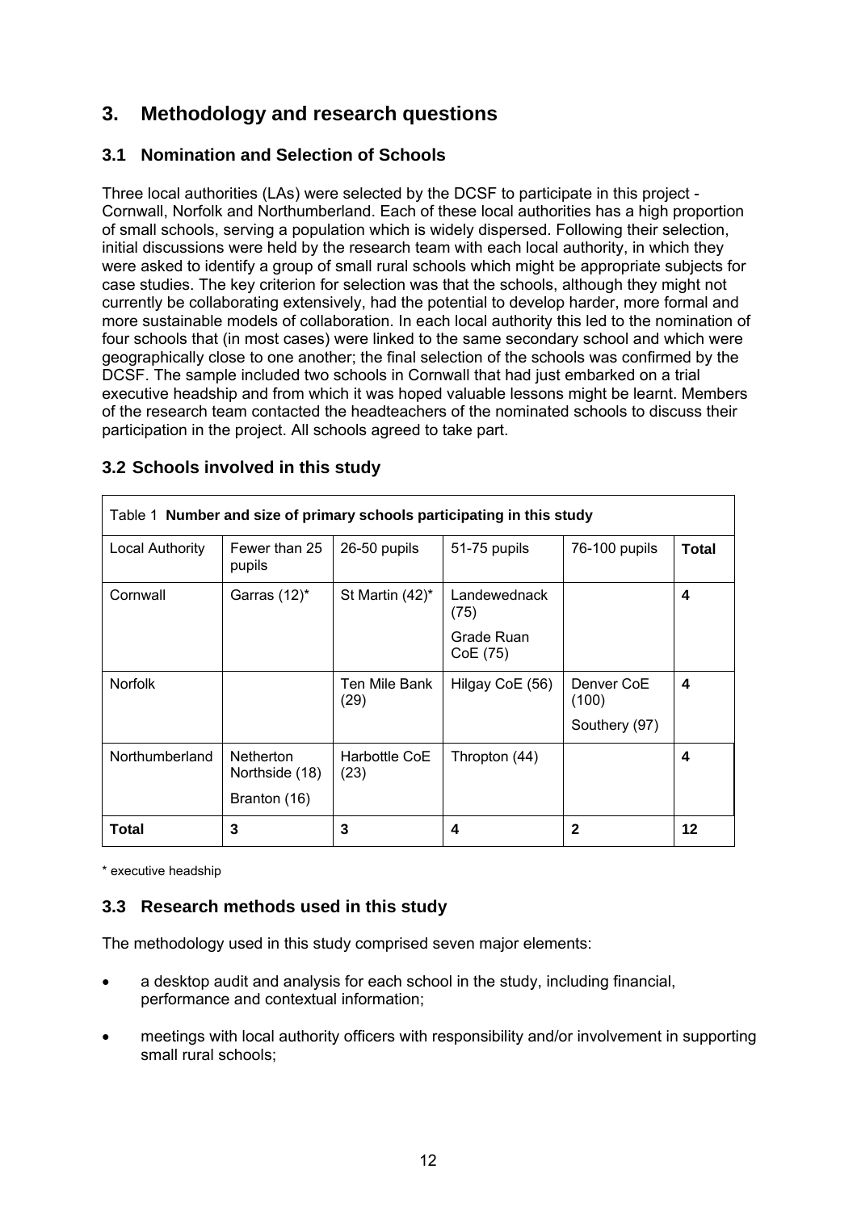## 3. Methodology and research questions

### 3.1 Nomination and Selection of Schools

Three local authorities (LAs) were selected by the DCSF to participate in this project - Cornwall, Norfolk and Northumberland. Each of these local authorities has a high proportion of small schools, serving a population which is widely dispersed. Following their selection, initial discussions were held by the research team with each local authority, in which they were asked to identify a group of small rural schools which might be appropriate subjects for case studies. The key criterion for selection was that the schools, although they might not currently be collaborating extensively, had the potential to develop harder, more formal and more sustainable models of collaboration. In each local authority this led to the nomination of four schools that (in most cases) were linked to the same secondary school and which were geographically close to one another; the final selection of the schools was confirmed by the DCSF. The sample included two schools in Cornwall that had just embarked on a trial executive headship and from which it was hoped valuable lessons might be learnt. Members of the research team contacted the headteachers of the nominated schools to discuss their participation in the project. All schools agreed to take part.

### 3.2 Schools involved in this study

Table 1 **Number and size of primary schools participating in this study**

| Local Authority | Fewer than 25 pupils | 26-50 pupils | 51-75 pupils | 76-100 pupils | **Total** |
|---|---|---|---|---|---|
| Cornwall | Garras (12)* | St Martin (42)* | Landewednack (75)<br>Grade Ruan CoE (75) | | **4** |
| Norfolk | | Ten Mile Bank (29) | Hilgay CoE (56) | Denver CoE (100)<br>Southery (97) | **4** |
| Northumberland | Netherton Northside (18)<br>Branton (16) | Harbottle CoE (23) | Thropton (44) | | **4** |
| **Total** | **3** | **3** | **4** | **2** | **12** |

\* executive headship

### 3.3 Research methods used in this study

The methodology used in this study comprised seven major elements:

- a desktop audit and analysis for each school in the study, including financial, performance and contextual information;
- meetings with local authority officers with responsibility and/or involvement in supporting small rural schools;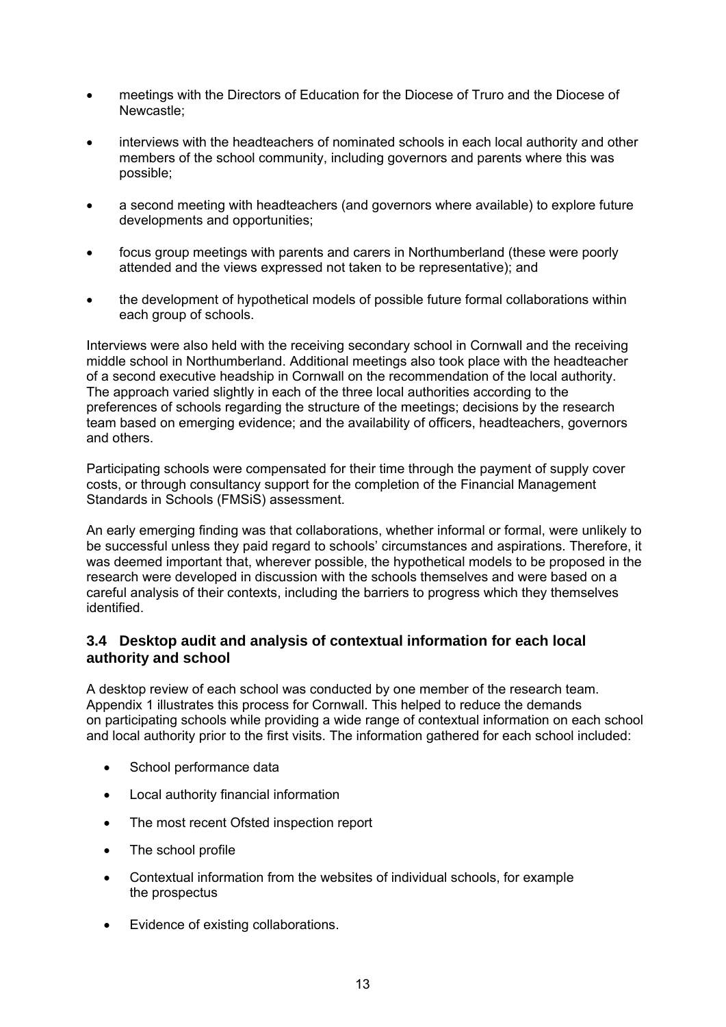- meetings with the Directors of Education for the Diocese of Truro and the Diocese of Newcastle;
- interviews with the headteachers of nominated schools in each local authority and other members of the school community, including governors and parents where this was possible;
- a second meeting with headteachers (and governors where available) to explore future developments and opportunities;
- focus group meetings with parents and carers in Northumberland (these were poorly attended and the views expressed not taken to be representative); and
- the development of hypothetical models of possible future formal collaborations within each group of schools.

Interviews were also held with the receiving secondary school in Cornwall and the receiving middle school in Northumberland. Additional meetings also took place with the headteacher of a second executive headship in Cornwall on the recommendation of the local authority. The approach varied slightly in each of the three local authorities according to the preferences of schools regarding the structure of the meetings; decisions by the research team based on emerging evidence; and the availability of officers, headteachers, governors and others.

Participating schools were compensated for their time through the payment of supply cover costs, or through consultancy support for the completion of the Financial Management Standards in Schools (FMSiS) assessment.

An early emerging finding was that collaborations, whether informal or formal, were unlikely to be successful unless they paid regard to schools' circumstances and aspirations. Therefore, it was deemed important that, wherever possible, the hypothetical models to be proposed in the research were developed in discussion with the schools themselves and were based on a careful analysis of their contexts, including the barriers to progress which they themselves identified.

### 3.4 Desktop audit and analysis of contextual information for each local authority and school

A desktop review of each school was conducted by one member of the research team. Appendix 1 illustrates this process for Cornwall. This helped to reduce the demands on participating schools while providing a wide range of contextual information on each school and local authority prior to the first visits. The information gathered for each school included:

- School performance data
- Local authority financial information
- The most recent Ofsted inspection report
- The school profile
- Contextual information from the websites of individual schools, for example the prospectus
- Evidence of existing collaborations.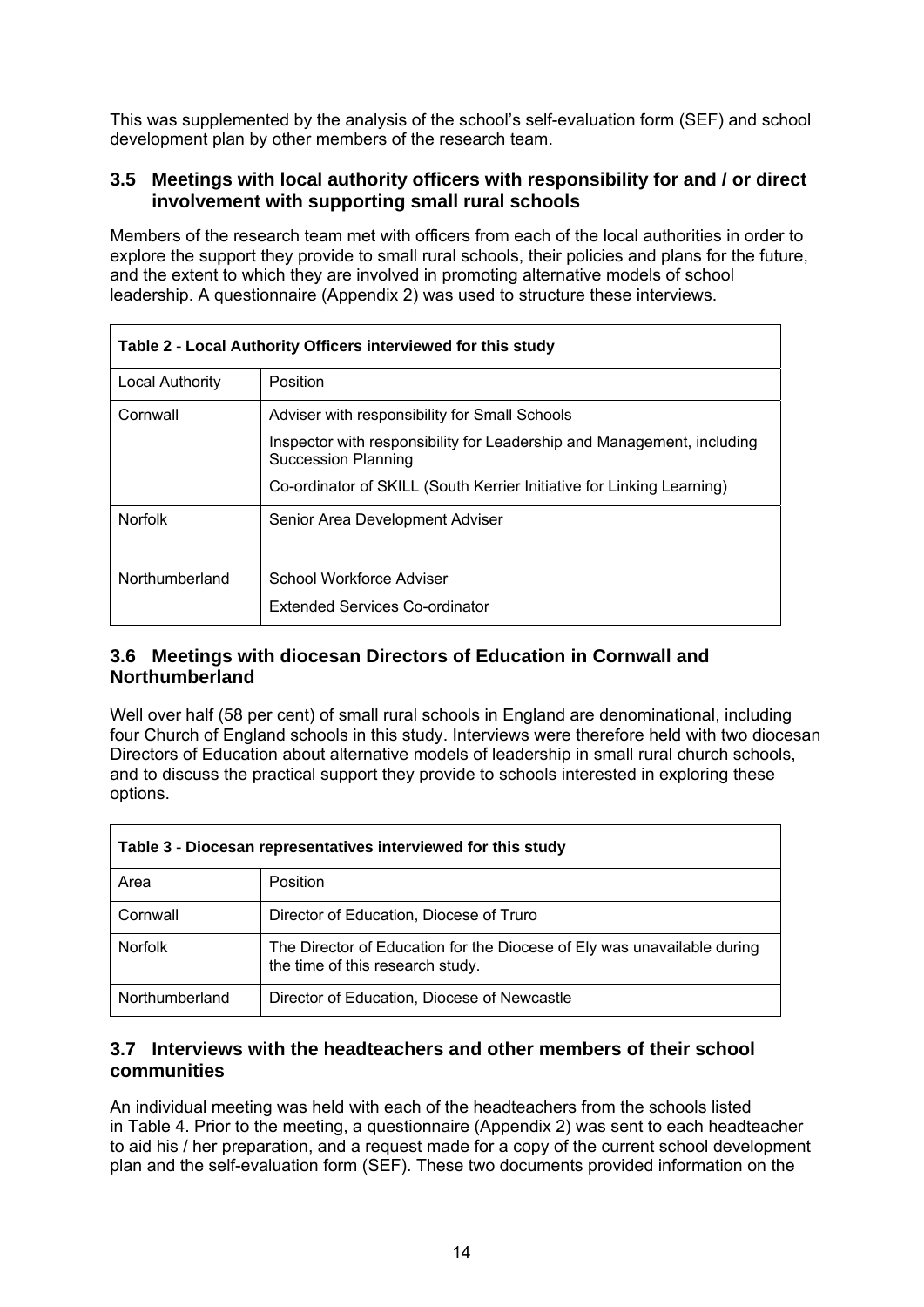This was supplemented by the analysis of the school's self-evaluation form (SEF) and school development plan by other members of the research team.

### 3.5 Meetings with local authority officers with responsibility for and / or direct involvement with supporting small rural schools

Members of the research team met with officers from each of the local authorities in order to explore the support they provide to small rural schools, their policies and plans for the future, and the extent to which they are involved in promoting alternative models of school leadership. A questionnaire (Appendix 2) was used to structure these interviews.

| **Table 2 - Local Authority Officers interviewed for this study** | |
|---|---|
| Local Authority | Position |
| Cornwall | Adviser with responsibility for Small Schools<br>Inspector with responsibility for Leadership and Management, including Succession Planning<br>Co-ordinator of SKILL (South Kerrier Initiative for Linking Learning) |
| Norfolk | Senior Area Development Adviser |
| Northumberland | School Workforce Adviser<br>Extended Services Co-ordinator |

### 3.6 Meetings with diocesan Directors of Education in Cornwall and Northumberland

Well over half (58 per cent) of small rural schools in England are denominational, including four Church of England schools in this study. Interviews were therefore held with two diocesan Directors of Education about alternative models of leadership in small rural church schools, and to discuss the practical support they provide to schools interested in exploring these options.

| **Table 3 - Diocesan representatives interviewed for this study** | |
|---|---|
| Area | Position |
| Cornwall | Director of Education, Diocese of Truro |
| Norfolk | The Director of Education for the Diocese of Ely was unavailable during the time of this research study. |
| Northumberland | Director of Education, Diocese of Newcastle |

### 3.7 Interviews with the headteachers and other members of their school communities

An individual meeting was held with each of the headteachers from the schools listed in Table 4. Prior to the meeting, a questionnaire (Appendix 2) was sent to each headteacher to aid his / her preparation, and a request made for a copy of the current school development plan and the self-evaluation form (SEF). These two documents provided information on the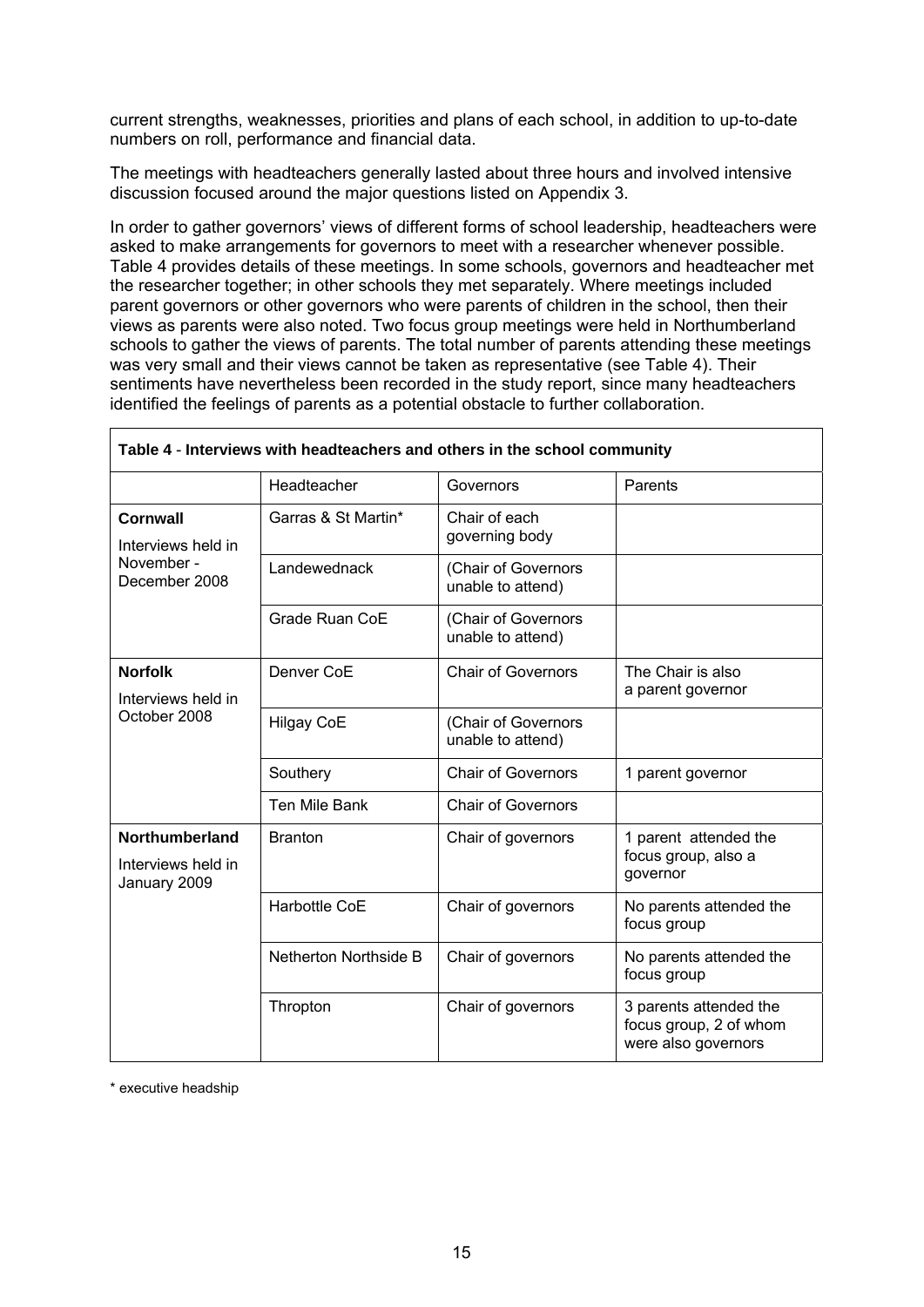current strengths, weaknesses, priorities and plans of each school, in addition to up-to-date numbers on roll, performance and financial data.

The meetings with headteachers generally lasted about three hours and involved intensive discussion focused around the major questions listed on Appendix 3.

In order to gather governors' views of different forms of school leadership, headteachers were asked to make arrangements for governors to meet with a researcher whenever possible. Table 4 provides details of these meetings. In some schools, governors and headteacher met the researcher together; in other schools they met separately. Where meetings included parent governors or other governors who were parents of children in the school, then their views as parents were also noted. Two focus group meetings were held in Northumberland schools to gather the views of parents. The total number of parents attending these meetings was very small and their views cannot be taken as representative (see Table 4). Their sentiments have nevertheless been recorded in the study report, since many headteachers identified the feelings of parents as a potential obstacle to further collaboration.

**Table 4 - Interviews with headteachers and others in the school community**

| | Headteacher | Governors | Parents |
|---|---|---|---|
| **Cornwall** Interviews held in November - December 2008 | Garras & St Martin* | Chair of each governing body | |
| | Landewednack | (Chair of Governors unable to attend) | |
| | Grade Ruan CoE | (Chair of Governors unable to attend) | |
| **Norfolk** Interviews held in October 2008 | Denver CoE | Chair of Governors | The Chair is also a parent governor |
| | Hilgay CoE | (Chair of Governors unable to attend) | |
| | Southery | Chair of Governors | 1 parent governor |
| | Ten Mile Bank | Chair of Governors | |
| **Northumberland** Interviews held in January 2009 | Branton | Chair of governors | 1 parent attended the focus group, also a governor |
| | Harbottle CoE | Chair of governors | No parents attended the focus group |
| | Netherton Northside B | Chair of governors | No parents attended the focus group |
| | Thropton | Chair of governors | 3 parents attended the focus group, 2 of whom were also governors |

\* executive headship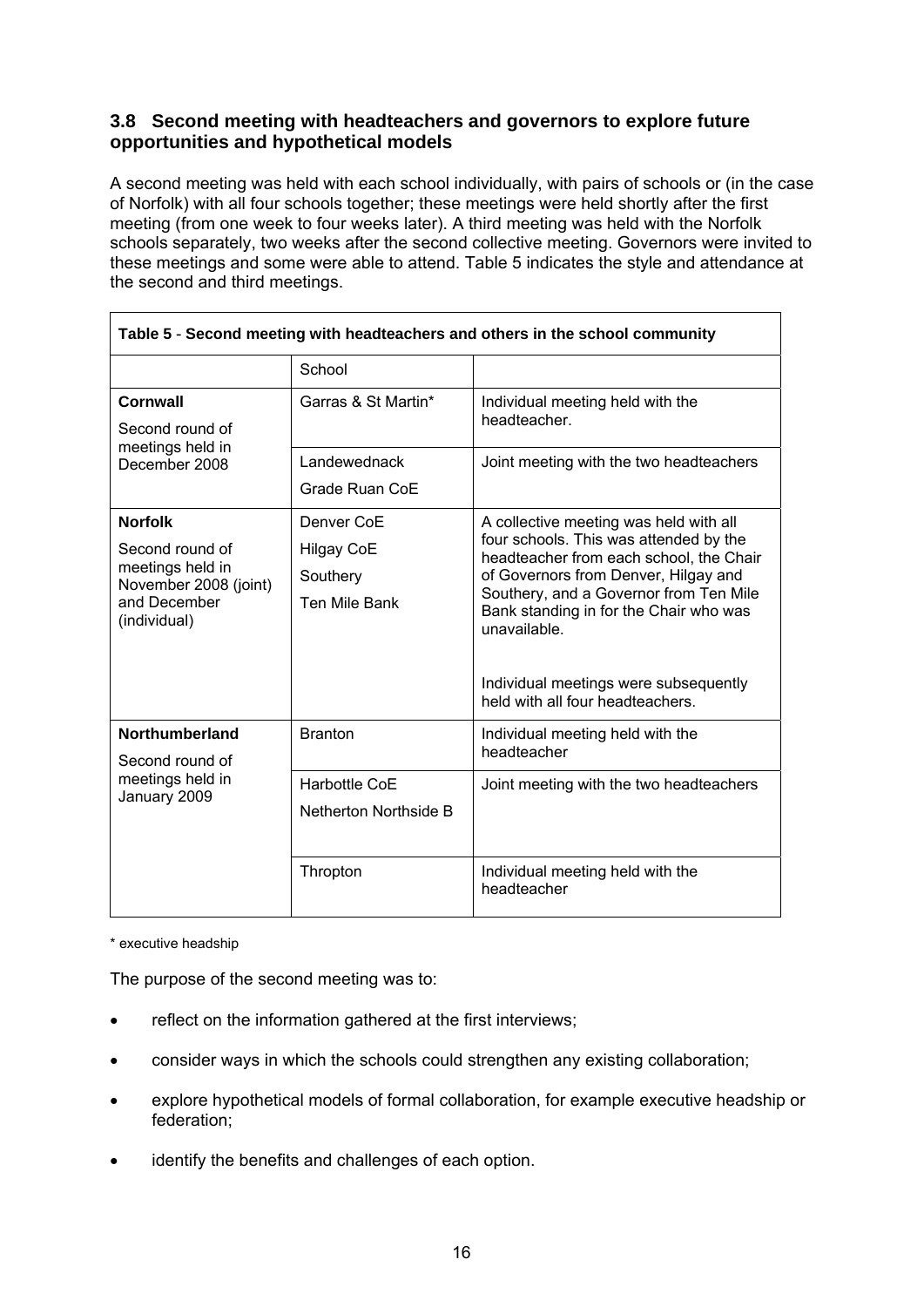### 3.8 Second meeting with headteachers and governors to explore future opportunities and hypothetical models

A second meeting was held with each school individually, with pairs of schools or (in the case of Norfolk) with all four schools together; these meetings were held shortly after the first meeting (from one week to four weeks later). A third meeting was held with the Norfolk schools separately, two weeks after the second collective meeting. Governors were invited to these meetings and some were able to attend. Table 5 indicates the style and attendance at the second and third meetings.

**Table 5 - Second meeting with headteachers and others in the school community**

| | School | |
|---|---|---|
| **Cornwall**<br>Second round of meetings held in December 2008 | Garras & St Martin* | Individual meeting held with the headteacher. |
| | Landewednack<br>Grade Ruan CoE | Joint meeting with the two headteachers |
| **Norfolk**<br>Second round of meetings held in November 2008 (joint) and December (individual) | Denver CoE<br>Hilgay CoE<br>Southery<br>Ten Mile Bank | A collective meeting was held with all four schools. This was attended by the headteacher from each school, the Chair of Governors from Denver, Hilgay and Southery, and a Governor from Ten Mile Bank standing in for the Chair who was unavailable.<br><br>Individual meetings were subsequently held with all four headteachers. |
| **Northumberland**<br>Second round of meetings held in January 2009 | Branton | Individual meeting held with the headteacher |
| | Harbottle CoE<br>Netherton Northside B | Joint meeting with the two headteachers |
| | Thropton | Individual meeting held with the headteacher |

\* executive headship

The purpose of the second meeting was to:

- reflect on the information gathered at the first interviews;
- consider ways in which the schools could strengthen any existing collaboration;
- explore hypothetical models of formal collaboration, for example executive headship or federation;
- identify the benefits and challenges of each option.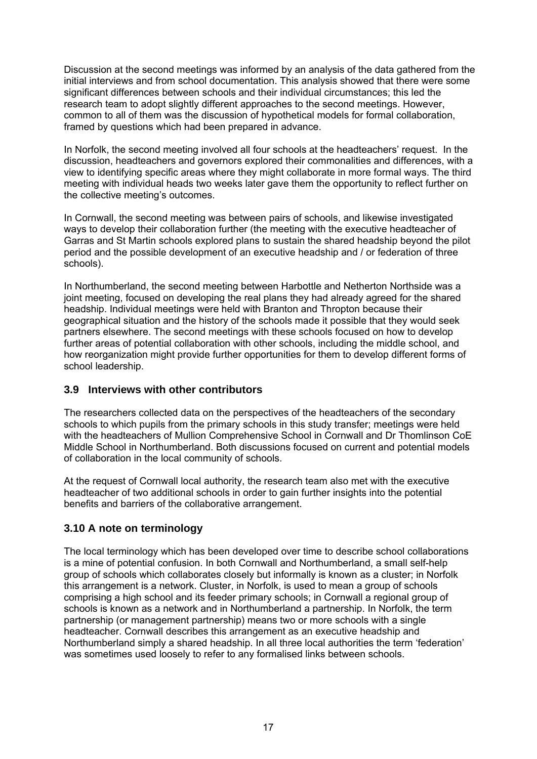Discussion at the second meetings was informed by an analysis of the data gathered from the initial interviews and from school documentation. This analysis showed that there were some significant differences between schools and their individual circumstances; this led the research team to adopt slightly different approaches to the second meetings. However, common to all of them was the discussion of hypothetical models for formal collaboration, framed by questions which had been prepared in advance.

In Norfolk, the second meeting involved all four schools at the headteachers' request. In the discussion, headteachers and governors explored their commonalities and differences, with a view to identifying specific areas where they might collaborate in more formal ways. The third meeting with individual heads two weeks later gave them the opportunity to reflect further on the collective meeting's outcomes.

In Cornwall, the second meeting was between pairs of schools, and likewise investigated ways to develop their collaboration further (the meeting with the executive headteacher of Garras and St Martin schools explored plans to sustain the shared headship beyond the pilot period and the possible development of an executive headship and / or federation of three schools).

In Northumberland, the second meeting between Harbottle and Netherton Northside was a joint meeting, focused on developing the real plans they had already agreed for the shared headship. Individual meetings were held with Branton and Thropton because their geographical situation and the history of the schools made it possible that they would seek partners elsewhere. The second meetings with these schools focused on how to develop further areas of potential collaboration with other schools, including the middle school, and how reorganization might provide further opportunities for them to develop different forms of school leadership.

### 3.9 Interviews with other contributors

The researchers collected data on the perspectives of the headteachers of the secondary schools to which pupils from the primary schools in this study transfer; meetings were held with the headteachers of Mullion Comprehensive School in Cornwall and Dr Thomlinson CoE Middle School in Northumberland. Both discussions focused on current and potential models of collaboration in the local community of schools.

At the request of Cornwall local authority, the research team also met with the executive headteacher of two additional schools in order to gain further insights into the potential benefits and barriers of the collaborative arrangement.

### 3.10 A note on terminology

The local terminology which has been developed over time to describe school collaborations is a mine of potential confusion. In both Cornwall and Northumberland, a small self-help group of schools which collaborates closely but informally is known as a cluster; in Norfolk this arrangement is a network. Cluster, in Norfolk, is used to mean a group of schools comprising a high school and its feeder primary schools; in Cornwall a regional group of schools is known as a network and in Northumberland a partnership. In Norfolk, the term partnership (or management partnership) means two or more schools with a single headteacher. Cornwall describes this arrangement as an executive headship and Northumberland simply a shared headship. In all three local authorities the term 'federation' was sometimes used loosely to refer to any formalised links between schools.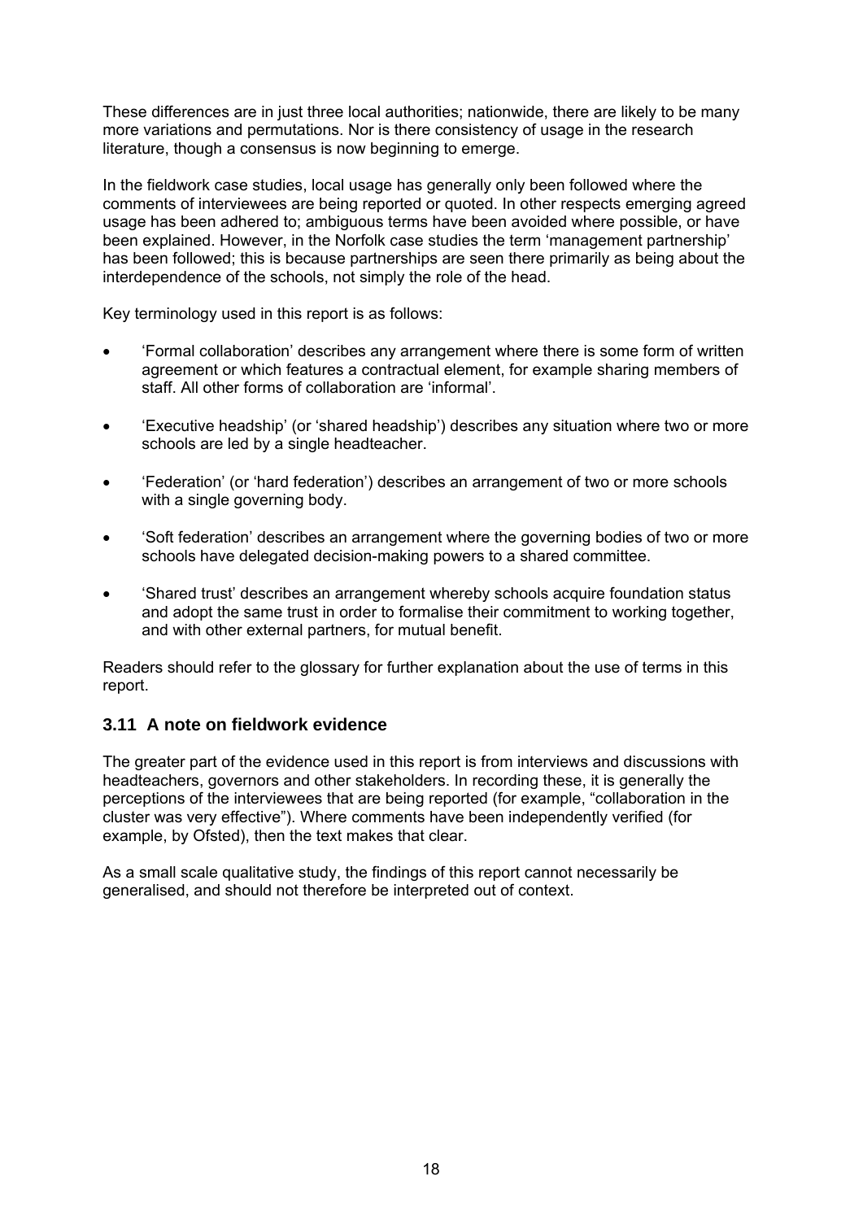These differences are in just three local authorities; nationwide, there are likely to be many more variations and permutations. Nor is there consistency of usage in the research literature, though a consensus is now beginning to emerge.

In the fieldwork case studies, local usage has generally only been followed where the comments of interviewees are being reported or quoted. In other respects emerging agreed usage has been adhered to; ambiguous terms have been avoided where possible, or have been explained. However, in the Norfolk case studies the term 'management partnership' has been followed; this is because partnerships are seen there primarily as being about the interdependence of the schools, not simply the role of the head.

Key terminology used in this report is as follows:

- 'Formal collaboration' describes any arrangement where there is some form of written agreement or which features a contractual element, for example sharing members of staff. All other forms of collaboration are 'informal'.
- 'Executive headship' (or 'shared headship') describes any situation where two or more schools are led by a single headteacher.
- 'Federation' (or 'hard federation') describes an arrangement of two or more schools with a single governing body.
- 'Soft federation' describes an arrangement where the governing bodies of two or more schools have delegated decision-making powers to a shared committee.
- 'Shared trust' describes an arrangement whereby schools acquire foundation status and adopt the same trust in order to formalise their commitment to working together, and with other external partners, for mutual benefit.

Readers should refer to the glossary for further explanation about the use of terms in this report.

### 3.11 A note on fieldwork evidence

The greater part of the evidence used in this report is from interviews and discussions with headteachers, governors and other stakeholders. In recording these, it is generally the perceptions of the interviewees that are being reported (for example, "collaboration in the cluster was very effective"). Where comments have been independently verified (for example, by Ofsted), then the text makes that clear.

As a small scale qualitative study, the findings of this report cannot necessarily be generalised, and should not therefore be interpreted out of context.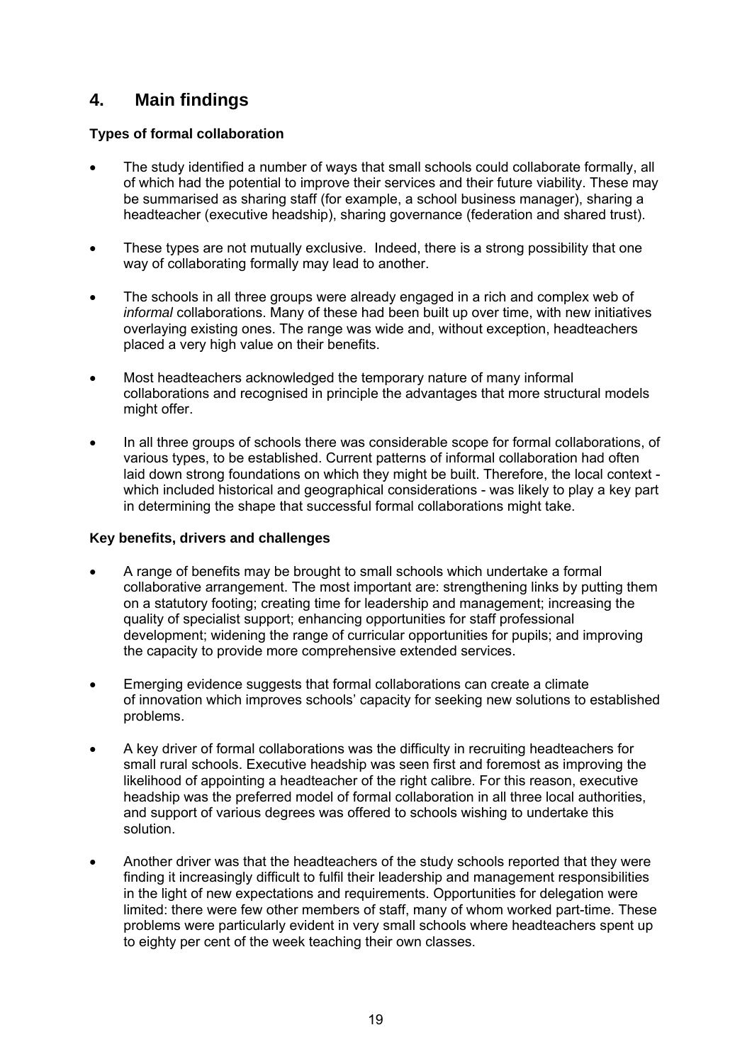# 4. Main findings

### Types of formal collaboration

- The study identified a number of ways that small schools could collaborate formally, all of which had the potential to improve their services and their future viability. These may be summarised as sharing staff (for example, a school business manager), sharing a headteacher (executive headship), sharing governance (federation and shared trust).
- These types are not mutually exclusive. Indeed, there is a strong possibility that one way of collaborating formally may lead to another.
- The schools in all three groups were already engaged in a rich and complex web of *informal* collaborations. Many of these had been built up over time, with new initiatives overlaying existing ones. The range was wide and, without exception, headteachers placed a very high value on their benefits.
- Most headteachers acknowledged the temporary nature of many informal collaborations and recognised in principle the advantages that more structural models might offer.
- In all three groups of schools there was considerable scope for formal collaborations, of various types, to be established. Current patterns of informal collaboration had often laid down strong foundations on which they might be built. Therefore, the local context - which included historical and geographical considerations - was likely to play a key part in determining the shape that successful formal collaborations might take.

### Key benefits, drivers and challenges

- A range of benefits may be brought to small schools which undertake a formal collaborative arrangement. The most important are: strengthening links by putting them on a statutory footing; creating time for leadership and management; increasing the quality of specialist support; enhancing opportunities for staff professional development; widening the range of curricular opportunities for pupils; and improving the capacity to provide more comprehensive extended services.
- Emerging evidence suggests that formal collaborations can create a climate of innovation which improves schools' capacity for seeking new solutions to established problems.
- A key driver of formal collaborations was the difficulty in recruiting headteachers for small rural schools. Executive headship was seen first and foremost as improving the likelihood of appointing a headteacher of the right calibre. For this reason, executive headship was the preferred model of formal collaboration in all three local authorities, and support of various degrees was offered to schools wishing to undertake this solution.
- Another driver was that the headteachers of the study schools reported that they were finding it increasingly difficult to fulfil their leadership and management responsibilities in the light of new expectations and requirements. Opportunities for delegation were limited: there were few other members of staff, many of whom worked part-time. These problems were particularly evident in very small schools where headteachers spent up to eighty per cent of the week teaching their own classes.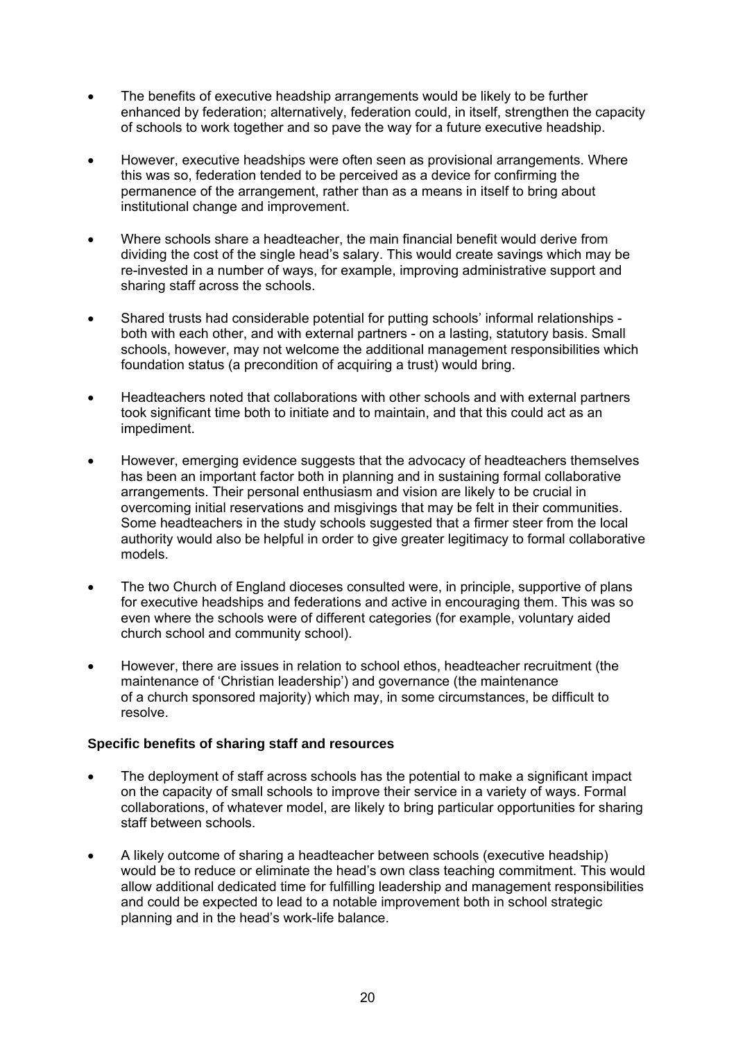- The benefits of executive headship arrangements would be likely to be further enhanced by federation; alternatively, federation could, in itself, strengthen the capacity of schools to work together and so pave the way for a future executive headship.

- However, executive headships were often seen as provisional arrangements. Where this was so, federation tended to be perceived as a device for confirming the permanence of the arrangement, rather than as a means in itself to bring about institutional change and improvement.

- Where schools share a headteacher, the main financial benefit would derive from dividing the cost of the single head's salary. This would create savings which may be re-invested in a number of ways, for example, improving administrative support and sharing staff across the schools.

- Shared trusts had considerable potential for putting schools' informal relationships - both with each other, and with external partners - on a lasting, statutory basis. Small schools, however, may not welcome the additional management responsibilities which foundation status (a precondition of acquiring a trust) would bring.

- Headteachers noted that collaborations with other schools and with external partners took significant time both to initiate and to maintain, and that this could act as an impediment.

- However, emerging evidence suggests that the advocacy of headteachers themselves has been an important factor both in planning and in sustaining formal collaborative arrangements. Their personal enthusiasm and vision are likely to be crucial in overcoming initial reservations and misgivings that may be felt in their communities. Some headteachers in the study schools suggested that a firmer steer from the local authority would also be helpful in order to give greater legitimacy to formal collaborative models.

- The two Church of England dioceses consulted were, in principle, supportive of plans for executive headships and federations and active in encouraging them. This was so even where the schools were of different categories (for example, voluntary aided church school and community school).

- However, there are issues in relation to school ethos, headteacher recruitment (the maintenance of 'Christian leadership') and governance (the maintenance of a church sponsored majority) which may, in some circumstances, be difficult to resolve.

**Specific benefits of sharing staff and resources**

- The deployment of staff across schools has the potential to make a significant impact on the capacity of small schools to improve their service in a variety of ways. Formal collaborations, of whatever model, are likely to bring particular opportunities for sharing staff between schools.

- A likely outcome of sharing a headteacher between schools (executive headship) would be to reduce or eliminate the head's own class teaching commitment. This would allow additional dedicated time for fulfilling leadership and management responsibilities and could be expected to lead to a notable improvement both in school strategic planning and in the head's work-life balance.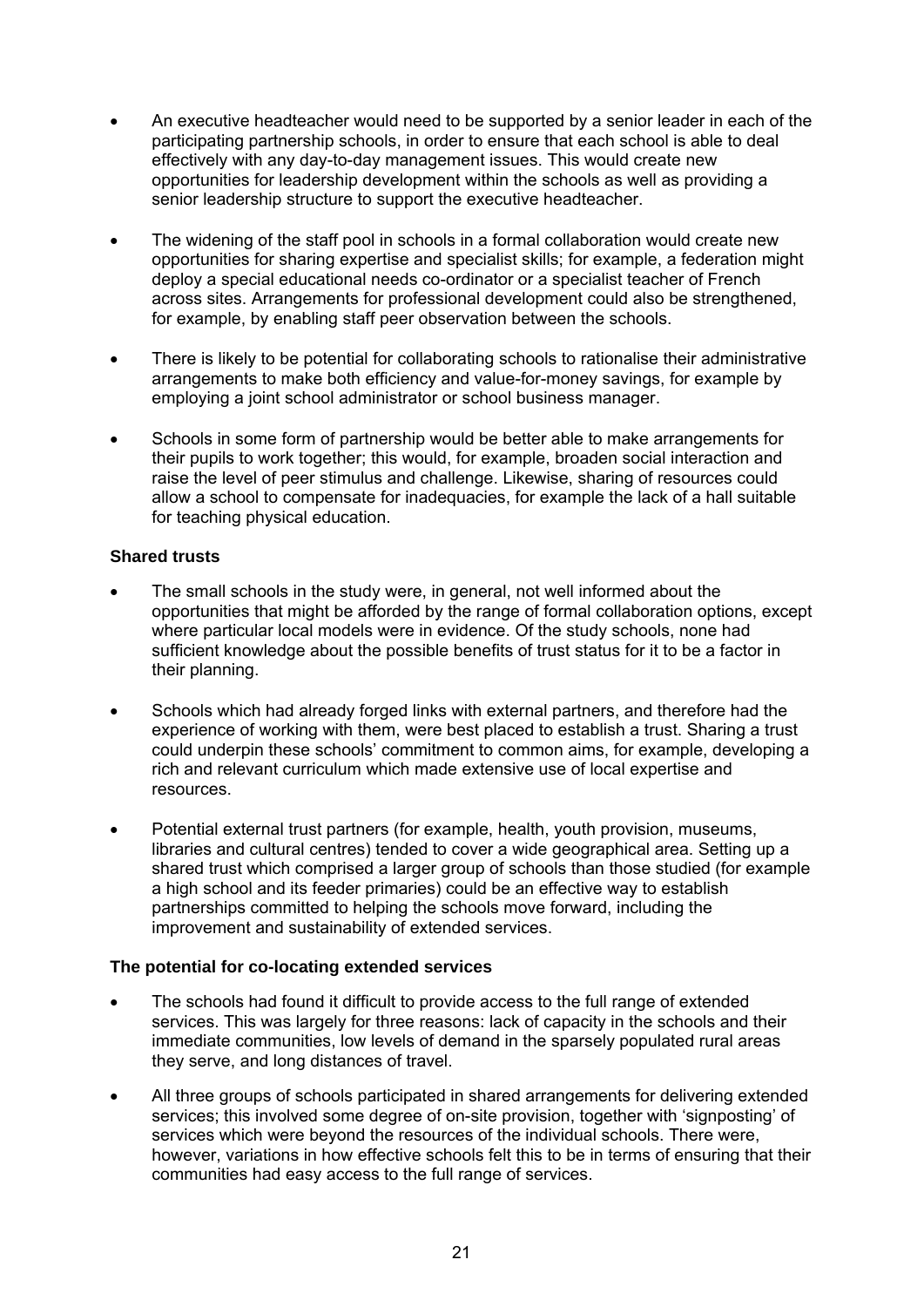- An executive headteacher would need to be supported by a senior leader in each of the participating partnership schools, in order to ensure that each school is able to deal effectively with any day-to-day management issues. This would create new opportunities for leadership development within the schools as well as providing a senior leadership structure to support the executive headteacher.
- The widening of the staff pool in schools in a formal collaboration would create new opportunities for sharing expertise and specialist skills; for example, a federation might deploy a special educational needs co-ordinator or a specialist teacher of French across sites. Arrangements for professional development could also be strengthened, for example, by enabling staff peer observation between the schools.
- There is likely to be potential for collaborating schools to rationalise their administrative arrangements to make both efficiency and value-for-money savings, for example by employing a joint school administrator or school business manager.
- Schools in some form of partnership would be better able to make arrangements for their pupils to work together; this would, for example, broaden social interaction and raise the level of peer stimulus and challenge. Likewise, sharing of resources could allow a school to compensate for inadequacies, for example the lack of a hall suitable for teaching physical education.

**Shared trusts**

- The small schools in the study were, in general, not well informed about the opportunities that might be afforded by the range of formal collaboration options, except where particular local models were in evidence. Of the study schools, none had sufficient knowledge about the possible benefits of trust status for it to be a factor in their planning.
- Schools which had already forged links with external partners, and therefore had the experience of working with them, were best placed to establish a trust. Sharing a trust could underpin these schools' commitment to common aims, for example, developing a rich and relevant curriculum which made extensive use of local expertise and resources.
- Potential external trust partners (for example, health, youth provision, museums, libraries and cultural centres) tended to cover a wide geographical area. Setting up a shared trust which comprised a larger group of schools than those studied (for example a high school and its feeder primaries) could be an effective way to establish partnerships committed to helping the schools move forward, including the improvement and sustainability of extended services.

**The potential for co-locating extended services**

- The schools had found it difficult to provide access to the full range of extended services. This was largely for three reasons: lack of capacity in the schools and their immediate communities, low levels of demand in the sparsely populated rural areas they serve, and long distances of travel.
- All three groups of schools participated in shared arrangements for delivering extended services; this involved some degree of on-site provision, together with 'signposting' of services which were beyond the resources of the individual schools. There were, however, variations in how effective schools felt this to be in terms of ensuring that their communities had easy access to the full range of services.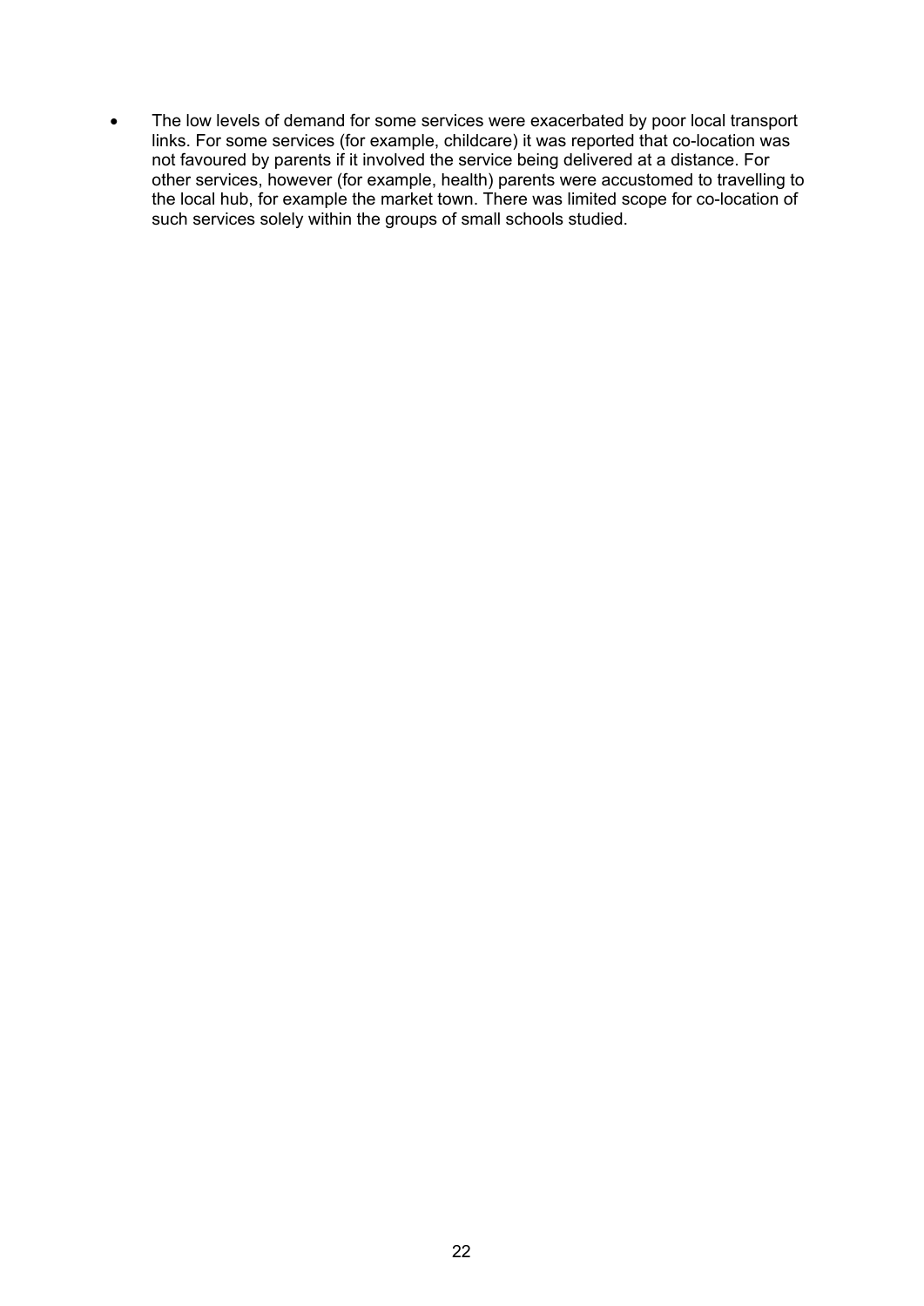- The low levels of demand for some services were exacerbated by poor local transport links. For some services (for example, childcare) it was reported that co-location was not favoured by parents if it involved the service being delivered at a distance. For other services, however (for example, health) parents were accustomed to travelling to the local hub, for example the market town. There was limited scope for co-location of such services solely within the groups of small schools studied.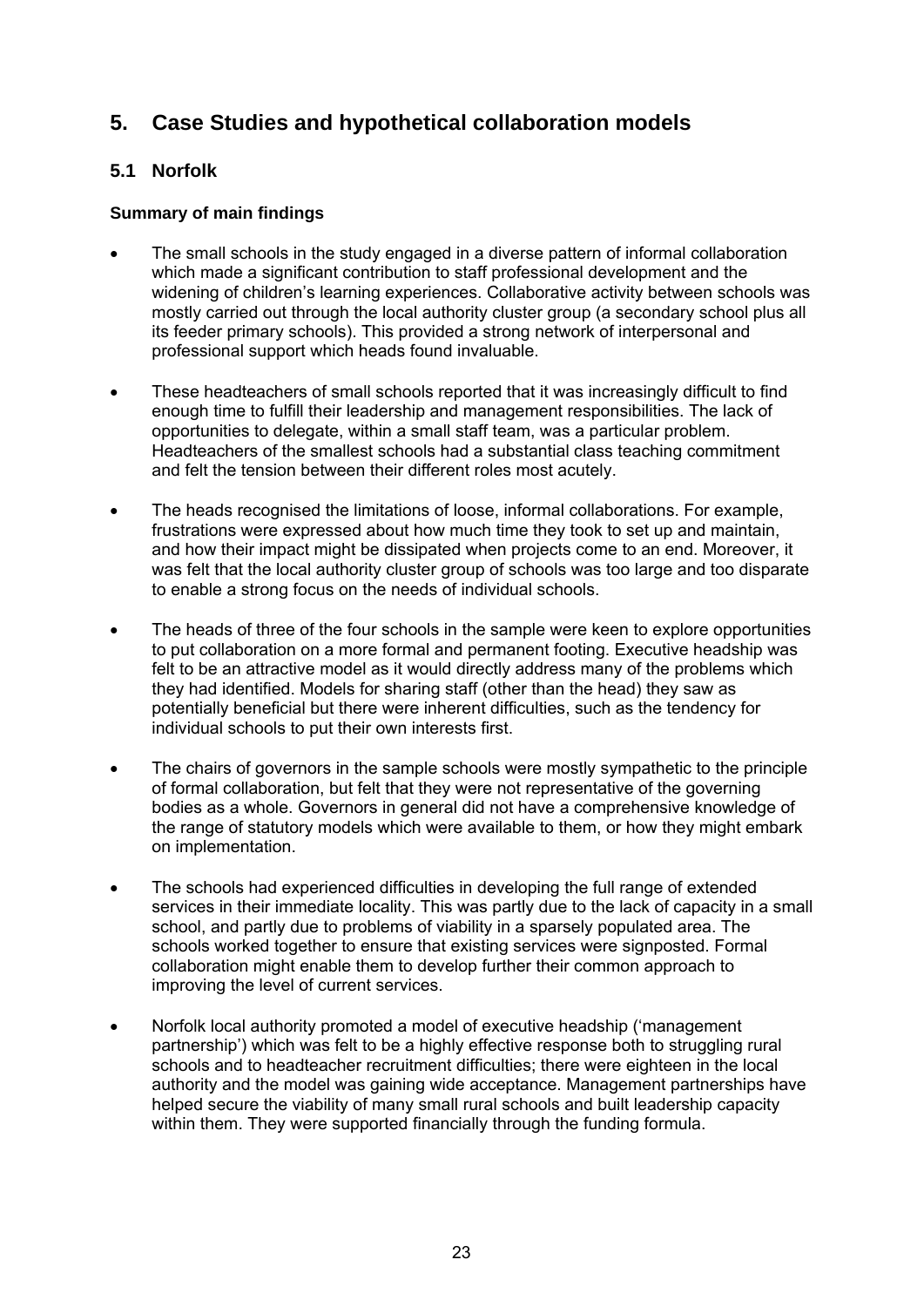# 5. Case Studies and hypothetical collaboration models

## 5.1 Norfolk

### Summary of main findings

- The small schools in the study engaged in a diverse pattern of informal collaboration which made a significant contribution to staff professional development and the widening of children's learning experiences. Collaborative activity between schools was mostly carried out through the local authority cluster group (a secondary school plus all its feeder primary schools). This provided a strong network of interpersonal and professional support which heads found invaluable.

- These headteachers of small schools reported that it was increasingly difficult to find enough time to fulfill their leadership and management responsibilities. The lack of opportunities to delegate, within a small staff team, was a particular problem. Headteachers of the smallest schools had a substantial class teaching commitment and felt the tension between their different roles most acutely.

- The heads recognised the limitations of loose, informal collaborations. For example, frustrations were expressed about how much time they took to set up and maintain, and how their impact might be dissipated when projects come to an end. Moreover, it was felt that the local authority cluster group of schools was too large and too disparate to enable a strong focus on the needs of individual schools.

- The heads of three of the four schools in the sample were keen to explore opportunities to put collaboration on a more formal and permanent footing. Executive headship was felt to be an attractive model as it would directly address many of the problems which they had identified. Models for sharing staff (other than the head) they saw as potentially beneficial but there were inherent difficulties, such as the tendency for individual schools to put their own interests first.

- The chairs of governors in the sample schools were mostly sympathetic to the principle of formal collaboration, but felt that they were not representative of the governing bodies as a whole. Governors in general did not have a comprehensive knowledge of the range of statutory models which were available to them, or how they might embark on implementation.

- The schools had experienced difficulties in developing the full range of extended services in their immediate locality. This was partly due to the lack of capacity in a small school, and partly due to problems of viability in a sparsely populated area. The schools worked together to ensure that existing services were signposted. Formal collaboration might enable them to develop further their common approach to improving the level of current services.

- Norfolk local authority promoted a model of executive headship ('management partnership') which was felt to be a highly effective response both to struggling rural schools and to headteacher recruitment difficulties; there were eighteen in the local authority and the model was gaining wide acceptance. Management partnerships have helped secure the viability of many small rural schools and built leadership capacity within them. They were supported financially through the funding formula.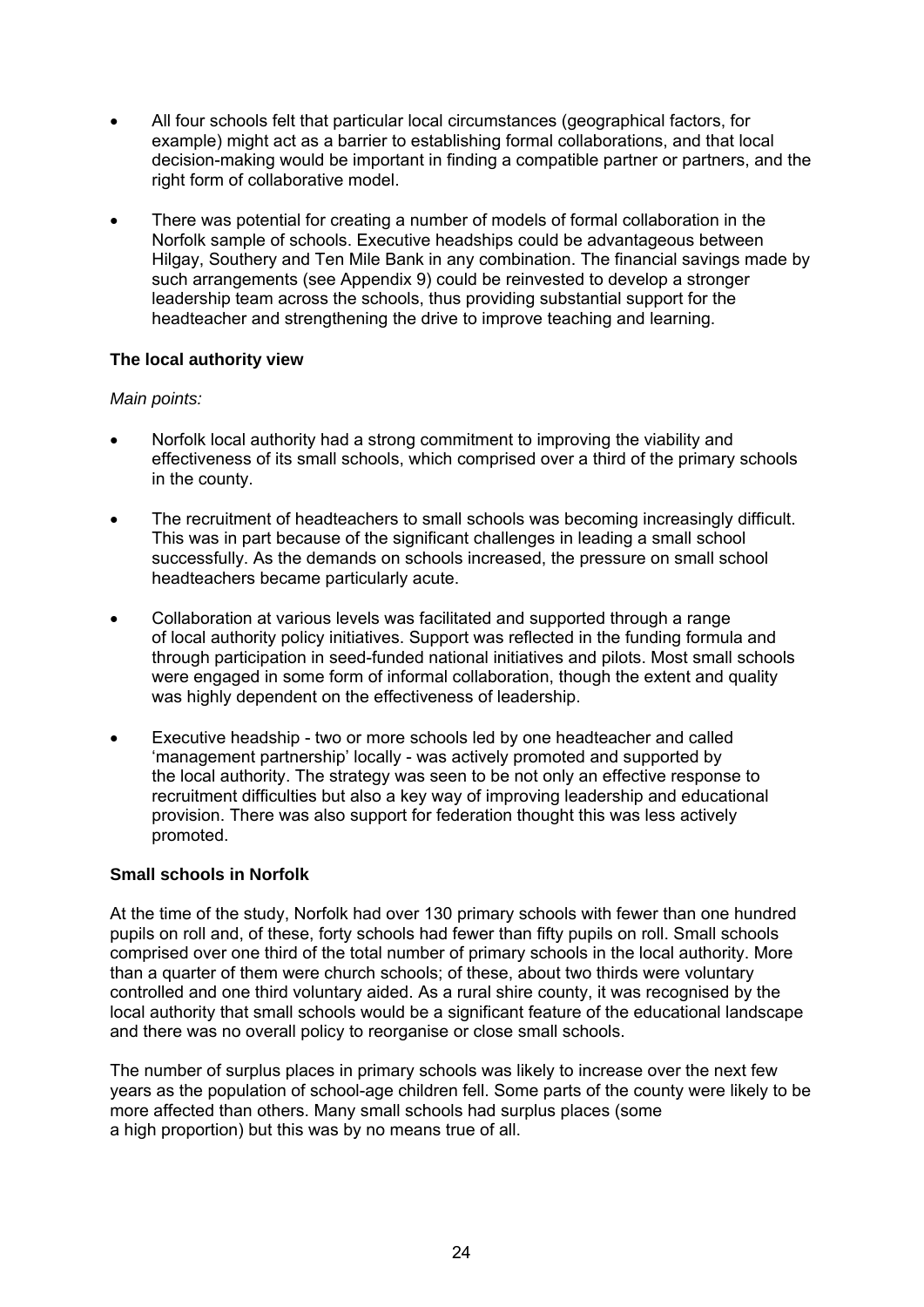- All four schools felt that particular local circumstances (geographical factors, for example) might act as a barrier to establishing formal collaborations, and that local decision-making would be important in finding a compatible partner or partners, and the right form of collaborative model.

- There was potential for creating a number of models of formal collaboration in the Norfolk sample of schools. Executive headships could be advantageous between Hilgay, Southery and Ten Mile Bank in any combination. The financial savings made by such arrangements (see Appendix 9) could be reinvested to develop a stronger leadership team across the schools, thus providing substantial support for the headteacher and strengthening the drive to improve teaching and learning.

### The local authority view

*Main points:*

- Norfolk local authority had a strong commitment to improving the viability and effectiveness of its small schools, which comprised over a third of the primary schools in the county.

- The recruitment of headteachers to small schools was becoming increasingly difficult. This was in part because of the significant challenges in leading a small school successfully. As the demands on schools increased, the pressure on small school headteachers became particularly acute.

- Collaboration at various levels was facilitated and supported through a range of local authority policy initiatives. Support was reflected in the funding formula and through participation in seed-funded national initiatives and pilots. Most small schools were engaged in some form of informal collaboration, though the extent and quality was highly dependent on the effectiveness of leadership.

- Executive headship - two or more schools led by one headteacher and called 'management partnership' locally - was actively promoted and supported by the local authority. The strategy was seen to be not only an effective response to recruitment difficulties but also a key way of improving leadership and educational provision. There was also support for federation thought this was less actively promoted.

### Small schools in Norfolk

At the time of the study, Norfolk had over 130 primary schools with fewer than one hundred pupils on roll and, of these, forty schools had fewer than fifty pupils on roll. Small schools comprised over one third of the total number of primary schools in the local authority. More than a quarter of them were church schools; of these, about two thirds were voluntary controlled and one third voluntary aided. As a rural shire county, it was recognised by the local authority that small schools would be a significant feature of the educational landscape and there was no overall policy to reorganise or close small schools.

The number of surplus places in primary schools was likely to increase over the next few years as the population of school-age children fell. Some parts of the county were likely to be more affected than others. Many small schools had surplus places (some a high proportion) but this was by no means true of all.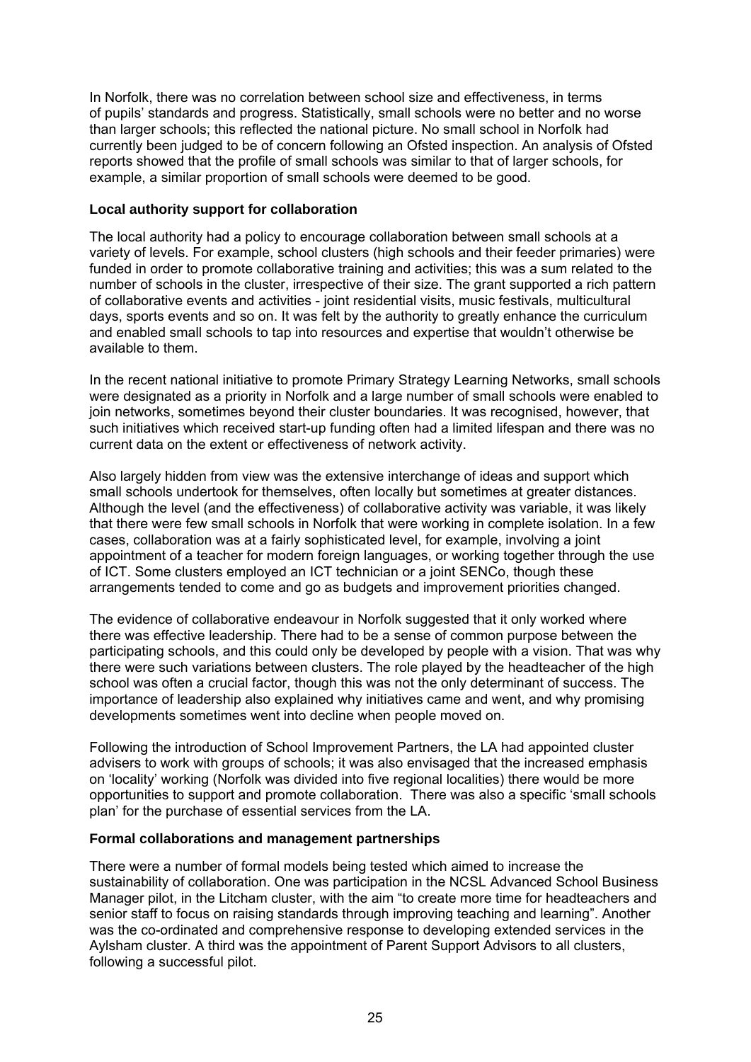In Norfolk, there was no correlation between school size and effectiveness, in terms of pupils' standards and progress. Statistically, small schools were no better and no worse than larger schools; this reflected the national picture. No small school in Norfolk had currently been judged to be of concern following an Ofsted inspection. An analysis of Ofsted reports showed that the profile of small schools was similar to that of larger schools, for example, a similar proportion of small schools were deemed to be good.

**Local authority support for collaboration**

The local authority had a policy to encourage collaboration between small schools at a variety of levels. For example, school clusters (high schools and their feeder primaries) were funded in order to promote collaborative training and activities; this was a sum related to the number of schools in the cluster, irrespective of their size. The grant supported a rich pattern of collaborative events and activities - joint residential visits, music festivals, multicultural days, sports events and so on. It was felt by the authority to greatly enhance the curriculum and enabled small schools to tap into resources and expertise that wouldn't otherwise be available to them.

In the recent national initiative to promote Primary Strategy Learning Networks, small schools were designated as a priority in Norfolk and a large number of small schools were enabled to join networks, sometimes beyond their cluster boundaries. It was recognised, however, that such initiatives which received start-up funding often had a limited lifespan and there was no current data on the extent or effectiveness of network activity.

Also largely hidden from view was the extensive interchange of ideas and support which small schools undertook for themselves, often locally but sometimes at greater distances. Although the level (and the effectiveness) of collaborative activity was variable, it was likely that there were few small schools in Norfolk that were working in complete isolation. In a few cases, collaboration was at a fairly sophisticated level, for example, involving a joint appointment of a teacher for modern foreign languages, or working together through the use of ICT. Some clusters employed an ICT technician or a joint SENCo, though these arrangements tended to come and go as budgets and improvement priorities changed.

The evidence of collaborative endeavour in Norfolk suggested that it only worked where there was effective leadership. There had to be a sense of common purpose between the participating schools, and this could only be developed by people with a vision. That was why there were such variations between clusters. The role played by the headteacher of the high school was often a crucial factor, though this was not the only determinant of success. The importance of leadership also explained why initiatives came and went, and why promising developments sometimes went into decline when people moved on.

Following the introduction of School Improvement Partners, the LA had appointed cluster advisers to work with groups of schools; it was also envisaged that the increased emphasis on 'locality' working (Norfolk was divided into five regional localities) there would be more opportunities to support and promote collaboration. There was also a specific 'small schools plan' for the purchase of essential services from the LA.

**Formal collaborations and management partnerships**

There were a number of formal models being tested which aimed to increase the sustainability of collaboration. One was participation in the NCSL Advanced School Business Manager pilot, in the Litcham cluster, with the aim "to create more time for headteachers and senior staff to focus on raising standards through improving teaching and learning". Another was the co-ordinated and comprehensive response to developing extended services in the Aylsham cluster. A third was the appointment of Parent Support Advisors to all clusters, following a successful pilot.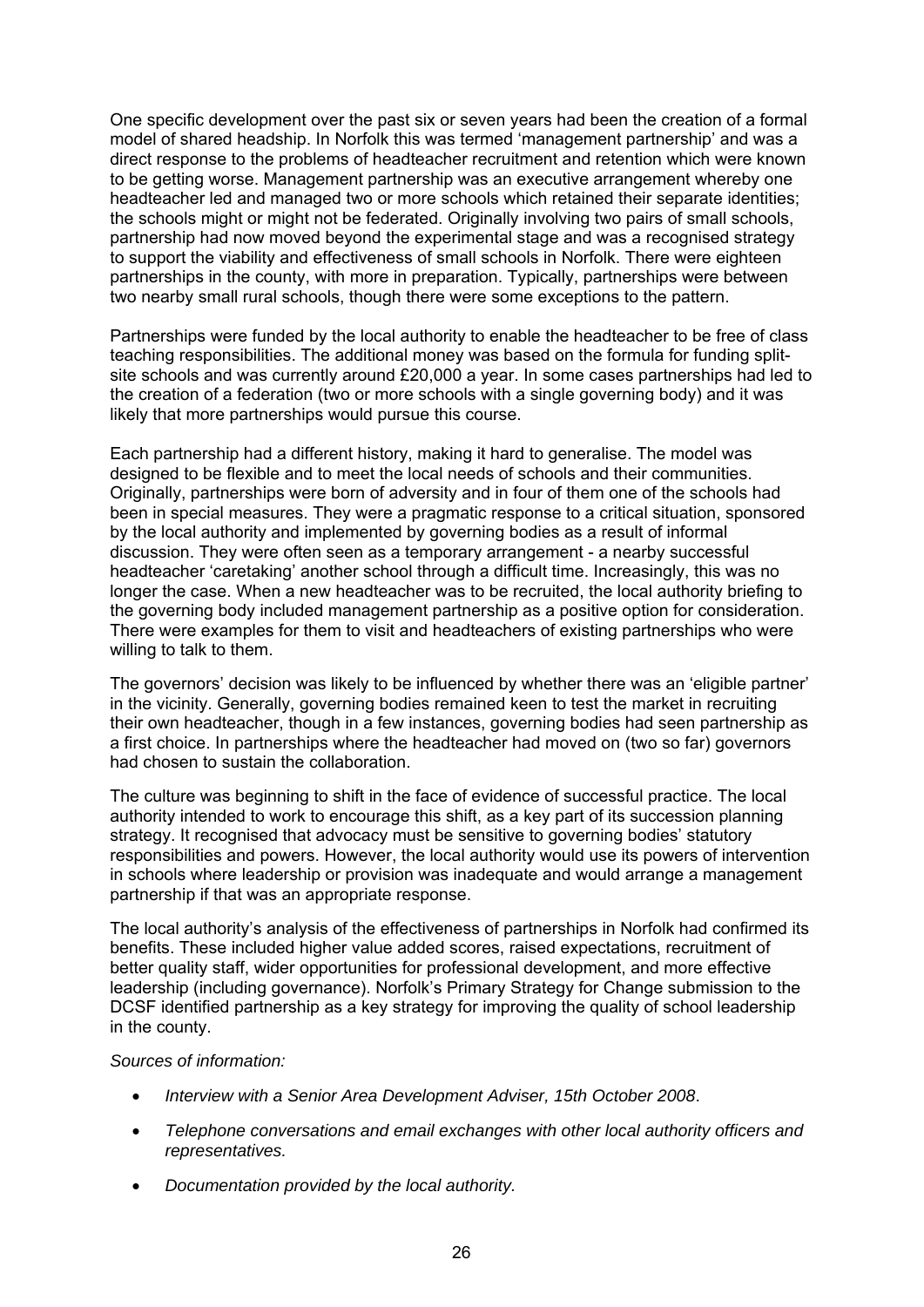One specific development over the past six or seven years had been the creation of a formal model of shared headship. In Norfolk this was termed 'management partnership' and was a direct response to the problems of headteacher recruitment and retention which were known to be getting worse. Management partnership was an executive arrangement whereby one headteacher led and managed two or more schools which retained their separate identities; the schools might or might not be federated. Originally involving two pairs of small schools, partnership had now moved beyond the experimental stage and was a recognised strategy to support the viability and effectiveness of small schools in Norfolk. There were eighteen partnerships in the county, with more in preparation. Typically, partnerships were between two nearby small rural schools, though there were some exceptions to the pattern.

Partnerships were funded by the local authority to enable the headteacher to be free of class teaching responsibilities. The additional money was based on the formula for funding split-site schools and was currently around £20,000 a year. In some cases partnerships had led to the creation of a federation (two or more schools with a single governing body) and it was likely that more partnerships would pursue this course.

Each partnership had a different history, making it hard to generalise. The model was designed to be flexible and to meet the local needs of schools and their communities. Originally, partnerships were born of adversity and in four of them one of the schools had been in special measures. They were a pragmatic response to a critical situation, sponsored by the local authority and implemented by governing bodies as a result of informal discussion. They were often seen as a temporary arrangement - a nearby successful headteacher 'caretaking' another school through a difficult time. Increasingly, this was no longer the case. When a new headteacher was to be recruited, the local authority briefing to the governing body included management partnership as a positive option for consideration. There were examples for them to visit and headteachers of existing partnerships who were willing to talk to them.

The governors' decision was likely to be influenced by whether there was an 'eligible partner' in the vicinity. Generally, governing bodies remained keen to test the market in recruiting their own headteacher, though in a few instances, governing bodies had seen partnership as a first choice. In partnerships where the headteacher had moved on (two so far) governors had chosen to sustain the collaboration.

The culture was beginning to shift in the face of evidence of successful practice. The local authority intended to work to encourage this shift, as a key part of its succession planning strategy. It recognised that advocacy must be sensitive to governing bodies' statutory responsibilities and powers. However, the local authority would use its powers of intervention in schools where leadership or provision was inadequate and would arrange a management partnership if that was an appropriate response.

The local authority's analysis of the effectiveness of partnerships in Norfolk had confirmed its benefits. These included higher value added scores, raised expectations, recruitment of better quality staff, wider opportunities for professional development, and more effective leadership (including governance). Norfolk's Primary Strategy for Change submission to the DCSF identified partnership as a key strategy for improving the quality of school leadership in the county.

*Sources of information:*

- *Interview with a Senior Area Development Adviser, 15th October 2008*.
- *Telephone conversations and email exchanges with other local authority officers and representatives.*
- *Documentation provided by the local authority.*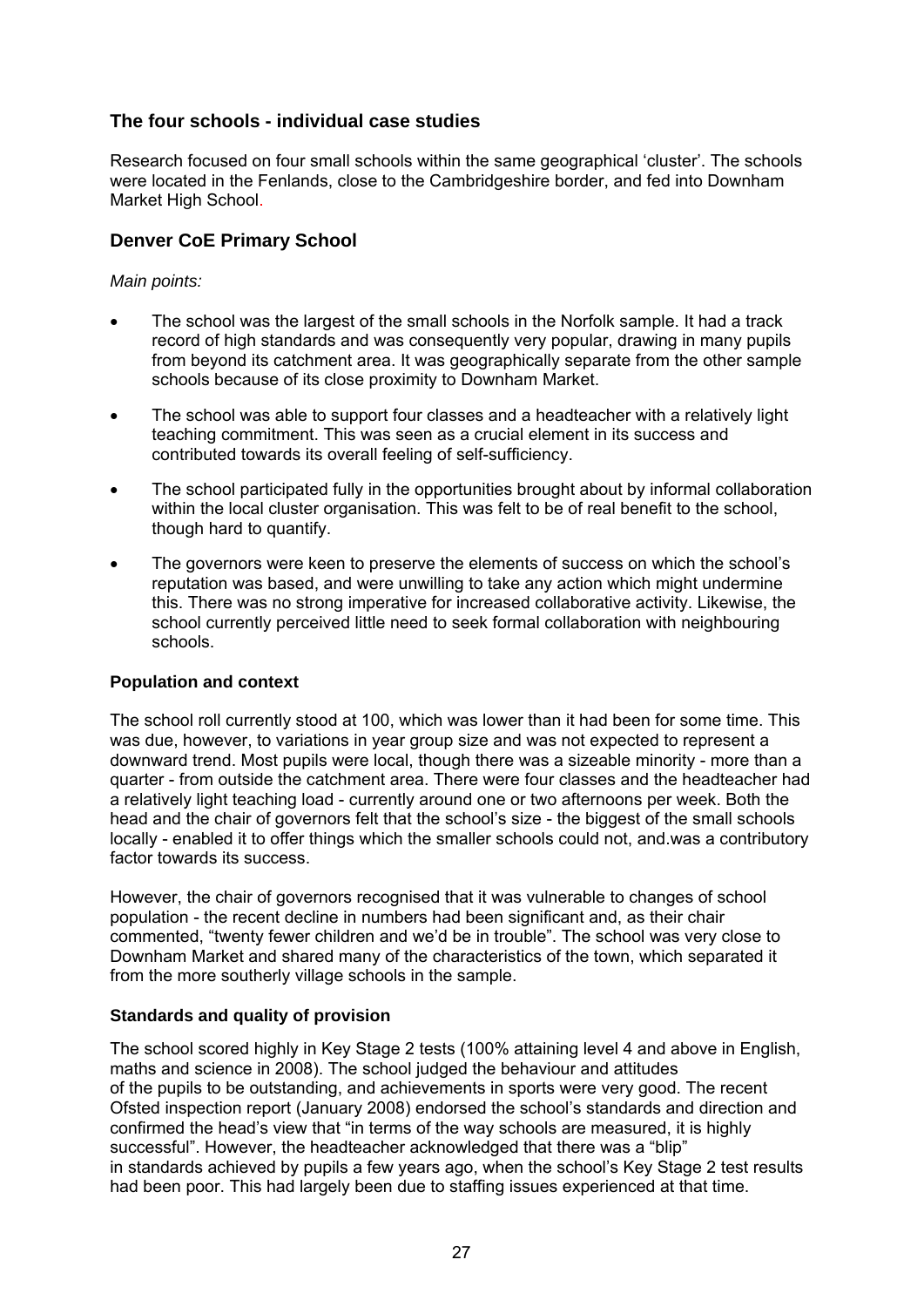## The four schools - individual case studies

Research focused on four small schools within the same geographical 'cluster'. The schools were located in the Fenlands, close to the Cambridgeshire border, and fed into Downham Market High School.

## Denver CoE Primary School

*Main points:*

- The school was the largest of the small schools in the Norfolk sample. It had a track record of high standards and was consequently very popular, drawing in many pupils from beyond its catchment area. It was geographically separate from the other sample schools because of its close proximity to Downham Market.
- The school was able to support four classes and a headteacher with a relatively light teaching commitment. This was seen as a crucial element in its success and contributed towards its overall feeling of self-sufficiency.
- The school participated fully in the opportunities brought about by informal collaboration within the local cluster organisation. This was felt to be of real benefit to the school, though hard to quantify.
- The governors were keen to preserve the elements of success on which the school's reputation was based, and were unwilling to take any action which might undermine this. There was no strong imperative for increased collaborative activity. Likewise, the school currently perceived little need to seek formal collaboration with neighbouring schools.

**Population and context**

The school roll currently stood at 100, which was lower than it had been for some time. This was due, however, to variations in year group size and was not expected to represent a downward trend. Most pupils were local, though there was a sizeable minority - more than a quarter - from outside the catchment area. There were four classes and the headteacher had a relatively light teaching load - currently around one or two afternoons per week. Both the head and the chair of governors felt that the school's size - the biggest of the small schools locally - enabled it to offer things which the smaller schools could not, and.was a contributory factor towards its success.

However, the chair of governors recognised that it was vulnerable to changes of school population - the recent decline in numbers had been significant and, as their chair commented, "twenty fewer children and we'd be in trouble". The school was very close to Downham Market and shared many of the characteristics of the town, which separated it from the more southerly village schools in the sample.

**Standards and quality of provision**

The school scored highly in Key Stage 2 tests (100% attaining level 4 and above in English, maths and science in 2008). The school judged the behaviour and attitudes of the pupils to be outstanding, and achievements in sports were very good. The recent Ofsted inspection report (January 2008) endorsed the school's standards and direction and confirmed the head's view that "in terms of the way schools are measured, it is highly successful". However, the headteacher acknowledged that there was a "blip" in standards achieved by pupils a few years ago, when the school's Key Stage 2 test results had been poor. This had largely been due to staffing issues experienced at that time.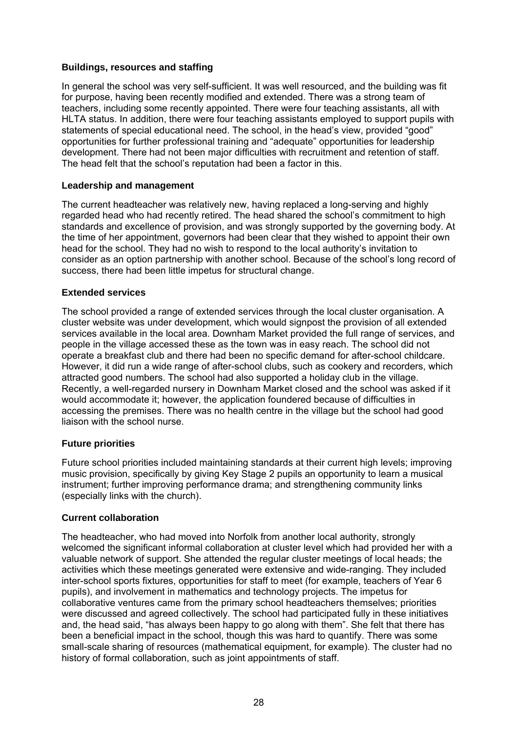### Buildings, resources and staffing

In general the school was very self-sufficient. It was well resourced, and the building was fit for purpose, having been recently modified and extended. There was a strong team of teachers, including some recently appointed. There were four teaching assistants, all with HLTA status. In addition, there were four teaching assistants employed to support pupils with statements of special educational need. The school, in the head's view, provided "good" opportunities for further professional training and "adequate" opportunities for leadership development. There had not been major difficulties with recruitment and retention of staff. The head felt that the school's reputation had been a factor in this.

### Leadership and management

The current headteacher was relatively new, having replaced a long-serving and highly regarded head who had recently retired. The head shared the school's commitment to high standards and excellence of provision, and was strongly supported by the governing body. At the time of her appointment, governors had been clear that they wished to appoint their own head for the school. They had no wish to respond to the local authority's invitation to consider as an option partnership with another school. Because of the school's long record of success, there had been little impetus for structural change.

### Extended services

The school provided a range of extended services through the local cluster organisation. A cluster website was under development, which would signpost the provision of all extended services available in the local area. Downham Market provided the full range of services, and people in the village accessed these as the town was in easy reach. The school did not operate a breakfast club and there had been no specific demand for after-school childcare. However, it did run a wide range of after-school clubs, such as cookery and recorders, which attracted good numbers. The school had also supported a holiday club in the village. Recently, a well-regarded nursery in Downham Market closed and the school was asked if it would accommodate it; however, the application foundered because of difficulties in accessing the premises. There was no health centre in the village but the school had good liaison with the school nurse.

### Future priorities

Future school priorities included maintaining standards at their current high levels; improving music provision, specifically by giving Key Stage 2 pupils an opportunity to learn a musical instrument; further improving performance drama; and strengthening community links (especially links with the church).

### Current collaboration

The headteacher, who had moved into Norfolk from another local authority, strongly welcomed the significant informal collaboration at cluster level which had provided her with a valuable network of support. She attended the regular cluster meetings of local heads; the activities which these meetings generated were extensive and wide-ranging. They included inter-school sports fixtures, opportunities for staff to meet (for example, teachers of Year 6 pupils), and involvement in mathematics and technology projects. The impetus for collaborative ventures came from the primary school headteachers themselves; priorities were discussed and agreed collectively. The school had participated fully in these initiatives and, the head said, "has always been happy to go along with them". She felt that there has been a beneficial impact in the school, though this was hard to quantify. There was some small-scale sharing of resources (mathematical equipment, for example). The cluster had no history of formal collaboration, such as joint appointments of staff.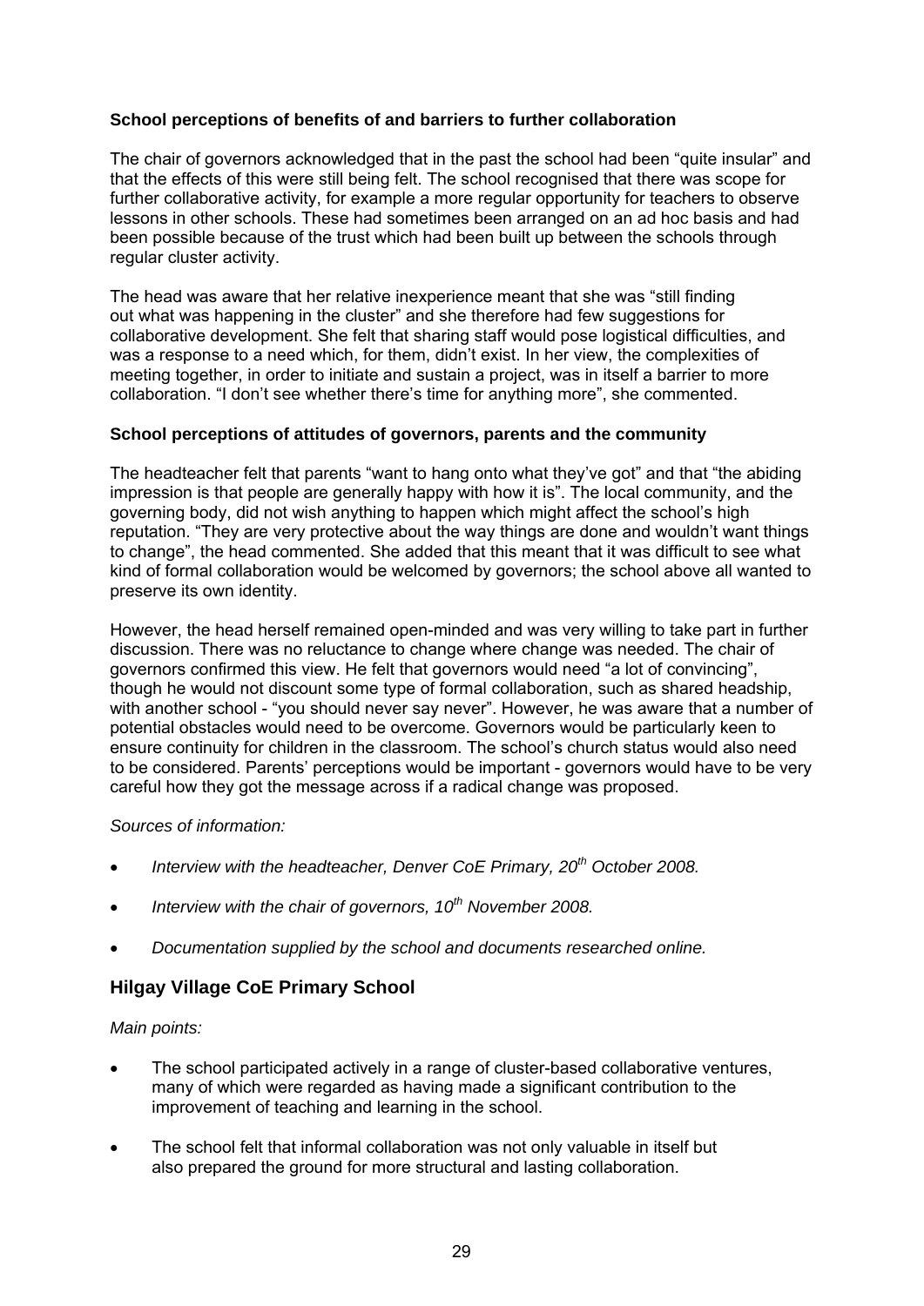**School perceptions of benefits of and barriers to further collaboration**

The chair of governors acknowledged that in the past the school had been "quite insular" and that the effects of this were still being felt. The school recognised that there was scope for further collaborative activity, for example a more regular opportunity for teachers to observe lessons in other schools. These had sometimes been arranged on an ad hoc basis and had been possible because of the trust which had been built up between the schools through regular cluster activity.

The head was aware that her relative inexperience meant that she was "still finding out what was happening in the cluster" and she therefore had few suggestions for collaborative development. She felt that sharing staff would pose logistical difficulties, and was a response to a need which, for them, didn't exist. In her view, the complexities of meeting together, in order to initiate and sustain a project, was in itself a barrier to more collaboration. "I don't see whether there's time for anything more", she commented.

**School perceptions of attitudes of governors, parents and the community**

The headteacher felt that parents "want to hang onto what they've got" and that "the abiding impression is that people are generally happy with how it is". The local community, and the governing body, did not wish anything to happen which might affect the school's high reputation. "They are very protective about the way things are done and wouldn't want things to change", the head commented. She added that this meant that it was difficult to see what kind of formal collaboration would be welcomed by governors; the school above all wanted to preserve its own identity.

However, the head herself remained open-minded and was very willing to take part in further discussion. There was no reluctance to change where change was needed. The chair of governors confirmed this view. He felt that governors would need "a lot of convincing", though he would not discount some type of formal collaboration, such as shared headship, with another school - "you should never say never". However, he was aware that a number of potential obstacles would need to be overcome. Governors would be particularly keen to ensure continuity for children in the classroom. The school's church status would also need to be considered. Parents' perceptions would be important - governors would have to be very careful how they got the message across if a radical change was proposed.

*Sources of information:*

- *Interview with the headteacher, Denver CoE Primary, 20th October 2008.*
- *Interview with the chair of governors, 10th November 2008.*
- *Documentation supplied by the school and documents researched online.*

## Hilgay Village CoE Primary School

*Main points:*

- The school participated actively in a range of cluster-based collaborative ventures, many of which were regarded as having made a significant contribution to the improvement of teaching and learning in the school.
- The school felt that informal collaboration was not only valuable in itself but also prepared the ground for more structural and lasting collaboration.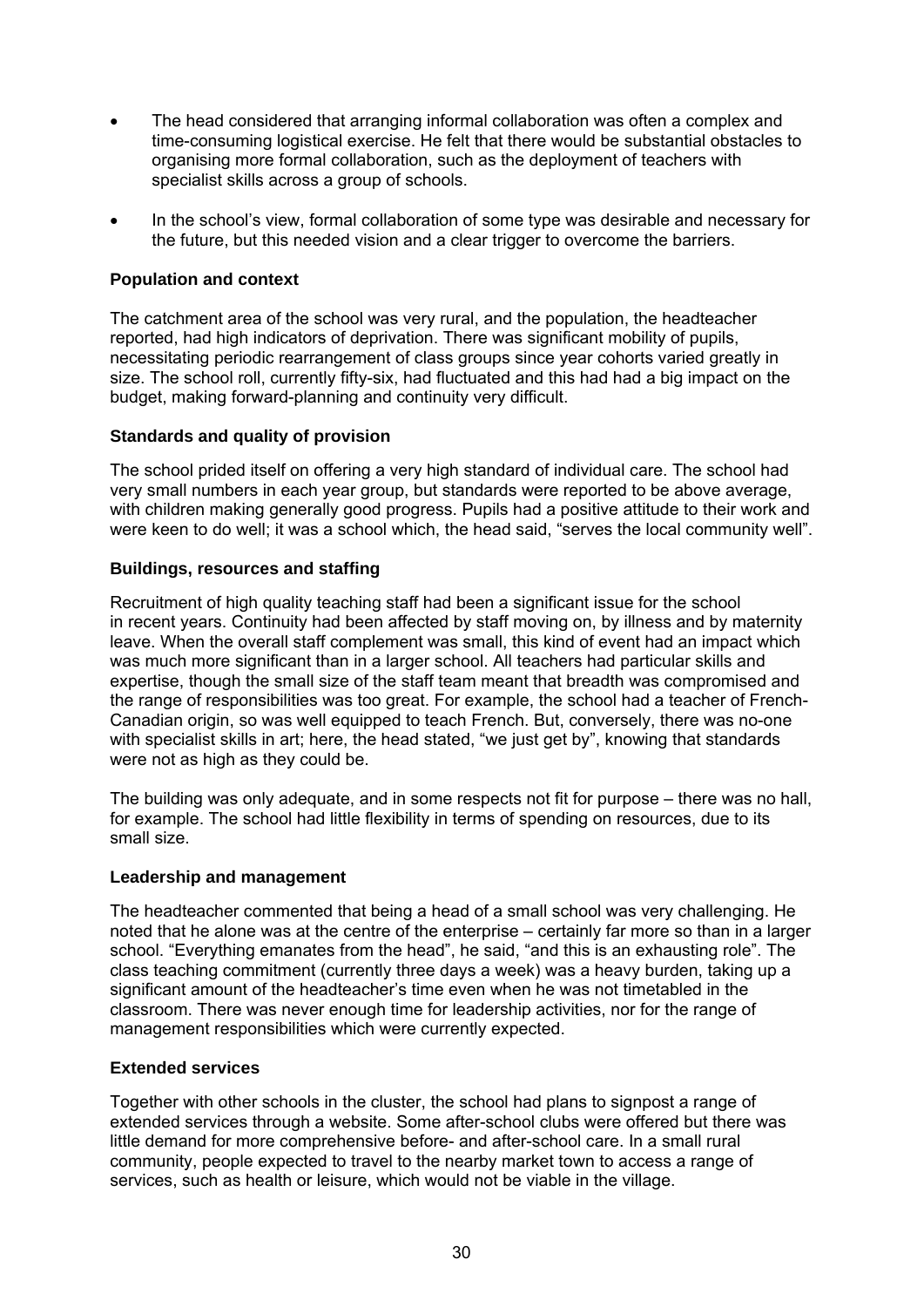- The head considered that arranging informal collaboration was often a complex and time-consuming logistical exercise. He felt that there would be substantial obstacles to organising more formal collaboration, such as the deployment of teachers with specialist skills across a group of schools.

- In the school's view, formal collaboration of some type was desirable and necessary for the future, but this needed vision and a clear trigger to overcome the barriers.

**Population and context**

The catchment area of the school was very rural, and the population, the headteacher reported, had high indicators of deprivation. There was significant mobility of pupils, necessitating periodic rearrangement of class groups since year cohorts varied greatly in size. The school roll, currently fifty-six, had fluctuated and this had had a big impact on the budget, making forward-planning and continuity very difficult.

**Standards and quality of provision**

The school prided itself on offering a very high standard of individual care. The school had very small numbers in each year group, but standards were reported to be above average, with children making generally good progress. Pupils had a positive attitude to their work and were keen to do well; it was a school which, the head said, "serves the local community well".

**Buildings, resources and staffing**

Recruitment of high quality teaching staff had been a significant issue for the school in recent years. Continuity had been affected by staff moving on, by illness and by maternity leave. When the overall staff complement was small, this kind of event had an impact which was much more significant than in a larger school. All teachers had particular skills and expertise, though the small size of the staff team meant that breadth was compromised and the range of responsibilities was too great. For example, the school had a teacher of French-Canadian origin, so was well equipped to teach French. But, conversely, there was no-one with specialist skills in art; here, the head stated, "we just get by", knowing that standards were not as high as they could be.

The building was only adequate, and in some respects not fit for purpose – there was no hall, for example. The school had little flexibility in terms of spending on resources, due to its small size.

**Leadership and management**

The headteacher commented that being a head of a small school was very challenging. He noted that he alone was at the centre of the enterprise – certainly far more so than in a larger school. "Everything emanates from the head", he said, "and this is an exhausting role". The class teaching commitment (currently three days a week) was a heavy burden, taking up a significant amount of the headteacher's time even when he was not timetabled in the classroom. There was never enough time for leadership activities, nor for the range of management responsibilities which were currently expected.

**Extended services**

Together with other schools in the cluster, the school had plans to signpost a range of extended services through a website. Some after-school clubs were offered but there was little demand for more comprehensive before- and after-school care. In a small rural community, people expected to travel to the nearby market town to access a range of services, such as health or leisure, which would not be viable in the village.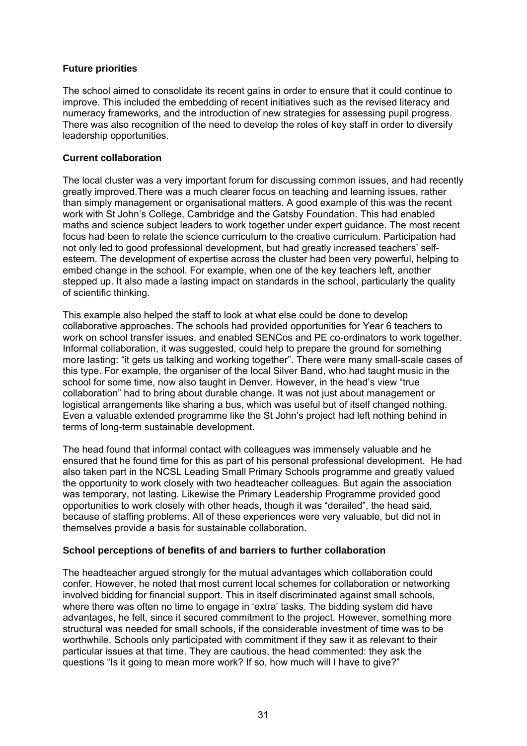**Future priorities**

The school aimed to consolidate its recent gains in order to ensure that it could continue to improve. This included the embedding of recent initiatives such as the revised literacy and numeracy frameworks, and the introduction of new strategies for assessing pupil progress. There was also recognition of the need to develop the roles of key staff in order to diversify leadership opportunities.

**Current collaboration**

The local cluster was a very important forum for discussing common issues, and had recently greatly improved.There was a much clearer focus on teaching and learning issues, rather than simply management or organisational matters. A good example of this was the recent work with St John's College, Cambridge and the Gatsby Foundation. This had enabled maths and science subject leaders to work together under expert guidance. The most recent focus had been to relate the science curriculum to the creative curriculum. Participation had not only led to good professional development, but had greatly increased teachers' self-esteem. The development of expertise across the cluster had been very powerful, helping to embed change in the school. For example, when one of the key teachers left, another stepped up. It also made a lasting impact on standards in the school, particularly the quality of scientific thinking.

This example also helped the staff to look at what else could be done to develop collaborative approaches. The schools had provided opportunities for Year 6 teachers to work on school transfer issues, and enabled SENCos and PE co-ordinators to work together. Informal collaboration, it was suggested, could help to prepare the ground for something more lasting: "it gets us talking and working together". There were many small-scale cases of this type. For example, the organiser of the local Silver Band, who had taught music in the school for some time, now also taught in Denver. However, in the head's view "true collaboration" had to bring about durable change. It was not just about management or logistical arrangements like sharing a bus, which was useful but of itself changed nothing. Even a valuable extended programme like the St John's project had left nothing behind in terms of long-term sustainable development.

The head found that informal contact with colleagues was immensely valuable and he ensured that he found time for this as part of his personal professional development. He had also taken part in the NCSL Leading Small Primary Schools programme and greatly valued the opportunity to work closely with two headteacher colleagues. But again the association was temporary, not lasting. Likewise the Primary Leadership Programme provided good opportunities to work closely with other heads, though it was "derailed", the head said, because of staffing problems. All of these experiences were very valuable, but did not in themselves provide a basis for sustainable collaboration.

**School perceptions of benefits of and barriers to further collaboration**

The headteacher argued strongly for the mutual advantages which collaboration could confer. However, he noted that most current local schemes for collaboration or networking involved bidding for financial support. This in itself discriminated against small schools, where there was often no time to engage in 'extra' tasks. The bidding system did have advantages, he felt, since it secured commitment to the project. However, something more structural was needed for small schools, if the considerable investment of time was to be worthwhile. Schools only participated with commitment if they saw it as relevant to their particular issues at that time. They are cautious, the head commented: they ask the questions "Is it going to mean more work? If so, how much will I have to give?"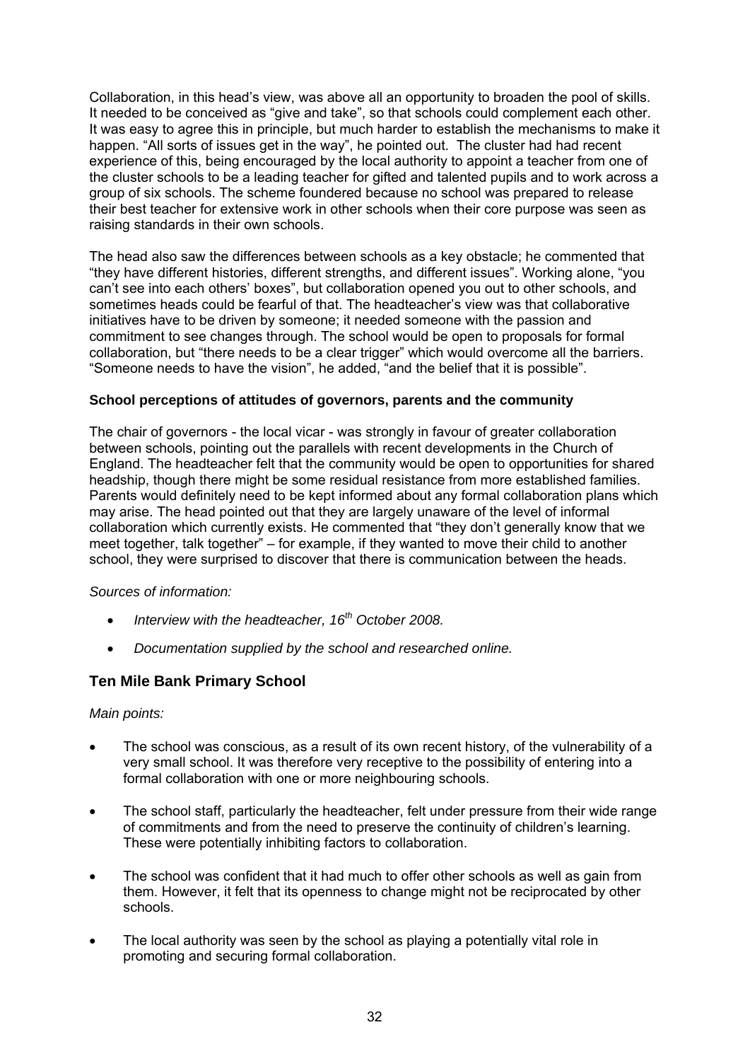Collaboration, in this head's view, was above all an opportunity to broaden the pool of skills. It needed to be conceived as "give and take", so that schools could complement each other. It was easy to agree this in principle, but much harder to establish the mechanisms to make it happen. "All sorts of issues get in the way", he pointed out. The cluster had had recent experience of this, being encouraged by the local authority to appoint a teacher from one of the cluster schools to be a leading teacher for gifted and talented pupils and to work across a group of six schools. The scheme foundered because no school was prepared to release their best teacher for extensive work in other schools when their core purpose was seen as raising standards in their own schools.

The head also saw the differences between schools as a key obstacle; he commented that "they have different histories, different strengths, and different issues". Working alone, "you can't see into each others' boxes", but collaboration opened you out to other schools, and sometimes heads could be fearful of that. The headteacher's view was that collaborative initiatives have to be driven by someone; it needed someone with the passion and commitment to see changes through. The school would be open to proposals for formal collaboration, but "there needs to be a clear trigger" which would overcome all the barriers. "Someone needs to have the vision", he added, "and the belief that it is possible".

**School perceptions of attitudes of governors, parents and the community**

The chair of governors - the local vicar - was strongly in favour of greater collaboration between schools, pointing out the parallels with recent developments in the Church of England. The headteacher felt that the community would be open to opportunities for shared headship, though there might be some residual resistance from more established families. Parents would definitely need to be kept informed about any formal collaboration plans which may arise. The head pointed out that they are largely unaware of the level of informal collaboration which currently exists. He commented that "they don't generally know that we meet together, talk together" – for example, if they wanted to move their child to another school, they were surprised to discover that there is communication between the heads.

*Sources of information:*

- *Interview with the headteacher, 16th October 2008.*
- *Documentation supplied by the school and researched online.*

## Ten Mile Bank Primary School

*Main points:*

- The school was conscious, as a result of its own recent history, of the vulnerability of a very small school. It was therefore very receptive to the possibility of entering into a formal collaboration with one or more neighbouring schools.
- The school staff, particularly the headteacher, felt under pressure from their wide range of commitments and from the need to preserve the continuity of children's learning. These were potentially inhibiting factors to collaboration.
- The school was confident that it had much to offer other schools as well as gain from them. However, it felt that its openness to change might not be reciprocated by other schools.
- The local authority was seen by the school as playing a potentially vital role in promoting and securing formal collaboration.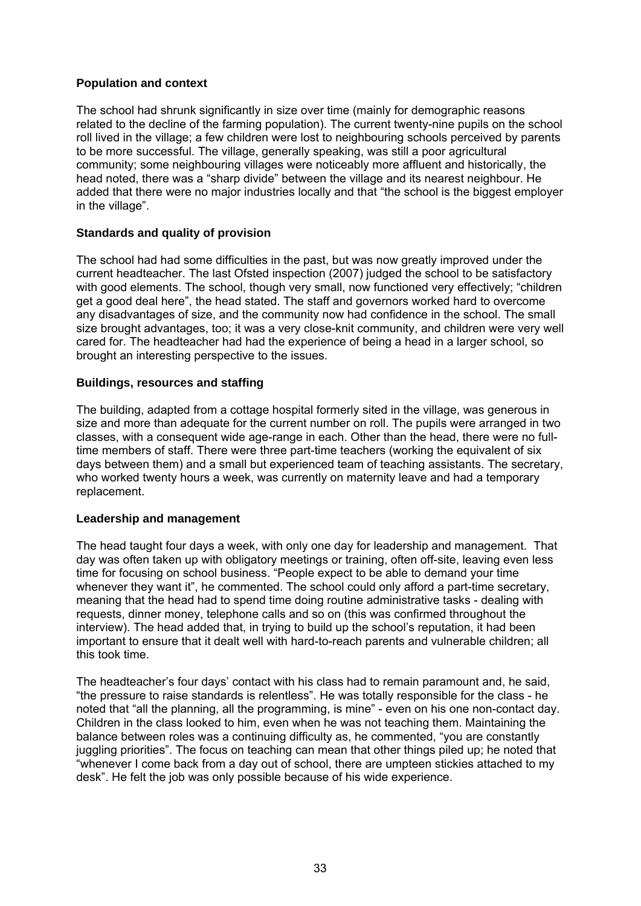**Population and context**

The school had shrunk significantly in size over time (mainly for demographic reasons related to the decline of the farming population). The current twenty-nine pupils on the school roll lived in the village; a few children were lost to neighbouring schools perceived by parents to be more successful. The village, generally speaking, was still a poor agricultural community; some neighbouring villages were noticeably more affluent and historically, the head noted, there was a "sharp divide" between the village and its nearest neighbour. He added that there were no major industries locally and that "the school is the biggest employer in the village".

**Standards and quality of provision**

The school had had some difficulties in the past, but was now greatly improved under the current headteacher. The last Ofsted inspection (2007) judged the school to be satisfactory with good elements. The school, though very small, now functioned very effectively; "children get a good deal here", the head stated. The staff and governors worked hard to overcome any disadvantages of size, and the community now had confidence in the school. The small size brought advantages, too; it was a very close-knit community, and children were very well cared for. The headteacher had had the experience of being a head in a larger school, so brought an interesting perspective to the issues.

**Buildings, resources and staffing**

The building, adapted from a cottage hospital formerly sited in the village, was generous in size and more than adequate for the current number on roll. The pupils were arranged in two classes, with a consequent wide age-range in each. Other than the head, there were no full-time members of staff. There were three part-time teachers (working the equivalent of six days between them) and a small but experienced team of teaching assistants. The secretary, who worked twenty hours a week, was currently on maternity leave and had a temporary replacement.

**Leadership and management**

The head taught four days a week, with only one day for leadership and management. That day was often taken up with obligatory meetings or training, often off-site, leaving even less time for focusing on school business. "People expect to be able to demand your time whenever they want it", he commented. The school could only afford a part-time secretary, meaning that the head had to spend time doing routine administrative tasks - dealing with requests, dinner money, telephone calls and so on (this was confirmed throughout the interview). The head added that, in trying to build up the school's reputation, it had been important to ensure that it dealt well with hard-to-reach parents and vulnerable children; all this took time.

The headteacher's four days' contact with his class had to remain paramount and, he said, "the pressure to raise standards is relentless". He was totally responsible for the class - he noted that "all the planning, all the programming, is mine" - even on his one non-contact day. Children in the class looked to him, even when he was not teaching them. Maintaining the balance between roles was a continuing difficulty as, he commented, "you are constantly juggling priorities". The focus on teaching can mean that other things piled up; he noted that "whenever I come back from a day out of school, there are umpteen stickies attached to my desk". He felt the job was only possible because of his wide experience.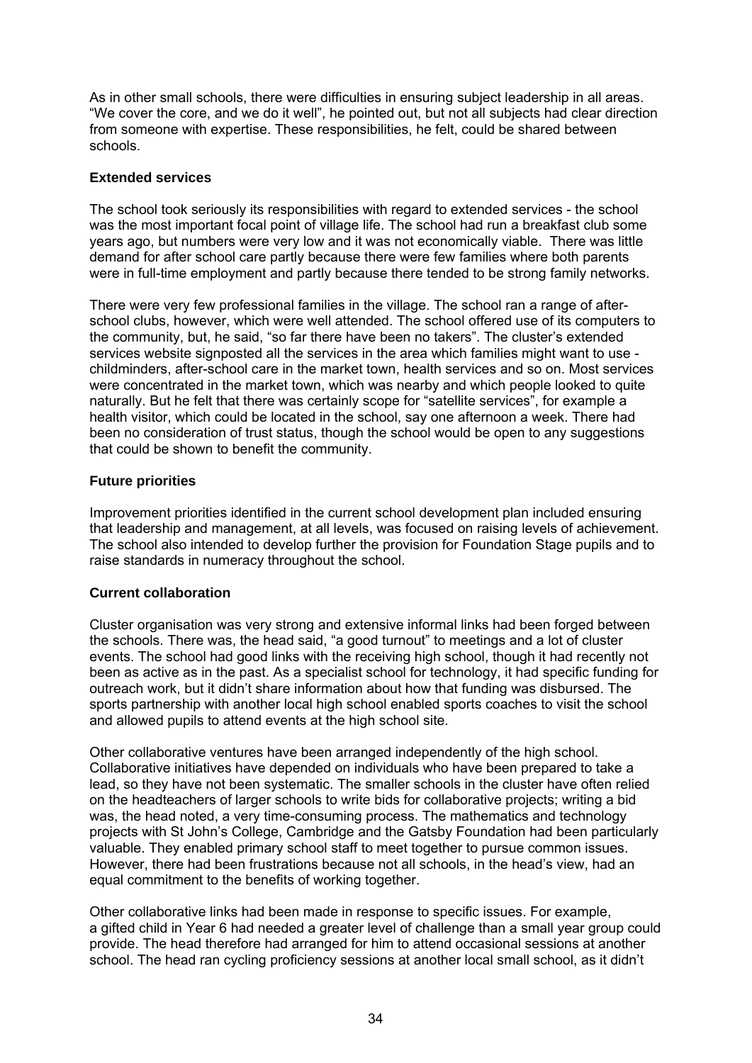As in other small schools, there were difficulties in ensuring subject leadership in all areas. "We cover the core, and we do it well", he pointed out, but not all subjects had clear direction from someone with expertise. These responsibilities, he felt, could be shared between schools.

### Extended services

The school took seriously its responsibilities with regard to extended services - the school was the most important focal point of village life. The school had run a breakfast club some years ago, but numbers were very low and it was not economically viable. There was little demand for after school care partly because there were few families where both parents were in full-time employment and partly because there tended to be strong family networks.

There were very few professional families in the village. The school ran a range of after-school clubs, however, which were well attended. The school offered use of its computers to the community, but, he said, "so far there have been no takers". The cluster's extended services website signposted all the services in the area which families might want to use - childminders, after-school care in the market town, health services and so on. Most services were concentrated in the market town, which was nearby and which people looked to quite naturally. But he felt that there was certainly scope for "satellite services", for example a health visitor, which could be located in the school, say one afternoon a week. There had been no consideration of trust status, though the school would be open to any suggestions that could be shown to benefit the community.

### Future priorities

Improvement priorities identified in the current school development plan included ensuring that leadership and management, at all levels, was focused on raising levels of achievement. The school also intended to develop further the provision for Foundation Stage pupils and to raise standards in numeracy throughout the school.

### Current collaboration

Cluster organisation was very strong and extensive informal links had been forged between the schools. There was, the head said, "a good turnout" to meetings and a lot of cluster events. The school had good links with the receiving high school, though it had recently not been as active as in the past. As a specialist school for technology, it had specific funding for outreach work, but it didn't share information about how that funding was disbursed. The sports partnership with another local high school enabled sports coaches to visit the school and allowed pupils to attend events at the high school site.

Other collaborative ventures have been arranged independently of the high school. Collaborative initiatives have depended on individuals who have been prepared to take a lead, so they have not been systematic. The smaller schools in the cluster have often relied on the headteachers of larger schools to write bids for collaborative projects; writing a bid was, the head noted, a very time-consuming process. The mathematics and technology projects with St John's College, Cambridge and the Gatsby Foundation had been particularly valuable. They enabled primary school staff to meet together to pursue common issues. However, there had been frustrations because not all schools, in the head's view, had an equal commitment to the benefits of working together.

Other collaborative links had been made in response to specific issues. For example, a gifted child in Year 6 had needed a greater level of challenge than a small year group could provide. The head therefore had arranged for him to attend occasional sessions at another school. The head ran cycling proficiency sessions at another local small school, as it didn't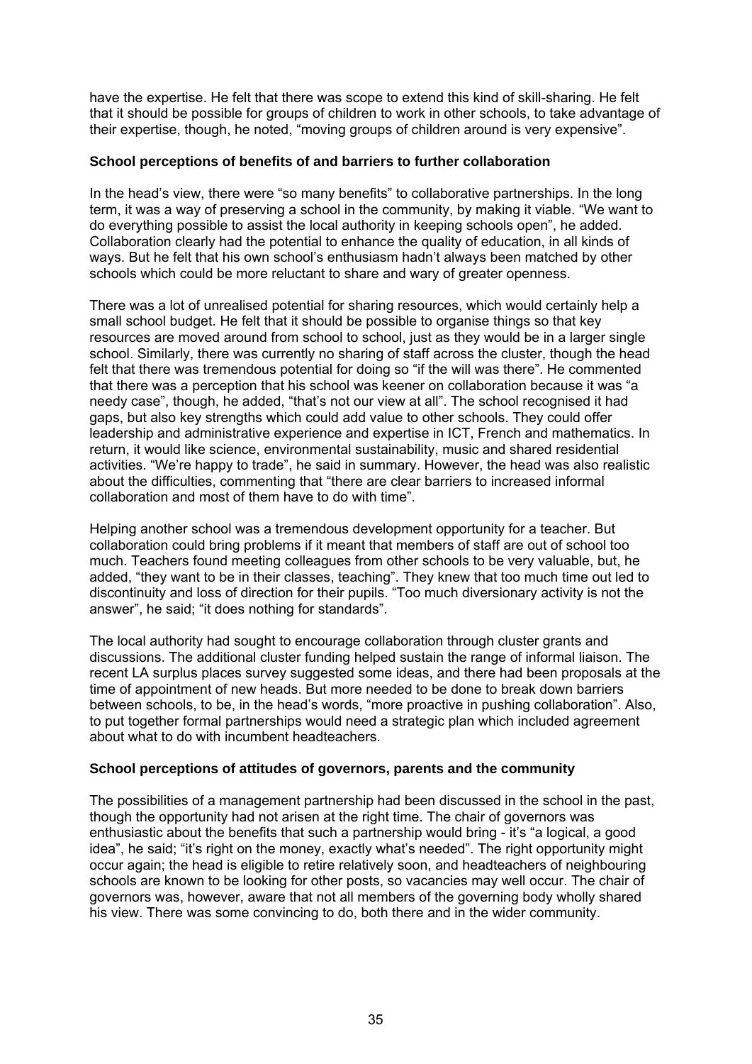have the expertise. He felt that there was scope to extend this kind of skill-sharing. He felt that it should be possible for groups of children to work in other schools, to take advantage of their expertise, though, he noted, "moving groups of children around is very expensive".

**School perceptions of benefits of and barriers to further collaboration**

In the head's view, there were "so many benefits" to collaborative partnerships. In the long term, it was a way of preserving a school in the community, by making it viable. "We want to do everything possible to assist the local authority in keeping schools open", he added. Collaboration clearly had the potential to enhance the quality of education, in all kinds of ways. But he felt that his own school's enthusiasm hadn't always been matched by other schools which could be more reluctant to share and wary of greater openness.

There was a lot of unrealised potential for sharing resources, which would certainly help a small school budget. He felt that it should be possible to organise things so that key resources are moved around from school to school, just as they would be in a larger single school. Similarly, there was currently no sharing of staff across the cluster, though the head felt that there was tremendous potential for doing so "if the will was there". He commented that there was a perception that his school was keener on collaboration because it was "a needy case", though, he added, "that's not our view at all". The school recognised it had gaps, but also key strengths which could add value to other schools. They could offer leadership and administrative experience and expertise in ICT, French and mathematics. In return, it would like science, environmental sustainability, music and shared residential activities. "We're happy to trade", he said in summary. However, the head was also realistic about the difficulties, commenting that "there are clear barriers to increased informal collaboration and most of them have to do with time".

Helping another school was a tremendous development opportunity for a teacher. But collaboration could bring problems if it meant that members of staff are out of school too much. Teachers found meeting colleagues from other schools to be very valuable, but, he added, "they want to be in their classes, teaching". They knew that too much time out led to discontinuity and loss of direction for their pupils. "Too much diversionary activity is not the answer", he said; "it does nothing for standards".

The local authority had sought to encourage collaboration through cluster grants and discussions. The additional cluster funding helped sustain the range of informal liaison. The recent LA surplus places survey suggested some ideas, and there had been proposals at the time of appointment of new heads. But more needed to be done to break down barriers between schools, to be, in the head's words, "more proactive in pushing collaboration". Also, to put together formal partnerships would need a strategic plan which included agreement about what to do with incumbent headteachers.

**School perceptions of attitudes of governors, parents and the community**

The possibilities of a management partnership had been discussed in the school in the past, though the opportunity had not arisen at the right time. The chair of governors was enthusiastic about the benefits that such a partnership would bring - it's "a logical, a good idea", he said; "it's right on the money, exactly what's needed". The right opportunity might occur again; the head is eligible to retire relatively soon, and headteachers of neighbouring schools are known to be looking for other posts, so vacancies may well occur. The chair of governors was, however, aware that not all members of the governing body wholly shared his view. There was some convincing to do, both there and in the wider community.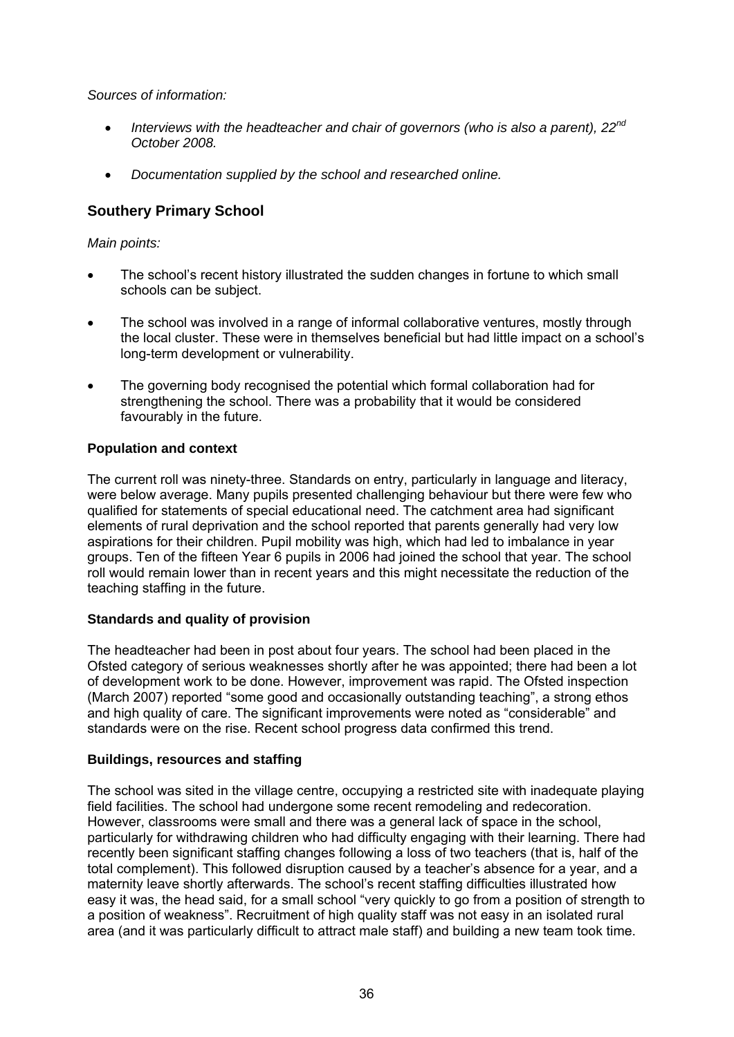*Sources of information:*

- *Interviews with the headteacher and chair of governors (who is also a parent), 22[nd] October 2008.*
- *Documentation supplied by the school and researched online.*

## Southery Primary School

*Main points:*

- The school's recent history illustrated the sudden changes in fortune to which small schools can be subject.
- The school was involved in a range of informal collaborative ventures, mostly through the local cluster. These were in themselves beneficial but had little impact on a school's long-term development or vulnerability.
- The governing body recognised the potential which formal collaboration had for strengthening the school. There was a probability that it would be considered favourably in the future.

### Population and context

The current roll was ninety-three. Standards on entry, particularly in language and literacy, were below average. Many pupils presented challenging behaviour but there were few who qualified for statements of special educational need. The catchment area had significant elements of rural deprivation and the school reported that parents generally had very low aspirations for their children. Pupil mobility was high, which had led to imbalance in year groups. Ten of the fifteen Year 6 pupils in 2006 had joined the school that year. The school roll would remain lower than in recent years and this might necessitate the reduction of the teaching staffing in the future.

### Standards and quality of provision

The headteacher had been in post about four years. The school had been placed in the Ofsted category of serious weaknesses shortly after he was appointed; there had been a lot of development work to be done. However, improvement was rapid. The Ofsted inspection (March 2007) reported "some good and occasionally outstanding teaching", a strong ethos and high quality of care. The significant improvements were noted as "considerable" and standards were on the rise. Recent school progress data confirmed this trend.

### Buildings, resources and staffing

The school was sited in the village centre, occupying a restricted site with inadequate playing field facilities. The school had undergone some recent remodeling and redecoration. However, classrooms were small and there was a general lack of space in the school, particularly for withdrawing children who had difficulty engaging with their learning. There had recently been significant staffing changes following a loss of two teachers (that is, half of the total complement). This followed disruption caused by a teacher's absence for a year, and a maternity leave shortly afterwards. The school's recent staffing difficulties illustrated how easy it was, the head said, for a small school "very quickly to go from a position of strength to a position of weakness". Recruitment of high quality staff was not easy in an isolated rural area (and it was particularly difficult to attract male staff) and building a new team took time.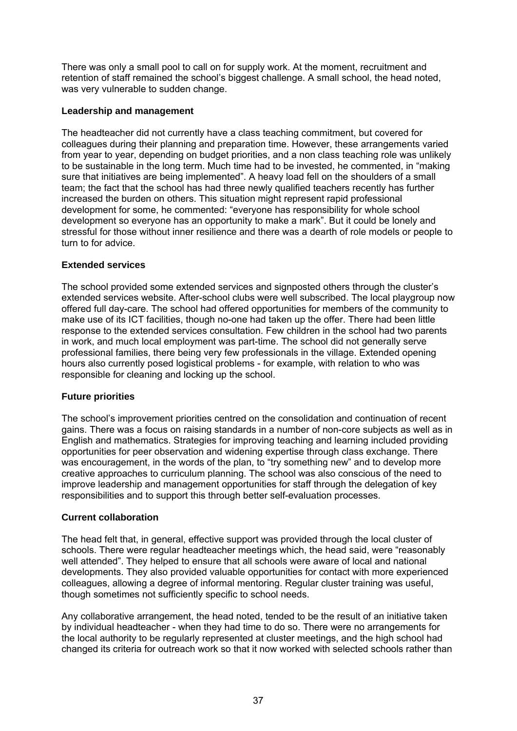There was only a small pool to call on for supply work. At the moment, recruitment and retention of staff remained the school's biggest challenge. A small school, the head noted, was very vulnerable to sudden change.

**Leadership and management**

The headteacher did not currently have a class teaching commitment, but covered for colleagues during their planning and preparation time. However, these arrangements varied from year to year, depending on budget priorities, and a non class teaching role was unlikely to be sustainable in the long term. Much time had to be invested, he commented, in "making sure that initiatives are being implemented". A heavy load fell on the shoulders of a small team; the fact that the school has had three newly qualified teachers recently has further increased the burden on others. This situation might represent rapid professional development for some, he commented: "everyone has responsibility for whole school development so everyone has an opportunity to make a mark". But it could be lonely and stressful for those without inner resilience and there was a dearth of role models or people to turn to for advice.

**Extended services**

The school provided some extended services and signposted others through the cluster's extended services website. After-school clubs were well subscribed. The local playgroup now offered full day-care. The school had offered opportunities for members of the community to make use of its ICT facilities, though no-one had taken up the offer. There had been little response to the extended services consultation. Few children in the school had two parents in work, and much local employment was part-time. The school did not generally serve professional families, there being very few professionals in the village. Extended opening hours also currently posed logistical problems - for example, with relation to who was responsible for cleaning and locking up the school.

**Future priorities**

The school's improvement priorities centred on the consolidation and continuation of recent gains. There was a focus on raising standards in a number of non-core subjects as well as in English and mathematics. Strategies for improving teaching and learning included providing opportunities for peer observation and widening expertise through class exchange. There was encouragement, in the words of the plan, to "try something new" and to develop more creative approaches to curriculum planning. The school was also conscious of the need to improve leadership and management opportunities for staff through the delegation of key responsibilities and to support this through better self-evaluation processes.

**Current collaboration**

The head felt that, in general, effective support was provided through the local cluster of schools. There were regular headteacher meetings which, the head said, were "reasonably well attended". They helped to ensure that all schools were aware of local and national developments. They also provided valuable opportunities for contact with more experienced colleagues, allowing a degree of informal mentoring. Regular cluster training was useful, though sometimes not sufficiently specific to school needs.

Any collaborative arrangement, the head noted, tended to be the result of an initiative taken by individual headteacher - when they had time to do so. There were no arrangements for the local authority to be regularly represented at cluster meetings, and the high school had changed its criteria for outreach work so that it now worked with selected schools rather than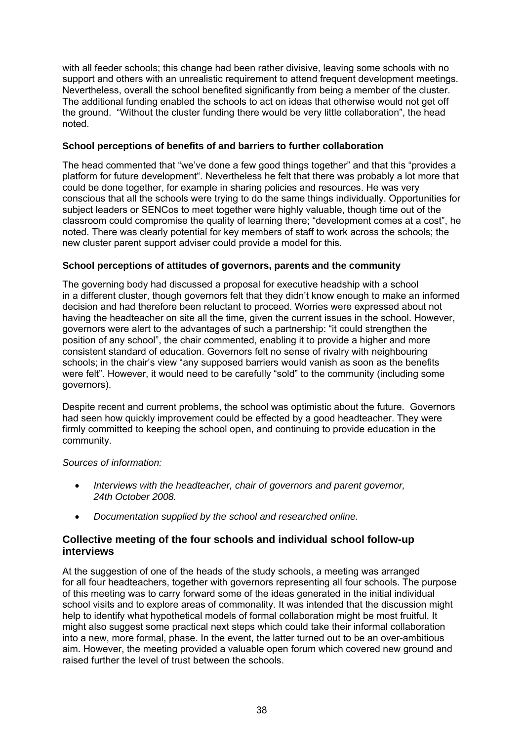with all feeder schools; this change had been rather divisive, leaving some schools with no support and others with an unrealistic requirement to attend frequent development meetings. Nevertheless, overall the school benefited significantly from being a member of the cluster. The additional funding enabled the schools to act on ideas that otherwise would not get off the ground. "Without the cluster funding there would be very little collaboration", the head noted.

### School perceptions of benefits of and barriers to further collaboration

The head commented that "we've done a few good things together" and that this "provides a platform for future development". Nevertheless he felt that there was probably a lot more that could be done together, for example in sharing policies and resources. He was very conscious that all the schools were trying to do the same things individually. Opportunities for subject leaders or SENCos to meet together were highly valuable, though time out of the classroom could compromise the quality of learning there; "development comes at a cost", he noted. There was clearly potential for key members of staff to work across the schools; the new cluster parent support adviser could provide a model for this.

### School perceptions of attitudes of governors, parents and the community

The governing body had discussed a proposal for executive headship with a school in a different cluster, though governors felt that they didn't know enough to make an informed decision and had therefore been reluctant to proceed. Worries were expressed about not having the headteacher on site all the time, given the current issues in the school. However, governors were alert to the advantages of such a partnership: "it could strengthen the position of any school", the chair commented, enabling it to provide a higher and more consistent standard of education. Governors felt no sense of rivalry with neighbouring schools; in the chair's view "any supposed barriers would vanish as soon as the benefits were felt". However, it would need to be carefully "sold" to the community (including some governors).

Despite recent and current problems, the school was optimistic about the future. Governors had seen how quickly improvement could be effected by a good headteacher. They were firmly committed to keeping the school open, and continuing to provide education in the community.

*Sources of information:*

- *Interviews with the headteacher, chair of governors and parent governor, 24th October 2008.*
- *Documentation supplied by the school and researched online.*

## Collective meeting of the four schools and individual school follow-up interviews

At the suggestion of one of the heads of the study schools, a meeting was arranged for all four headteachers, together with governors representing all four schools. The purpose of this meeting was to carry forward some of the ideas generated in the initial individual school visits and to explore areas of commonality. It was intended that the discussion might help to identify what hypothetical models of formal collaboration might be most fruitful. It might also suggest some practical next steps which could take their informal collaboration into a new, more formal, phase. In the event, the latter turned out to be an over-ambitious aim. However, the meeting provided a valuable open forum which covered new ground and raised further the level of trust between the schools.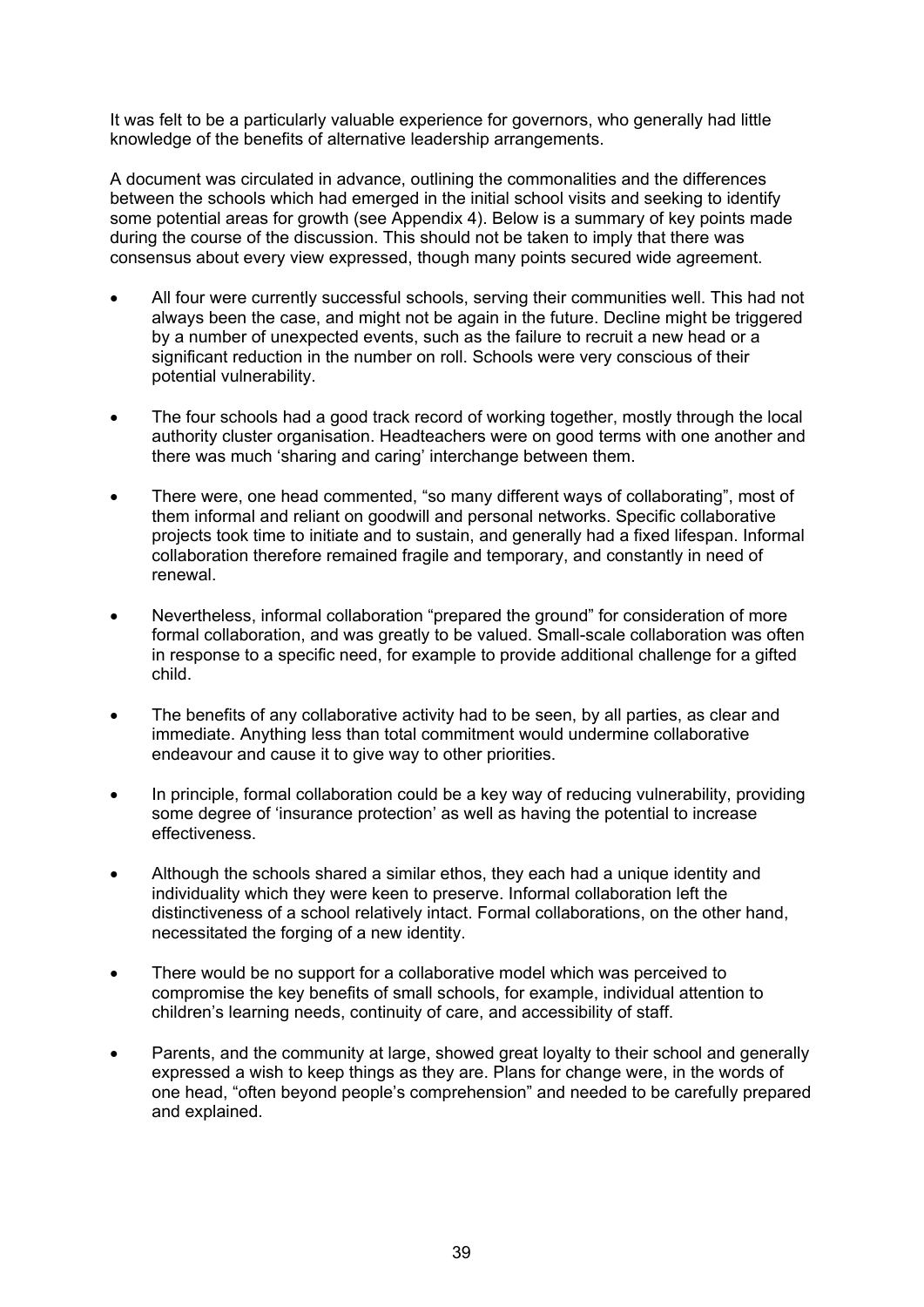It was felt to be a particularly valuable experience for governors, who generally had little knowledge of the benefits of alternative leadership arrangements.

A document was circulated in advance, outlining the commonalities and the differences between the schools which had emerged in the initial school visits and seeking to identify some potential areas for growth (see Appendix 4). Below is a summary of key points made during the course of the discussion. This should not be taken to imply that there was consensus about every view expressed, though many points secured wide agreement.

- All four were currently successful schools, serving their communities well. This had not always been the case, and might not be again in the future. Decline might be triggered by a number of unexpected events, such as the failure to recruit a new head or a significant reduction in the number on roll. Schools were very conscious of their potential vulnerability.
- The four schools had a good track record of working together, mostly through the local authority cluster organisation. Headteachers were on good terms with one another and there was much 'sharing and caring' interchange between them.
- There were, one head commented, "so many different ways of collaborating", most of them informal and reliant on goodwill and personal networks. Specific collaborative projects took time to initiate and to sustain, and generally had a fixed lifespan. Informal collaboration therefore remained fragile and temporary, and constantly in need of renewal.
- Nevertheless, informal collaboration "prepared the ground" for consideration of more formal collaboration, and was greatly to be valued. Small-scale collaboration was often in response to a specific need, for example to provide additional challenge for a gifted child.
- The benefits of any collaborative activity had to be seen, by all parties, as clear and immediate. Anything less than total commitment would undermine collaborative endeavour and cause it to give way to other priorities.
- In principle, formal collaboration could be a key way of reducing vulnerability, providing some degree of 'insurance protection' as well as having the potential to increase effectiveness.
- Although the schools shared a similar ethos, they each had a unique identity and individuality which they were keen to preserve. Informal collaboration left the distinctiveness of a school relatively intact. Formal collaborations, on the other hand, necessitated the forging of a new identity.
- There would be no support for a collaborative model which was perceived to compromise the key benefits of small schools, for example, individual attention to children's learning needs, continuity of care, and accessibility of staff.
- Parents, and the community at large, showed great loyalty to their school and generally expressed a wish to keep things as they are. Plans for change were, in the words of one head, "often beyond people's comprehension" and needed to be carefully prepared and explained.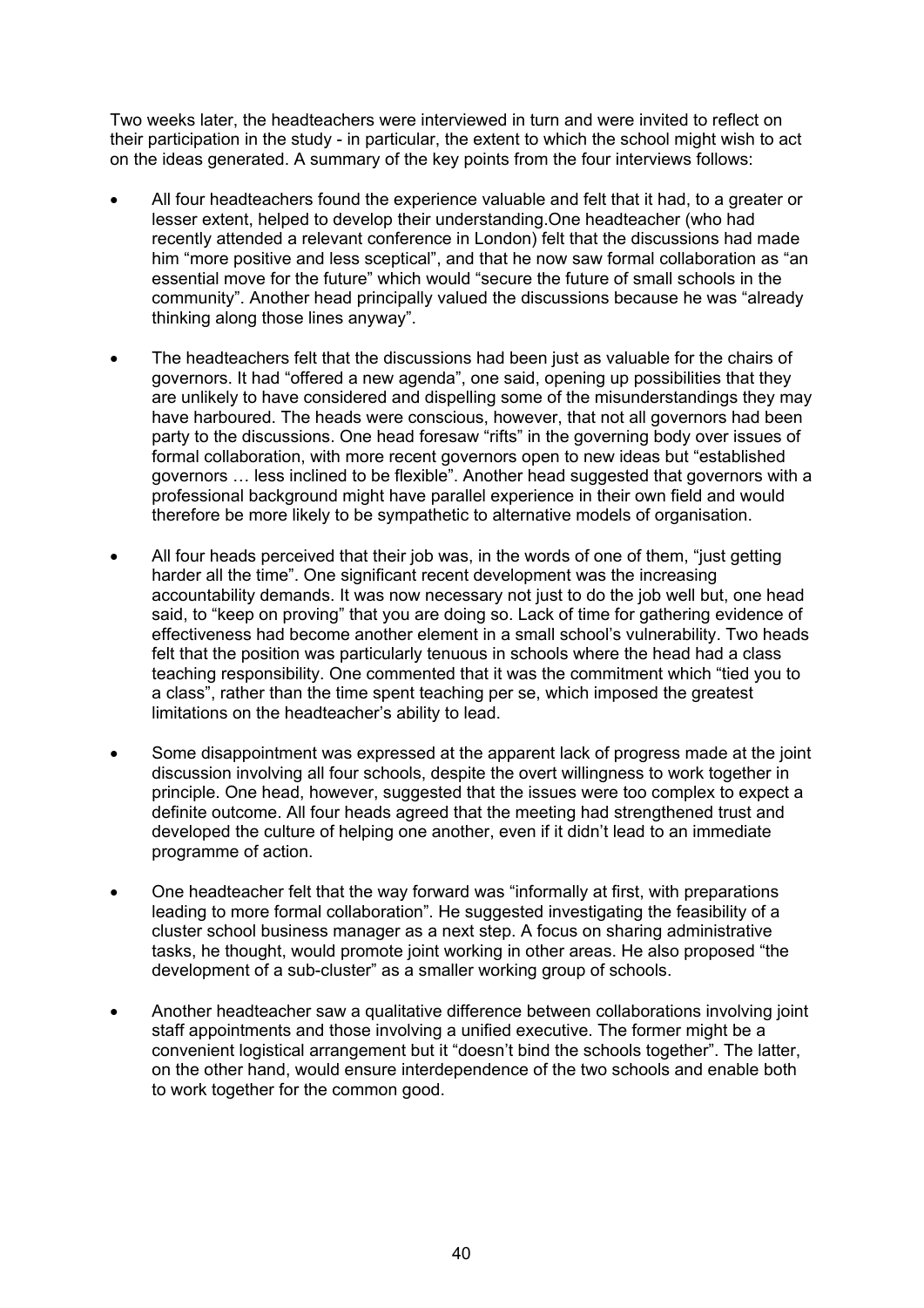Two weeks later, the headteachers were interviewed in turn and were invited to reflect on their participation in the study - in particular, the extent to which the school might wish to act on the ideas generated. A summary of the key points from the four interviews follows:

- All four headteachers found the experience valuable and felt that it had, to a greater or lesser extent, helped to develop their understanding.One headteacher (who had recently attended a relevant conference in London) felt that the discussions had made him "more positive and less sceptical", and that he now saw formal collaboration as "an essential move for the future" which would "secure the future of small schools in the community". Another head principally valued the discussions because he was "already thinking along those lines anyway".

- The headteachers felt that the discussions had been just as valuable for the chairs of governors. It had "offered a new agenda", one said, opening up possibilities that they are unlikely to have considered and dispelling some of the misunderstandings they may have harboured. The heads were conscious, however, that not all governors had been party to the discussions. One head foresaw "rifts" in the governing body over issues of formal collaboration, with more recent governors open to new ideas but "established governors … less inclined to be flexible". Another head suggested that governors with a professional background might have parallel experience in their own field and would therefore be more likely to be sympathetic to alternative models of organisation.

- All four heads perceived that their job was, in the words of one of them, "just getting harder all the time". One significant recent development was the increasing accountability demands. It was now necessary not just to do the job well but, one head said, to "keep on proving" that you are doing so. Lack of time for gathering evidence of effectiveness had become another element in a small school's vulnerability. Two heads felt that the position was particularly tenuous in schools where the head had a class teaching responsibility. One commented that it was the commitment which "tied you to a class", rather than the time spent teaching per se, which imposed the greatest limitations on the headteacher's ability to lead.

- Some disappointment was expressed at the apparent lack of progress made at the joint discussion involving all four schools, despite the overt willingness to work together in principle. One head, however, suggested that the issues were too complex to expect a definite outcome. All four heads agreed that the meeting had strengthened trust and developed the culture of helping one another, even if it didn't lead to an immediate programme of action.

- One headteacher felt that the way forward was "informally at first, with preparations leading to more formal collaboration". He suggested investigating the feasibility of a cluster school business manager as a next step. A focus on sharing administrative tasks, he thought, would promote joint working in other areas. He also proposed "the development of a sub-cluster" as a smaller working group of schools.

- Another headteacher saw a qualitative difference between collaborations involving joint staff appointments and those involving a unified executive. The former might be a convenient logistical arrangement but it "doesn't bind the schools together". The latter, on the other hand, would ensure interdependence of the two schools and enable both to work together for the common good.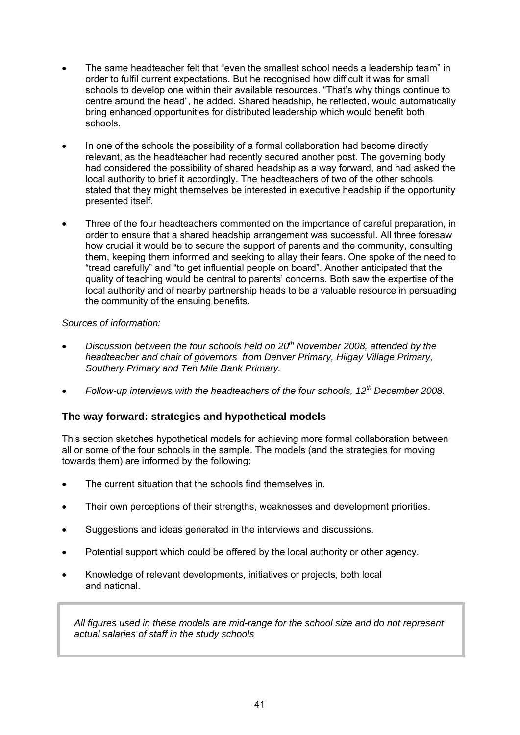- The same headteacher felt that "even the smallest school needs a leadership team" in order to fulfil current expectations. But he recognised how difficult it was for small schools to develop one within their available resources. "That's why things continue to centre around the head", he added. Shared headship, he reflected, would automatically bring enhanced opportunities for distributed leadership which would benefit both schools.

- In one of the schools the possibility of a formal collaboration had become directly relevant, as the headteacher had recently secured another post. The governing body had considered the possibility of shared headship as a way forward, and had asked the local authority to brief it accordingly. The headteachers of two of the other schools stated that they might themselves be interested in executive headship if the opportunity presented itself.

- Three of the four headteachers commented on the importance of careful preparation, in order to ensure that a shared headship arrangement was successful. All three foresaw how crucial it would be to secure the support of parents and the community, consulting them, keeping them informed and seeking to allay their fears. One spoke of the need to "tread carefully" and "to get influential people on board". Another anticipated that the quality of teaching would be central to parents' concerns. Both saw the expertise of the local authority and of nearby partnership heads to be a valuable resource in persuading the community of the ensuing benefits.

*Sources of information:*

- *Discussion between the four schools held on 20th November 2008, attended by the headteacher and chair of governors from Denver Primary, Hilgay Village Primary, Southery Primary and Ten Mile Bank Primary.*

- *Follow-up interviews with the headteachers of the four schools, 12th December 2008.*

### The way forward: strategies and hypothetical models

This section sketches hypothetical models for achieving more formal collaboration between all or some of the four schools in the sample. The models (and the strategies for moving towards them) are informed by the following:

- The current situation that the schools find themselves in.

- Their own perceptions of their strengths, weaknesses and development priorities.

- Suggestions and ideas generated in the interviews and discussions.

- Potential support which could be offered by the local authority or other agency.

- Knowledge of relevant developments, initiatives or projects, both local and national.

*All figures used in these models are mid-range for the school size and do not represent actual salaries of staff in the study schools*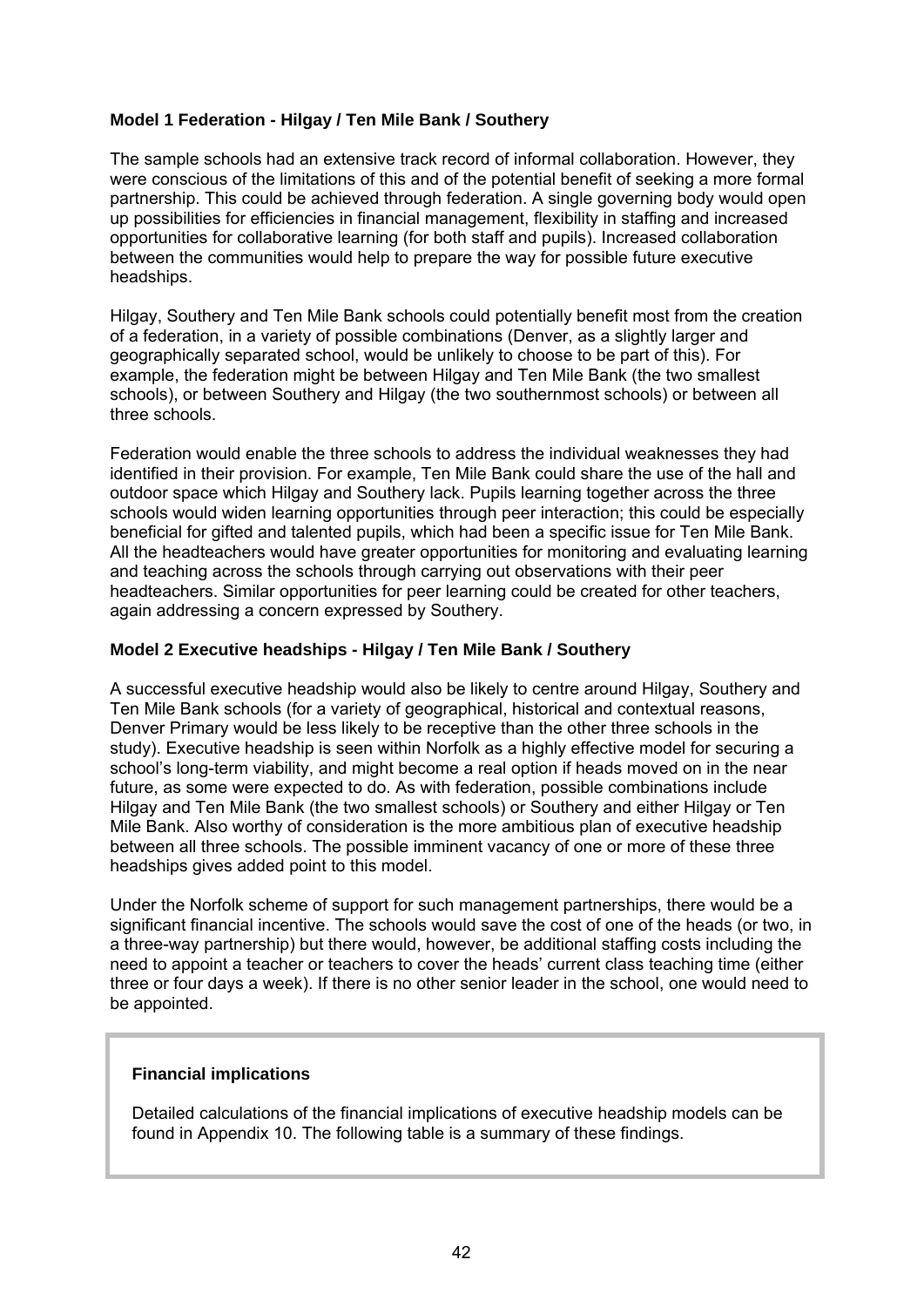**Model 1 Federation - Hilgay / Ten Mile Bank / Southery**

The sample schools had an extensive track record of informal collaboration. However, they were conscious of the limitations of this and of the potential benefit of seeking a more formal partnership. This could be achieved through federation. A single governing body would open up possibilities for efficiencies in financial management, flexibility in staffing and increased opportunities for collaborative learning (for both staff and pupils). Increased collaboration between the communities would help to prepare the way for possible future executive headships.

Hilgay, Southery and Ten Mile Bank schools could potentially benefit most from the creation of a federation, in a variety of possible combinations (Denver, as a slightly larger and geographically separated school, would be unlikely to choose to be part of this). For example, the federation might be between Hilgay and Ten Mile Bank (the two smallest schools), or between Southery and Hilgay (the two southernmost schools) or between all three schools.

Federation would enable the three schools to address the individual weaknesses they had identified in their provision. For example, Ten Mile Bank could share the use of the hall and outdoor space which Hilgay and Southery lack. Pupils learning together across the three schools would widen learning opportunities through peer interaction; this could be especially beneficial for gifted and talented pupils, which had been a specific issue for Ten Mile Bank. All the headteachers would have greater opportunities for monitoring and evaluating learning and teaching across the schools through carrying out observations with their peer headteachers. Similar opportunities for peer learning could be created for other teachers, again addressing a concern expressed by Southery.

**Model 2 Executive headships - Hilgay / Ten Mile Bank / Southery**

A successful executive headship would also be likely to centre around Hilgay, Southery and Ten Mile Bank schools (for a variety of geographical, historical and contextual reasons, Denver Primary would be less likely to be receptive than the other three schools in the study). Executive headship is seen within Norfolk as a highly effective model for securing a school's long-term viability, and might become a real option if heads moved on in the near future, as some were expected to do. As with federation, possible combinations include Hilgay and Ten Mile Bank (the two smallest schools) or Southery and either Hilgay or Ten Mile Bank. Also worthy of consideration is the more ambitious plan of executive headship between all three schools. The possible imminent vacancy of one or more of these three headships gives added point to this model.

Under the Norfolk scheme of support for such management partnerships, there would be a significant financial incentive. The schools would save the cost of one of the heads (or two, in a three-way partnership) but there would, however, be additional staffing costs including the need to appoint a teacher or teachers to cover the heads' current class teaching time (either three or four days a week). If there is no other senior leader in the school, one would need to be appointed.

**Financial implications**

Detailed calculations of the financial implications of executive headship models can be found in Appendix 10. The following table is a summary of these findings.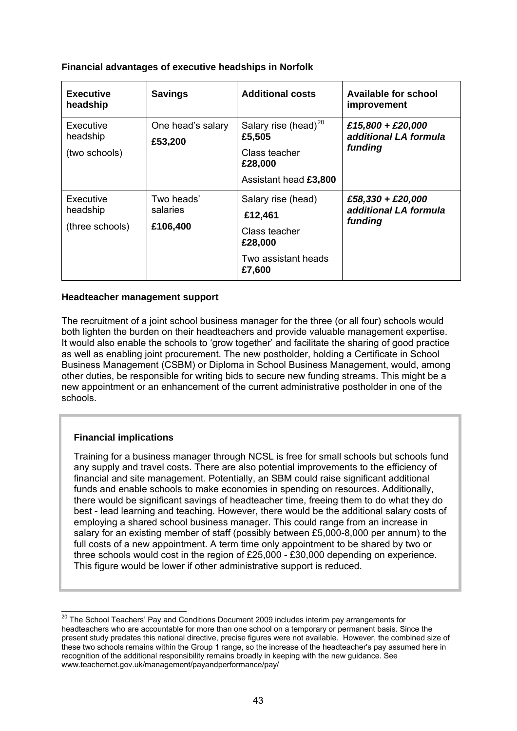**Financial advantages of executive headships in Norfolk**

| Executive headship | Savings | Additional costs | Available for school improvement |
| --- | --- | --- | --- |
| Executive headship (two schools) | One head's salary **£53,200** | Salary rise (head)[20] **£5,505**<br>Class teacher **£28,000**<br>Assistant head **£3,800** | ***£15,800 + £20,000 additional LA formula funding*** |
| Executive headship (three schools) | Two heads' salaries **£106,400** | Salary rise (head) **£12,461**<br>Class teacher **£28,000**<br>Two assistant heads **£7,600** | ***£58,330 + £20,000 additional LA formula funding*** |

**Headteacher management support**

The recruitment of a joint school business manager for the three (or all four) schools would both lighten the burden on their headteachers and provide valuable management expertise. It would also enable the schools to 'grow together' and facilitate the sharing of good practice as well as enabling joint procurement. The new postholder, holding a Certificate in School Business Management (CSBM) or Diploma in School Business Management, would, among other duties, be responsible for writing bids to secure new funding streams. This might be a new appointment or an enhancement of the current administrative postholder in one of the schools.

**Financial implications**

Training for a business manager through NCSL is free for small schools but schools fund any supply and travel costs. There are also potential improvements to the efficiency of financial and site management. Potentially, an SBM could raise significant additional funds and enable schools to make economies in spending on resources. Additionally, there would be significant savings of headteacher time, freeing them to do what they do best - lead learning and teaching. However, there would be the additional salary costs of employing a shared school business manager. This could range from an increase in salary for an existing member of staff (possibly between £5,000-8,000 per annum) to the full costs of a new appointment. A term time only appointment to be shared by two or three schools would cost in the region of £25,000 - £30,000 depending on experience. This figure would be lower if other administrative support is reduced.

[20] The School Teachers' Pay and Conditions Document 2009 includes interim pay arrangements for headteachers who are accountable for more than one school on a temporary or permanent basis. Since the present study predates this national directive, precise figures were not available. However, the combined size of these two schools remains within the Group 1 range, so the increase of the headteacher's pay assumed here in recognition of the additional responsibility remains broadly in keeping with the new guidance. See www.teachernet.gov.uk/management/payandperformance/pay/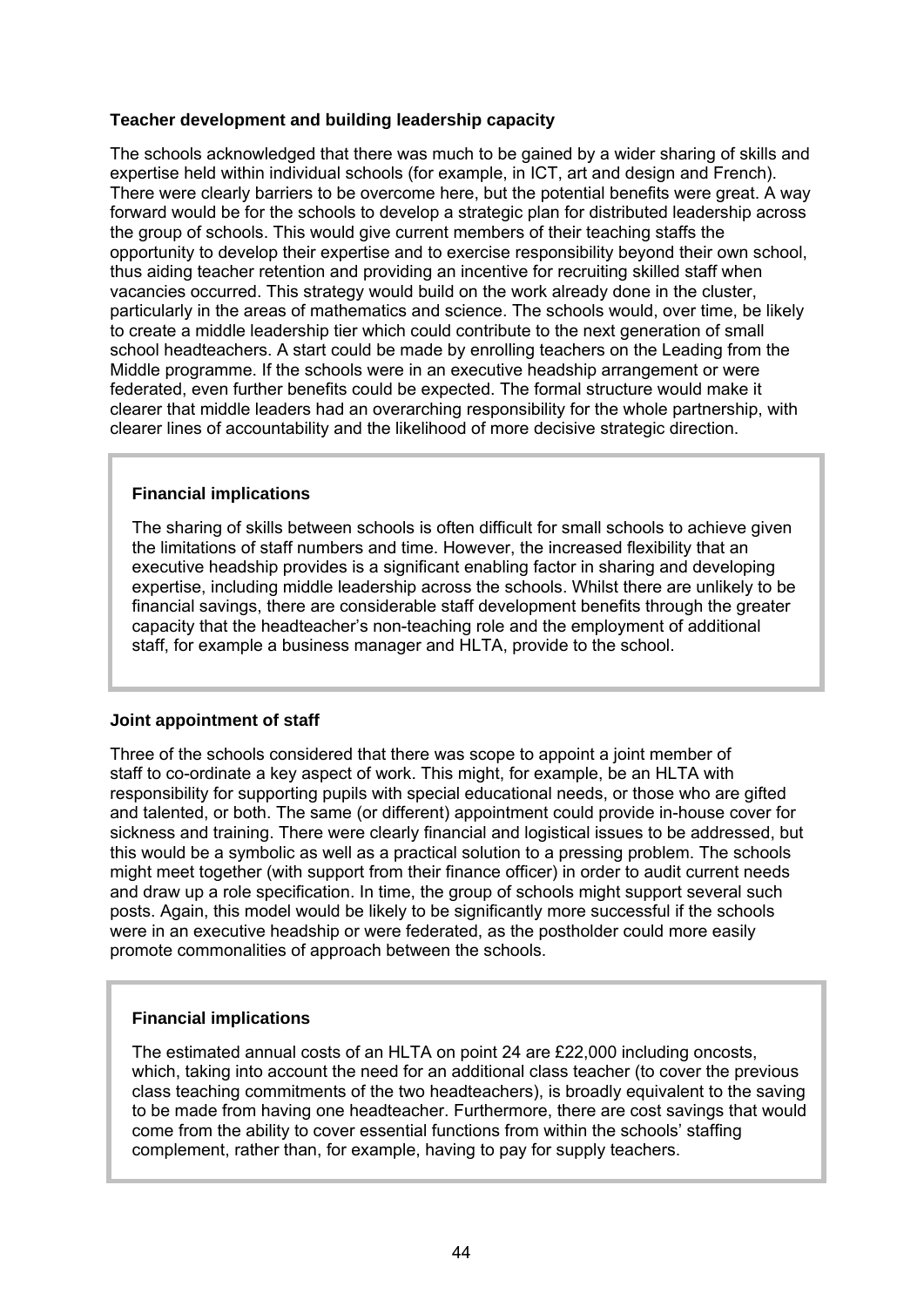### Teacher development and building leadership capacity

The schools acknowledged that there was much to be gained by a wider sharing of skills and expertise held within individual schools (for example, in ICT, art and design and French). There were clearly barriers to be overcome here, but the potential benefits were great. A way forward would be for the schools to develop a strategic plan for distributed leadership across the group of schools. This would give current members of their teaching staffs the opportunity to develop their expertise and to exercise responsibility beyond their own school, thus aiding teacher retention and providing an incentive for recruiting skilled staff when vacancies occurred. This strategy would build on the work already done in the cluster, particularly in the areas of mathematics and science. The schools would, over time, be likely to create a middle leadership tier which could contribute to the next generation of small school headteachers. A start could be made by enrolling teachers on the Leading from the Middle programme. If the schools were in an executive headship arrangement or were federated, even further benefits could be expected. The formal structure would make it clearer that middle leaders had an overarching responsibility for the whole partnership, with clearer lines of accountability and the likelihood of more decisive strategic direction.

> **Financial implications**
>
> The sharing of skills between schools is often difficult for small schools to achieve given the limitations of staff numbers and time. However, the increased flexibility that an executive headship provides is a significant enabling factor in sharing and developing expertise, including middle leadership across the schools. Whilst there are unlikely to be financial savings, there are considerable staff development benefits through the greater capacity that the headteacher's non-teaching role and the employment of additional staff, for example a business manager and HLTA, provide to the school.

### Joint appointment of staff

Three of the schools considered that there was scope to appoint a joint member of staff to co-ordinate a key aspect of work. This might, for example, be an HLTA with responsibility for supporting pupils with special educational needs, or those who are gifted and talented, or both. The same (or different) appointment could provide in-house cover for sickness and training. There were clearly financial and logistical issues to be addressed, but this would be a symbolic as well as a practical solution to a pressing problem. The schools might meet together (with support from their finance officer) in order to audit current needs and draw up a role specification. In time, the group of schools might support several such posts. Again, this model would be likely to be significantly more successful if the schools were in an executive headship or were federated, as the postholder could more easily promote commonalities of approach between the schools.

> **Financial implications**
>
> The estimated annual costs of an HLTA on point 24 are £22,000 including oncosts, which, taking into account the need for an additional class teacher (to cover the previous class teaching commitments of the two headteachers), is broadly equivalent to the saving to be made from having one headteacher. Furthermore, there are cost savings that would come from the ability to cover essential functions from within the schools' staffing complement, rather than, for example, having to pay for supply teachers.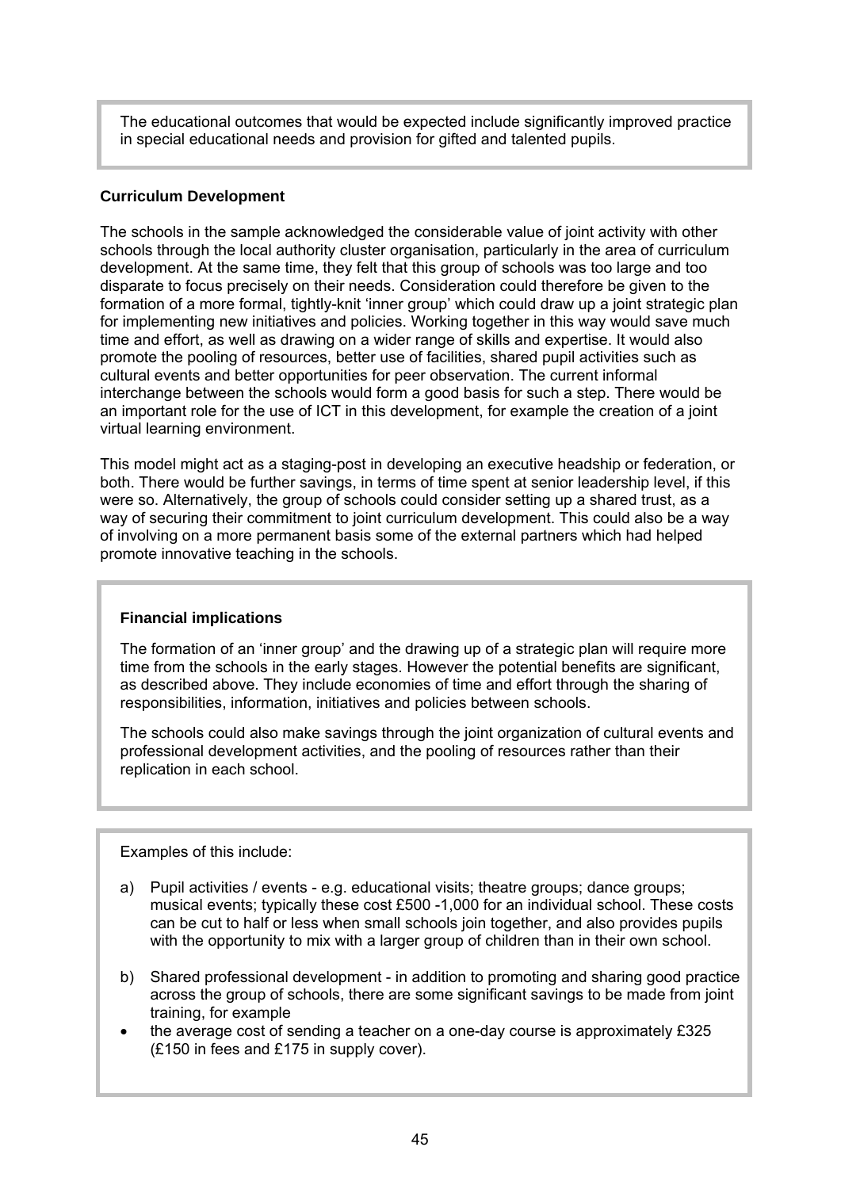The educational outcomes that would be expected include significantly improved practice in special educational needs and provision for gifted and talented pupils.

**Curriculum Development**

The schools in the sample acknowledged the considerable value of joint activity with other schools through the local authority cluster organisation, particularly in the area of curriculum development. At the same time, they felt that this group of schools was too large and too disparate to focus precisely on their needs. Consideration could therefore be given to the formation of a more formal, tightly-knit 'inner group' which could draw up a joint strategic plan for implementing new initiatives and policies. Working together in this way would save much time and effort, as well as drawing on a wider range of skills and expertise. It would also promote the pooling of resources, better use of facilities, shared pupil activities such as cultural events and better opportunities for peer observation. The current informal interchange between the schools would form a good basis for such a step. There would be an important role for the use of ICT in this development, for example the creation of a joint virtual learning environment.

This model might act as a staging-post in developing an executive headship or federation, or both. There would be further savings, in terms of time spent at senior leadership level, if this were so. Alternatively, the group of schools could consider setting up a shared trust, as a way of securing their commitment to joint curriculum development. This could also be a way of involving on a more permanent basis some of the external partners which had helped promote innovative teaching in the schools.

**Financial implications**

The formation of an 'inner group' and the drawing up of a strategic plan will require more time from the schools in the early stages. However the potential benefits are significant, as described above. They include economies of time and effort through the sharing of responsibilities, information, initiatives and policies between schools.

The schools could also make savings through the joint organization of cultural events and professional development activities, and the pooling of resources rather than their replication in each school.

Examples of this include:

a) Pupil activities / events - e.g. educational visits; theatre groups; dance groups; musical events; typically these cost £500 -1,000 for an individual school. These costs can be cut to half or less when small schools join together, and also provides pupils with the opportunity to mix with a larger group of children than in their own school.

b) Shared professional development - in addition to promoting and sharing good practice across the group of schools, there are some significant savings to be made from joint training, for example

- the average cost of sending a teacher on a one-day course is approximately £325 (£150 in fees and £175 in supply cover).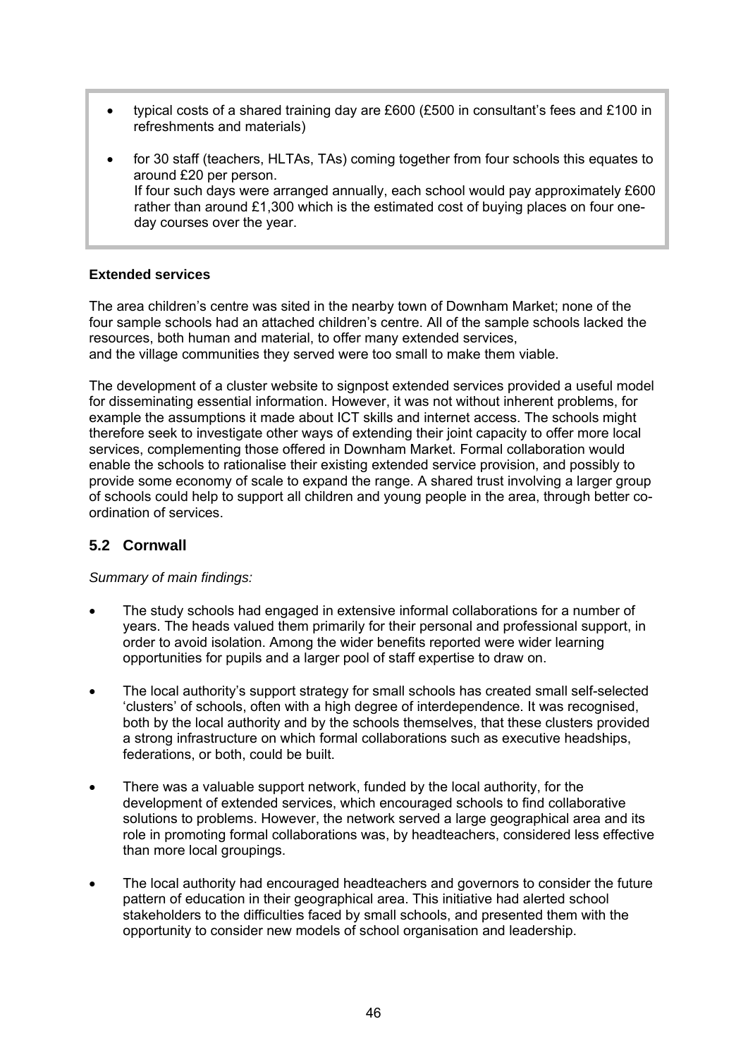- typical costs of a shared training day are £600 (£500 in consultant's fees and £100 in refreshments and materials)
- for 30 staff (teachers, HLTAs, TAs) coming together from four schools this equates to around £20 per person.
  If four such days were arranged annually, each school would pay approximately £600 rather than around £1,300 which is the estimated cost of buying places on four one-day courses over the year.

**Extended services**

The area children's centre was sited in the nearby town of Downham Market; none of the four sample schools had an attached children's centre. All of the sample schools lacked the resources, both human and material, to offer many extended services, and the village communities they served were too small to make them viable.

The development of a cluster website to signpost extended services provided a useful model for disseminating essential information. However, it was not without inherent problems, for example the assumptions it made about ICT skills and internet access. The schools might therefore seek to investigate other ways of extending their joint capacity to offer more local services, complementing those offered in Downham Market. Formal collaboration would enable the schools to rationalise their existing extended service provision, and possibly to provide some economy of scale to expand the range. A shared trust involving a larger group of schools could help to support all children and young people in the area, through better co-ordination of services.

## 5.2 Cornwall

*Summary of main findings:*

- The study schools had engaged in extensive informal collaborations for a number of years. The heads valued them primarily for their personal and professional support, in order to avoid isolation. Among the wider benefits reported were wider learning opportunities for pupils and a larger pool of staff expertise to draw on.
- The local authority's support strategy for small schools has created small self-selected 'clusters' of schools, often with a high degree of interdependence. It was recognised, both by the local authority and by the schools themselves, that these clusters provided a strong infrastructure on which formal collaborations such as executive headships, federations, or both, could be built.
- There was a valuable support network, funded by the local authority, for the development of extended services, which encouraged schools to find collaborative solutions to problems. However, the network served a large geographical area and its role in promoting formal collaborations was, by headteachers, considered less effective than more local groupings.
- The local authority had encouraged headteachers and governors to consider the future pattern of education in their geographical area. This initiative had alerted school stakeholders to the difficulties faced by small schools, and presented them with the opportunity to consider new models of school organisation and leadership.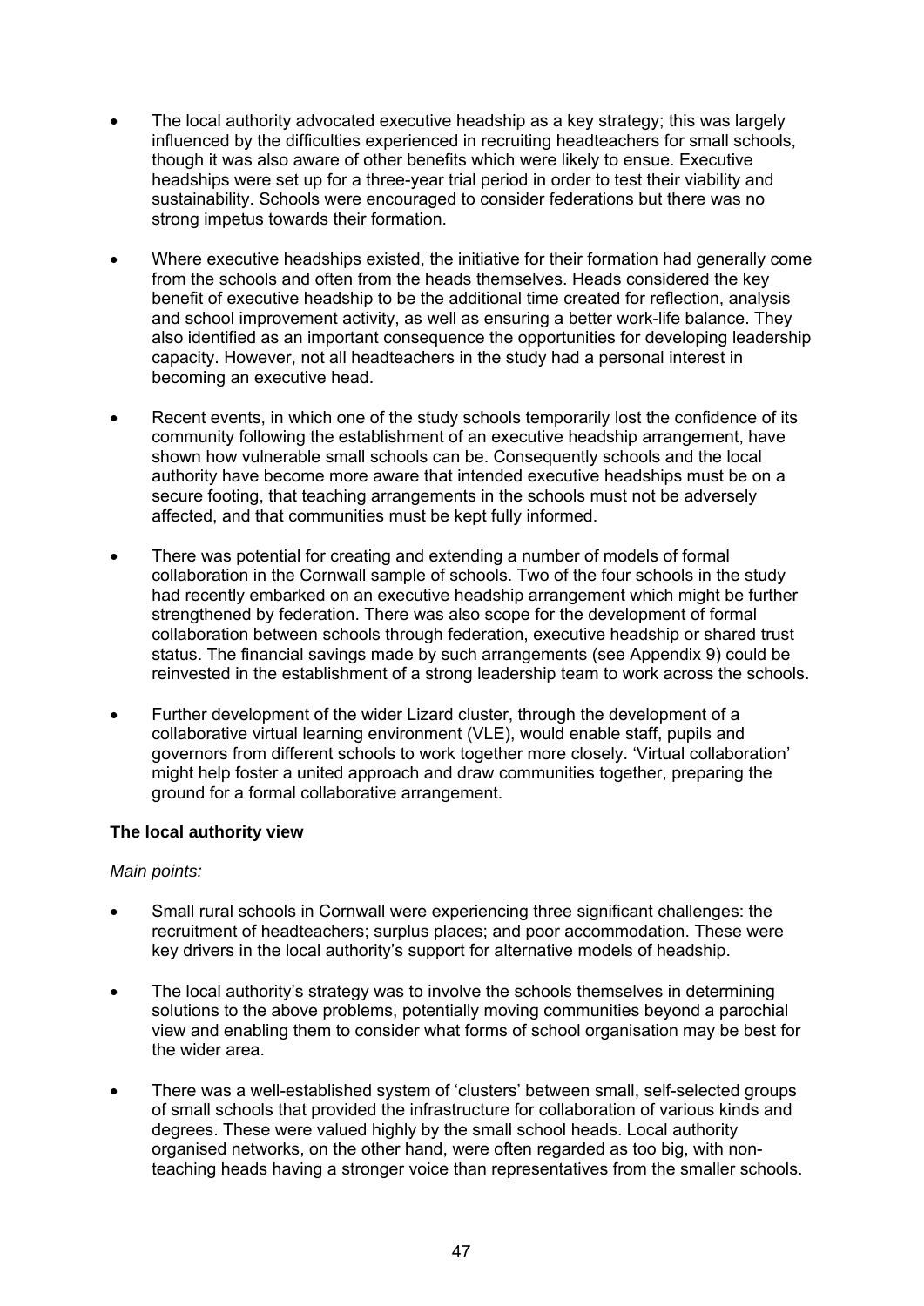- The local authority advocated executive headship as a key strategy; this was largely influenced by the difficulties experienced in recruiting headteachers for small schools, though it was also aware of other benefits which were likely to ensue. Executive headships were set up for a three-year trial period in order to test their viability and sustainability. Schools were encouraged to consider federations but there was no strong impetus towards their formation.

- Where executive headships existed, the initiative for their formation had generally come from the schools and often from the heads themselves. Heads considered the key benefit of executive headship to be the additional time created for reflection, analysis and school improvement activity, as well as ensuring a better work-life balance. They also identified as an important consequence the opportunities for developing leadership capacity. However, not all headteachers in the study had a personal interest in becoming an executive head.

- Recent events, in which one of the study schools temporarily lost the confidence of its community following the establishment of an executive headship arrangement, have shown how vulnerable small schools can be. Consequently schools and the local authority have become more aware that intended executive headships must be on a secure footing, that teaching arrangements in the schools must not be adversely affected, and that communities must be kept fully informed.

- There was potential for creating and extending a number of models of formal collaboration in the Cornwall sample of schools. Two of the four schools in the study had recently embarked on an executive headship arrangement which might be further strengthened by federation. There was also scope for the development of formal collaboration between schools through federation, executive headship or shared trust status. The financial savings made by such arrangements (see Appendix 9) could be reinvested in the establishment of a strong leadership team to work across the schools.

- Further development of the wider Lizard cluster, through the development of a collaborative virtual learning environment (VLE), would enable staff, pupils and governors from different schools to work together more closely. 'Virtual collaboration' might help foster a united approach and draw communities together, preparing the ground for a formal collaborative arrangement.

**The local authority view**

*Main points:*

- Small rural schools in Cornwall were experiencing three significant challenges: the recruitment of headteachers; surplus places; and poor accommodation. These were key drivers in the local authority's support for alternative models of headship.

- The local authority's strategy was to involve the schools themselves in determining solutions to the above problems, potentially moving communities beyond a parochial view and enabling them to consider what forms of school organisation may be best for the wider area.

- There was a well-established system of 'clusters' between small, self-selected groups of small schools that provided the infrastructure for collaboration of various kinds and degrees. These were valued highly by the small school heads. Local authority organised networks, on the other hand, were often regarded as too big, with non-teaching heads having a stronger voice than representatives from the smaller schools.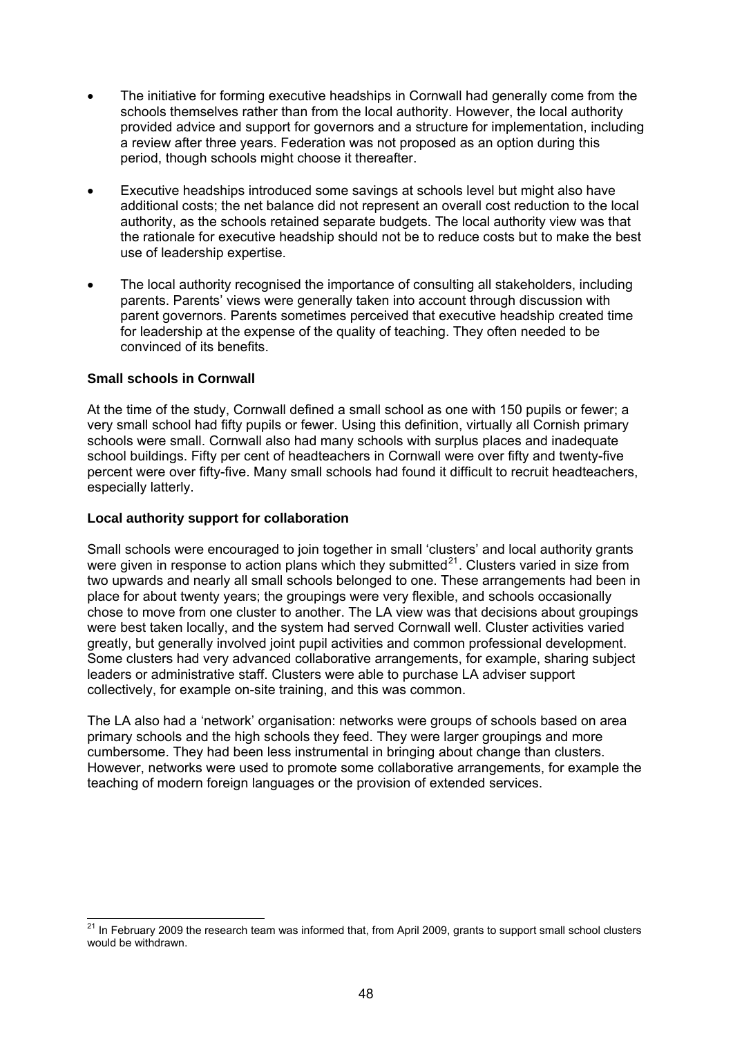- The initiative for forming executive headships in Cornwall had generally come from the schools themselves rather than from the local authority. However, the local authority provided advice and support for governors and a structure for implementation, including a review after three years. Federation was not proposed as an option during this period, though schools might choose it thereafter.
- Executive headships introduced some savings at schools level but might also have additional costs; the net balance did not represent an overall cost reduction to the local authority, as the schools retained separate budgets. The local authority view was that the rationale for executive headship should not be to reduce costs but to make the best use of leadership expertise.
- The local authority recognised the importance of consulting all stakeholders, including parents. Parents' views were generally taken into account through discussion with parent governors. Parents sometimes perceived that executive headship created time for leadership at the expense of the quality of teaching. They often needed to be convinced of its benefits.

**Small schools in Cornwall**

At the time of the study, Cornwall defined a small school as one with 150 pupils or fewer; a very small school had fifty pupils or fewer. Using this definition, virtually all Cornish primary schools were small. Cornwall also had many schools with surplus places and inadequate school buildings. Fifty per cent of headteachers in Cornwall were over fifty and twenty-five percent were over fifty-five. Many small schools had found it difficult to recruit headteachers, especially latterly.

**Local authority support for collaboration**

Small schools were encouraged to join together in small 'clusters' and local authority grants were given in response to action plans which they submitted[21]. Clusters varied in size from two upwards and nearly all small schools belonged to one. These arrangements had been in place for about twenty years; the groupings were very flexible, and schools occasionally chose to move from one cluster to another. The LA view was that decisions about groupings were best taken locally, and the system had served Cornwall well. Cluster activities varied greatly, but generally involved joint pupil activities and common professional development. Some clusters had very advanced collaborative arrangements, for example, sharing subject leaders or administrative staff. Clusters were able to purchase LA adviser support collectively, for example on-site training, and this was common.

The LA also had a 'network' organisation: networks were groups of schools based on area primary schools and the high schools they feed. They were larger groupings and more cumbersome. They had been less instrumental in bringing about change than clusters. However, networks were used to promote some collaborative arrangements, for example the teaching of modern foreign languages or the provision of extended services.

[21] In February 2009 the research team was informed that, from April 2009, grants to support small school clusters would be withdrawn.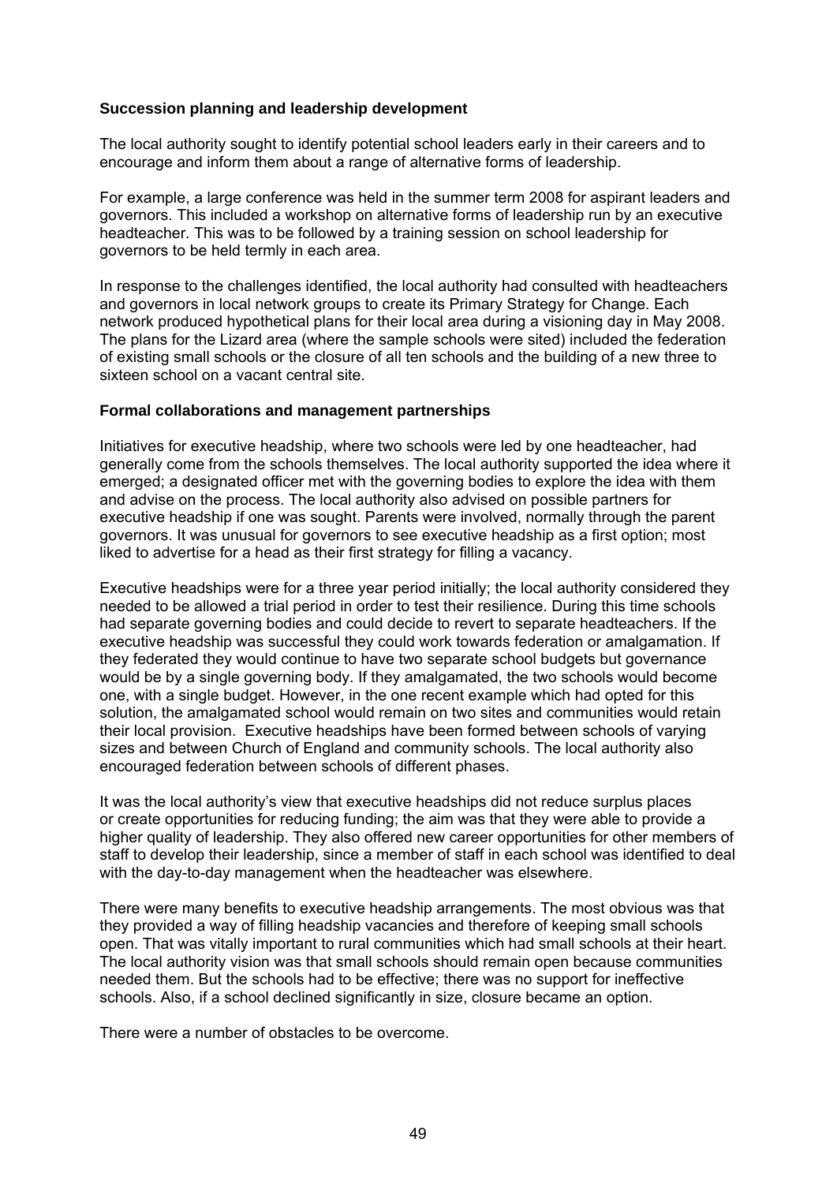**Succession planning and leadership development**

The local authority sought to identify potential school leaders early in their careers and to encourage and inform them about a range of alternative forms of leadership.

For example, a large conference was held in the summer term 2008 for aspirant leaders and governors. This included a workshop on alternative forms of leadership run by an executive headteacher. This was to be followed by a training session on school leadership for governors to be held termly in each area.

In response to the challenges identified, the local authority had consulted with headteachers and governors in local network groups to create its Primary Strategy for Change. Each network produced hypothetical plans for their local area during a visioning day in May 2008. The plans for the Lizard area (where the sample schools were sited) included the federation of existing small schools or the closure of all ten schools and the building of a new three to sixteen school on a vacant central site.

**Formal collaborations and management partnerships**

Initiatives for executive headship, where two schools were led by one headteacher, had generally come from the schools themselves. The local authority supported the idea where it emerged; a designated officer met with the governing bodies to explore the idea with them and advise on the process. The local authority also advised on possible partners for executive headship if one was sought. Parents were involved, normally through the parent governors. It was unusual for governors to see executive headship as a first option; most liked to advertise for a head as their first strategy for filling a vacancy.

Executive headships were for a three year period initially; the local authority considered they needed to be allowed a trial period in order to test their resilience. During this time schools had separate governing bodies and could decide to revert to separate headteachers. If the executive headship was successful they could work towards federation or amalgamation. If they federated they would continue to have two separate school budgets but governance would be by a single governing body. If they amalgamated, the two schools would become one, with a single budget. However, in the one recent example which had opted for this solution, the amalgamated school would remain on two sites and communities would retain their local provision. Executive headships have been formed between schools of varying sizes and between Church of England and community schools. The local authority also encouraged federation between schools of different phases.

It was the local authority's view that executive headships did not reduce surplus places or create opportunities for reducing funding; the aim was that they were able to provide a higher quality of leadership. They also offered new career opportunities for other members of staff to develop their leadership, since a member of staff in each school was identified to deal with the day-to-day management when the headteacher was elsewhere.

There were many benefits to executive headship arrangements. The most obvious was that they provided a way of filling headship vacancies and therefore of keeping small schools open. That was vitally important to rural communities which had small schools at their heart. The local authority vision was that small schools should remain open because communities needed them. But the schools had to be effective; there was no support for ineffective schools. Also, if a school declined significantly in size, closure became an option.

There were a number of obstacles to be overcome.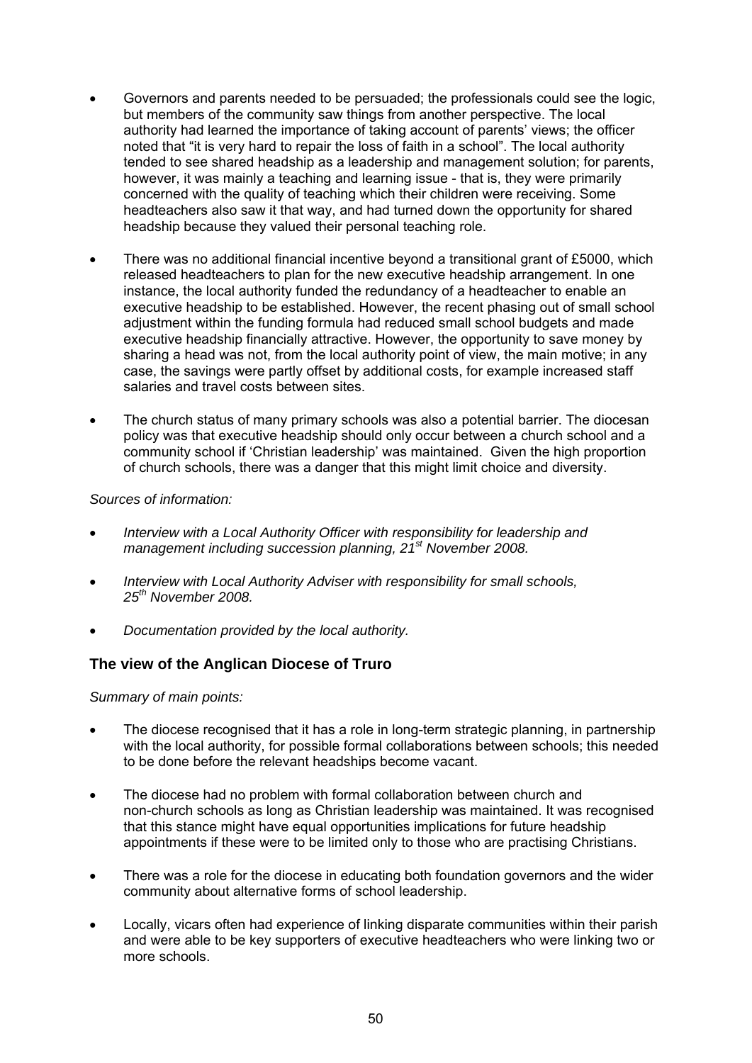- Governors and parents needed to be persuaded; the professionals could see the logic, but members of the community saw things from another perspective. The local authority had learned the importance of taking account of parents' views; the officer noted that "it is very hard to repair the loss of faith in a school". The local authority tended to see shared headship as a leadership and management solution; for parents, however, it was mainly a teaching and learning issue - that is, they were primarily concerned with the quality of teaching which their children were receiving. Some headteachers also saw it that way, and had turned down the opportunity for shared headship because they valued their personal teaching role.

- There was no additional financial incentive beyond a transitional grant of £5000, which released headteachers to plan for the new executive headship arrangement. In one instance, the local authority funded the redundancy of a headteacher to enable an executive headship to be established. However, the recent phasing out of small school adjustment within the funding formula had reduced small school budgets and made executive headship financially attractive. However, the opportunity to save money by sharing a head was not, from the local authority point of view, the main motive; in any case, the savings were partly offset by additional costs, for example increased staff salaries and travel costs between sites.

- The church status of many primary schools was also a potential barrier. The diocesan policy was that executive headship should only occur between a church school and a community school if 'Christian leadership' was maintained. Given the high proportion of church schools, there was a danger that this might limit choice and diversity.

*Sources of information:*

- *Interview with a Local Authority Officer with responsibility for leadership and management including succession planning, 21st November 2008.*

- *Interview with Local Authority Adviser with responsibility for small schools, 25th November 2008.*

- *Documentation provided by the local authority.*

## The view of the Anglican Diocese of Truro

*Summary of main points:*

- The diocese recognised that it has a role in long-term strategic planning, in partnership with the local authority, for possible formal collaborations between schools; this needed to be done before the relevant headships become vacant.

- The diocese had no problem with formal collaboration between church and non-church schools as long as Christian leadership was maintained. It was recognised that this stance might have equal opportunities implications for future headship appointments if these were to be limited only to those who are practising Christians.

- There was a role for the diocese in educating both foundation governors and the wider community about alternative forms of school leadership.

- Locally, vicars often had experience of linking disparate communities within their parish and were able to be key supporters of executive headteachers who were linking two or more schools.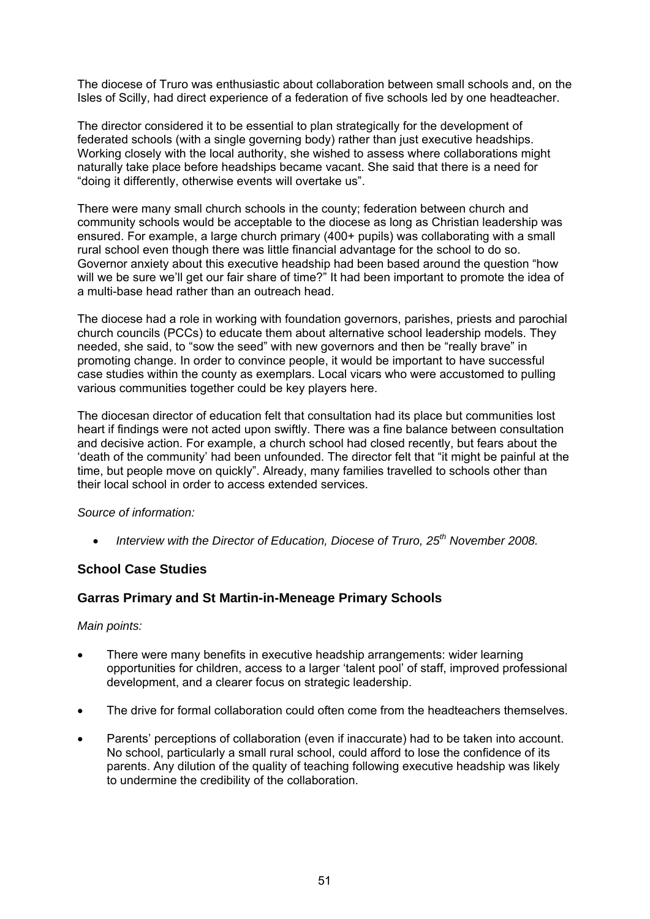The diocese of Truro was enthusiastic about collaboration between small schools and, on the Isles of Scilly, had direct experience of a federation of five schools led by one headteacher.

The director considered it to be essential to plan strategically for the development of federated schools (with a single governing body) rather than just executive headships. Working closely with the local authority, she wished to assess where collaborations might naturally take place before headships became vacant. She said that there is a need for "doing it differently, otherwise events will overtake us".

There were many small church schools in the county; federation between church and community schools would be acceptable to the diocese as long as Christian leadership was ensured. For example, a large church primary (400+ pupils) was collaborating with a small rural school even though there was little financial advantage for the school to do so. Governor anxiety about this executive headship had been based around the question "how will we be sure we'll get our fair share of time?" It had been important to promote the idea of a multi-base head rather than an outreach head.

The diocese had a role in working with foundation governors, parishes, priests and parochial church councils (PCCs) to educate them about alternative school leadership models. They needed, she said, to "sow the seed" with new governors and then be "really brave" in promoting change. In order to convince people, it would be important to have successful case studies within the county as exemplars. Local vicars who were accustomed to pulling various communities together could be key players here.

The diocesan director of education felt that consultation had its place but communities lost heart if findings were not acted upon swiftly. There was a fine balance between consultation and decisive action. For example, a church school had closed recently, but fears about the 'death of the community' had been unfounded. The director felt that "it might be painful at the time, but people move on quickly". Already, many families travelled to schools other than their local school in order to access extended services.

*Source of information:*

- *Interview with the Director of Education, Diocese of Truro, 25th November 2008.*

## School Case Studies

### Garras Primary and St Martin-in-Meneage Primary Schools

*Main points:*

- There were many benefits in executive headship arrangements: wider learning opportunities for children, access to a larger 'talent pool' of staff, improved professional development, and a clearer focus on strategic leadership.
- The drive for formal collaboration could often come from the headteachers themselves.
- Parents' perceptions of collaboration (even if inaccurate) had to be taken into account. No school, particularly a small rural school, could afford to lose the confidence of its parents. Any dilution of the quality of teaching following executive headship was likely to undermine the credibility of the collaboration.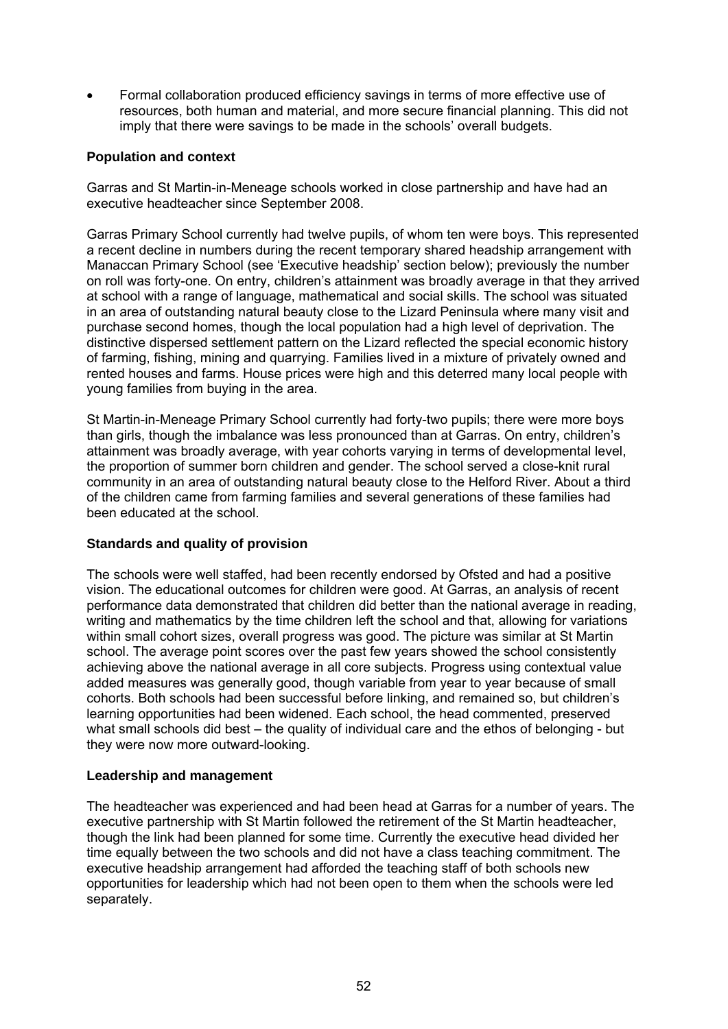- Formal collaboration produced efficiency savings in terms of more effective use of resources, both human and material, and more secure financial planning. This did not imply that there were savings to be made in the schools' overall budgets.

**Population and context**

Garras and St Martin-in-Meneage schools worked in close partnership and have had an executive headteacher since September 2008.

Garras Primary School currently had twelve pupils, of whom ten were boys. This represented a recent decline in numbers during the recent temporary shared headship arrangement with Manaccan Primary School (see 'Executive headship' section below); previously the number on roll was forty-one. On entry, children's attainment was broadly average in that they arrived at school with a range of language, mathematical and social skills. The school was situated in an area of outstanding natural beauty close to the Lizard Peninsula where many visit and purchase second homes, though the local population had a high level of deprivation. The distinctive dispersed settlement pattern on the Lizard reflected the special economic history of farming, fishing, mining and quarrying. Families lived in a mixture of privately owned and rented houses and farms. House prices were high and this deterred many local people with young families from buying in the area.

St Martin-in-Meneage Primary School currently had forty-two pupils; there were more boys than girls, though the imbalance was less pronounced than at Garras. On entry, children's attainment was broadly average, with year cohorts varying in terms of developmental level, the proportion of summer born children and gender. The school served a close-knit rural community in an area of outstanding natural beauty close to the Helford River. About a third of the children came from farming families and several generations of these families had been educated at the school.

**Standards and quality of provision**

The schools were well staffed, had been recently endorsed by Ofsted and had a positive vision. The educational outcomes for children were good. At Garras, an analysis of recent performance data demonstrated that children did better than the national average in reading, writing and mathematics by the time children left the school and that, allowing for variations within small cohort sizes, overall progress was good. The picture was similar at St Martin school. The average point scores over the past few years showed the school consistently achieving above the national average in all core subjects. Progress using contextual value added measures was generally good, though variable from year to year because of small cohorts. Both schools had been successful before linking, and remained so, but children's learning opportunities had been widened. Each school, the head commented, preserved what small schools did best – the quality of individual care and the ethos of belonging - but they were now more outward-looking.

**Leadership and management**

The headteacher was experienced and had been head at Garras for a number of years. The executive partnership with St Martin followed the retirement of the St Martin headteacher, though the link had been planned for some time. Currently the executive head divided her time equally between the two schools and did not have a class teaching commitment. The executive headship arrangement had afforded the teaching staff of both schools new opportunities for leadership which had not been open to them when the schools were led separately.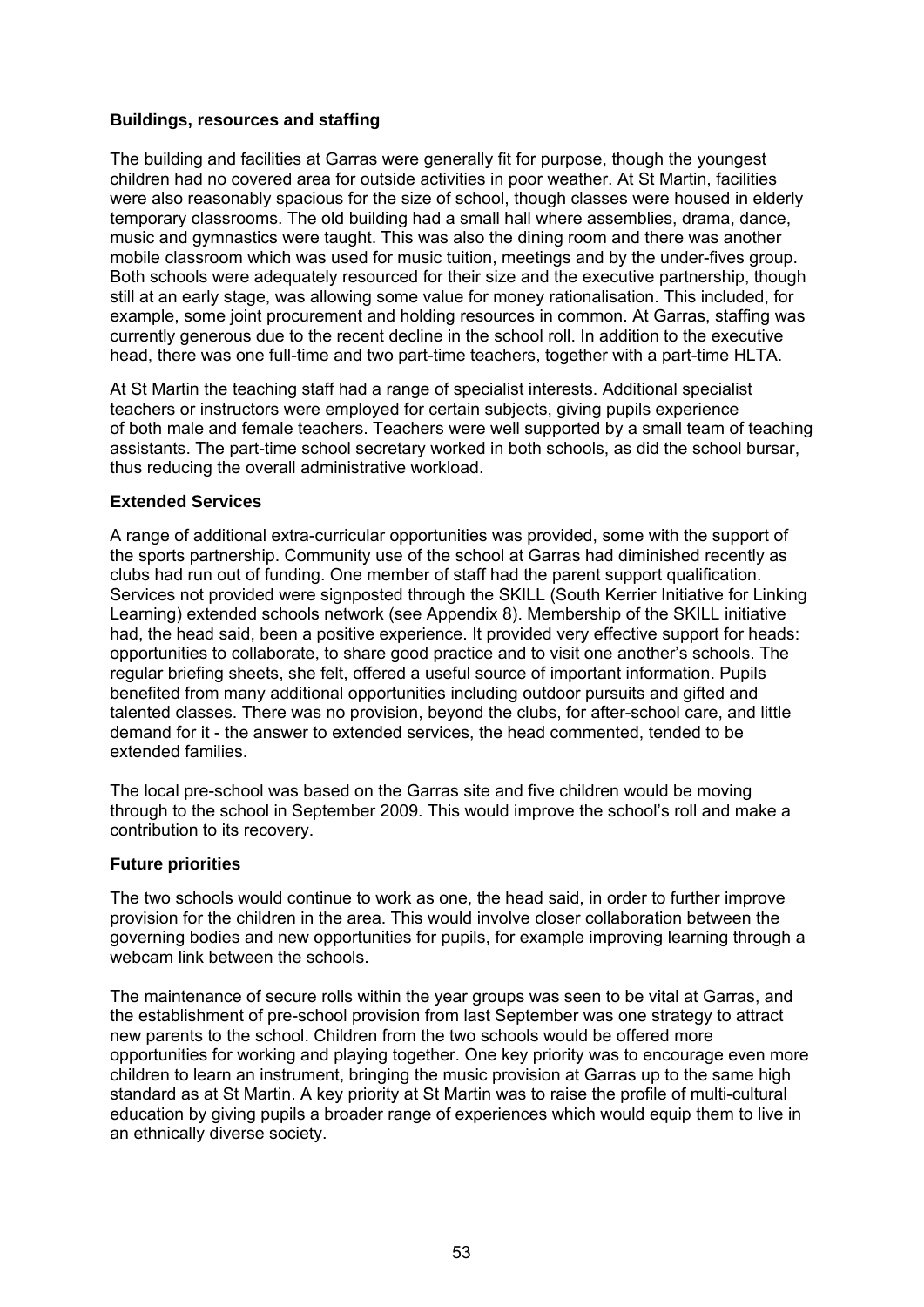### Buildings, resources and staffing

The building and facilities at Garras were generally fit for purpose, though the youngest children had no covered area for outside activities in poor weather. At St Martin, facilities were also reasonably spacious for the size of school, though classes were housed in elderly temporary classrooms. The old building had a small hall where assemblies, drama, dance, music and gymnastics were taught. This was also the dining room and there was another mobile classroom which was used for music tuition, meetings and by the under-fives group. Both schools were adequately resourced for their size and the executive partnership, though still at an early stage, was allowing some value for money rationalisation. This included, for example, some joint procurement and holding resources in common. At Garras, staffing was currently generous due to the recent decline in the school roll. In addition to the executive head, there was one full-time and two part-time teachers, together with a part-time HLTA.

At St Martin the teaching staff had a range of specialist interests. Additional specialist teachers or instructors were employed for certain subjects, giving pupils experience of both male and female teachers. Teachers were well supported by a small team of teaching assistants. The part-time school secretary worked in both schools, as did the school bursar, thus reducing the overall administrative workload.

### Extended Services

A range of additional extra-curricular opportunities was provided, some with the support of the sports partnership. Community use of the school at Garras had diminished recently as clubs had run out of funding. One member of staff had the parent support qualification. Services not provided were signposted through the SKILL (South Kerrier Initiative for Linking Learning) extended schools network (see Appendix 8). Membership of the SKILL initiative had, the head said, been a positive experience. It provided very effective support for heads: opportunities to collaborate, to share good practice and to visit one another's schools. The regular briefing sheets, she felt, offered a useful source of important information. Pupils benefited from many additional opportunities including outdoor pursuits and gifted and talented classes. There was no provision, beyond the clubs, for after-school care, and little demand for it - the answer to extended services, the head commented, tended to be extended families.

The local pre-school was based on the Garras site and five children would be moving through to the school in September 2009. This would improve the school's roll and make a contribution to its recovery.

### Future priorities

The two schools would continue to work as one, the head said, in order to further improve provision for the children in the area. This would involve closer collaboration between the governing bodies and new opportunities for pupils, for example improving learning through a webcam link between the schools.

The maintenance of secure rolls within the year groups was seen to be vital at Garras, and the establishment of pre-school provision from last September was one strategy to attract new parents to the school. Children from the two schools would be offered more opportunities for working and playing together. One key priority was to encourage even more children to learn an instrument, bringing the music provision at Garras up to the same high standard as at St Martin. A key priority at St Martin was to raise the profile of multi-cultural education by giving pupils a broader range of experiences which would equip them to live in an ethnically diverse society.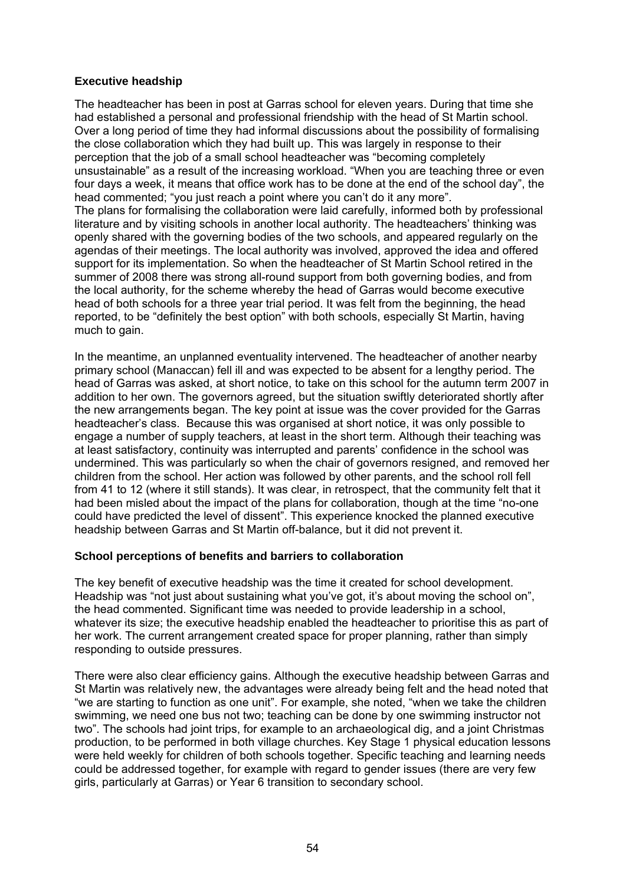**Executive headship**

The headteacher has been in post at Garras school for eleven years. During that time she had established a personal and professional friendship with the head of St Martin school. Over a long period of time they had informal discussions about the possibility of formalising the close collaboration which they had built up. This was largely in response to their perception that the job of a small school headteacher was "becoming completely unsustainable" as a result of the increasing workload. "When you are teaching three or even four days a week, it means that office work has to be done at the end of the school day", the head commented; "you just reach a point where you can't do it any more".
The plans for formalising the collaboration were laid carefully, informed both by professional literature and by visiting schools in another local authority. The headteachers' thinking was openly shared with the governing bodies of the two schools, and appeared regularly on the agendas of their meetings. The local authority was involved, approved the idea and offered support for its implementation. So when the headteacher of St Martin School retired in the summer of 2008 there was strong all-round support from both governing bodies, and from the local authority, for the scheme whereby the head of Garras would become executive head of both schools for a three year trial period. It was felt from the beginning, the head reported, to be "definitely the best option" with both schools, especially St Martin, having much to gain.

In the meantime, an unplanned eventuality intervened. The headteacher of another nearby primary school (Manaccan) fell ill and was expected to be absent for a lengthy period. The head of Garras was asked, at short notice, to take on this school for the autumn term 2007 in addition to her own. The governors agreed, but the situation swiftly deteriorated shortly after the new arrangements began. The key point at issue was the cover provided for the Garras headteacher's class. Because this was organised at short notice, it was only possible to engage a number of supply teachers, at least in the short term. Although their teaching was at least satisfactory, continuity was interrupted and parents' confidence in the school was undermined. This was particularly so when the chair of governors resigned, and removed her children from the school. Her action was followed by other parents, and the school roll fell from 41 to 12 (where it still stands). It was clear, in retrospect, that the community felt that it had been misled about the impact of the plans for collaboration, though at the time "no-one could have predicted the level of dissent". This experience knocked the planned executive headship between Garras and St Martin off-balance, but it did not prevent it.

**School perceptions of benefits and barriers to collaboration**

The key benefit of executive headship was the time it created for school development. Headship was "not just about sustaining what you've got, it's about moving the school on", the head commented. Significant time was needed to provide leadership in a school, whatever its size; the executive headship enabled the headteacher to prioritise this as part of her work. The current arrangement created space for proper planning, rather than simply responding to outside pressures.

There were also clear efficiency gains. Although the executive headship between Garras and St Martin was relatively new, the advantages were already being felt and the head noted that "we are starting to function as one unit". For example, she noted, "when we take the children swimming, we need one bus not two; teaching can be done by one swimming instructor not two". The schools had joint trips, for example to an archaeological dig, and a joint Christmas production, to be performed in both village churches. Key Stage 1 physical education lessons were held weekly for children of both schools together. Specific teaching and learning needs could be addressed together, for example with regard to gender issues (there are very few girls, particularly at Garras) or Year 6 transition to secondary school.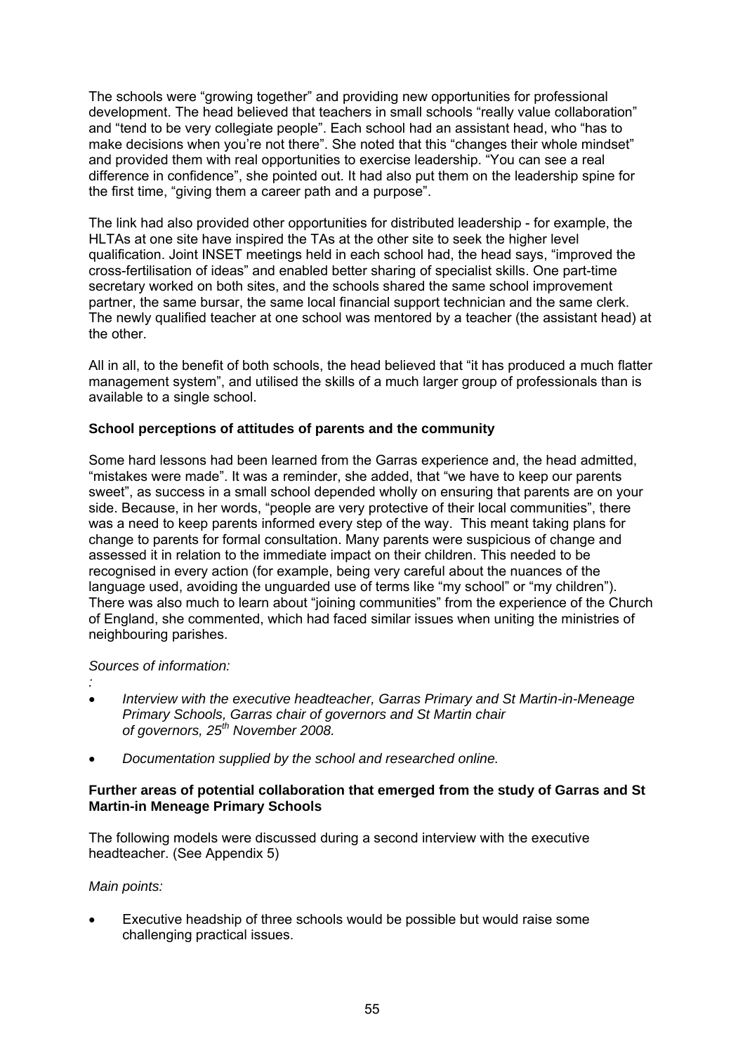The schools were "growing together" and providing new opportunities for professional development. The head believed that teachers in small schools "really value collaboration" and "tend to be very collegiate people". Each school had an assistant head, who "has to make decisions when you're not there". She noted that this "changes their whole mindset" and provided them with real opportunities to exercise leadership. "You can see a real difference in confidence", she pointed out. It had also put them on the leadership spine for the first time, "giving them a career path and a purpose".

The link had also provided other opportunities for distributed leadership - for example, the HLTAs at one site have inspired the TAs at the other site to seek the higher level qualification. Joint INSET meetings held in each school had, the head says, "improved the cross-fertilisation of ideas" and enabled better sharing of specialist skills. One part-time secretary worked on both sites, and the schools shared the same school improvement partner, the same bursar, the same local financial support technician and the same clerk. The newly qualified teacher at one school was mentored by a teacher (the assistant head) at the other.

All in all, to the benefit of both schools, the head believed that "it has produced a much flatter management system", and utilised the skills of a much larger group of professionals than is available to a single school.

**School perceptions of attitudes of parents and the community**

Some hard lessons had been learned from the Garras experience and, the head admitted, "mistakes were made". It was a reminder, she added, that "we have to keep our parents sweet", as success in a small school depended wholly on ensuring that parents are on your side. Because, in her words, "people are very protective of their local communities", there was a need to keep parents informed every step of the way. This meant taking plans for change to parents for formal consultation. Many parents were suspicious of change and assessed it in relation to the immediate impact on their children. This needed to be recognised in every action (for example, being very careful about the nuances of the language used, avoiding the unguarded use of terms like "my school" or "my children"). There was also much to learn about "joining communities" from the experience of the Church of England, she commented, which had faced similar issues when uniting the ministries of neighbouring parishes.

*Sources of information:*

*:*

- *Interview with the executive headteacher, Garras Primary and St Martin-in-Meneage Primary Schools, Garras chair of governors and St Martin chair of governors, 25th November 2008.*
- *Documentation supplied by the school and researched online.*

**Further areas of potential collaboration that emerged from the study of Garras and St Martin-in Meneage Primary Schools**

The following models were discussed during a second interview with the executive headteacher. (See Appendix 5)

*Main points:*

- Executive headship of three schools would be possible but would raise some challenging practical issues.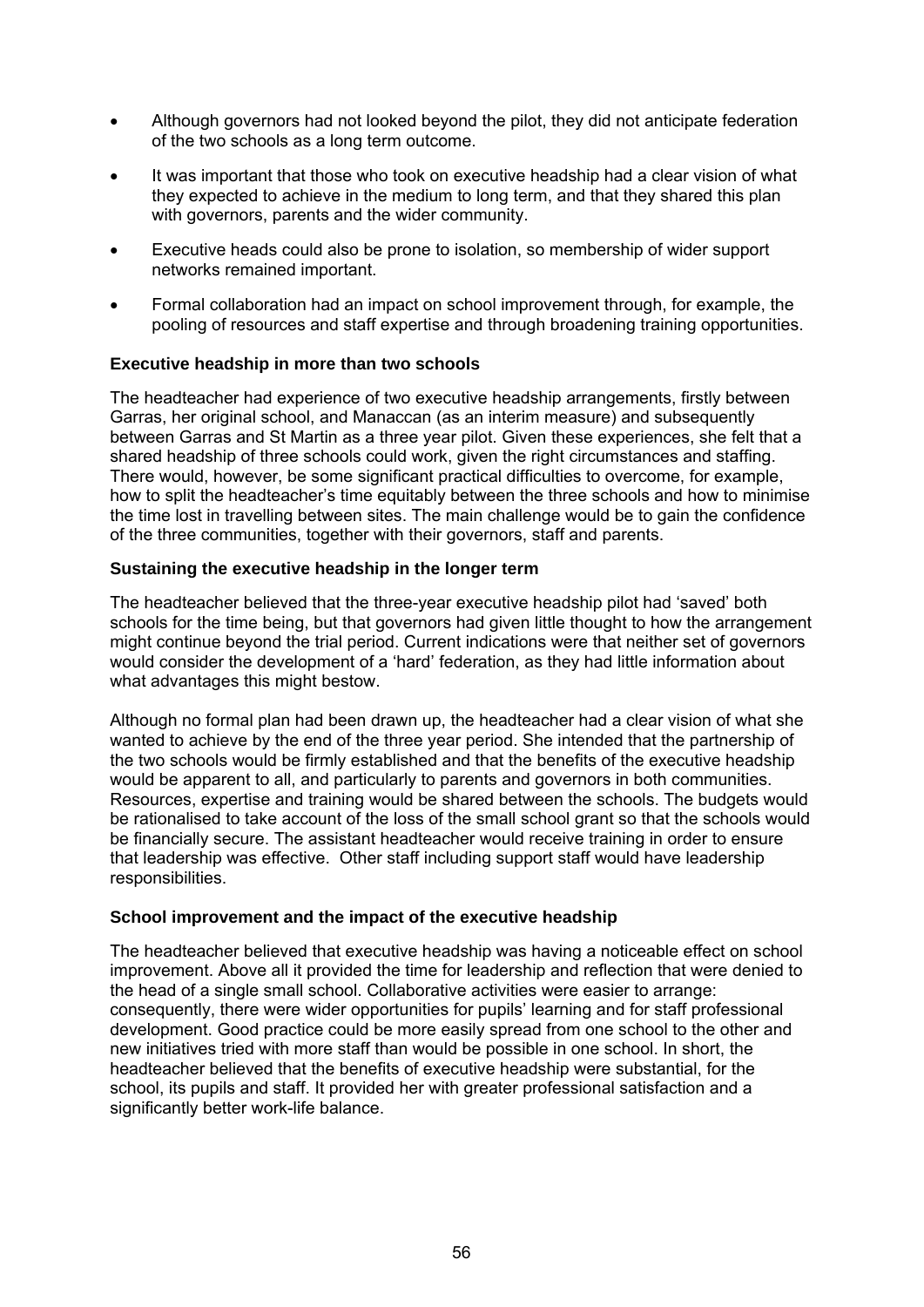- Although governors had not looked beyond the pilot, they did not anticipate federation of the two schools as a long term outcome.
- It was important that those who took on executive headship had a clear vision of what they expected to achieve in the medium to long term, and that they shared this plan with governors, parents and the wider community.
- Executive heads could also be prone to isolation, so membership of wider support networks remained important.
- Formal collaboration had an impact on school improvement through, for example, the pooling of resources and staff expertise and through broadening training opportunities.

**Executive headship in more than two schools**

The headteacher had experience of two executive headship arrangements, firstly between Garras, her original school, and Manaccan (as an interim measure) and subsequently between Garras and St Martin as a three year pilot. Given these experiences, she felt that a shared headship of three schools could work, given the right circumstances and staffing. There would, however, be some significant practical difficulties to overcome, for example, how to split the headteacher's time equitably between the three schools and how to minimise the time lost in travelling between sites. The main challenge would be to gain the confidence of the three communities, together with their governors, staff and parents.

**Sustaining the executive headship in the longer term**

The headteacher believed that the three-year executive headship pilot had 'saved' both schools for the time being, but that governors had given little thought to how the arrangement might continue beyond the trial period. Current indications were that neither set of governors would consider the development of a 'hard' federation, as they had little information about what advantages this might bestow.

Although no formal plan had been drawn up, the headteacher had a clear vision of what she wanted to achieve by the end of the three year period. She intended that the partnership of the two schools would be firmly established and that the benefits of the executive headship would be apparent to all, and particularly to parents and governors in both communities. Resources, expertise and training would be shared between the schools. The budgets would be rationalised to take account of the loss of the small school grant so that the schools would be financially secure. The assistant headteacher would receive training in order to ensure that leadership was effective. Other staff including support staff would have leadership responsibilities.

**School improvement and the impact of the executive headship**

The headteacher believed that executive headship was having a noticeable effect on school improvement. Above all it provided the time for leadership and reflection that were denied to the head of a single small school. Collaborative activities were easier to arrange: consequently, there were wider opportunities for pupils' learning and for staff professional development. Good practice could be more easily spread from one school to the other and new initiatives tried with more staff than would be possible in one school. In short, the headteacher believed that the benefits of executive headship were substantial, for the school, its pupils and staff. It provided her with greater professional satisfaction and a significantly better work-life balance.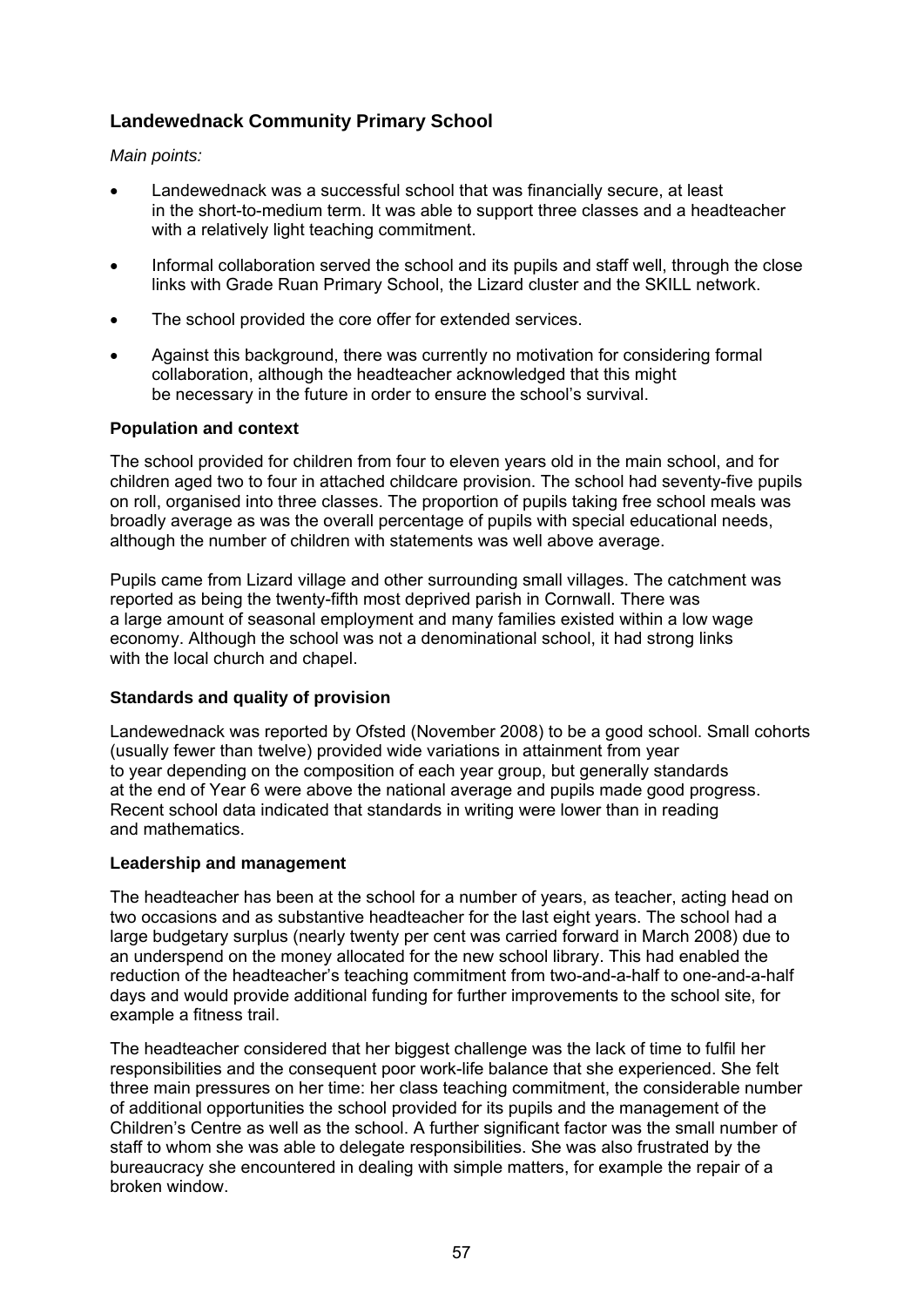## Landewednack Community Primary School

*Main points:*

- Landewednack was a successful school that was financially secure, at least in the short-to-medium term. It was able to support three classes and a headteacher with a relatively light teaching commitment.
- Informal collaboration served the school and its pupils and staff well, through the close links with Grade Ruan Primary School, the Lizard cluster and the SKILL network.
- The school provided the core offer for extended services.
- Against this background, there was currently no motivation for considering formal collaboration, although the headteacher acknowledged that this might be necessary in the future in order to ensure the school's survival.

### Population and context

The school provided for children from four to eleven years old in the main school, and for children aged two to four in attached childcare provision. The school had seventy-five pupils on roll, organised into three classes. The proportion of pupils taking free school meals was broadly average as was the overall percentage of pupils with special educational needs, although the number of children with statements was well above average.

Pupils came from Lizard village and other surrounding small villages. The catchment was reported as being the twenty-fifth most deprived parish in Cornwall. There was a large amount of seasonal employment and many families existed within a low wage economy. Although the school was not a denominational school, it had strong links with the local church and chapel.

### Standards and quality of provision

Landewednack was reported by Ofsted (November 2008) to be a good school. Small cohorts (usually fewer than twelve) provided wide variations in attainment from year to year depending on the composition of each year group, but generally standards at the end of Year 6 were above the national average and pupils made good progress. Recent school data indicated that standards in writing were lower than in reading and mathematics.

### Leadership and management

The headteacher has been at the school for a number of years, as teacher, acting head on two occasions and as substantive headteacher for the last eight years. The school had a large budgetary surplus (nearly twenty per cent was carried forward in March 2008) due to an underspend on the money allocated for the new school library. This had enabled the reduction of the headteacher's teaching commitment from two-and-a-half to one-and-a-half days and would provide additional funding for further improvements to the school site, for example a fitness trail.

The headteacher considered that her biggest challenge was the lack of time to fulfil her responsibilities and the consequent poor work-life balance that she experienced. She felt three main pressures on her time: her class teaching commitment, the considerable number of additional opportunities the school provided for its pupils and the management of the Children's Centre as well as the school. A further significant factor was the small number of staff to whom she was able to delegate responsibilities. She was also frustrated by the bureaucracy she encountered in dealing with simple matters, for example the repair of a broken window.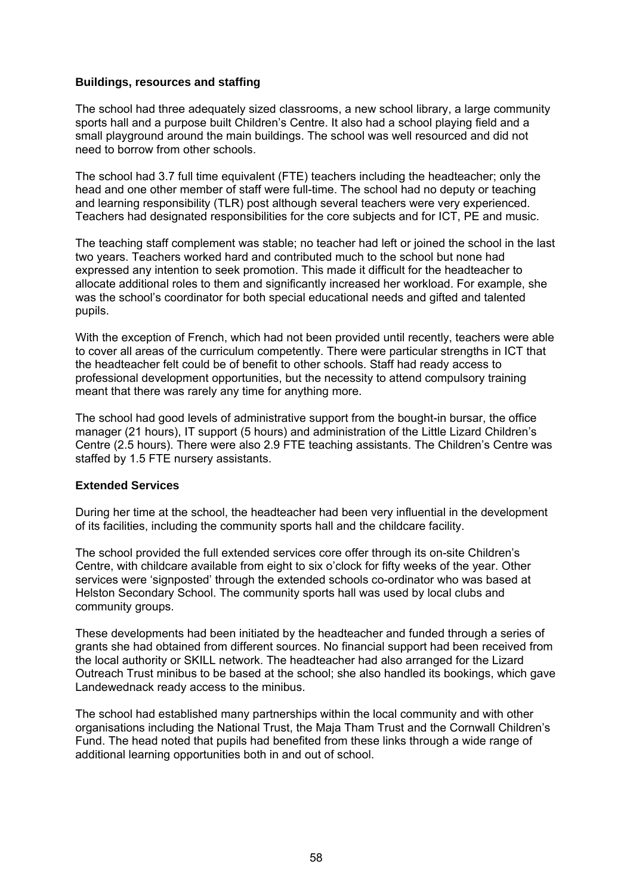**Buildings, resources and staffing**

The school had three adequately sized classrooms, a new school library, a large community sports hall and a purpose built Children's Centre. It also had a school playing field and a small playground around the main buildings. The school was well resourced and did not need to borrow from other schools.

The school had 3.7 full time equivalent (FTE) teachers including the headteacher; only the head and one other member of staff were full-time. The school had no deputy or teaching and learning responsibility (TLR) post although several teachers were very experienced. Teachers had designated responsibilities for the core subjects and for ICT, PE and music.

The teaching staff complement was stable; no teacher had left or joined the school in the last two years. Teachers worked hard and contributed much to the school but none had expressed any intention to seek promotion. This made it difficult for the headteacher to allocate additional roles to them and significantly increased her workload. For example, she was the school's coordinator for both special educational needs and gifted and talented pupils.

With the exception of French, which had not been provided until recently, teachers were able to cover all areas of the curriculum competently. There were particular strengths in ICT that the headteacher felt could be of benefit to other schools. Staff had ready access to professional development opportunities, but the necessity to attend compulsory training meant that there was rarely any time for anything more.

The school had good levels of administrative support from the bought-in bursar, the office manager (21 hours), IT support (5 hours) and administration of the Little Lizard Children's Centre (2.5 hours). There were also 2.9 FTE teaching assistants. The Children's Centre was staffed by 1.5 FTE nursery assistants.

**Extended Services**

During her time at the school, the headteacher had been very influential in the development of its facilities, including the community sports hall and the childcare facility.

The school provided the full extended services core offer through its on-site Children's Centre, with childcare available from eight to six o'clock for fifty weeks of the year. Other services were 'signposted' through the extended schools co-ordinator who was based at Helston Secondary School. The community sports hall was used by local clubs and community groups.

These developments had been initiated by the headteacher and funded through a series of grants she had obtained from different sources. No financial support had been received from the local authority or SKILL network. The headteacher had also arranged for the Lizard Outreach Trust minibus to be based at the school; she also handled its bookings, which gave Landewednack ready access to the minibus.

The school had established many partnerships within the local community and with other organisations including the National Trust, the Maja Tham Trust and the Cornwall Children's Fund. The head noted that pupils had benefited from these links through a wide range of additional learning opportunities both in and out of school.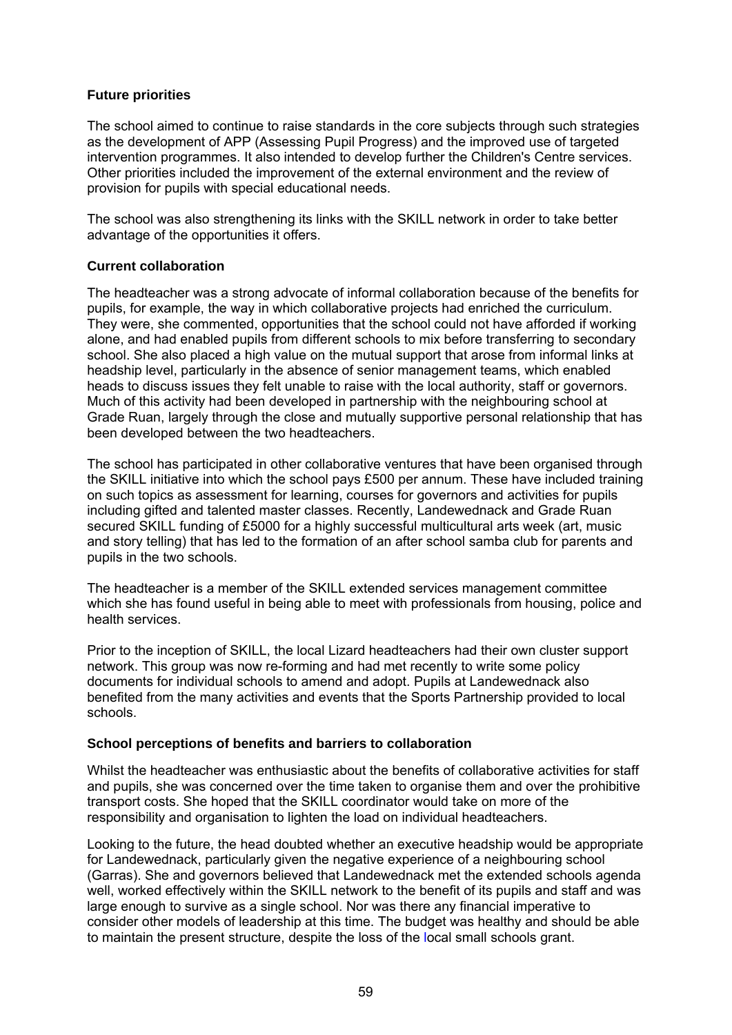### Future priorities

The school aimed to continue to raise standards in the core subjects through such strategies as the development of APP (Assessing Pupil Progress) and the improved use of targeted intervention programmes. It also intended to develop further the Children's Centre services. Other priorities included the improvement of the external environment and the review of provision for pupils with special educational needs.

The school was also strengthening its links with the SKILL network in order to take better advantage of the opportunities it offers.

### Current collaboration

The headteacher was a strong advocate of informal collaboration because of the benefits for pupils, for example, the way in which collaborative projects had enriched the curriculum. They were, she commented, opportunities that the school could not have afforded if working alone, and had enabled pupils from different schools to mix before transferring to secondary school. She also placed a high value on the mutual support that arose from informal links at headship level, particularly in the absence of senior management teams, which enabled heads to discuss issues they felt unable to raise with the local authority, staff or governors. Much of this activity had been developed in partnership with the neighbouring school at Grade Ruan, largely through the close and mutually supportive personal relationship that has been developed between the two headteachers.

The school has participated in other collaborative ventures that have been organised through the SKILL initiative into which the school pays £500 per annum. These have included training on such topics as assessment for learning, courses for governors and activities for pupils including gifted and talented master classes. Recently, Landewednack and Grade Ruan secured SKILL funding of £5000 for a highly successful multicultural arts week (art, music and story telling) that has led to the formation of an after school samba club for parents and pupils in the two schools.

The headteacher is a member of the SKILL extended services management committee which she has found useful in being able to meet with professionals from housing, police and health services.

Prior to the inception of SKILL, the local Lizard headteachers had their own cluster support network. This group was now re-forming and had met recently to write some policy documents for individual schools to amend and adopt. Pupils at Landewednack also benefited from the many activities and events that the Sports Partnership provided to local schools.

### School perceptions of benefits and barriers to collaboration

Whilst the headteacher was enthusiastic about the benefits of collaborative activities for staff and pupils, she was concerned over the time taken to organise them and over the prohibitive transport costs. She hoped that the SKILL coordinator would take on more of the responsibility and organisation to lighten the load on individual headteachers.

Looking to the future, the head doubted whether an executive headship would be appropriate for Landewednack, particularly given the negative experience of a neighbouring school (Garras). She and governors believed that Landewednack met the extended schools agenda well, worked effectively within the SKILL network to the benefit of its pupils and staff and was large enough to survive as a single school. Nor was there any financial imperative to consider other models of leadership at this time. The budget was healthy and should be able to maintain the present structure, despite the loss of the local small schools grant.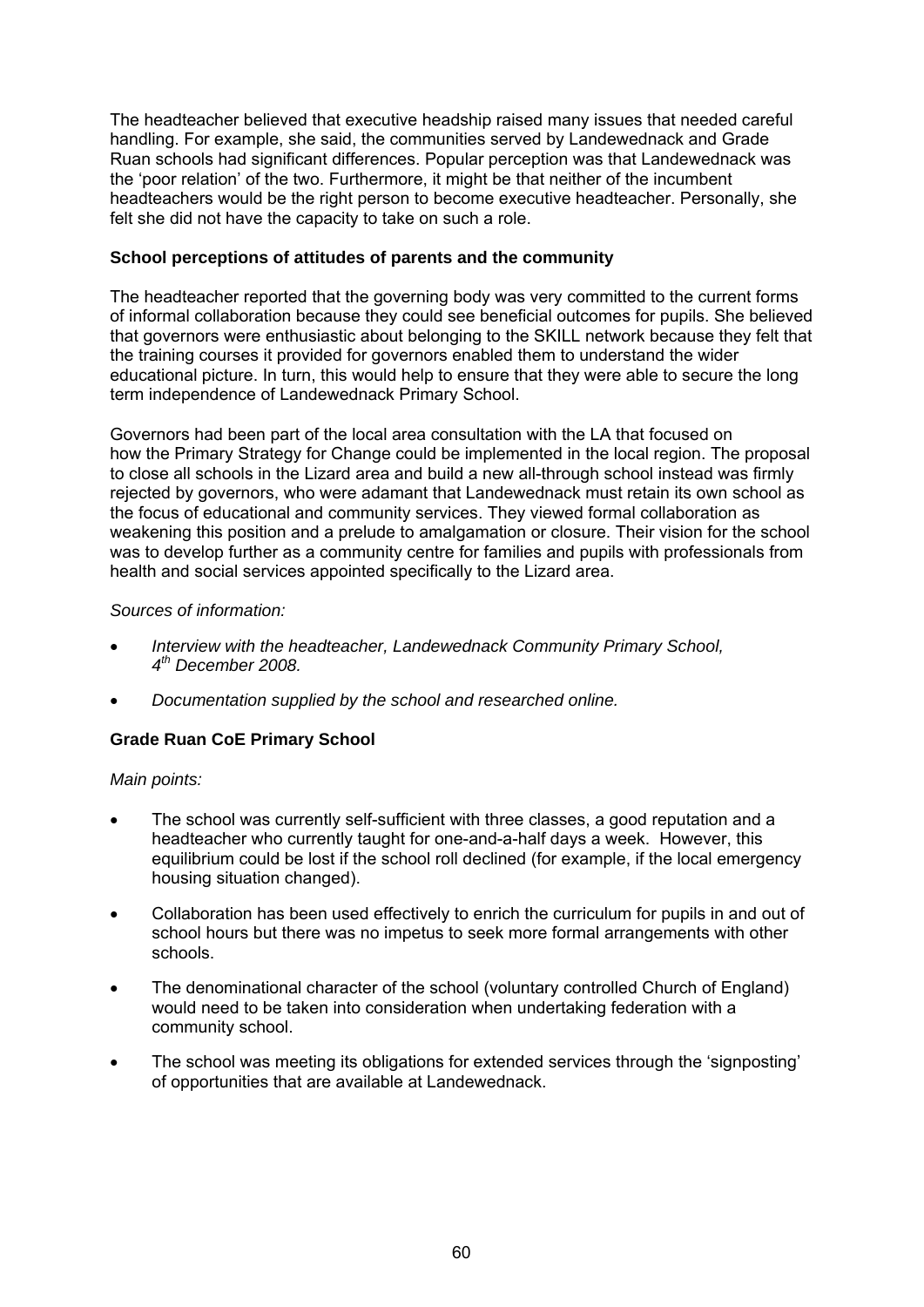The headteacher believed that executive headship raised many issues that needed careful handling. For example, she said, the communities served by Landewednack and Grade Ruan schools had significant differences. Popular perception was that Landewednack was the 'poor relation' of the two. Furthermore, it might be that neither of the incumbent headteachers would be the right person to become executive headteacher. Personally, she felt she did not have the capacity to take on such a role.

**School perceptions of attitudes of parents and the community**

The headteacher reported that the governing body was very committed to the current forms of informal collaboration because they could see beneficial outcomes for pupils. She believed that governors were enthusiastic about belonging to the SKILL network because they felt that the training courses it provided for governors enabled them to understand the wider educational picture. In turn, this would help to ensure that they were able to secure the long term independence of Landewednack Primary School.

Governors had been part of the local area consultation with the LA that focused on how the Primary Strategy for Change could be implemented in the local region. The proposal to close all schools in the Lizard area and build a new all-through school instead was firmly rejected by governors, who were adamant that Landewednack must retain its own school as the focus of educational and community services. They viewed formal collaboration as weakening this position and a prelude to amalgamation or closure. Their vision for the school was to develop further as a community centre for families and pupils with professionals from health and social services appointed specifically to the Lizard area.

*Sources of information:*

- *Interview with the headteacher, Landewednack Community Primary School, 4th December 2008.*
- *Documentation supplied by the school and researched online.*

**Grade Ruan CoE Primary School**

*Main points:*

- The school was currently self-sufficient with three classes, a good reputation and a headteacher who currently taught for one-and-a-half days a week. However, this equilibrium could be lost if the school roll declined (for example, if the local emergency housing situation changed).
- Collaboration has been used effectively to enrich the curriculum for pupils in and out of school hours but there was no impetus to seek more formal arrangements with other schools.
- The denominational character of the school (voluntary controlled Church of England) would need to be taken into consideration when undertaking federation with a community school.
- The school was meeting its obligations for extended services through the 'signposting' of opportunities that are available at Landewednack.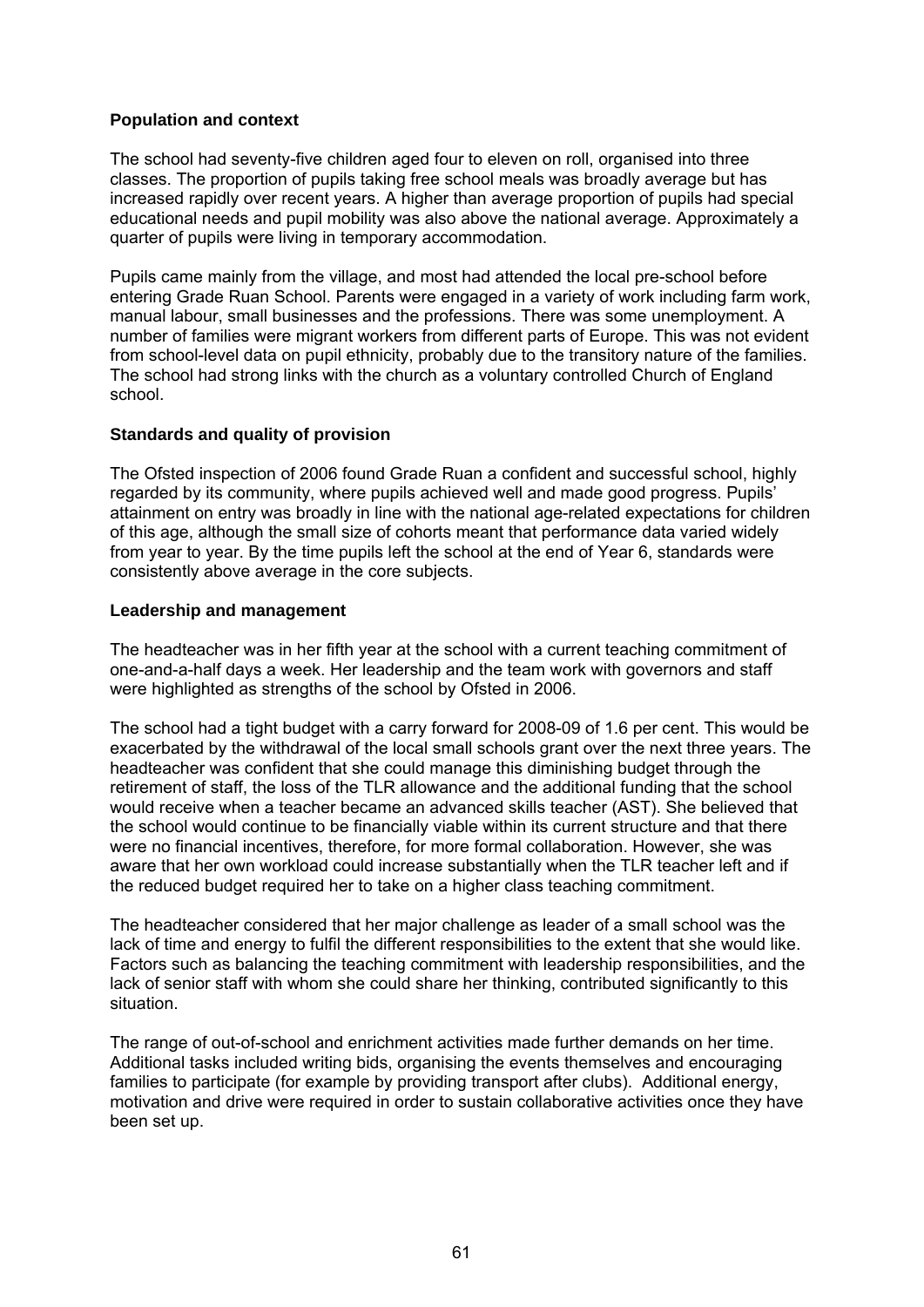**Population and context**

The school had seventy-five children aged four to eleven on roll, organised into three classes. The proportion of pupils taking free school meals was broadly average but has increased rapidly over recent years. A higher than average proportion of pupils had special educational needs and pupil mobility was also above the national average. Approximately a quarter of pupils were living in temporary accommodation.

Pupils came mainly from the village, and most had attended the local pre-school before entering Grade Ruan School. Parents were engaged in a variety of work including farm work, manual labour, small businesses and the professions. There was some unemployment. A number of families were migrant workers from different parts of Europe. This was not evident from school-level data on pupil ethnicity, probably due to the transitory nature of the families. The school had strong links with the church as a voluntary controlled Church of England school.

**Standards and quality of provision**

The Ofsted inspection of 2006 found Grade Ruan a confident and successful school, highly regarded by its community, where pupils achieved well and made good progress. Pupils' attainment on entry was broadly in line with the national age-related expectations for children of this age, although the small size of cohorts meant that performance data varied widely from year to year. By the time pupils left the school at the end of Year 6, standards were consistently above average in the core subjects.

**Leadership and management**

The headteacher was in her fifth year at the school with a current teaching commitment of one-and-a-half days a week. Her leadership and the team work with governors and staff were highlighted as strengths of the school by Ofsted in 2006.

The school had a tight budget with a carry forward for 2008-09 of 1.6 per cent. This would be exacerbated by the withdrawal of the local small schools grant over the next three years. The headteacher was confident that she could manage this diminishing budget through the retirement of staff, the loss of the TLR allowance and the additional funding that the school would receive when a teacher became an advanced skills teacher (AST). She believed that the school would continue to be financially viable within its current structure and that there were no financial incentives, therefore, for more formal collaboration. However, she was aware that her own workload could increase substantially when the TLR teacher left and if the reduced budget required her to take on a higher class teaching commitment.

The headteacher considered that her major challenge as leader of a small school was the lack of time and energy to fulfil the different responsibilities to the extent that she would like. Factors such as balancing the teaching commitment with leadership responsibilities, and the lack of senior staff with whom she could share her thinking, contributed significantly to this situation.

The range of out-of-school and enrichment activities made further demands on her time. Additional tasks included writing bids, organising the events themselves and encouraging families to participate (for example by providing transport after clubs). Additional energy, motivation and drive were required in order to sustain collaborative activities once they have been set up.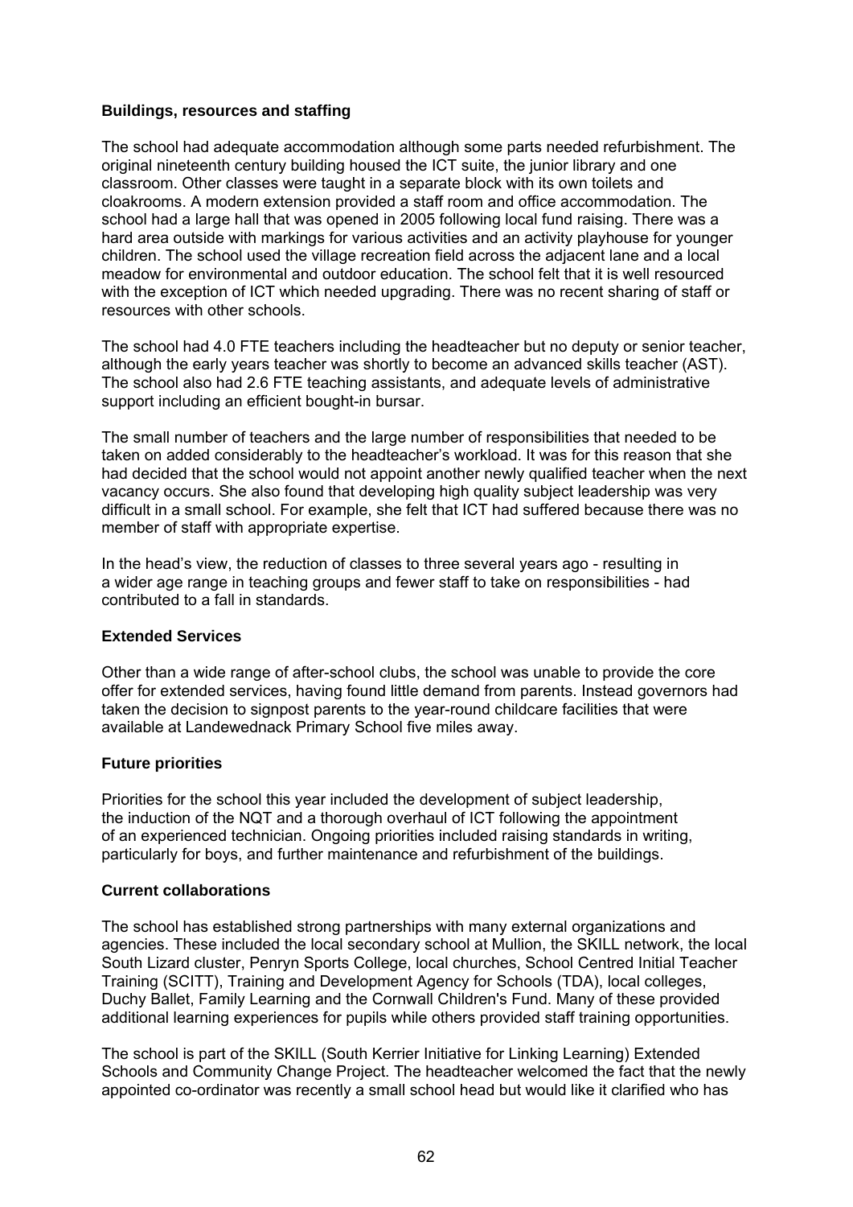**Buildings, resources and staffing**

The school had adequate accommodation although some parts needed refurbishment. The original nineteenth century building housed the ICT suite, the junior library and one classroom. Other classes were taught in a separate block with its own toilets and cloakrooms. A modern extension provided a staff room and office accommodation. The school had a large hall that was opened in 2005 following local fund raising. There was a hard area outside with markings for various activities and an activity playhouse for younger children. The school used the village recreation field across the adjacent lane and a local meadow for environmental and outdoor education. The school felt that it is well resourced with the exception of ICT which needed upgrading. There was no recent sharing of staff or resources with other schools.

The school had 4.0 FTE teachers including the headteacher but no deputy or senior teacher, although the early years teacher was shortly to become an advanced skills teacher (AST). The school also had 2.6 FTE teaching assistants, and adequate levels of administrative support including an efficient bought-in bursar.

The small number of teachers and the large number of responsibilities that needed to be taken on added considerably to the headteacher's workload. It was for this reason that she had decided that the school would not appoint another newly qualified teacher when the next vacancy occurs. She also found that developing high quality subject leadership was very difficult in a small school. For example, she felt that ICT had suffered because there was no member of staff with appropriate expertise.

In the head's view, the reduction of classes to three several years ago - resulting in a wider age range in teaching groups and fewer staff to take on responsibilities - had contributed to a fall in standards.

**Extended Services**

Other than a wide range of after-school clubs, the school was unable to provide the core offer for extended services, having found little demand from parents. Instead governors had taken the decision to signpost parents to the year-round childcare facilities that were available at Landewednack Primary School five miles away.

**Future priorities**

Priorities for the school this year included the development of subject leadership, the induction of the NQT and a thorough overhaul of ICT following the appointment of an experienced technician. Ongoing priorities included raising standards in writing, particularly for boys, and further maintenance and refurbishment of the buildings.

**Current collaborations**

The school has established strong partnerships with many external organizations and agencies. These included the local secondary school at Mullion, the SKILL network, the local South Lizard cluster, Penryn Sports College, local churches, School Centred Initial Teacher Training (SCITT), Training and Development Agency for Schools (TDA), local colleges, Duchy Ballet, Family Learning and the Cornwall Children's Fund. Many of these provided additional learning experiences for pupils while others provided staff training opportunities.

The school is part of the SKILL (South Kerrier Initiative for Linking Learning) Extended Schools and Community Change Project. The headteacher welcomed the fact that the newly appointed co-ordinator was recently a small school head but would like it clarified who has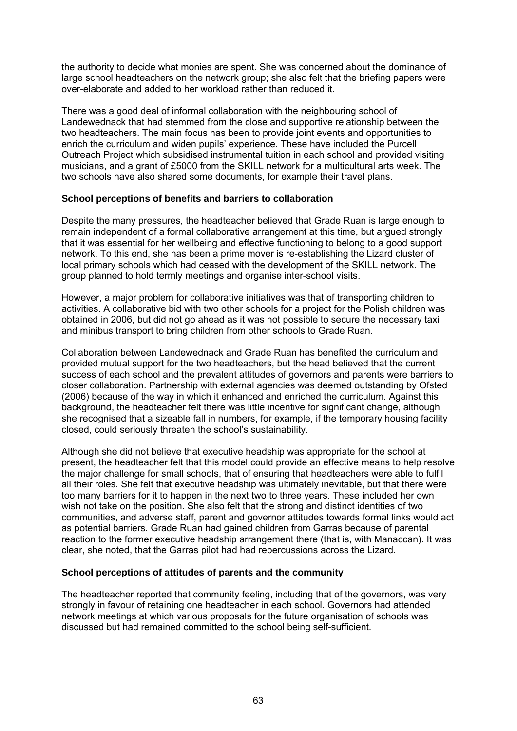the authority to decide what monies are spent. She was concerned about the dominance of large school headteachers on the network group; she also felt that the briefing papers were over-elaborate and added to her workload rather than reduced it.

There was a good deal of informal collaboration with the neighbouring school of Landewednack that had stemmed from the close and supportive relationship between the two headteachers. The main focus has been to provide joint events and opportunities to enrich the curriculum and widen pupils' experience. These have included the Purcell Outreach Project which subsidised instrumental tuition in each school and provided visiting musicians, and a grant of £5000 from the SKILL network for a multicultural arts week. The two schools have also shared some documents, for example their travel plans.

**School perceptions of benefits and barriers to collaboration**

Despite the many pressures, the headteacher believed that Grade Ruan is large enough to remain independent of a formal collaborative arrangement at this time, but argued strongly that it was essential for her wellbeing and effective functioning to belong to a good support network. To this end, she has been a prime mover is re-establishing the Lizard cluster of local primary schools which had ceased with the development of the SKILL network. The group planned to hold termly meetings and organise inter-school visits.

However, a major problem for collaborative initiatives was that of transporting children to activities. A collaborative bid with two other schools for a project for the Polish children was obtained in 2006, but did not go ahead as it was not possible to secure the necessary taxi and minibus transport to bring children from other schools to Grade Ruan.

Collaboration between Landewednack and Grade Ruan has benefited the curriculum and provided mutual support for the two headteachers, but the head believed that the current success of each school and the prevalent attitudes of governors and parents were barriers to closer collaboration. Partnership with external agencies was deemed outstanding by Ofsted (2006) because of the way in which it enhanced and enriched the curriculum. Against this background, the headteacher felt there was little incentive for significant change, although she recognised that a sizeable fall in numbers, for example, if the temporary housing facility closed, could seriously threaten the school's sustainability.

Although she did not believe that executive headship was appropriate for the school at present, the headteacher felt that this model could provide an effective means to help resolve the major challenge for small schools, that of ensuring that headteachers were able to fulfil all their roles. She felt that executive headship was ultimately inevitable, but that there were too many barriers for it to happen in the next two to three years. These included her own wish not take on the position. She also felt that the strong and distinct identities of two communities, and adverse staff, parent and governor attitudes towards formal links would act as potential barriers. Grade Ruan had gained children from Garras because of parental reaction to the former executive headship arrangement there (that is, with Manaccan). It was clear, she noted, that the Garras pilot had had repercussions across the Lizard.

**School perceptions of attitudes of parents and the community**

The headteacher reported that community feeling, including that of the governors, was very strongly in favour of retaining one headteacher in each school. Governors had attended network meetings at which various proposals for the future organisation of schools was discussed but had remained committed to the school being self-sufficient.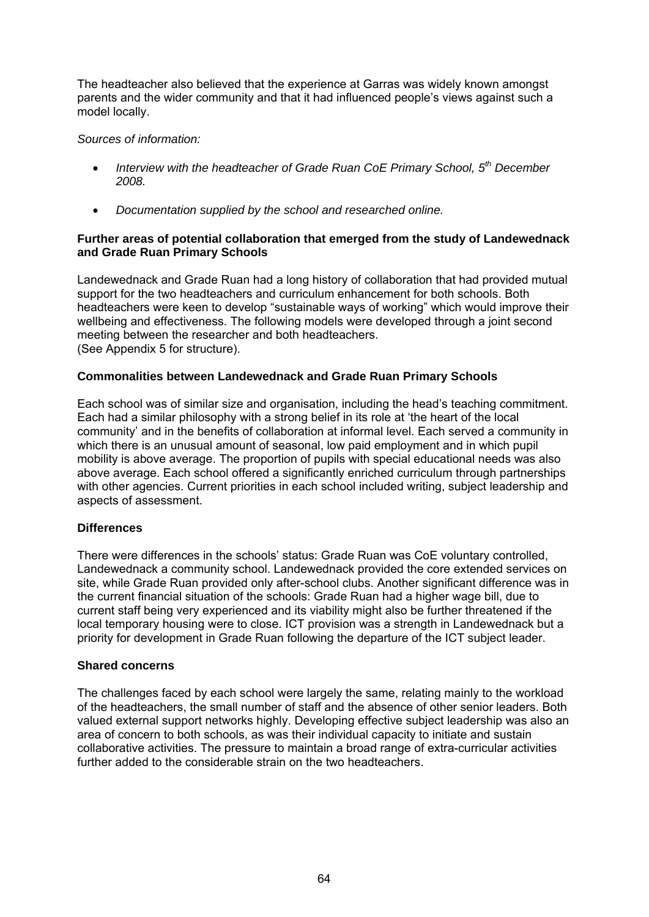The headteacher also believed that the experience at Garras was widely known amongst parents and the wider community and that it had influenced people's views against such a model locally.

*Sources of information:*

- *Interview with the headteacher of Grade Ruan CoE Primary School, 5th December 2008.*
- *Documentation supplied by the school and researched online.*

**Further areas of potential collaboration that emerged from the study of Landewednack and Grade Ruan Primary Schools**

Landewednack and Grade Ruan had a long history of collaboration that had provided mutual support for the two headteachers and curriculum enhancement for both schools. Both headteachers were keen to develop "sustainable ways of working" which would improve their wellbeing and effectiveness. The following models were developed through a joint second meeting between the researcher and both headteachers.
(See Appendix 5 for structure).

**Commonalities between Landewednack and Grade Ruan Primary Schools**

Each school was of similar size and organisation, including the head's teaching commitment. Each had a similar philosophy with a strong belief in its role at 'the heart of the local community' and in the benefits of collaboration at informal level. Each served a community in which there is an unusual amount of seasonal, low paid employment and in which pupil mobility is above average. The proportion of pupils with special educational needs was also above average. Each school offered a significantly enriched curriculum through partnerships with other agencies. Current priorities in each school included writing, subject leadership and aspects of assessment.

**Differences**

There were differences in the schools' status: Grade Ruan was CoE voluntary controlled, Landewednack a community school. Landewednack provided the core extended services on site, while Grade Ruan provided only after-school clubs. Another significant difference was in the current financial situation of the schools: Grade Ruan had a higher wage bill, due to current staff being very experienced and its viability might also be further threatened if the local temporary housing were to close. ICT provision was a strength in Landewednack but a priority for development in Grade Ruan following the departure of the ICT subject leader.

**Shared concerns**

The challenges faced by each school were largely the same, relating mainly to the workload of the headteachers, the small number of staff and the absence of other senior leaders. Both valued external support networks highly. Developing effective subject leadership was also an area of concern to both schools, as was their individual capacity to initiate and sustain collaborative activities. The pressure to maintain a broad range of extra-curricular activities further added to the considerable strain on the two headteachers.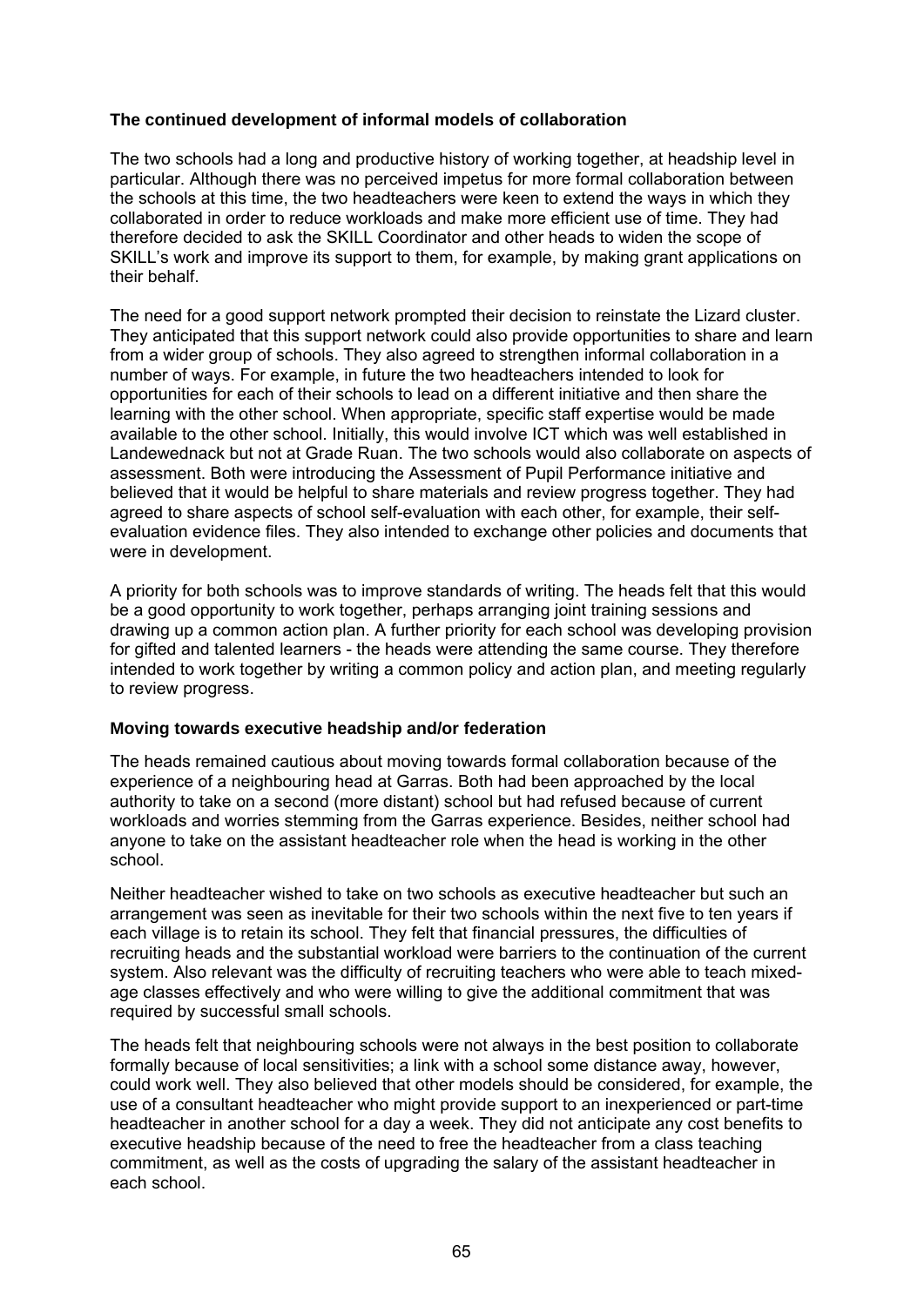### The continued development of informal models of collaboration

The two schools had a long and productive history of working together, at headship level in particular. Although there was no perceived impetus for more formal collaboration between the schools at this time, the two headteachers were keen to extend the ways in which they collaborated in order to reduce workloads and make more efficient use of time. They had therefore decided to ask the SKILL Coordinator and other heads to widen the scope of SKILL's work and improve its support to them, for example, by making grant applications on their behalf.

The need for a good support network prompted their decision to reinstate the Lizard cluster. They anticipated that this support network could also provide opportunities to share and learn from a wider group of schools. They also agreed to strengthen informal collaboration in a number of ways. For example, in future the two headteachers intended to look for opportunities for each of their schools to lead on a different initiative and then share the learning with the other school. When appropriate, specific staff expertise would be made available to the other school. Initially, this would involve ICT which was well established in Landewednack but not at Grade Ruan. The two schools would also collaborate on aspects of assessment. Both were introducing the Assessment of Pupil Performance initiative and believed that it would be helpful to share materials and review progress together. They had agreed to share aspects of school self-evaluation with each other, for example, their self-evaluation evidence files. They also intended to exchange other policies and documents that were in development.

A priority for both schools was to improve standards of writing. The heads felt that this would be a good opportunity to work together, perhaps arranging joint training sessions and drawing up a common action plan. A further priority for each school was developing provision for gifted and talented learners - the heads were attending the same course. They therefore intended to work together by writing a common policy and action plan, and meeting regularly to review progress.

### Moving towards executive headship and/or federation

The heads remained cautious about moving towards formal collaboration because of the experience of a neighbouring head at Garras. Both had been approached by the local authority to take on a second (more distant) school but had refused because of current workloads and worries stemming from the Garras experience. Besides, neither school had anyone to take on the assistant headteacher role when the head is working in the other school.

Neither headteacher wished to take on two schools as executive headteacher but such an arrangement was seen as inevitable for their two schools within the next five to ten years if each village is to retain its school. They felt that financial pressures, the difficulties of recruiting heads and the substantial workload were barriers to the continuation of the current system. Also relevant was the difficulty of recruiting teachers who were able to teach mixed-age classes effectively and who were willing to give the additional commitment that was required by successful small schools.

The heads felt that neighbouring schools were not always in the best position to collaborate formally because of local sensitivities; a link with a school some distance away, however, could work well. They also believed that other models should be considered, for example, the use of a consultant headteacher who might provide support to an inexperienced or part-time headteacher in another school for a day a week. They did not anticipate any cost benefits to executive headship because of the need to free the headteacher from a class teaching commitment, as well as the costs of upgrading the salary of the assistant headteacher in each school.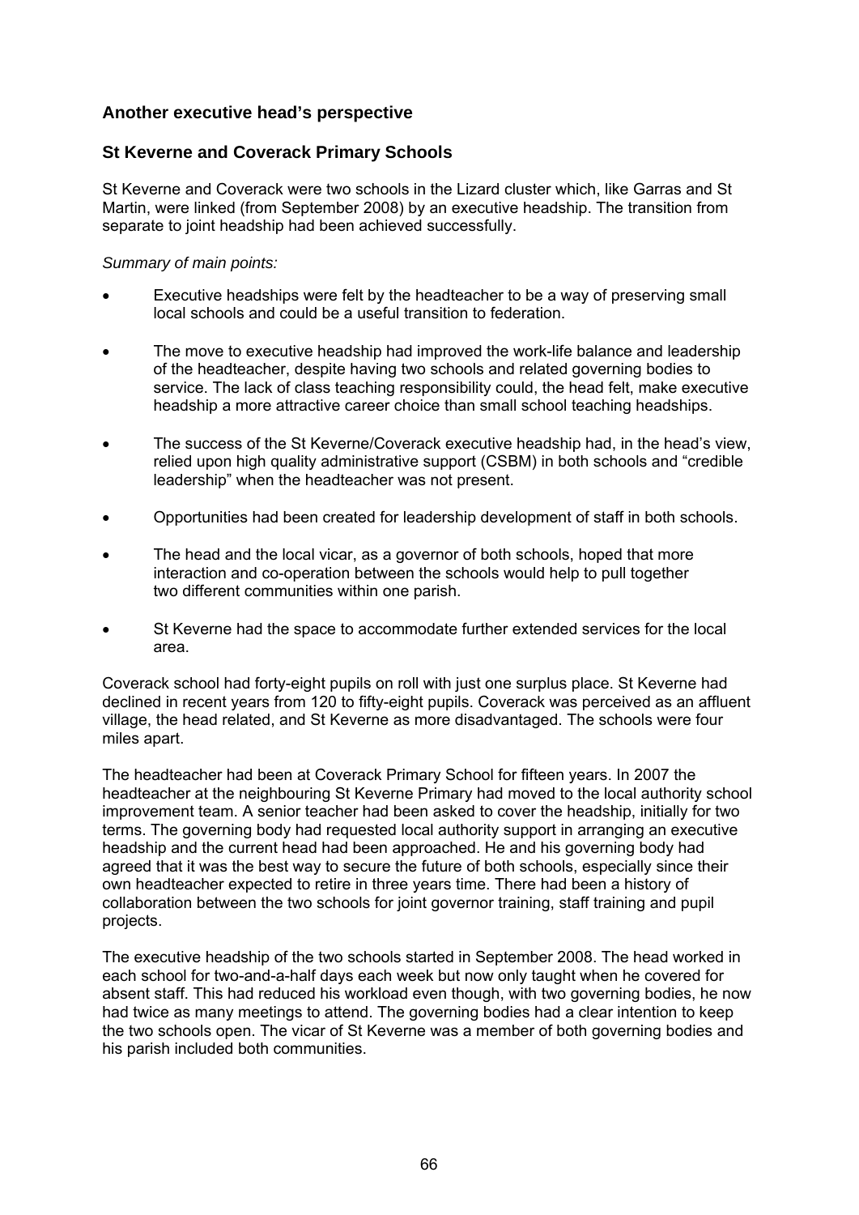### Another executive head's perspective

### St Keverne and Coverack Primary Schools

St Keverne and Coverack were two schools in the Lizard cluster which, like Garras and St Martin, were linked (from September 2008) by an executive headship. The transition from separate to joint headship had been achieved successfully.

*Summary of main points:*

- Executive headships were felt by the headteacher to be a way of preserving small local schools and could be a useful transition to federation.
- The move to executive headship had improved the work-life balance and leadership of the headteacher, despite having two schools and related governing bodies to service. The lack of class teaching responsibility could, the head felt, make executive headship a more attractive career choice than small school teaching headships.
- The success of the St Keverne/Coverack executive headship had, in the head's view, relied upon high quality administrative support (CSBM) in both schools and "credible leadership" when the headteacher was not present.
- Opportunities had been created for leadership development of staff in both schools.
- The head and the local vicar, as a governor of both schools, hoped that more interaction and co-operation between the schools would help to pull together two different communities within one parish.
- St Keverne had the space to accommodate further extended services for the local area.

Coverack school had forty-eight pupils on roll with just one surplus place. St Keverne had declined in recent years from 120 to fifty-eight pupils. Coverack was perceived as an affluent village, the head related, and St Keverne as more disadvantaged. The schools were four miles apart.

The headteacher had been at Coverack Primary School for fifteen years. In 2007 the headteacher at the neighbouring St Keverne Primary had moved to the local authority school improvement team. A senior teacher had been asked to cover the headship, initially for two terms. The governing body had requested local authority support in arranging an executive headship and the current head had been approached. He and his governing body had agreed that it was the best way to secure the future of both schools, especially since their own headteacher expected to retire in three years time. There had been a history of collaboration between the two schools for joint governor training, staff training and pupil projects.

The executive headship of the two schools started in September 2008. The head worked in each school for two-and-a-half days each week but now only taught when he covered for absent staff. This had reduced his workload even though, with two governing bodies, he now had twice as many meetings to attend. The governing bodies had a clear intention to keep the two schools open. The vicar of St Keverne was a member of both governing bodies and his parish included both communities.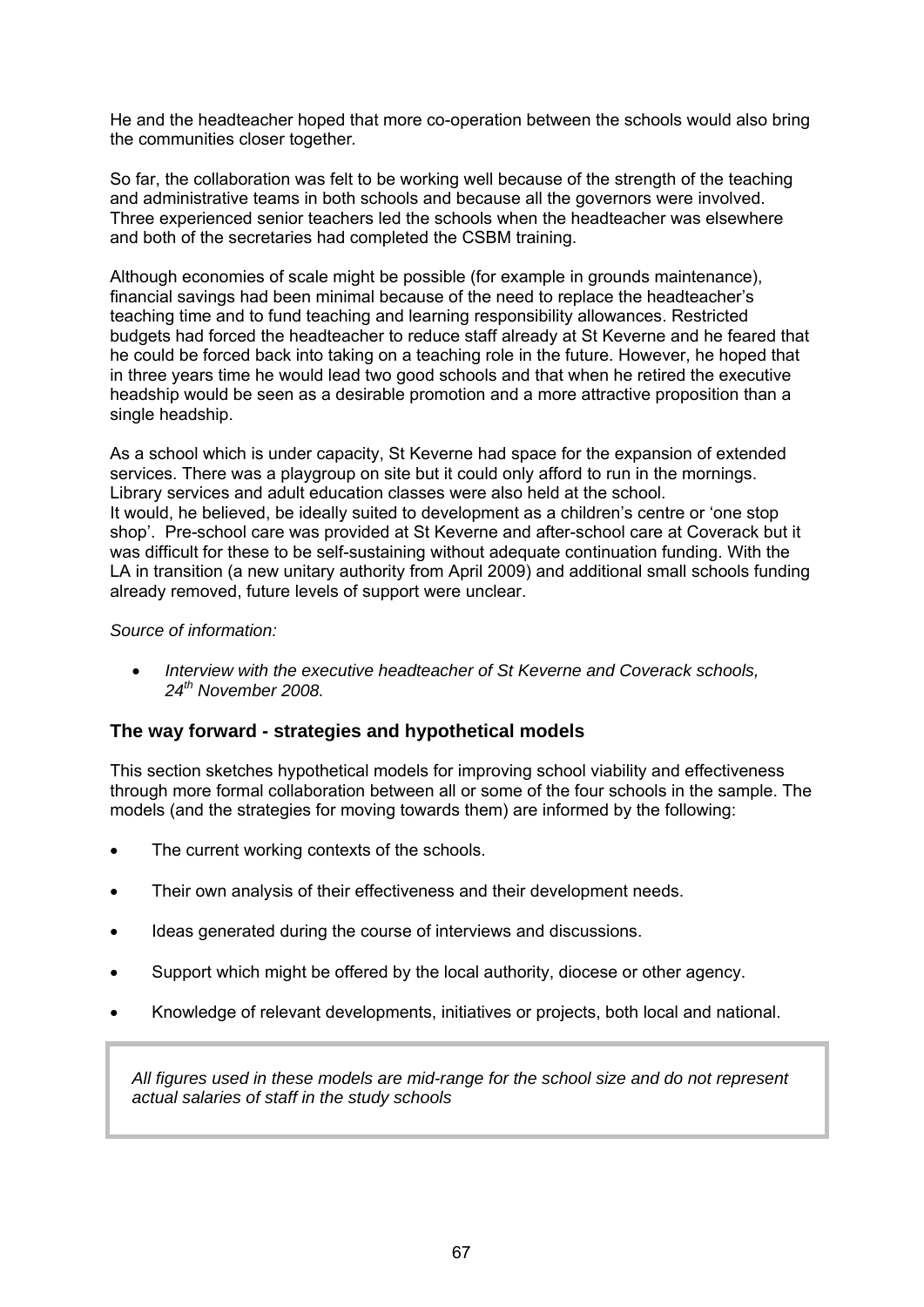He and the headteacher hoped that more co-operation between the schools would also bring the communities closer together.

So far, the collaboration was felt to be working well because of the strength of the teaching and administrative teams in both schools and because all the governors were involved. Three experienced senior teachers led the schools when the headteacher was elsewhere and both of the secretaries had completed the CSBM training.

Although economies of scale might be possible (for example in grounds maintenance), financial savings had been minimal because of the need to replace the headteacher's teaching time and to fund teaching and learning responsibility allowances. Restricted budgets had forced the headteacher to reduce staff already at St Keverne and he feared that he could be forced back into taking on a teaching role in the future. However, he hoped that in three years time he would lead two good schools and that when he retired the executive headship would be seen as a desirable promotion and a more attractive proposition than a single headship.

As a school which is under capacity, St Keverne had space for the expansion of extended services. There was a playgroup on site but it could only afford to run in the mornings. Library services and adult education classes were also held at the school.
It would, he believed, be ideally suited to development as a children's centre or 'one stop shop'. Pre-school care was provided at St Keverne and after-school care at Coverack but it was difficult for these to be self-sustaining without adequate continuation funding. With the LA in transition (a new unitary authority from April 2009) and additional small schools funding already removed, future levels of support were unclear.

*Source of information:*

- *Interview with the executive headteacher of St Keverne and Coverack schools, 24th November 2008.*

### The way forward - strategies and hypothetical models

This section sketches hypothetical models for improving school viability and effectiveness through more formal collaboration between all or some of the four schools in the sample. The models (and the strategies for moving towards them) are informed by the following:

- The current working contexts of the schools.
- Their own analysis of their effectiveness and their development needs.
- Ideas generated during the course of interviews and discussions.
- Support which might be offered by the local authority, diocese or other agency.
- Knowledge of relevant developments, initiatives or projects, both local and national.

*All figures used in these models are mid-range for the school size and do not represent actual salaries of staff in the study schools*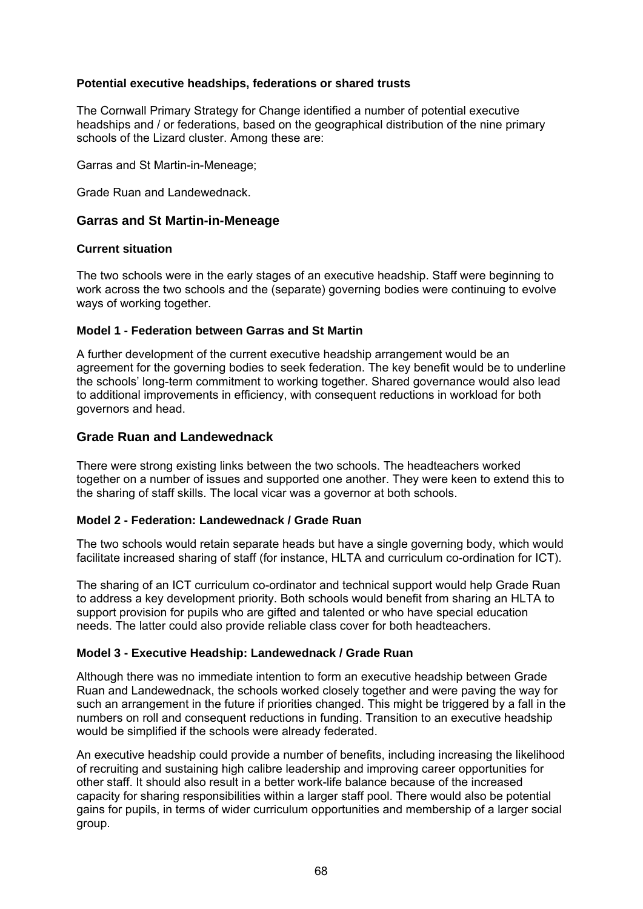### Potential executive headships, federations or shared trusts

The Cornwall Primary Strategy for Change identified a number of potential executive headships and / or federations, based on the geographical distribution of the nine primary schools of the Lizard cluster. Among these are:

Garras and St Martin-in-Meneage;

Grade Ruan and Landewednack.

## Garras and St Martin-in-Meneage

### Current situation

The two schools were in the early stages of an executive headship. Staff were beginning to work across the two schools and the (separate) governing bodies were continuing to evolve ways of working together.

### Model 1 - Federation between Garras and St Martin

A further development of the current executive headship arrangement would be an agreement for the governing bodies to seek federation. The key benefit would be to underline the schools' long-term commitment to working together. Shared governance would also lead to additional improvements in efficiency, with consequent reductions in workload for both governors and head.

## Grade Ruan and Landewednack

There were strong existing links between the two schools. The headteachers worked together on a number of issues and supported one another. They were keen to extend this to the sharing of staff skills. The local vicar was a governor at both schools.

### Model 2 - Federation: Landewednack / Grade Ruan

The two schools would retain separate heads but have a single governing body, which would facilitate increased sharing of staff (for instance, HLTA and curriculum co-ordination for ICT).

The sharing of an ICT curriculum co-ordinator and technical support would help Grade Ruan to address a key development priority. Both schools would benefit from sharing an HLTA to support provision for pupils who are gifted and talented or who have special education needs. The latter could also provide reliable class cover for both headteachers.

### Model 3 - Executive Headship: Landewednack / Grade Ruan

Although there was no immediate intention to form an executive headship between Grade Ruan and Landewednack, the schools worked closely together and were paving the way for such an arrangement in the future if priorities changed. This might be triggered by a fall in the numbers on roll and consequent reductions in funding. Transition to an executive headship would be simplified if the schools were already federated.

An executive headship could provide a number of benefits, including increasing the likelihood of recruiting and sustaining high calibre leadership and improving career opportunities for other staff. It should also result in a better work-life balance because of the increased capacity for sharing responsibilities within a larger staff pool. There would also be potential gains for pupils, in terms of wider curriculum opportunities and membership of a larger social group.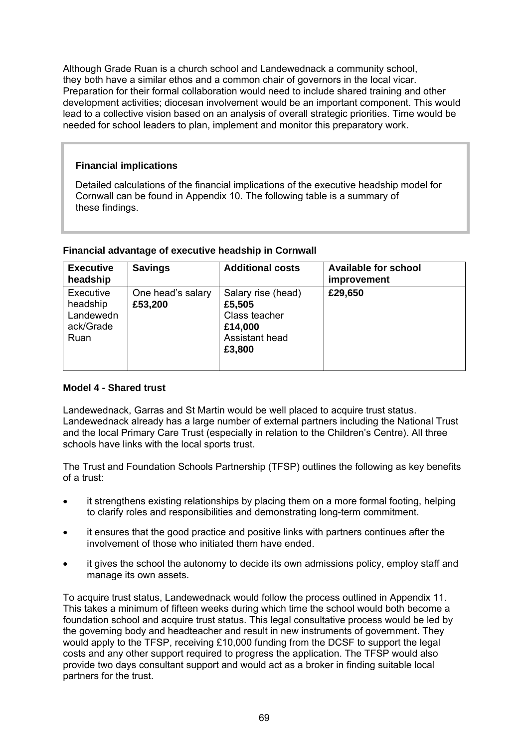Although Grade Ruan is a church school and Landewednack a community school, they both have a similar ethos and a common chair of governors in the local vicar. Preparation for their formal collaboration would need to include shared training and other development activities; diocesan involvement would be an important component. This would lead to a collective vision based on an analysis of overall strategic priorities. Time would be needed for school leaders to plan, implement and monitor this preparatory work.

**Financial implications**

Detailed calculations of the financial implications of the executive headship model for Cornwall can be found in Appendix 10. The following table is a summary of these findings.

**Financial advantage of executive headship in Cornwall**

| Executive headship | Savings | Additional costs | Available for school improvement |
|---|---|---|---|
| Executive headship Landewednack/Grade Ruan | One head's salary **£53,200** | Salary rise (head) **£5,505** Class teacher **£14,000** Assistant head **£3,800** | **£29,650** |

**Model 4 - Shared trust**

Landewednack, Garras and St Martin would be well placed to acquire trust status. Landewednack already has a large number of external partners including the National Trust and the local Primary Care Trust (especially in relation to the Children's Centre). All three schools have links with the local sports trust.

The Trust and Foundation Schools Partnership (TFSP) outlines the following as key benefits of a trust:

- it strengthens existing relationships by placing them on a more formal footing, helping to clarify roles and responsibilities and demonstrating long-term commitment.
- it ensures that the good practice and positive links with partners continues after the involvement of those who initiated them have ended.
- it gives the school the autonomy to decide its own admissions policy, employ staff and manage its own assets.

To acquire trust status, Landewednack would follow the process outlined in Appendix 11. This takes a minimum of fifteen weeks during which time the school would both become a foundation school and acquire trust status. This legal consultative process would be led by the governing body and headteacher and result in new instruments of government. They would apply to the TFSP, receiving £10,000 funding from the DCSF to support the legal costs and any other support required to progress the application. The TFSP would also provide two days consultant support and would act as a broker in finding suitable local partners for the trust.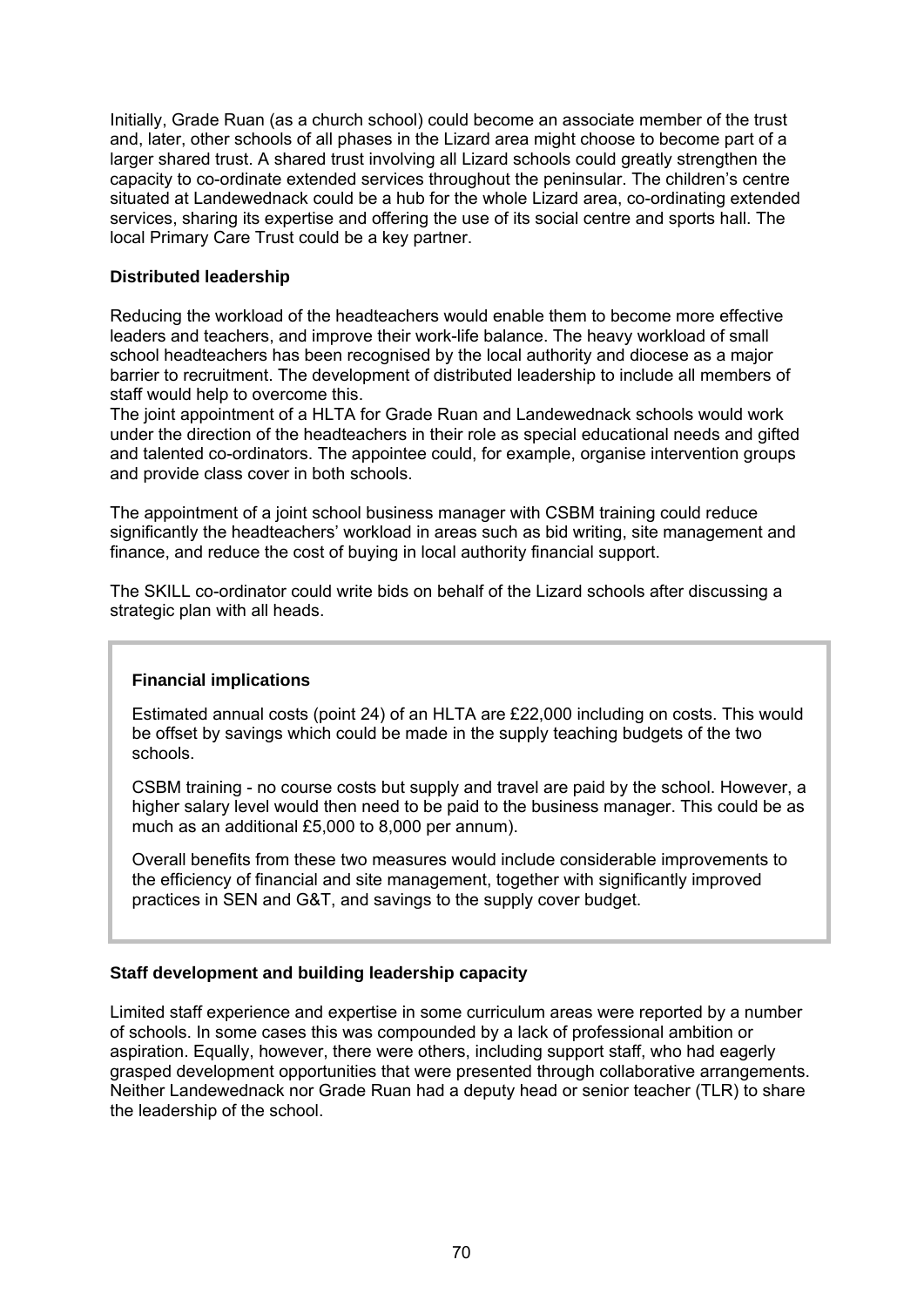Initially, Grade Ruan (as a church school) could become an associate member of the trust and, later, other schools of all phases in the Lizard area might choose to become part of a larger shared trust. A shared trust involving all Lizard schools could greatly strengthen the capacity to co-ordinate extended services throughout the peninsular. The children's centre situated at Landewednack could be a hub for the whole Lizard area, co-ordinating extended services, sharing its expertise and offering the use of its social centre and sports hall. The local Primary Care Trust could be a key partner.

**Distributed leadership**

Reducing the workload of the headteachers would enable them to become more effective leaders and teachers, and improve their work-life balance. The heavy workload of small school headteachers has been recognised by the local authority and diocese as a major barrier to recruitment. The development of distributed leadership to include all members of staff would help to overcome this.

The joint appointment of a HLTA for Grade Ruan and Landewednack schools would work under the direction of the headteachers in their role as special educational needs and gifted and talented co-ordinators. The appointee could, for example, organise intervention groups and provide class cover in both schools.

The appointment of a joint school business manager with CSBM training could reduce significantly the headteachers' workload in areas such as bid writing, site management and finance, and reduce the cost of buying in local authority financial support.

The SKILL co-ordinator could write bids on behalf of the Lizard schools after discussing a strategic plan with all heads.

**Financial implications**

Estimated annual costs (point 24) of an HLTA are £22,000 including on costs. This would be offset by savings which could be made in the supply teaching budgets of the two schools.

CSBM training - no course costs but supply and travel are paid by the school. However, a higher salary level would then need to be paid to the business manager. This could be as much as an additional £5,000 to 8,000 per annum).

Overall benefits from these two measures would include considerable improvements to the efficiency of financial and site management, together with significantly improved practices in SEN and G&T, and savings to the supply cover budget.

**Staff development and building leadership capacity**

Limited staff experience and expertise in some curriculum areas were reported by a number of schools. In some cases this was compounded by a lack of professional ambition or aspiration. Equally, however, there were others, including support staff, who had eagerly grasped development opportunities that were presented through collaborative arrangements. Neither Landewednack nor Grade Ruan had a deputy head or senior teacher (TLR) to share the leadership of the school.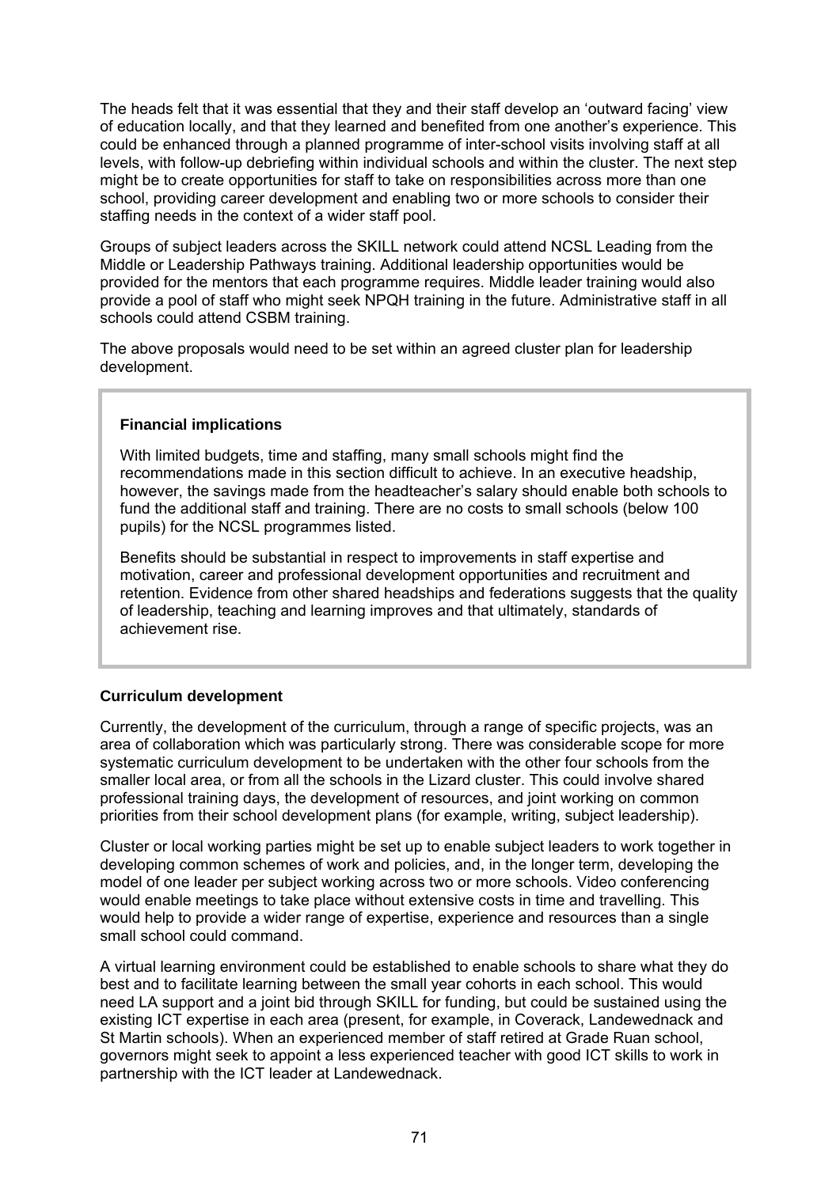The heads felt that it was essential that they and their staff develop an 'outward facing' view of education locally, and that they learned and benefited from one another's experience. This could be enhanced through a planned programme of inter-school visits involving staff at all levels, with follow-up debriefing within individual schools and within the cluster. The next step might be to create opportunities for staff to take on responsibilities across more than one school, providing career development and enabling two or more schools to consider their staffing needs in the context of a wider staff pool.

Groups of subject leaders across the SKILL network could attend NCSL Leading from the Middle or Leadership Pathways training. Additional leadership opportunities would be provided for the mentors that each programme requires. Middle leader training would also provide a pool of staff who might seek NPQH training in the future. Administrative staff in all schools could attend CSBM training.

The above proposals would need to be set within an agreed cluster plan for leadership development.

> **Financial implications**
>
> With limited budgets, time and staffing, many small schools might find the recommendations made in this section difficult to achieve. In an executive headship, however, the savings made from the headteacher's salary should enable both schools to fund the additional staff and training. There are no costs to small schools (below 100 pupils) for the NCSL programmes listed.
>
> Benefits should be substantial in respect to improvements in staff expertise and motivation, career and professional development opportunities and recruitment and retention. Evidence from other shared headships and federations suggests that the quality of leadership, teaching and learning improves and that ultimately, standards of achievement rise.

**Curriculum development**

Currently, the development of the curriculum, through a range of specific projects, was an area of collaboration which was particularly strong. There was considerable scope for more systematic curriculum development to be undertaken with the other four schools from the smaller local area, or from all the schools in the Lizard cluster. This could involve shared professional training days, the development of resources, and joint working on common priorities from their school development plans (for example, writing, subject leadership).

Cluster or local working parties might be set up to enable subject leaders to work together in developing common schemes of work and policies, and, in the longer term, developing the model of one leader per subject working across two or more schools. Video conferencing would enable meetings to take place without extensive costs in time and travelling. This would help to provide a wider range of expertise, experience and resources than a single small school could command.

A virtual learning environment could be established to enable schools to share what they do best and to facilitate learning between the small year cohorts in each school. This would need LA support and a joint bid through SKILL for funding, but could be sustained using the existing ICT expertise in each area (present, for example, in Coverack, Landewednack and St Martin schools). When an experienced member of staff retired at Grade Ruan school, governors might seek to appoint a less experienced teacher with good ICT skills to work in partnership with the ICT leader at Landewednack.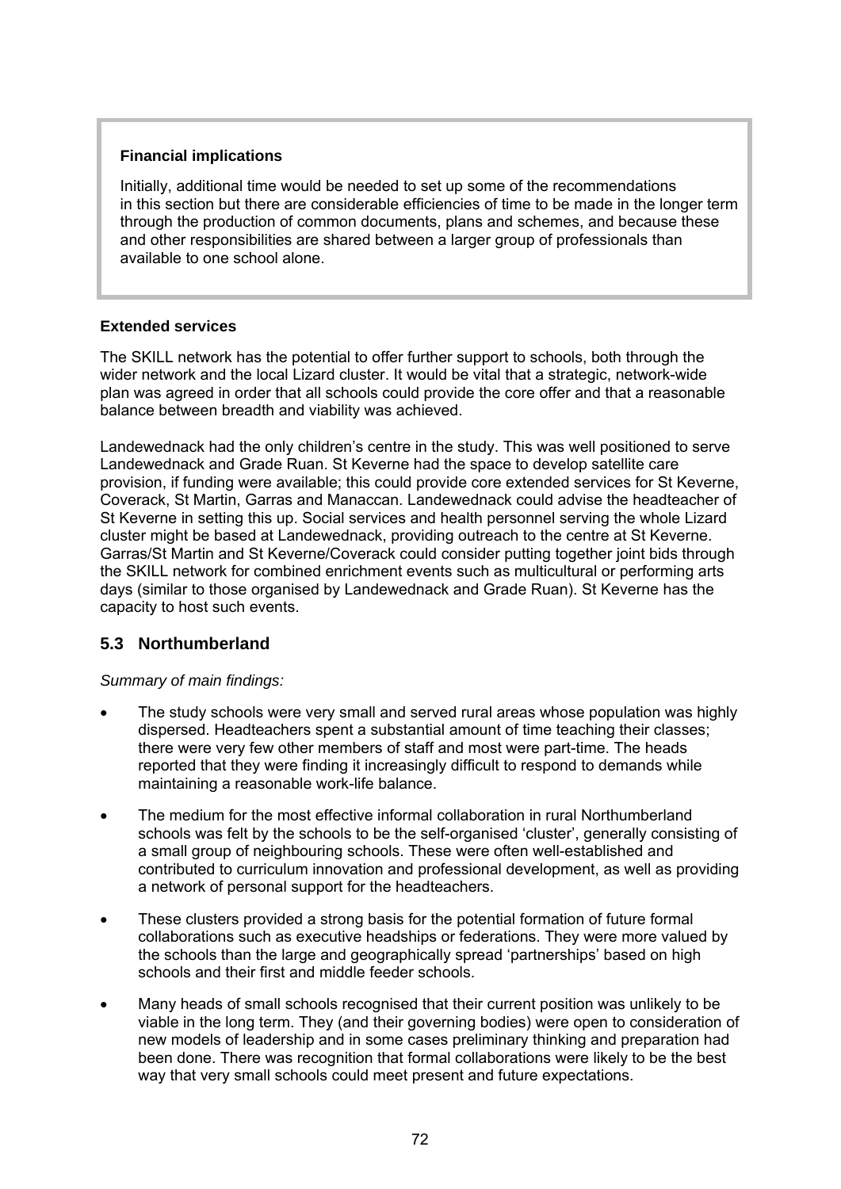**Financial implications**

Initially, additional time would be needed to set up some of the recommendations in this section but there are considerable efficiencies of time to be made in the longer term through the production of common documents, plans and schemes, and because these and other responsibilities are shared between a larger group of professionals than available to one school alone.

**Extended services**

The SKILL network has the potential to offer further support to schools, both through the wider network and the local Lizard cluster. It would be vital that a strategic, network-wide plan was agreed in order that all schools could provide the core offer and that a reasonable balance between breadth and viability was achieved.

Landewednack had the only children's centre in the study. This was well positioned to serve Landewednack and Grade Ruan. St Keverne had the space to develop satellite care provision, if funding were available; this could provide core extended services for St Keverne, Coverack, St Martin, Garras and Manaccan. Landewednack could advise the headteacher of St Keverne in setting this up. Social services and health personnel serving the whole Lizard cluster might be based at Landewednack, providing outreach to the centre at St Keverne. Garras/St Martin and St Keverne/Coverack could consider putting together joint bids through the SKILL network for combined enrichment events such as multicultural or performing arts days (similar to those organised by Landewednack and Grade Ruan). St Keverne has the capacity to host such events.

## 5.3 Northumberland

*Summary of main findings:*

- The study schools were very small and served rural areas whose population was highly dispersed. Headteachers spent a substantial amount of time teaching their classes; there were very few other members of staff and most were part-time. The heads reported that they were finding it increasingly difficult to respond to demands while maintaining a reasonable work-life balance.
- The medium for the most effective informal collaboration in rural Northumberland schools was felt by the schools to be the self-organised 'cluster', generally consisting of a small group of neighbouring schools. These were often well-established and contributed to curriculum innovation and professional development, as well as providing a network of personal support for the headteachers.
- These clusters provided a strong basis for the potential formation of future formal collaborations such as executive headships or federations. They were more valued by the schools than the large and geographically spread 'partnerships' based on high schools and their first and middle feeder schools.
- Many heads of small schools recognised that their current position was unlikely to be viable in the long term. They (and their governing bodies) were open to consideration of new models of leadership and in some cases preliminary thinking and preparation had been done. There was recognition that formal collaborations were likely to be the best way that very small schools could meet present and future expectations.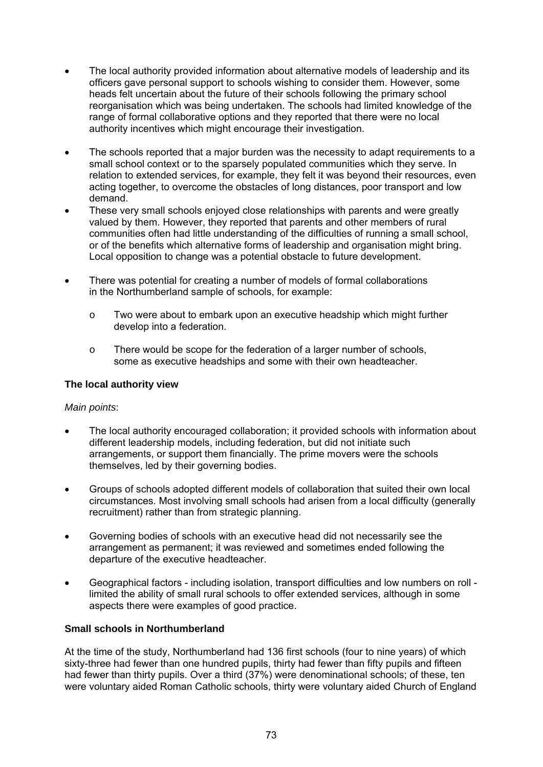- The local authority provided information about alternative models of leadership and its officers gave personal support to schools wishing to consider them. However, some heads felt uncertain about the future of their schools following the primary school reorganisation which was being undertaken. The schools had limited knowledge of the range of formal collaborative options and they reported that there were no local authority incentives which might encourage their investigation.

- The schools reported that a major burden was the necessity to adapt requirements to a small school context or to the sparsely populated communities which they serve. In relation to extended services, for example, they felt it was beyond their resources, even acting together, to overcome the obstacles of long distances, poor transport and low demand.
- These very small schools enjoyed close relationships with parents and were greatly valued by them. However, they reported that parents and other members of rural communities often had little understanding of the difficulties of running a small school, or of the benefits which alternative forms of leadership and organisation might bring. Local opposition to change was a potential obstacle to future development.

- There was potential for creating a number of models of formal collaborations in the Northumberland sample of schools, for example:

  - Two were about to embark upon an executive headship which might further develop into a federation.

  - There would be scope for the federation of a larger number of schools, some as executive headships and some with their own headteacher.

**The local authority view**

*Main points*:

- The local authority encouraged collaboration; it provided schools with information about different leadership models, including federation, but did not initiate such arrangements, or support them financially. The prime movers were the schools themselves, led by their governing bodies.

- Groups of schools adopted different models of collaboration that suited their own local circumstances. Most involving small schools had arisen from a local difficulty (generally recruitment) rather than from strategic planning.

- Governing bodies of schools with an executive head did not necessarily see the arrangement as permanent; it was reviewed and sometimes ended following the departure of the executive headteacher.

- Geographical factors - including isolation, transport difficulties and low numbers on roll - limited the ability of small rural schools to offer extended services, although in some aspects there were examples of good practice.

**Small schools in Northumberland**

At the time of the study, Northumberland had 136 first schools (four to nine years) of which sixty-three had fewer than one hundred pupils, thirty had fewer than fifty pupils and fifteen had fewer than thirty pupils. Over a third (37%) were denominational schools; of these, ten were voluntary aided Roman Catholic schools, thirty were voluntary aided Church of England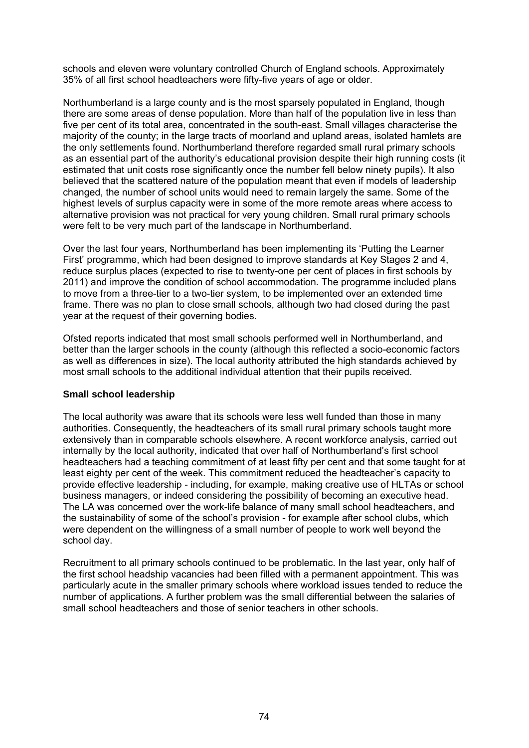schools and eleven were voluntary controlled Church of England schools. Approximately 35% of all first school headteachers were fifty-five years of age or older.

Northumberland is a large county and is the most sparsely populated in England, though there are some areas of dense population. More than half of the population live in less than five per cent of its total area, concentrated in the south-east. Small villages characterise the majority of the county; in the large tracts of moorland and upland areas, isolated hamlets are the only settlements found. Northumberland therefore regarded small rural primary schools as an essential part of the authority's educational provision despite their high running costs (it estimated that unit costs rose significantly once the number fell below ninety pupils). It also believed that the scattered nature of the population meant that even if models of leadership changed, the number of school units would need to remain largely the same. Some of the highest levels of surplus capacity were in some of the more remote areas where access to alternative provision was not practical for very young children. Small rural primary schools were felt to be very much part of the landscape in Northumberland.

Over the last four years, Northumberland has been implementing its 'Putting the Learner First' programme, which had been designed to improve standards at Key Stages 2 and 4, reduce surplus places (expected to rise to twenty-one per cent of places in first schools by 2011) and improve the condition of school accommodation. The programme included plans to move from a three-tier to a two-tier system, to be implemented over an extended time frame. There was no plan to close small schools, although two had closed during the past year at the request of their governing bodies.

Ofsted reports indicated that most small schools performed well in Northumberland, and better than the larger schools in the county (although this reflected a socio-economic factors as well as differences in size). The local authority attributed the high standards achieved by most small schools to the additional individual attention that their pupils received.

**Small school leadership**

The local authority was aware that its schools were less well funded than those in many authorities. Consequently, the headteachers of its small rural primary schools taught more extensively than in comparable schools elsewhere. A recent workforce analysis, carried out internally by the local authority, indicated that over half of Northumberland's first school headteachers had a teaching commitment of at least fifty per cent and that some taught for at least eighty per cent of the week. This commitment reduced the headteacher's capacity to provide effective leadership - including, for example, making creative use of HLTAs or school business managers, or indeed considering the possibility of becoming an executive head. The LA was concerned over the work-life balance of many small school headteachers, and the sustainability of some of the school's provision - for example after school clubs, which were dependent on the willingness of a small number of people to work well beyond the school day.

Recruitment to all primary schools continued to be problematic. In the last year, only half of the first school headship vacancies had been filled with a permanent appointment. This was particularly acute in the smaller primary schools where workload issues tended to reduce the number of applications. A further problem was the small differential between the salaries of small school headteachers and those of senior teachers in other schools.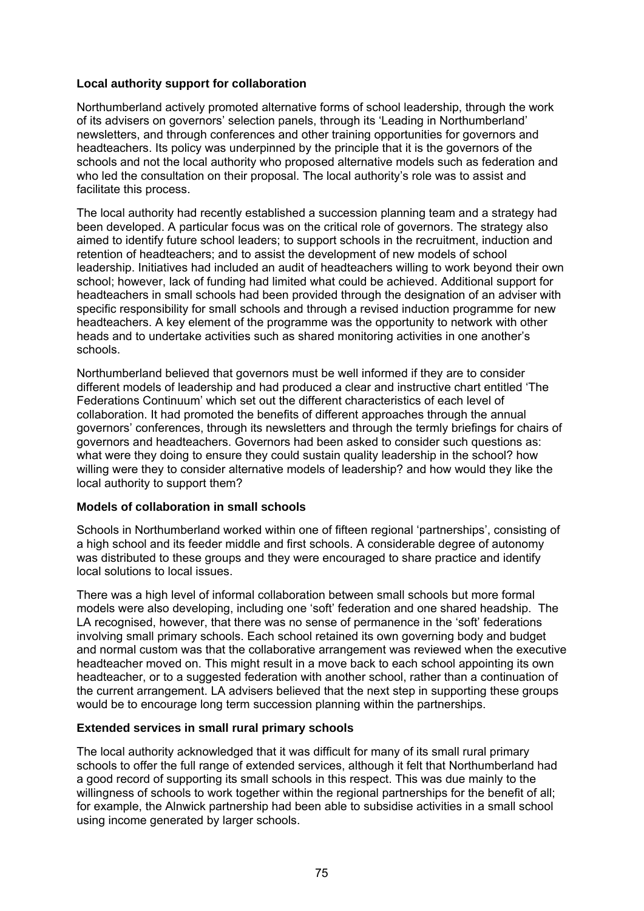**Local authority support for collaboration**

Northumberland actively promoted alternative forms of school leadership, through the work of its advisers on governors' selection panels, through its 'Leading in Northumberland' newsletters, and through conferences and other training opportunities for governors and headteachers. Its policy was underpinned by the principle that it is the governors of the schools and not the local authority who proposed alternative models such as federation and who led the consultation on their proposal. The local authority's role was to assist and facilitate this process.

The local authority had recently established a succession planning team and a strategy had been developed. A particular focus was on the critical role of governors. The strategy also aimed to identify future school leaders; to support schools in the recruitment, induction and retention of headteachers; and to assist the development of new models of school leadership. Initiatives had included an audit of headteachers willing to work beyond their own school; however, lack of funding had limited what could be achieved. Additional support for headteachers in small schools had been provided through the designation of an adviser with specific responsibility for small schools and through a revised induction programme for new headteachers. A key element of the programme was the opportunity to network with other heads and to undertake activities such as shared monitoring activities in one another's schools.

Northumberland believed that governors must be well informed if they are to consider different models of leadership and had produced a clear and instructive chart entitled 'The Federations Continuum' which set out the different characteristics of each level of collaboration. It had promoted the benefits of different approaches through the annual governors' conferences, through its newsletters and through the termly briefings for chairs of governors and headteachers. Governors had been asked to consider such questions as: what were they doing to ensure they could sustain quality leadership in the school? how willing were they to consider alternative models of leadership? and how would they like the local authority to support them?

**Models of collaboration in small schools**

Schools in Northumberland worked within one of fifteen regional 'partnerships', consisting of a high school and its feeder middle and first schools. A considerable degree of autonomy was distributed to these groups and they were encouraged to share practice and identify local solutions to local issues.

There was a high level of informal collaboration between small schools but more formal models were also developing, including one 'soft' federation and one shared headship. The LA recognised, however, that there was no sense of permanence in the 'soft' federations involving small primary schools. Each school retained its own governing body and budget and normal custom was that the collaborative arrangement was reviewed when the executive headteacher moved on. This might result in a move back to each school appointing its own headteacher, or to a suggested federation with another school, rather than a continuation of the current arrangement. LA advisers believed that the next step in supporting these groups would be to encourage long term succession planning within the partnerships.

**Extended services in small rural primary schools**

The local authority acknowledged that it was difficult for many of its small rural primary schools to offer the full range of extended services, although it felt that Northumberland had a good record of supporting its small schools in this respect. This was due mainly to the willingness of schools to work together within the regional partnerships for the benefit of all; for example, the Alnwick partnership had been able to subsidise activities in a small school using income generated by larger schools.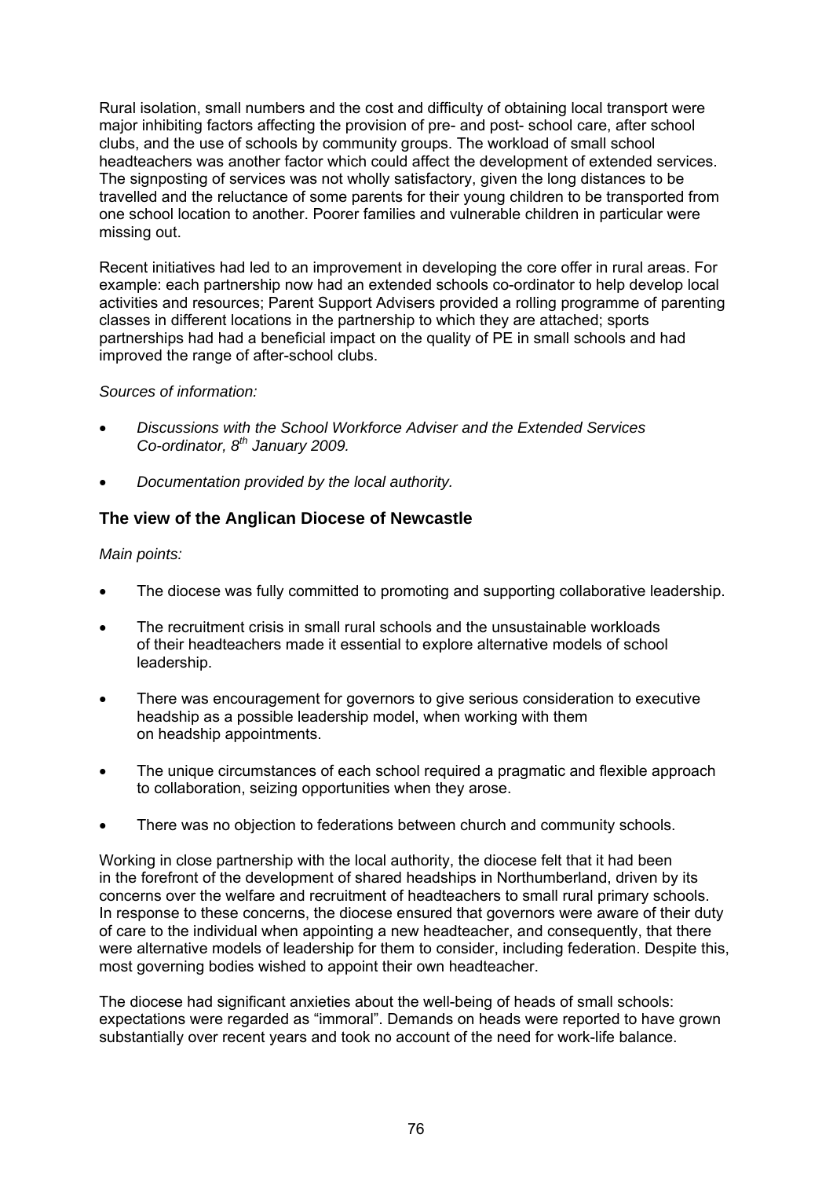Rural isolation, small numbers and the cost and difficulty of obtaining local transport were major inhibiting factors affecting the provision of pre- and post- school care, after school clubs, and the use of schools by community groups. The workload of small school headteachers was another factor which could affect the development of extended services. The signposting of services was not wholly satisfactory, given the long distances to be travelled and the reluctance of some parents for their young children to be transported from one school location to another. Poorer families and vulnerable children in particular were missing out.

Recent initiatives had led to an improvement in developing the core offer in rural areas. For example: each partnership now had an extended schools co-ordinator to help develop local activities and resources; Parent Support Advisers provided a rolling programme of parenting classes in different locations in the partnership to which they are attached; sports partnerships had had a beneficial impact on the quality of PE in small schools and had improved the range of after-school clubs.

*Sources of information:*

- *Discussions with the School Workforce Adviser and the Extended Services Co-ordinator, 8th January 2009.*
- *Documentation provided by the local authority.*

### The view of the Anglican Diocese of Newcastle

*Main points:*

- The diocese was fully committed to promoting and supporting collaborative leadership.
- The recruitment crisis in small rural schools and the unsustainable workloads of their headteachers made it essential to explore alternative models of school leadership.
- There was encouragement for governors to give serious consideration to executive headship as a possible leadership model, when working with them on headship appointments.
- The unique circumstances of each school required a pragmatic and flexible approach to collaboration, seizing opportunities when they arose.
- There was no objection to federations between church and community schools.

Working in close partnership with the local authority, the diocese felt that it had been in the forefront of the development of shared headships in Northumberland, driven by its concerns over the welfare and recruitment of headteachers to small rural primary schools. In response to these concerns, the diocese ensured that governors were aware of their duty of care to the individual when appointing a new headteacher, and consequently, that there were alternative models of leadership for them to consider, including federation. Despite this, most governing bodies wished to appoint their own headteacher.

The diocese had significant anxieties about the well-being of heads of small schools: expectations were regarded as "immoral". Demands on heads were reported to have grown substantially over recent years and took no account of the need for work-life balance.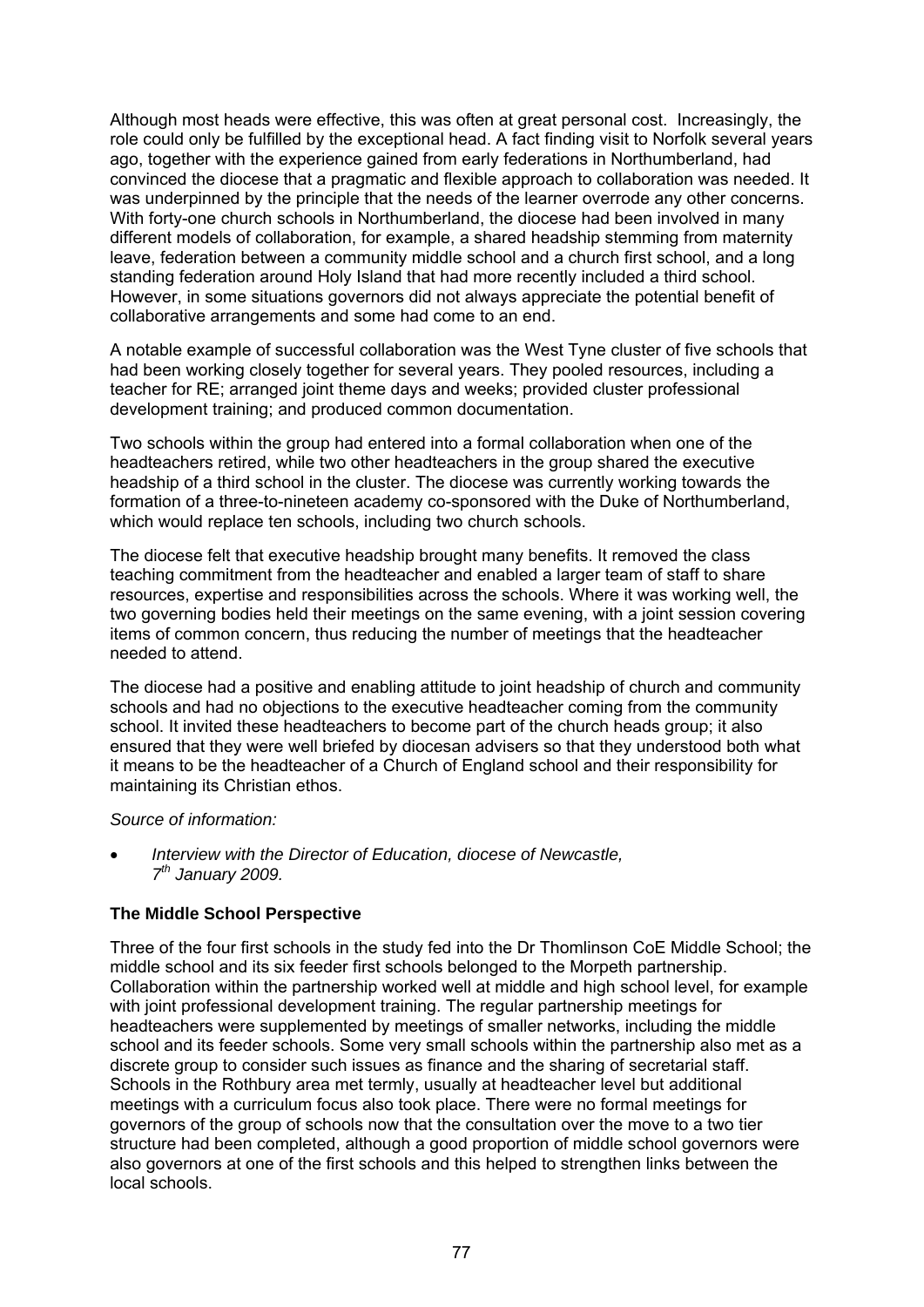Although most heads were effective, this was often at great personal cost. Increasingly, the role could only be fulfilled by the exceptional head. A fact finding visit to Norfolk several years ago, together with the experience gained from early federations in Northumberland, had convinced the diocese that a pragmatic and flexible approach to collaboration was needed. It was underpinned by the principle that the needs of the learner overrode any other concerns. With forty-one church schools in Northumberland, the diocese had been involved in many different models of collaboration, for example, a shared headship stemming from maternity leave, federation between a community middle school and a church first school, and a long standing federation around Holy Island that had more recently included a third school. However, in some situations governors did not always appreciate the potential benefit of collaborative arrangements and some had come to an end.

A notable example of successful collaboration was the West Tyne cluster of five schools that had been working closely together for several years. They pooled resources, including a teacher for RE; arranged joint theme days and weeks; provided cluster professional development training; and produced common documentation.

Two schools within the group had entered into a formal collaboration when one of the headteachers retired, while two other headteachers in the group shared the executive headship of a third school in the cluster. The diocese was currently working towards the formation of a three-to-nineteen academy co-sponsored with the Duke of Northumberland, which would replace ten schools, including two church schools.

The diocese felt that executive headship brought many benefits. It removed the class teaching commitment from the headteacher and enabled a larger team of staff to share resources, expertise and responsibilities across the schools. Where it was working well, the two governing bodies held their meetings on the same evening, with a joint session covering items of common concern, thus reducing the number of meetings that the headteacher needed to attend.

The diocese had a positive and enabling attitude to joint headship of church and community schools and had no objections to the executive headteacher coming from the community school. It invited these headteachers to become part of the church heads group; it also ensured that they were well briefed by diocesan advisers so that they understood both what it means to be the headteacher of a Church of England school and their responsibility for maintaining its Christian ethos.

*Source of information:*

- *Interview with the Director of Education, diocese of Newcastle, 7th January 2009.*

**The Middle School Perspective**

Three of the four first schools in the study fed into the Dr Thomlinson CoE Middle School; the middle school and its six feeder first schools belonged to the Morpeth partnership. Collaboration within the partnership worked well at middle and high school level, for example with joint professional development training. The regular partnership meetings for headteachers were supplemented by meetings of smaller networks, including the middle school and its feeder schools. Some very small schools within the partnership also met as a discrete group to consider such issues as finance and the sharing of secretarial staff. Schools in the Rothbury area met termly, usually at headteacher level but additional meetings with a curriculum focus also took place. There were no formal meetings for governors of the group of schools now that the consultation over the move to a two tier structure had been completed, although a good proportion of middle school governors were also governors at one of the first schools and this helped to strengthen links between the local schools.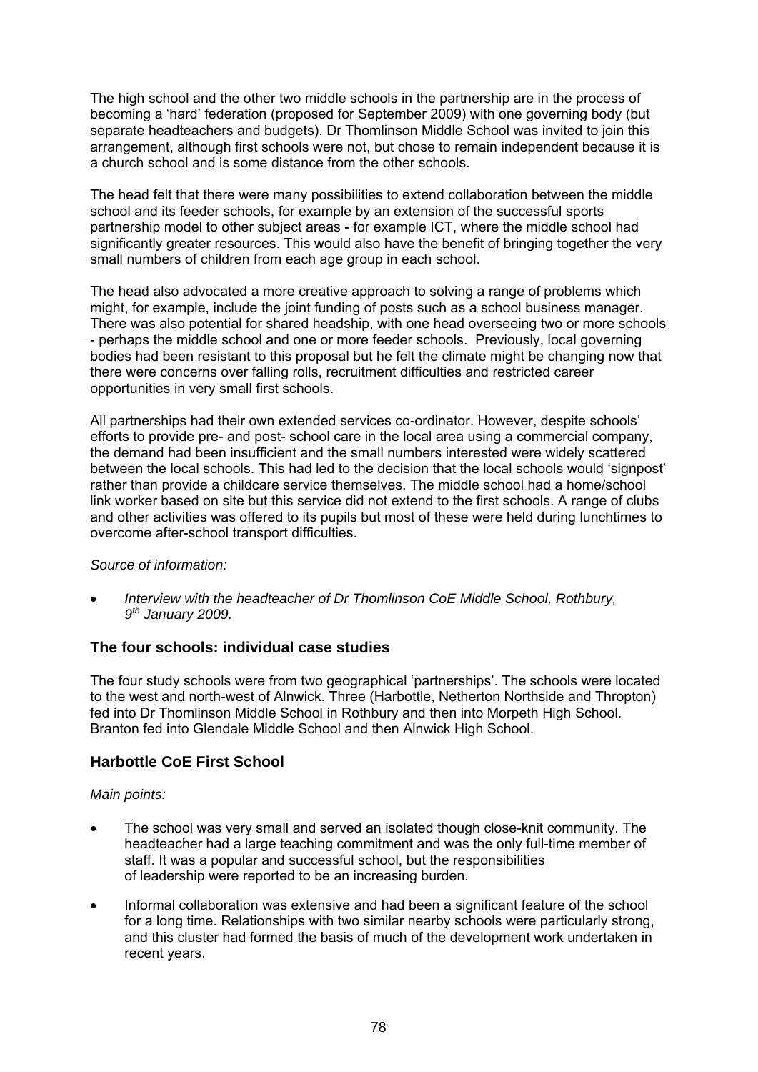The high school and the other two middle schools in the partnership are in the process of becoming a 'hard' federation (proposed for September 2009) with one governing body (but separate headteachers and budgets). Dr Thomlinson Middle School was invited to join this arrangement, although first schools were not, but chose to remain independent because it is a church school and is some distance from the other schools.

The head felt that there were many possibilities to extend collaboration between the middle school and its feeder schools, for example by an extension of the successful sports partnership model to other subject areas - for example ICT, where the middle school had significantly greater resources. This would also have the benefit of bringing together the very small numbers of children from each age group in each school.

The head also advocated a more creative approach to solving a range of problems which might, for example, include the joint funding of posts such as a school business manager. There was also potential for shared headship, with one head overseeing two or more schools - perhaps the middle school and one or more feeder schools. Previously, local governing bodies had been resistant to this proposal but he felt the climate might be changing now that there were concerns over falling rolls, recruitment difficulties and restricted career opportunities in very small first schools.

All partnerships had their own extended services co-ordinator. However, despite schools' efforts to provide pre- and post- school care in the local area using a commercial company, the demand had been insufficient and the small numbers interested were widely scattered between the local schools. This had led to the decision that the local schools would 'signpost' rather than provide a childcare service themselves. The middle school had a home/school link worker based on site but this service did not extend to the first schools. A range of clubs and other activities was offered to its pupils but most of these were held during lunchtimes to overcome after-school transport difficulties.

*Source of information:*

- *Interview with the headteacher of Dr Thomlinson CoE Middle School, Rothbury, 9th January 2009.*

## The four schools: individual case studies

The four study schools were from two geographical 'partnerships'. The schools were located to the west and north-west of Alnwick. Three (Harbottle, Netherton Northside and Thropton) fed into Dr Thomlinson Middle School in Rothbury and then into Morpeth High School. Branton fed into Glendale Middle School and then Alnwick High School.

## Harbottle CoE First School

*Main points:*

- The school was very small and served an isolated though close-knit community. The headteacher had a large teaching commitment and was the only full-time member of staff. It was a popular and successful school, but the responsibilities of leadership were reported to be an increasing burden.
- Informal collaboration was extensive and had been a significant feature of the school for a long time. Relationships with two similar nearby schools were particularly strong, and this cluster had formed the basis of much of the development work undertaken in recent years.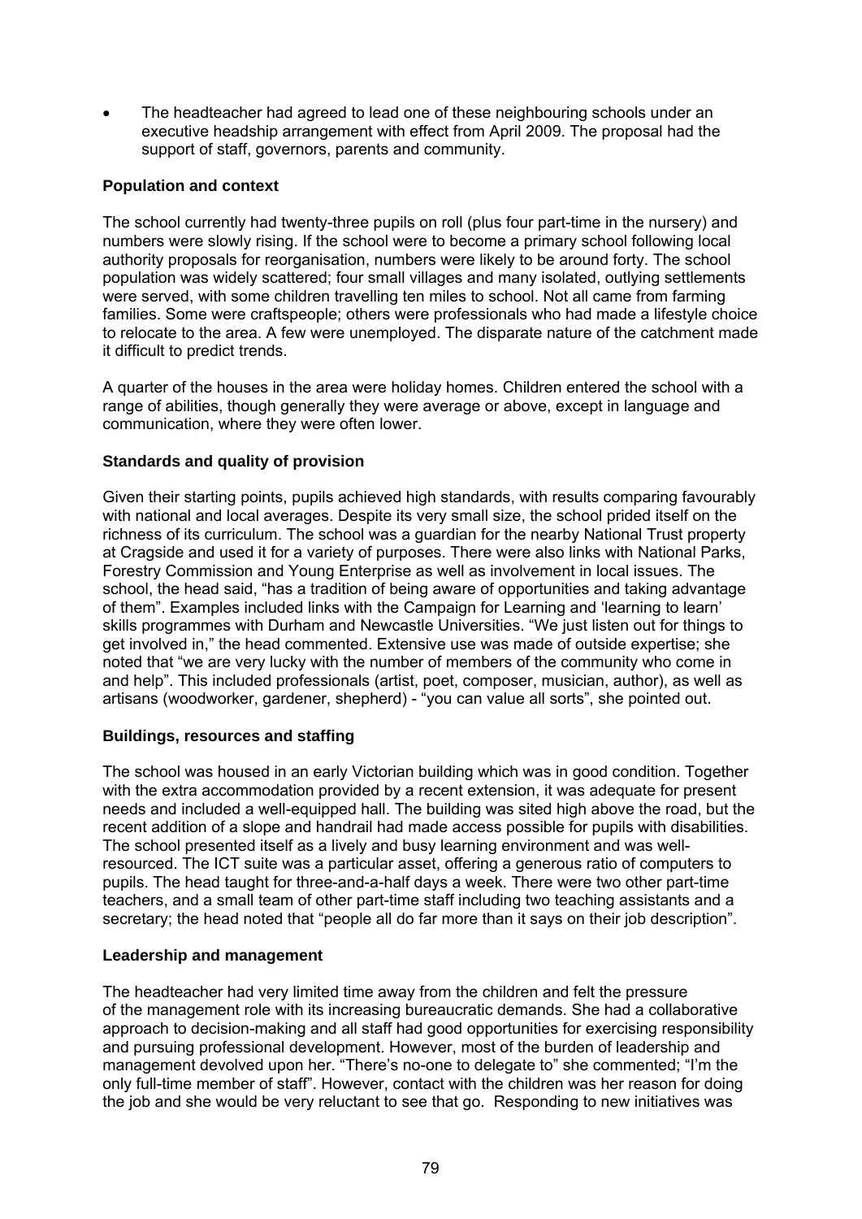- The headteacher had agreed to lead one of these neighbouring schools under an executive headship arrangement with effect from April 2009. The proposal had the support of staff, governors, parents and community.

**Population and context**

The school currently had twenty-three pupils on roll (plus four part-time in the nursery) and numbers were slowly rising. If the school were to become a primary school following local authority proposals for reorganisation, numbers were likely to be around forty. The school population was widely scattered; four small villages and many isolated, outlying settlements were served, with some children travelling ten miles to school. Not all came from farming families. Some were craftspeople; others were professionals who had made a lifestyle choice to relocate to the area. A few were unemployed. The disparate nature of the catchment made it difficult to predict trends.

A quarter of the houses in the area were holiday homes. Children entered the school with a range of abilities, though generally they were average or above, except in language and communication, where they were often lower.

**Standards and quality of provision**

Given their starting points, pupils achieved high standards, with results comparing favourably with national and local averages. Despite its very small size, the school prided itself on the richness of its curriculum. The school was a guardian for the nearby National Trust property at Cragside and used it for a variety of purposes. There were also links with National Parks, Forestry Commission and Young Enterprise as well as involvement in local issues. The school, the head said, "has a tradition of being aware of opportunities and taking advantage of them". Examples included links with the Campaign for Learning and 'learning to learn' skills programmes with Durham and Newcastle Universities. "We just listen out for things to get involved in," the head commented. Extensive use was made of outside expertise; she noted that "we are very lucky with the number of members of the community who come in and help". This included professionals (artist, poet, composer, musician, author), as well as artisans (woodworker, gardener, shepherd) - "you can value all sorts", she pointed out.

**Buildings, resources and staffing**

The school was housed in an early Victorian building which was in good condition. Together with the extra accommodation provided by a recent extension, it was adequate for present needs and included a well-equipped hall. The building was sited high above the road, but the recent addition of a slope and handrail had made access possible for pupils with disabilities. The school presented itself as a lively and busy learning environment and was well-resourced. The ICT suite was a particular asset, offering a generous ratio of computers to pupils. The head taught for three-and-a-half days a week. There were two other part-time teachers, and a small team of other part-time staff including two teaching assistants and a secretary; the head noted that "people all do far more than it says on their job description".

**Leadership and management**

The headteacher had very limited time away from the children and felt the pressure of the management role with its increasing bureaucratic demands. She had a collaborative approach to decision-making and all staff had good opportunities for exercising responsibility and pursuing professional development. However, most of the burden of leadership and management devolved upon her. "There's no-one to delegate to" she commented; "I'm the only full-time member of staff". However, contact with the children was her reason for doing the job and she would be very reluctant to see that go. Responding to new initiatives was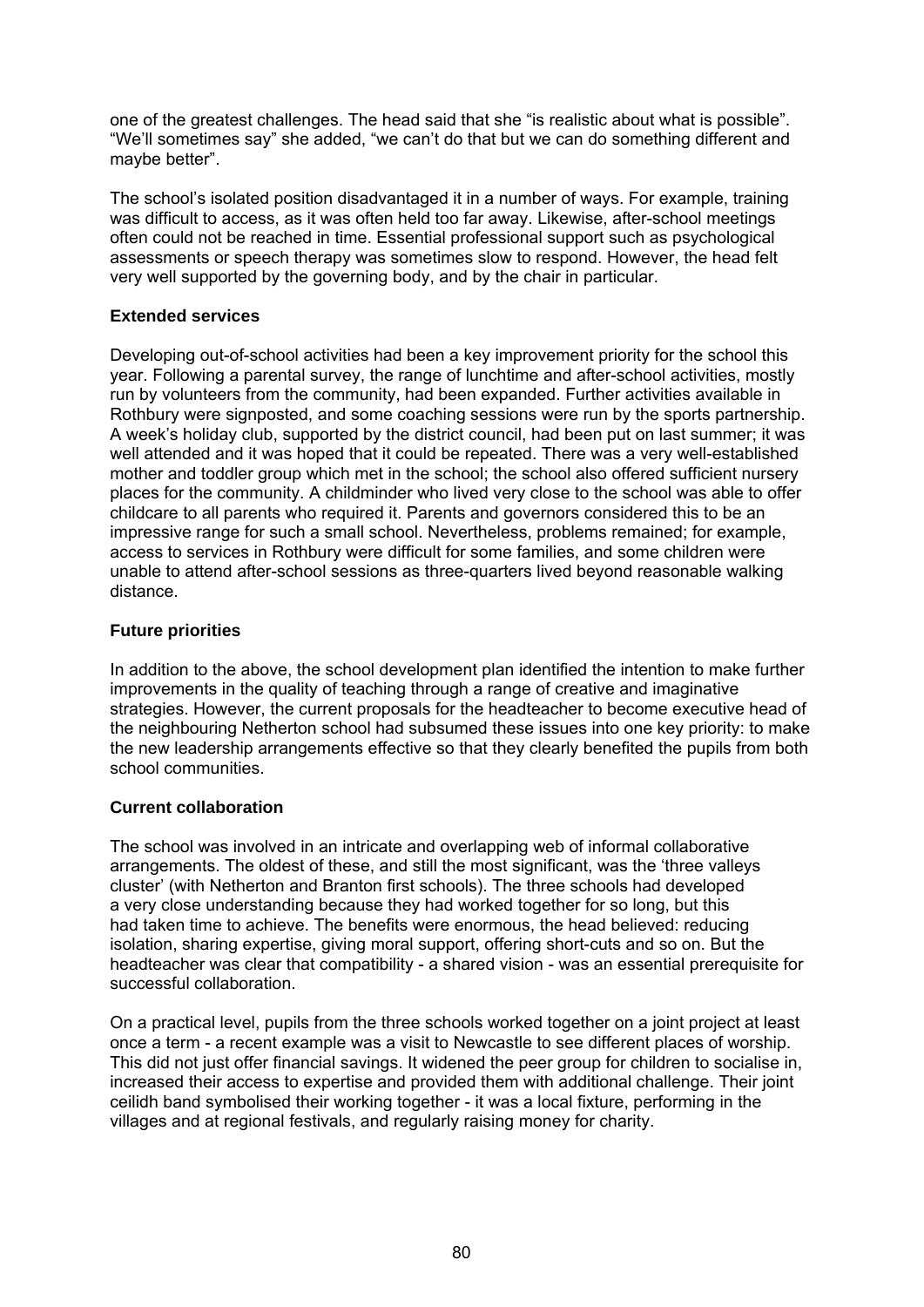one of the greatest challenges. The head said that she "is realistic about what is possible". "We'll sometimes say" she added, "we can't do that but we can do something different and maybe better".

The school's isolated position disadvantaged it in a number of ways. For example, training was difficult to access, as it was often held too far away. Likewise, after-school meetings often could not be reached in time. Essential professional support such as psychological assessments or speech therapy was sometimes slow to respond. However, the head felt very well supported by the governing body, and by the chair in particular.

**Extended services**

Developing out-of-school activities had been a key improvement priority for the school this year. Following a parental survey, the range of lunchtime and after-school activities, mostly run by volunteers from the community, had been expanded. Further activities available in Rothbury were signposted, and some coaching sessions were run by the sports partnership. A week's holiday club, supported by the district council, had been put on last summer; it was well attended and it was hoped that it could be repeated. There was a very well-established mother and toddler group which met in the school; the school also offered sufficient nursery places for the community. A childminder who lived very close to the school was able to offer childcare to all parents who required it. Parents and governors considered this to be an impressive range for such a small school. Nevertheless, problems remained; for example, access to services in Rothbury were difficult for some families, and some children were unable to attend after-school sessions as three-quarters lived beyond reasonable walking distance.

**Future priorities**

In addition to the above, the school development plan identified the intention to make further improvements in the quality of teaching through a range of creative and imaginative strategies. However, the current proposals for the headteacher to become executive head of the neighbouring Netherton school had subsumed these issues into one key priority: to make the new leadership arrangements effective so that they clearly benefited the pupils from both school communities.

**Current collaboration**

The school was involved in an intricate and overlapping web of informal collaborative arrangements. The oldest of these, and still the most significant, was the 'three valleys cluster' (with Netherton and Branton first schools). The three schools had developed a very close understanding because they had worked together for so long, but this had taken time to achieve. The benefits were enormous, the head believed: reducing isolation, sharing expertise, giving moral support, offering short-cuts and so on. But the headteacher was clear that compatibility - a shared vision - was an essential prerequisite for successful collaboration.

On a practical level, pupils from the three schools worked together on a joint project at least once a term - a recent example was a visit to Newcastle to see different places of worship. This did not just offer financial savings. It widened the peer group for children to socialise in, increased their access to expertise and provided them with additional challenge. Their joint ceilidh band symbolised their working together - it was a local fixture, performing in the villages and at regional festivals, and regularly raising money for charity.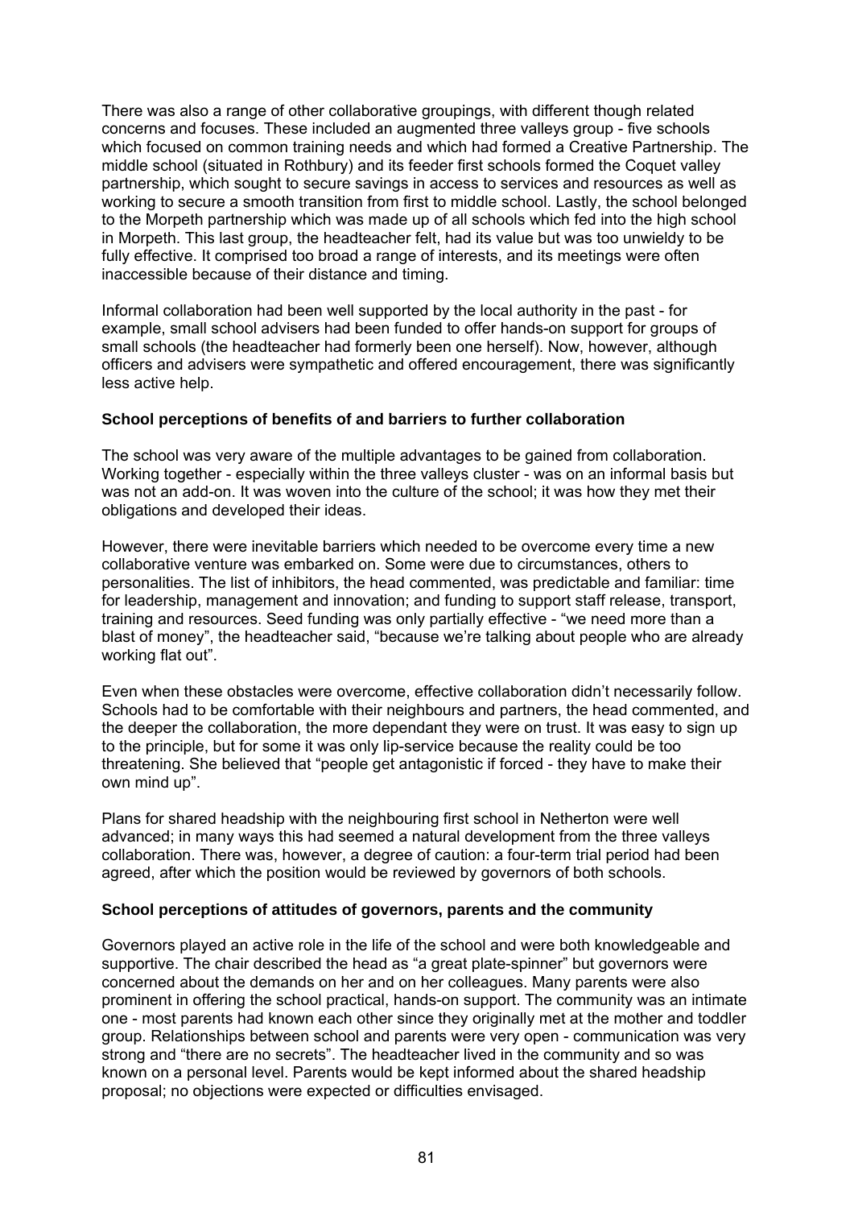There was also a range of other collaborative groupings, with different though related concerns and focuses. These included an augmented three valleys group - five schools which focused on common training needs and which had formed a Creative Partnership. The middle school (situated in Rothbury) and its feeder first schools formed the Coquet valley partnership, which sought to secure savings in access to services and resources as well as working to secure a smooth transition from first to middle school. Lastly, the school belonged to the Morpeth partnership which was made up of all schools which fed into the high school in Morpeth. This last group, the headteacher felt, had its value but was too unwieldy to be fully effective. It comprised too broad a range of interests, and its meetings were often inaccessible because of their distance and timing.

Informal collaboration had been well supported by the local authority in the past - for example, small school advisers had been funded to offer hands-on support for groups of small schools (the headteacher had formerly been one herself). Now, however, although officers and advisers were sympathetic and offered encouragement, there was significantly less active help.

**School perceptions of benefits of and barriers to further collaboration**

The school was very aware of the multiple advantages to be gained from collaboration. Working together - especially within the three valleys cluster - was on an informal basis but was not an add-on. It was woven into the culture of the school; it was how they met their obligations and developed their ideas.

However, there were inevitable barriers which needed to be overcome every time a new collaborative venture was embarked on. Some were due to circumstances, others to personalities. The list of inhibitors, the head commented, was predictable and familiar: time for leadership, management and innovation; and funding to support staff release, transport, training and resources. Seed funding was only partially effective - "we need more than a blast of money", the headteacher said, "because we're talking about people who are already working flat out".

Even when these obstacles were overcome, effective collaboration didn't necessarily follow. Schools had to be comfortable with their neighbours and partners, the head commented, and the deeper the collaboration, the more dependant they were on trust. It was easy to sign up to the principle, but for some it was only lip-service because the reality could be too threatening. She believed that "people get antagonistic if forced - they have to make their own mind up".

Plans for shared headship with the neighbouring first school in Netherton were well advanced; in many ways this had seemed a natural development from the three valleys collaboration. There was, however, a degree of caution: a four-term trial period had been agreed, after which the position would be reviewed by governors of both schools.

**School perceptions of attitudes of governors, parents and the community**

Governors played an active role in the life of the school and were both knowledgeable and supportive. The chair described the head as "a great plate-spinner" but governors were concerned about the demands on her and on her colleagues. Many parents were also prominent in offering the school practical, hands-on support. The community was an intimate one - most parents had known each other since they originally met at the mother and toddler group. Relationships between school and parents were very open - communication was very strong and "there are no secrets". The headteacher lived in the community and so was known on a personal level. Parents would be kept informed about the shared headship proposal; no objections were expected or difficulties envisaged.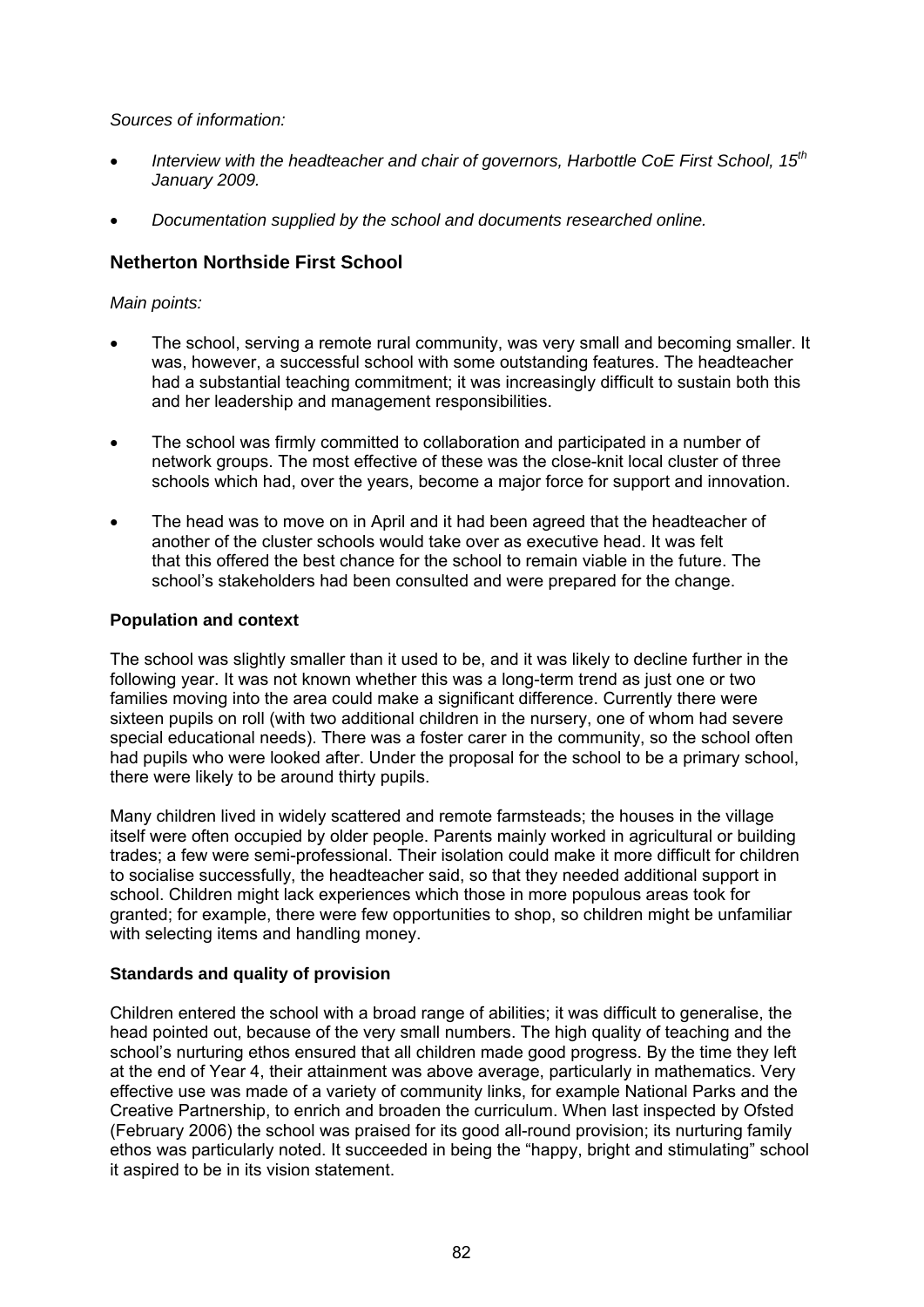*Sources of information:*

- *Interview with the headteacher and chair of governors, Harbottle CoE First School, 15th January 2009.*
- *Documentation supplied by the school and documents researched online.*

### Netherton Northside First School

*Main points:*

- The school, serving a remote rural community, was very small and becoming smaller. It was, however, a successful school with some outstanding features. The headteacher had a substantial teaching commitment; it was increasingly difficult to sustain both this and her leadership and management responsibilities.
- The school was firmly committed to collaboration and participated in a number of network groups. The most effective of these was the close-knit local cluster of three schools which had, over the years, become a major force for support and innovation.
- The head was to move on in April and it had been agreed that the headteacher of another of the cluster schools would take over as executive head. It was felt that this offered the best chance for the school to remain viable in the future. The school's stakeholders had been consulted and were prepared for the change.

**Population and context**

The school was slightly smaller than it used to be, and it was likely to decline further in the following year. It was not known whether this was a long-term trend as just one or two families moving into the area could make a significant difference. Currently there were sixteen pupils on roll (with two additional children in the nursery, one of whom had severe special educational needs). There was a foster carer in the community, so the school often had pupils who were looked after. Under the proposal for the school to be a primary school, there were likely to be around thirty pupils.

Many children lived in widely scattered and remote farmsteads; the houses in the village itself were often occupied by older people. Parents mainly worked in agricultural or building trades; a few were semi-professional. Their isolation could make it more difficult for children to socialise successfully, the headteacher said, so that they needed additional support in school. Children might lack experiences which those in more populous areas took for granted; for example, there were few opportunities to shop, so children might be unfamiliar with selecting items and handling money.

**Standards and quality of provision**

Children entered the school with a broad range of abilities; it was difficult to generalise, the head pointed out, because of the very small numbers. The high quality of teaching and the school's nurturing ethos ensured that all children made good progress. By the time they left at the end of Year 4, their attainment was above average, particularly in mathematics. Very effective use was made of a variety of community links, for example National Parks and the Creative Partnership, to enrich and broaden the curriculum. When last inspected by Ofsted (February 2006) the school was praised for its good all-round provision; its nurturing family ethos was particularly noted. It succeeded in being the "happy, bright and stimulating" school it aspired to be in its vision statement.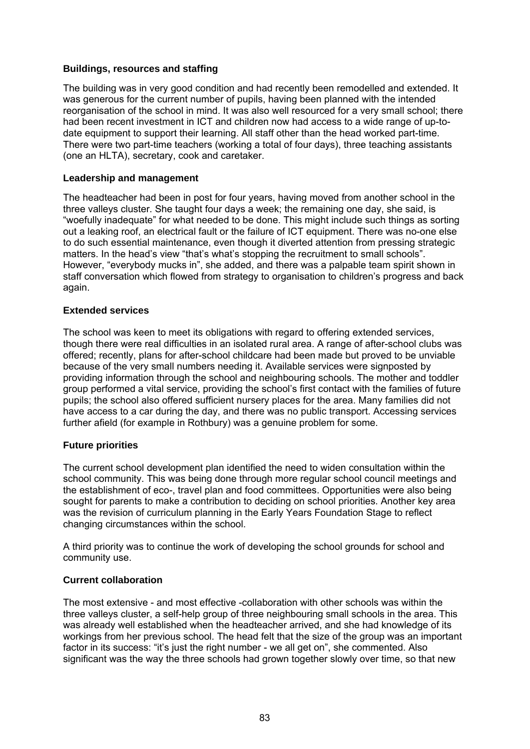### Buildings, resources and staffing

The building was in very good condition and had recently been remodelled and extended. It was generous for the current number of pupils, having been planned with the intended reorganisation of the school in mind. It was also well resourced for a very small school; there had been recent investment in ICT and children now had access to a wide range of up-to-date equipment to support their learning. All staff other than the head worked part-time. There were two part-time teachers (working a total of four days), three teaching assistants (one an HLTA), secretary, cook and caretaker.

### Leadership and management

The headteacher had been in post for four years, having moved from another school in the three valleys cluster. She taught four days a week; the remaining one day, she said, is "woefully inadequate" for what needed to be done. This might include such things as sorting out a leaking roof, an electrical fault or the failure of ICT equipment. There was no-one else to do such essential maintenance, even though it diverted attention from pressing strategic matters. In the head's view "that's what's stopping the recruitment to small schools". However, "everybody mucks in", she added, and there was a palpable team spirit shown in staff conversation which flowed from strategy to organisation to children's progress and back again.

### Extended services

The school was keen to meet its obligations with regard to offering extended services, though there were real difficulties in an isolated rural area. A range of after-school clubs was offered; recently, plans for after-school childcare had been made but proved to be unviable because of the very small numbers needing it. Available services were signposted by providing information through the school and neighbouring schools. The mother and toddler group performed a vital service, providing the school's first contact with the families of future pupils; the school also offered sufficient nursery places for the area. Many families did not have access to a car during the day, and there was no public transport. Accessing services further afield (for example in Rothbury) was a genuine problem for some.

### Future priorities

The current school development plan identified the need to widen consultation within the school community. This was being done through more regular school council meetings and the establishment of eco-, travel plan and food committees. Opportunities were also being sought for parents to make a contribution to deciding on school priorities. Another key area was the revision of curriculum planning in the Early Years Foundation Stage to reflect changing circumstances within the school.

A third priority was to continue the work of developing the school grounds for school and community use.

### Current collaboration

The most extensive - and most effective -collaboration with other schools was within the three valleys cluster, a self-help group of three neighbouring small schools in the area. This was already well established when the headteacher arrived, and she had knowledge of its workings from her previous school. The head felt that the size of the group was an important factor in its success: "it's just the right number - we all get on", she commented. Also significant was the way the three schools had grown together slowly over time, so that new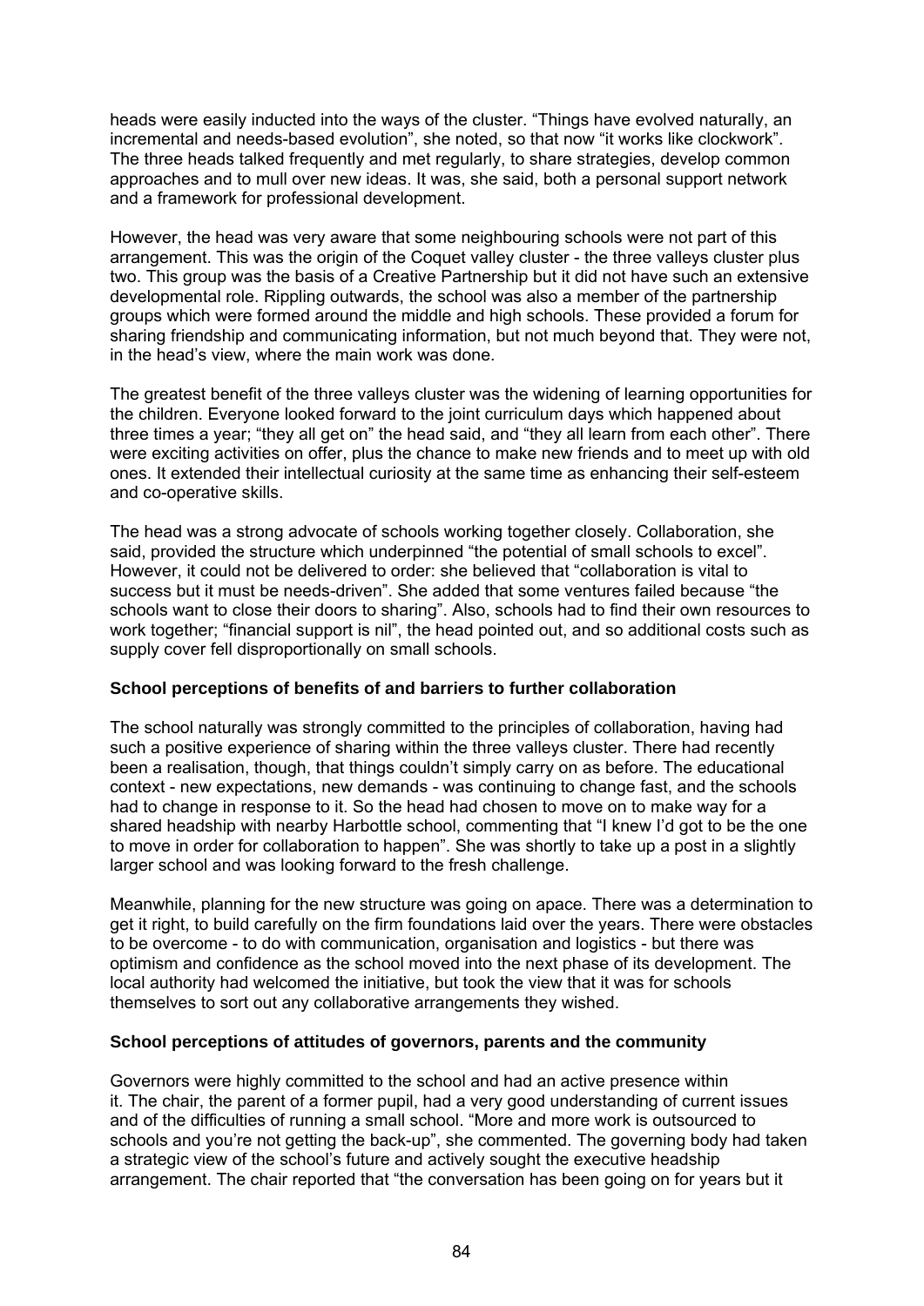heads were easily inducted into the ways of the cluster. “Things have evolved naturally, an incremental and needs-based evolution”, she noted, so that now “it works like clockwork”. The three heads talked frequently and met regularly, to share strategies, develop common approaches and to mull over new ideas. It was, she said, both a personal support network and a framework for professional development.

However, the head was very aware that some neighbouring schools were not part of this arrangement. This was the origin of the Coquet valley cluster - the three valleys cluster plus two. This group was the basis of a Creative Partnership but it did not have such an extensive developmental role. Rippling outwards, the school was also a member of the partnership groups which were formed around the middle and high schools. These provided a forum for sharing friendship and communicating information, but not much beyond that. They were not, in the head’s view, where the main work was done.

The greatest benefit of the three valleys cluster was the widening of learning opportunities for the children. Everyone looked forward to the joint curriculum days which happened about three times a year; “they all get on” the head said, and “they all learn from each other”. There were exciting activities on offer, plus the chance to make new friends and to meet up with old ones. It extended their intellectual curiosity at the same time as enhancing their self-esteem and co-operative skills.

The head was a strong advocate of schools working together closely. Collaboration, she said, provided the structure which underpinned “the potential of small schools to excel”. However, it could not be delivered to order: she believed that “collaboration is vital to success but it must be needs-driven”. She added that some ventures failed because “the schools want to close their doors to sharing”. Also, schools had to find their own resources to work together; “financial support is nil”, the head pointed out, and so additional costs such as supply cover fell disproportionally on small schools.

**School perceptions of benefits of and barriers to further collaboration**

The school naturally was strongly committed to the principles of collaboration, having had such a positive experience of sharing within the three valleys cluster. There had recently been a realisation, though, that things couldn’t simply carry on as before. The educational context - new expectations, new demands - was continuing to change fast, and the schools had to change in response to it. So the head had chosen to move on to make way for a shared headship with nearby Harbottle school, commenting that “I knew I’d got to be the one to move in order for collaboration to happen”. She was shortly to take up a post in a slightly larger school and was looking forward to the fresh challenge.

Meanwhile, planning for the new structure was going on apace. There was a determination to get it right, to build carefully on the firm foundations laid over the years. There were obstacles to be overcome - to do with communication, organisation and logistics - but there was optimism and confidence as the school moved into the next phase of its development. The local authority had welcomed the initiative, but took the view that it was for schools themselves to sort out any collaborative arrangements they wished.

**School perceptions of attitudes of governors, parents and the community**

Governors were highly committed to the school and had an active presence within it. The chair, the parent of a former pupil, had a very good understanding of current issues and of the difficulties of running a small school. “More and more work is outsourced to schools and you’re not getting the back-up”, she commented. The governing body had taken a strategic view of the school’s future and actively sought the executive headship arrangement. The chair reported that “the conversation has been going on for years but it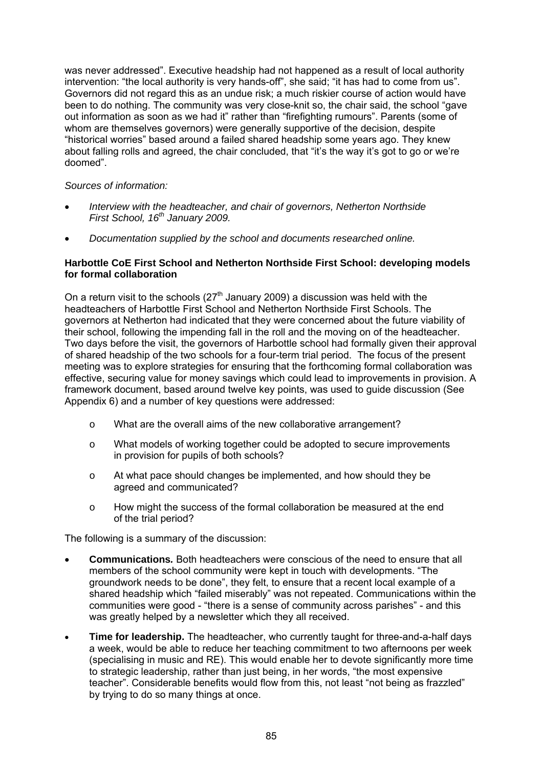was never addressed". Executive headship had not happened as a result of local authority intervention: "the local authority is very hands-off", she said; "it has had to come from us". Governors did not regard this as an undue risk; a much riskier course of action would have been to do nothing. The community was very close-knit so, the chair said, the school "gave out information as soon as we had it" rather than "firefighting rumours". Parents (some of whom are themselves governors) were generally supportive of the decision, despite "historical worries" based around a failed shared headship some years ago. They knew about falling rolls and agreed, the chair concluded, that "it's the way it's got to go or we're doomed".

*Sources of information:*

- *Interview with the headteacher, and chair of governors, Netherton Northside First School, 16th January 2009.*
- *Documentation supplied by the school and documents researched online.*

**Harbottle CoE First School and Netherton Northside First School: developing models for formal collaboration**

On a return visit to the schools (27th January 2009) a discussion was held with the headteachers of Harbottle First School and Netherton Northside First Schools. The governors at Netherton had indicated that they were concerned about the future viability of their school, following the impending fall in the roll and the moving on of the headteacher. Two days before the visit, the governors of Harbottle school had formally given their approval of shared headship of the two schools for a four-term trial period. The focus of the present meeting was to explore strategies for ensuring that the forthcoming formal collaboration was effective, securing value for money savings which could lead to improvements in provision. A framework document, based around twelve key points, was used to guide discussion (See Appendix 6) and a number of key questions were addressed:

- What are the overall aims of the new collaborative arrangement?
- What models of working together could be adopted to secure improvements in provision for pupils of both schools?
- At what pace should changes be implemented, and how should they be agreed and communicated?
- How might the success of the formal collaboration be measured at the end of the trial period?

The following is a summary of the discussion:

- **Communications.** Both headteachers were conscious of the need to ensure that all members of the school community were kept in touch with developments. "The groundwork needs to be done", they felt, to ensure that a recent local example of a shared headship which "failed miserably" was not repeated. Communications within the communities were good - "there is a sense of community across parishes" - and this was greatly helped by a newsletter which they all received.
- **Time for leadership.** The headteacher, who currently taught for three-and-a-half days a week, would be able to reduce her teaching commitment to two afternoons per week (specialising in music and RE). This would enable her to devote significantly more time to strategic leadership, rather than just being, in her words, "the most expensive teacher". Considerable benefits would flow from this, not least "not being as frazzled" by trying to do so many things at once.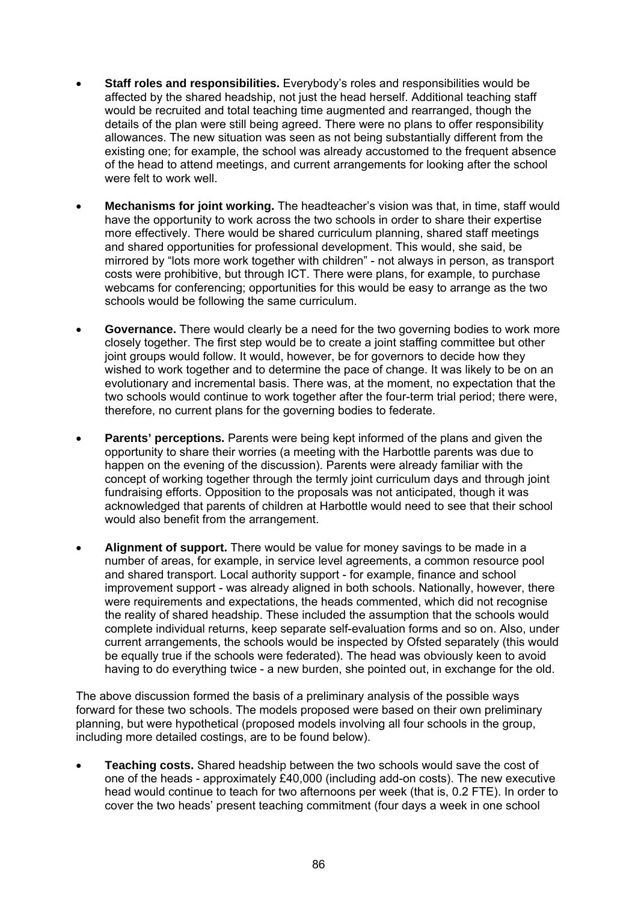- **Staff roles and responsibilities.** Everybody's roles and responsibilities would be affected by the shared headship, not just the head herself. Additional teaching staff would be recruited and total teaching time augmented and rearranged, though the details of the plan were still being agreed. There were no plans to offer responsibility allowances. The new situation was seen as not being substantially different from the existing one; for example, the school was already accustomed to the frequent absence of the head to attend meetings, and current arrangements for looking after the school were felt to work well.

- **Mechanisms for joint working.** The headteacher's vision was that, in time, staff would have the opportunity to work across the two schools in order to share their expertise more effectively. There would be shared curriculum planning, shared staff meetings and shared opportunities for professional development. This would, she said, be mirrored by "lots more work together with children" - not always in person, as transport costs were prohibitive, but through ICT. There were plans, for example, to purchase webcams for conferencing; opportunities for this would be easy to arrange as the two schools would be following the same curriculum.

- **Governance.** There would clearly be a need for the two governing bodies to work more closely together. The first step would be to create a joint staffing committee but other joint groups would follow. It would, however, be for governors to decide how they wished to work together and to determine the pace of change. It was likely to be on an evolutionary and incremental basis. There was, at the moment, no expectation that the two schools would continue to work together after the four-term trial period; there were, therefore, no current plans for the governing bodies to federate.

- **Parents' perceptions.** Parents were being kept informed of the plans and given the opportunity to share their worries (a meeting with the Harbottle parents was due to happen on the evening of the discussion). Parents were already familiar with the concept of working together through the termly joint curriculum days and through joint fundraising efforts. Opposition to the proposals was not anticipated, though it was acknowledged that parents of children at Harbottle would need to see that their school would also benefit from the arrangement.

- **Alignment of support.** There would be value for money savings to be made in a number of areas, for example, in service level agreements, a common resource pool and shared transport. Local authority support - for example, finance and school improvement support - was already aligned in both schools. Nationally, however, there were requirements and expectations, the heads commented, which did not recognise the reality of shared headship. These included the assumption that the schools would complete individual returns, keep separate self-evaluation forms and so on. Also, under current arrangements, the schools would be inspected by Ofsted separately (this would be equally true if the schools were federated). The head was obviously keen to avoid having to do everything twice - a new burden, she pointed out, in exchange for the old.

The above discussion formed the basis of a preliminary analysis of the possible ways forward for these two schools. The models proposed were based on their own preliminary planning, but were hypothetical (proposed models involving all four schools in the group, including more detailed costings, are to be found below).

- **Teaching costs.** Shared headship between the two schools would save the cost of one of the heads - approximately £40,000 (including add-on costs). The new executive head would continue to teach for two afternoons per week (that is, 0.2 FTE). In order to cover the two heads' present teaching commitment (four days a week in one school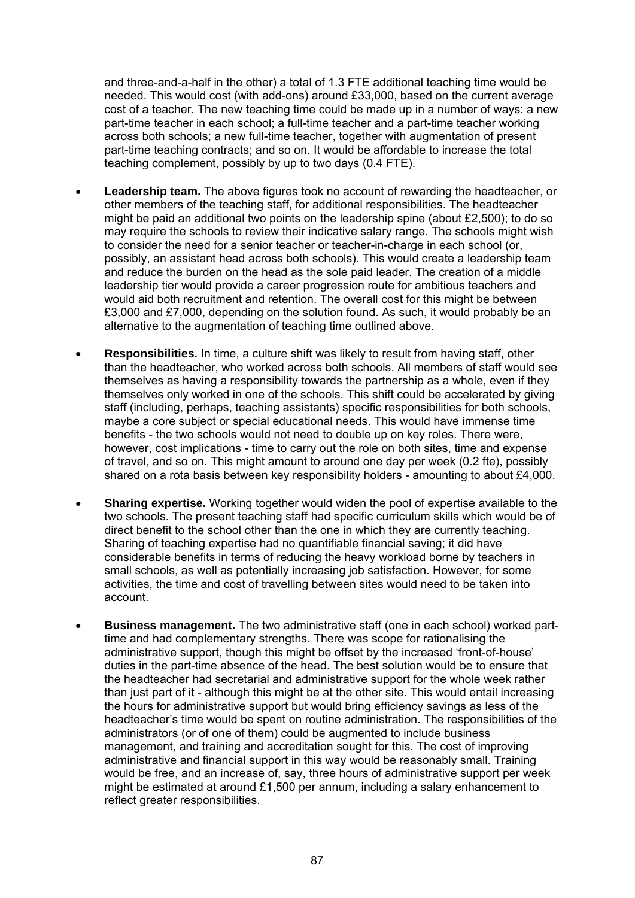and three-and-a-half in the other) a total of 1.3 FTE additional teaching time would be needed. This would cost (with add-ons) around £33,000, based on the current average cost of a teacher. The new teaching time could be made up in a number of ways: a new part-time teacher in each school; a full-time teacher and a part-time teacher working across both schools; a new full-time teacher, together with augmentation of present part-time teaching contracts; and so on. It would be affordable to increase the total teaching complement, possibly by up to two days (0.4 FTE).

- **Leadership team.** The above figures took no account of rewarding the headteacher, or other members of the teaching staff, for additional responsibilities. The headteacher might be paid an additional two points on the leadership spine (about £2,500); to do so may require the schools to review their indicative salary range. The schools might wish to consider the need for a senior teacher or teacher-in-charge in each school (or, possibly, an assistant head across both schools). This would create a leadership team and reduce the burden on the head as the sole paid leader. The creation of a middle leadership tier would provide a career progression route for ambitious teachers and would aid both recruitment and retention. The overall cost for this might be between £3,000 and £7,000, depending on the solution found. As such, it would probably be an alternative to the augmentation of teaching time outlined above.

- **Responsibilities.** In time, a culture shift was likely to result from having staff, other than the headteacher, who worked across both schools. All members of staff would see themselves as having a responsibility towards the partnership as a whole, even if they themselves only worked in one of the schools. This shift could be accelerated by giving staff (including, perhaps, teaching assistants) specific responsibilities for both schools, maybe a core subject or special educational needs. This would have immense time benefits - the two schools would not need to double up on key roles. There were, however, cost implications - time to carry out the role on both sites, time and expense of travel, and so on. This might amount to around one day per week (0.2 fte), possibly shared on a rota basis between key responsibility holders - amounting to about £4,000.

- **Sharing expertise.** Working together would widen the pool of expertise available to the two schools. The present teaching staff had specific curriculum skills which would be of direct benefit to the school other than the one in which they are currently teaching. Sharing of teaching expertise had no quantifiable financial saving; it did have considerable benefits in terms of reducing the heavy workload borne by teachers in small schools, as well as potentially increasing job satisfaction. However, for some activities, the time and cost of travelling between sites would need to be taken into account.

- **Business management.** The two administrative staff (one in each school) worked part-time and had complementary strengths. There was scope for rationalising the administrative support, though this might be offset by the increased 'front-of-house' duties in the part-time absence of the head. The best solution would be to ensure that the headteacher had secretarial and administrative support for the whole week rather than just part of it - although this might be at the other site. This would entail increasing the hours for administrative support but would bring efficiency savings as less of the headteacher's time would be spent on routine administration. The responsibilities of the administrators (or of one of them) could be augmented to include business management, and training and accreditation sought for this. The cost of improving administrative and financial support in this way would be reasonably small. Training would be free, and an increase of, say, three hours of administrative support per week might be estimated at around £1,500 per annum, including a salary enhancement to reflect greater responsibilities.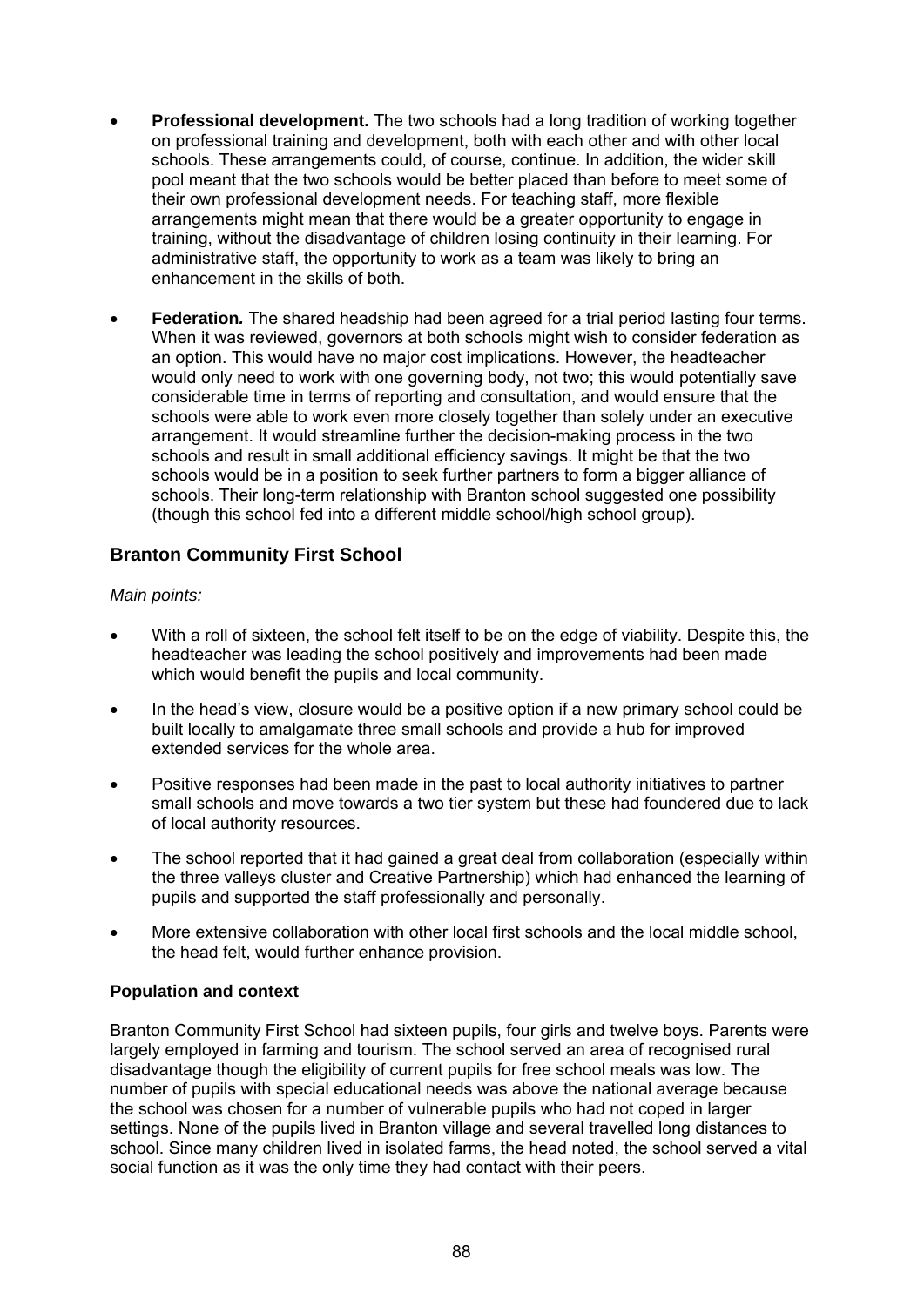- **Professional development.** The two schools had a long tradition of working together on professional training and development, both with each other and with other local schools. These arrangements could, of course, continue. In addition, the wider skill pool meant that the two schools would be better placed than before to meet some of their own professional development needs. For teaching staff, more flexible arrangements might mean that there would be a greater opportunity to engage in training, without the disadvantage of children losing continuity in their learning. For administrative staff, the opportunity to work as a team was likely to bring an enhancement in the skills of both.

- **Federation.** The shared headship had been agreed for a trial period lasting four terms. When it was reviewed, governors at both schools might wish to consider federation as an option. This would have no major cost implications. However, the headteacher would only need to work with one governing body, not two; this would potentially save considerable time in terms of reporting and consultation, and would ensure that the schools were able to work even more closely together than solely under an executive arrangement. It would streamline further the decision-making process in the two schools and result in small additional efficiency savings. It might be that the two schools would be in a position to seek further partners to form a bigger alliance of schools. Their long-term relationship with Branton school suggested one possibility (though this school fed into a different middle school/high school group).

## Branton Community First School

*Main points:*

- With a roll of sixteen, the school felt itself to be on the edge of viability. Despite this, the headteacher was leading the school positively and improvements had been made which would benefit the pupils and local community.

- In the head's view, closure would be a positive option if a new primary school could be built locally to amalgamate three small schools and provide a hub for improved extended services for the whole area.

- Positive responses had been made in the past to local authority initiatives to partner small schools and move towards a two tier system but these had foundered due to lack of local authority resources.

- The school reported that it had gained a great deal from collaboration (especially within the three valleys cluster and Creative Partnership) which had enhanced the learning of pupils and supported the staff professionally and personally.

- More extensive collaboration with other local first schools and the local middle school, the head felt, would further enhance provision.

### Population and context

Branton Community First School had sixteen pupils, four girls and twelve boys. Parents were largely employed in farming and tourism. The school served an area of recognised rural disadvantage though the eligibility of current pupils for free school meals was low. The number of pupils with special educational needs was above the national average because the school was chosen for a number of vulnerable pupils who had not coped in larger settings. None of the pupils lived in Branton village and several travelled long distances to school. Since many children lived in isolated farms, the head noted, the school served a vital social function as it was the only time they had contact with their peers.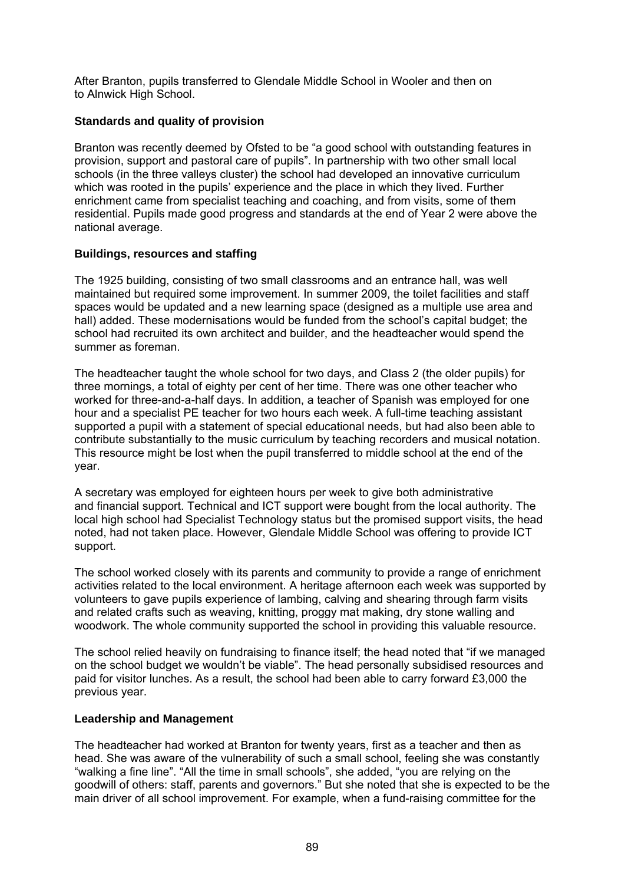After Branton, pupils transferred to Glendale Middle School in Wooler and then on to Alnwick High School.

### Standards and quality of provision

Branton was recently deemed by Ofsted to be "a good school with outstanding features in provision, support and pastoral care of pupils". In partnership with two other small local schools (in the three valleys cluster) the school had developed an innovative curriculum which was rooted in the pupils' experience and the place in which they lived. Further enrichment came from specialist teaching and coaching, and from visits, some of them residential. Pupils made good progress and standards at the end of Year 2 were above the national average.

### Buildings, resources and staffing

The 1925 building, consisting of two small classrooms and an entrance hall, was well maintained but required some improvement. In summer 2009, the toilet facilities and staff spaces would be updated and a new learning space (designed as a multiple use area and hall) added. These modernisations would be funded from the school's capital budget; the school had recruited its own architect and builder, and the headteacher would spend the summer as foreman.

The headteacher taught the whole school for two days, and Class 2 (the older pupils) for three mornings, a total of eighty per cent of her time. There was one other teacher who worked for three-and-a-half days. In addition, a teacher of Spanish was employed for one hour and a specialist PE teacher for two hours each week. A full-time teaching assistant supported a pupil with a statement of special educational needs, but had also been able to contribute substantially to the music curriculum by teaching recorders and musical notation. This resource might be lost when the pupil transferred to middle school at the end of the year.

A secretary was employed for eighteen hours per week to give both administrative and financial support. Technical and ICT support were bought from the local authority. The local high school had Specialist Technology status but the promised support visits, the head noted, had not taken place. However, Glendale Middle School was offering to provide ICT support.

The school worked closely with its parents and community to provide a range of enrichment activities related to the local environment. A heritage afternoon each week was supported by volunteers to gave pupils experience of lambing, calving and shearing through farm visits and related crafts such as weaving, knitting, proggy mat making, dry stone walling and woodwork. The whole community supported the school in providing this valuable resource.

The school relied heavily on fundraising to finance itself; the head noted that "if we managed on the school budget we wouldn't be viable". The head personally subsidised resources and paid for visitor lunches. As a result, the school had been able to carry forward £3,000 the previous year.

### Leadership and Management

The headteacher had worked at Branton for twenty years, first as a teacher and then as head. She was aware of the vulnerability of such a small school, feeling she was constantly "walking a fine line". "All the time in small schools", she added, "you are relying on the goodwill of others: staff, parents and governors." But she noted that she is expected to be the main driver of all school improvement. For example, when a fund-raising committee for the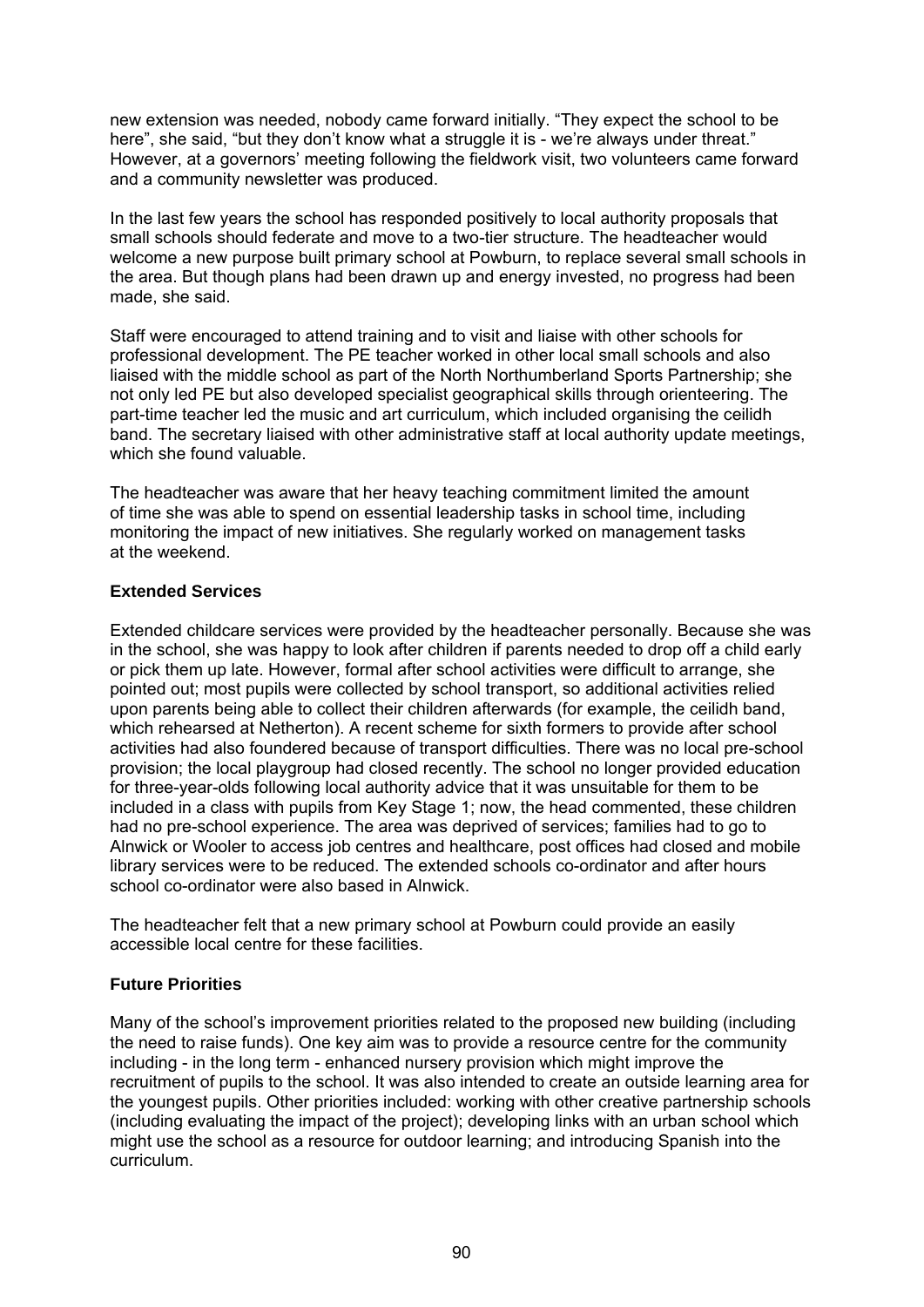new extension was needed, nobody came forward initially. "They expect the school to be here", she said, "but they don't know what a struggle it is - we're always under threat." However, at a governors' meeting following the fieldwork visit, two volunteers came forward and a community newsletter was produced.

In the last few years the school has responded positively to local authority proposals that small schools should federate and move to a two-tier structure. The headteacher would welcome a new purpose built primary school at Powburn, to replace several small schools in the area. But though plans had been drawn up and energy invested, no progress had been made, she said.

Staff were encouraged to attend training and to visit and liaise with other schools for professional development. The PE teacher worked in other local small schools and also liaised with the middle school as part of the North Northumberland Sports Partnership; she not only led PE but also developed specialist geographical skills through orienteering. The part-time teacher led the music and art curriculum, which included organising the ceilidh band. The secretary liaised with other administrative staff at local authority update meetings, which she found valuable.

The headteacher was aware that her heavy teaching commitment limited the amount of time she was able to spend on essential leadership tasks in school time, including monitoring the impact of new initiatives. She regularly worked on management tasks at the weekend.

### Extended Services

Extended childcare services were provided by the headteacher personally. Because she was in the school, she was happy to look after children if parents needed to drop off a child early or pick them up late. However, formal after school activities were difficult to arrange, she pointed out; most pupils were collected by school transport, so additional activities relied upon parents being able to collect their children afterwards (for example, the ceilidh band, which rehearsed at Netherton). A recent scheme for sixth formers to provide after school activities had also foundered because of transport difficulties. There was no local pre-school provision; the local playgroup had closed recently. The school no longer provided education for three-year-olds following local authority advice that it was unsuitable for them to be included in a class with pupils from Key Stage 1; now, the head commented, these children had no pre-school experience. The area was deprived of services; families had to go to Alnwick or Wooler to access job centres and healthcare, post offices had closed and mobile library services were to be reduced. The extended schools co-ordinator and after hours school co-ordinator were also based in Alnwick.

The headteacher felt that a new primary school at Powburn could provide an easily accessible local centre for these facilities.

### Future Priorities

Many of the school's improvement priorities related to the proposed new building (including the need to raise funds). One key aim was to provide a resource centre for the community including - in the long term - enhanced nursery provision which might improve the recruitment of pupils to the school. It was also intended to create an outside learning area for the youngest pupils. Other priorities included: working with other creative partnership schools (including evaluating the impact of the project); developing links with an urban school which might use the school as a resource for outdoor learning; and introducing Spanish into the curriculum.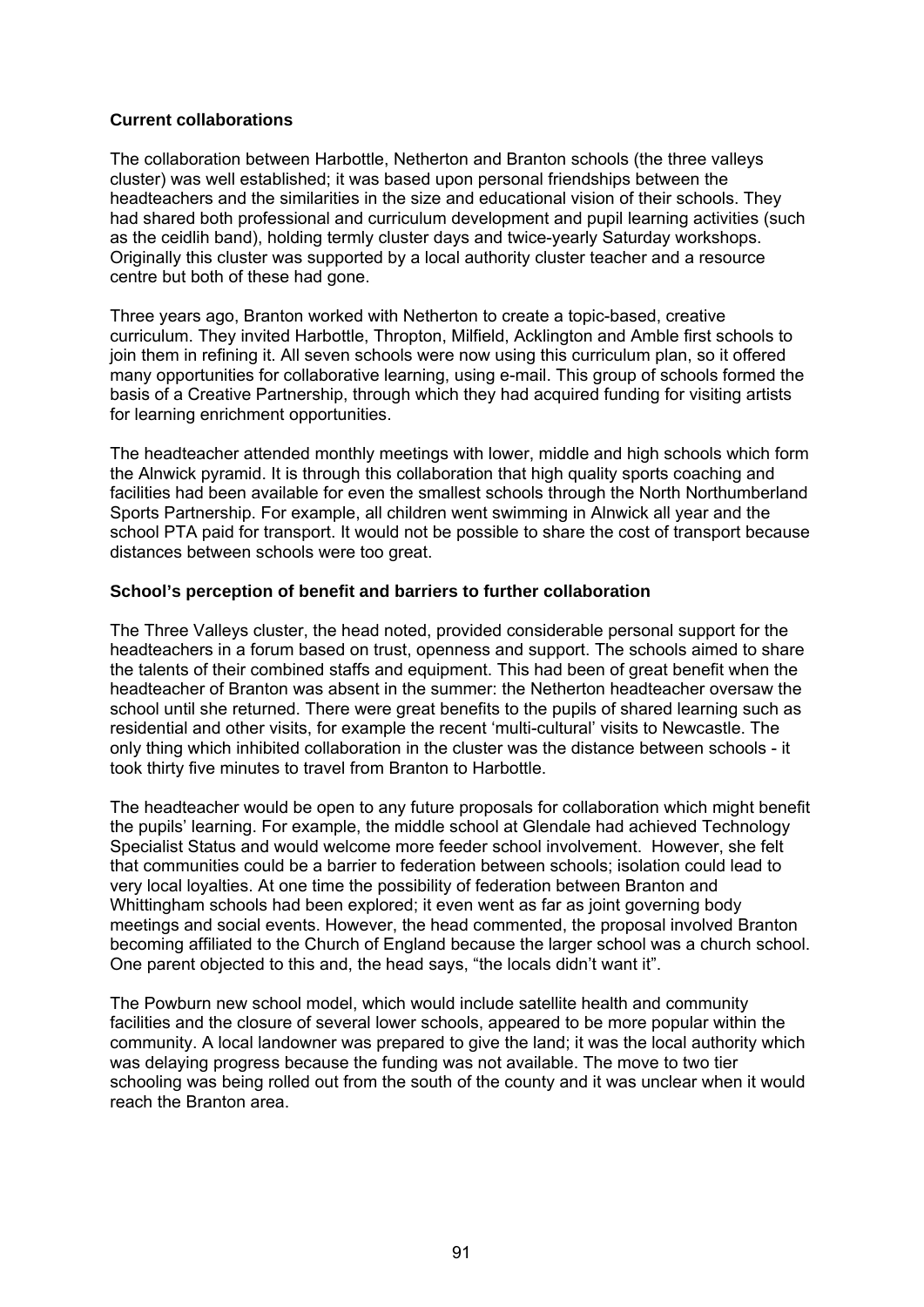### Current collaborations

The collaboration between Harbottle, Netherton and Branton schools (the three valleys cluster) was well established; it was based upon personal friendships between the headteachers and the similarities in the size and educational vision of their schools. They had shared both professional and curriculum development and pupil learning activities (such as the ceidlih band), holding termly cluster days and twice-yearly Saturday workshops. Originally this cluster was supported by a local authority cluster teacher and a resource centre but both of these had gone.

Three years ago, Branton worked with Netherton to create a topic-based, creative curriculum. They invited Harbottle, Thropton, Milfield, Acklington and Amble first schools to join them in refining it. All seven schools were now using this curriculum plan, so it offered many opportunities for collaborative learning, using e-mail. This group of schools formed the basis of a Creative Partnership, through which they had acquired funding for visiting artists for learning enrichment opportunities.

The headteacher attended monthly meetings with lower, middle and high schools which form the Alnwick pyramid. It is through this collaboration that high quality sports coaching and facilities had been available for even the smallest schools through the North Northumberland Sports Partnership. For example, all children went swimming in Alnwick all year and the school PTA paid for transport. It would not be possible to share the cost of transport because distances between schools were too great.

### School's perception of benefit and barriers to further collaboration

The Three Valleys cluster, the head noted, provided considerable personal support for the headteachers in a forum based on trust, openness and support. The schools aimed to share the talents of their combined staffs and equipment. This had been of great benefit when the headteacher of Branton was absent in the summer: the Netherton headteacher oversaw the school until she returned. There were great benefits to the pupils of shared learning such as residential and other visits, for example the recent 'multi-cultural' visits to Newcastle. The only thing which inhibited collaboration in the cluster was the distance between schools - it took thirty five minutes to travel from Branton to Harbottle.

The headteacher would be open to any future proposals for collaboration which might benefit the pupils' learning. For example, the middle school at Glendale had achieved Technology Specialist Status and would welcome more feeder school involvement. However, she felt that communities could be a barrier to federation between schools; isolation could lead to very local loyalties. At one time the possibility of federation between Branton and Whittingham schools had been explored; it even went as far as joint governing body meetings and social events. However, the head commented, the proposal involved Branton becoming affiliated to the Church of England because the larger school was a church school. One parent objected to this and, the head says, "the locals didn't want it".

The Powburn new school model, which would include satellite health and community facilities and the closure of several lower schools, appeared to be more popular within the community. A local landowner was prepared to give the land; it was the local authority which was delaying progress because the funding was not available. The move to two tier schooling was being rolled out from the south of the county and it was unclear when it would reach the Branton area.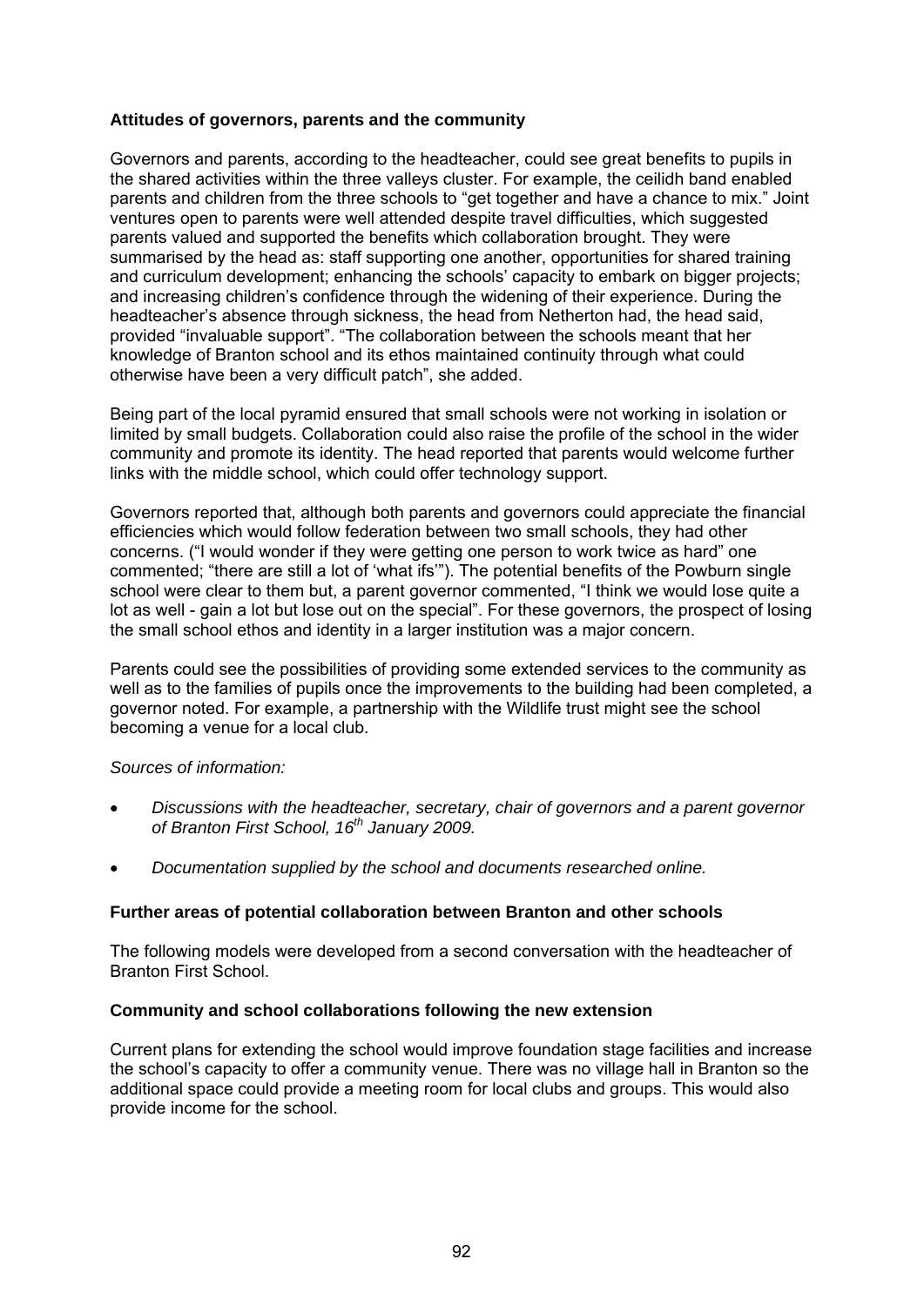**Attitudes of governors, parents and the community**

Governors and parents, according to the headteacher, could see great benefits to pupils in the shared activities within the three valleys cluster. For example, the ceilidh band enabled parents and children from the three schools to "get together and have a chance to mix." Joint ventures open to parents were well attended despite travel difficulties, which suggested parents valued and supported the benefits which collaboration brought. They were summarised by the head as: staff supporting one another, opportunities for shared training and curriculum development; enhancing the schools' capacity to embark on bigger projects; and increasing children's confidence through the widening of their experience. During the headteacher's absence through sickness, the head from Netherton had, the head said, provided "invaluable support". "The collaboration between the schools meant that her knowledge of Branton school and its ethos maintained continuity through what could otherwise have been a very difficult patch", she added.

Being part of the local pyramid ensured that small schools were not working in isolation or limited by small budgets. Collaboration could also raise the profile of the school in the wider community and promote its identity. The head reported that parents would welcome further links with the middle school, which could offer technology support.

Governors reported that, although both parents and governors could appreciate the financial efficiencies which would follow federation between two small schools, they had other concerns. ("I would wonder if they were getting one person to work twice as hard" one commented; "there are still a lot of 'what ifs'"). The potential benefits of the Powburn single school were clear to them but, a parent governor commented, "I think we would lose quite a lot as well - gain a lot but lose out on the special". For these governors, the prospect of losing the small school ethos and identity in a larger institution was a major concern.

Parents could see the possibilities of providing some extended services to the community as well as to the families of pupils once the improvements to the building had been completed, a governor noted. For example, a partnership with the Wildlife trust might see the school becoming a venue for a local club.

*Sources of information:*

- *Discussions with the headteacher, secretary, chair of governors and a parent governor of Branton First School, 16th January 2009.*
- *Documentation supplied by the school and documents researched online.*

**Further areas of potential collaboration between Branton and other schools**

The following models were developed from a second conversation with the headteacher of Branton First School.

**Community and school collaborations following the new extension**

Current plans for extending the school would improve foundation stage facilities and increase the school's capacity to offer a community venue. There was no village hall in Branton so the additional space could provide a meeting room for local clubs and groups. This would also provide income for the school.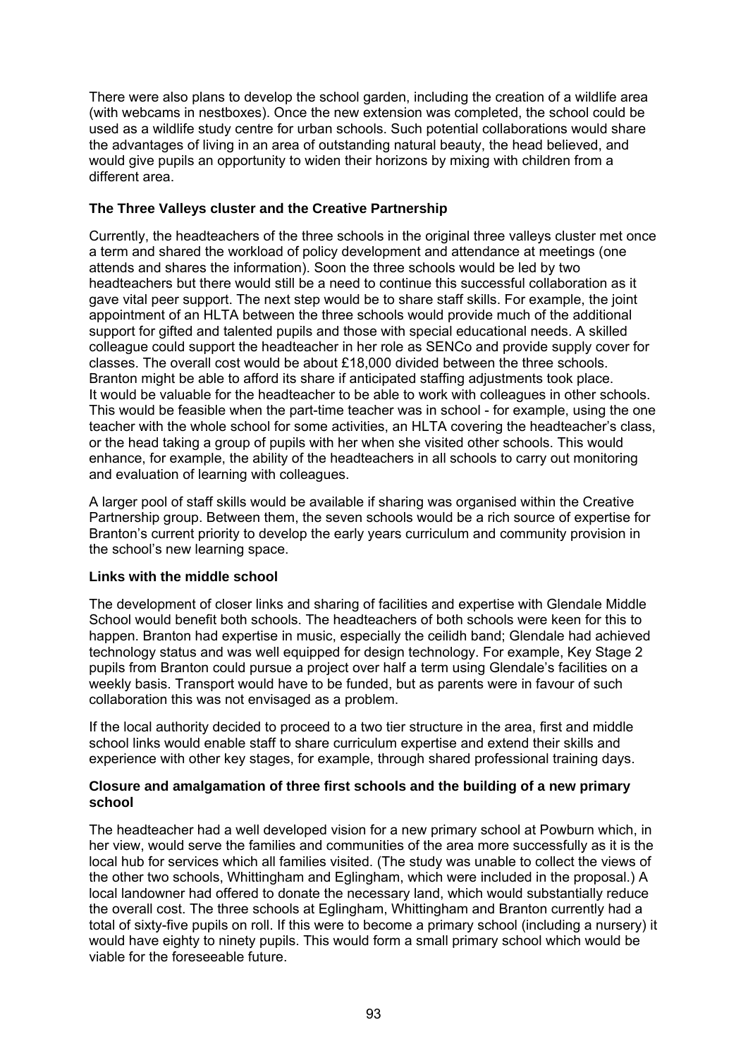There were also plans to develop the school garden, including the creation of a wildlife area (with webcams in nestboxes). Once the new extension was completed, the school could be used as a wildlife study centre for urban schools. Such potential collaborations would share the advantages of living in an area of outstanding natural beauty, the head believed, and would give pupils an opportunity to widen their horizons by mixing with children from a different area.

**The Three Valleys cluster and the Creative Partnership**

Currently, the headteachers of the three schools in the original three valleys cluster met once a term and shared the workload of policy development and attendance at meetings (one attends and shares the information). Soon the three schools would be led by two headteachers but there would still be a need to continue this successful collaboration as it gave vital peer support. The next step would be to share staff skills. For example, the joint appointment of an HLTA between the three schools would provide much of the additional support for gifted and talented pupils and those with special educational needs. A skilled colleague could support the headteacher in her role as SENCo and provide supply cover for classes. The overall cost would be about £18,000 divided between the three schools. Branton might be able to afford its share if anticipated staffing adjustments took place. It would be valuable for the headteacher to be able to work with colleagues in other schools. This would be feasible when the part-time teacher was in school - for example, using the one teacher with the whole school for some activities, an HLTA covering the headteacher's class, or the head taking a group of pupils with her when she visited other schools. This would enhance, for example, the ability of the headteachers in all schools to carry out monitoring and evaluation of learning with colleagues.

A larger pool of staff skills would be available if sharing was organised within the Creative Partnership group. Between them, the seven schools would be a rich source of expertise for Branton's current priority to develop the early years curriculum and community provision in the school's new learning space.

**Links with the middle school**

The development of closer links and sharing of facilities and expertise with Glendale Middle School would benefit both schools. The headteachers of both schools were keen for this to happen. Branton had expertise in music, especially the ceilidh band; Glendale had achieved technology status and was well equipped for design technology. For example, Key Stage 2 pupils from Branton could pursue a project over half a term using Glendale's facilities on a weekly basis. Transport would have to be funded, but as parents were in favour of such collaboration this was not envisaged as a problem.

If the local authority decided to proceed to a two tier structure in the area, first and middle school links would enable staff to share curriculum expertise and extend their skills and experience with other key stages, for example, through shared professional training days.

**Closure and amalgamation of three first schools and the building of a new primary school**

The headteacher had a well developed vision for a new primary school at Powburn which, in her view, would serve the families and communities of the area more successfully as it is the local hub for services which all families visited. (The study was unable to collect the views of the other two schools, Whittingham and Eglingham, which were included in the proposal.) A local landowner had offered to donate the necessary land, which would substantially reduce the overall cost. The three schools at Eglingham, Whittingham and Branton currently had a total of sixty-five pupils on roll. If this were to become a primary school (including a nursery) it would have eighty to ninety pupils. This would form a small primary school which would be viable for the foreseeable future.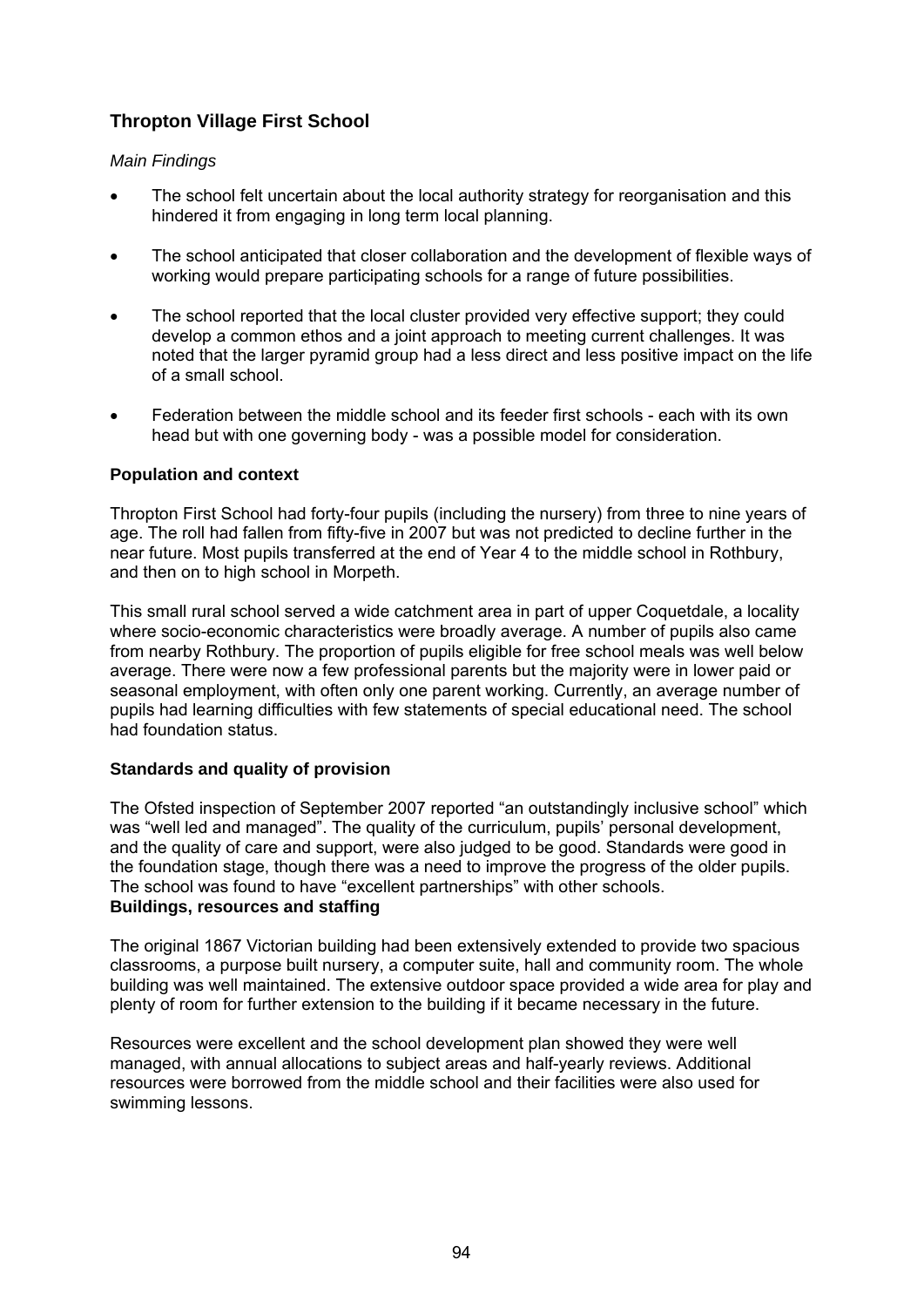## Thropton Village First School

*Main Findings*

- The school felt uncertain about the local authority strategy for reorganisation and this hindered it from engaging in long term local planning.
- The school anticipated that closer collaboration and the development of flexible ways of working would prepare participating schools for a range of future possibilities.
- The school reported that the local cluster provided very effective support; they could develop a common ethos and a joint approach to meeting current challenges. It was noted that the larger pyramid group had a less direct and less positive impact on the life of a small school.
- Federation between the middle school and its feeder first schools - each with its own head but with one governing body - was a possible model for consideration.

### Population and context

Thropton First School had forty-four pupils (including the nursery) from three to nine years of age. The roll had fallen from fifty-five in 2007 but was not predicted to decline further in the near future. Most pupils transferred at the end of Year 4 to the middle school in Rothbury, and then on to high school in Morpeth.

This small rural school served a wide catchment area in part of upper Coquetdale, a locality where socio-economic characteristics were broadly average. A number of pupils also came from nearby Rothbury. The proportion of pupils eligible for free school meals was well below average. There were now a few professional parents but the majority were in lower paid or seasonal employment, with often only one parent working. Currently, an average number of pupils had learning difficulties with few statements of special educational need. The school had foundation status.

### Standards and quality of provision

The Ofsted inspection of September 2007 reported "an outstandingly inclusive school" which was "well led and managed". The quality of the curriculum, pupils' personal development, and the quality of care and support, were also judged to be good. Standards were good in the foundation stage, though there was a need to improve the progress of the older pupils. The school was found to have "excellent partnerships" with other schools.

### Buildings, resources and staffing

The original 1867 Victorian building had been extensively extended to provide two spacious classrooms, a purpose built nursery, a computer suite, hall and community room. The whole building was well maintained. The extensive outdoor space provided a wide area for play and plenty of room for further extension to the building if it became necessary in the future.

Resources were excellent and the school development plan showed they were well managed, with annual allocations to subject areas and half-yearly reviews. Additional resources were borrowed from the middle school and their facilities were also used for swimming lessons.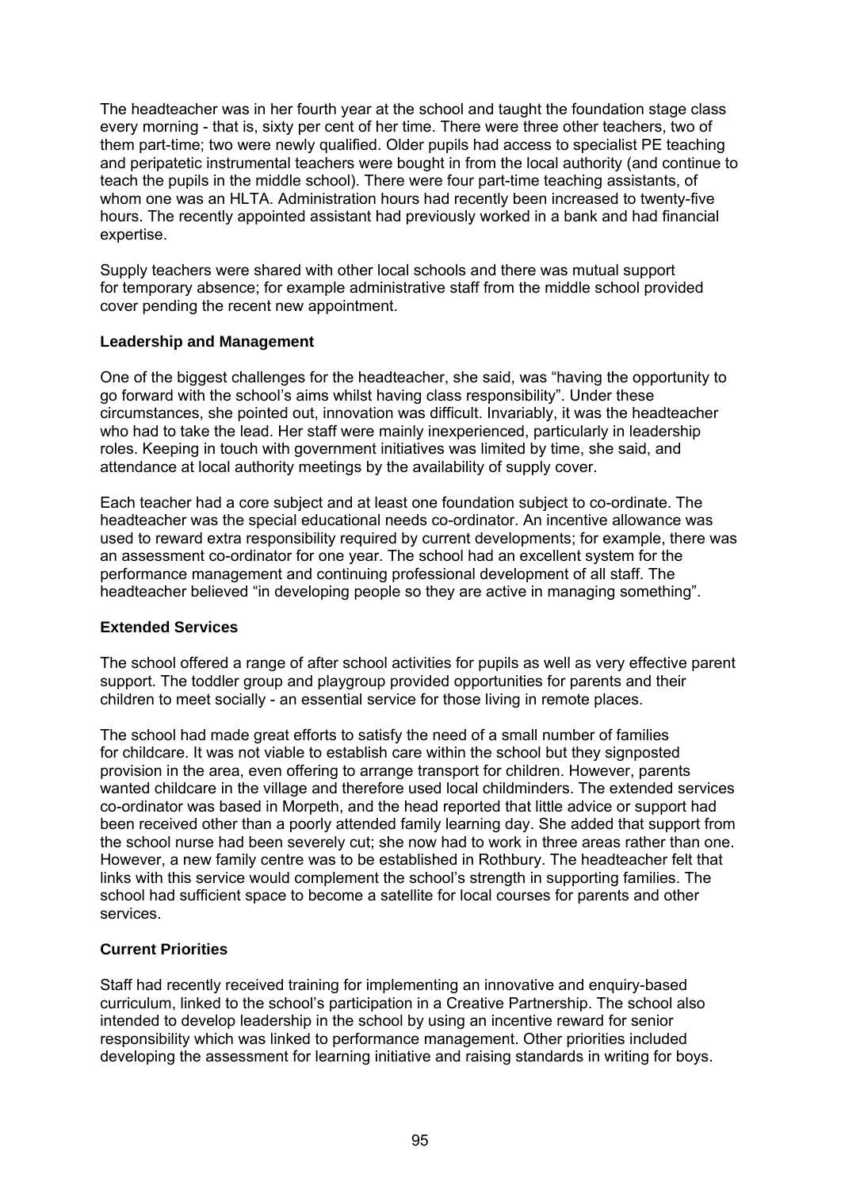The headteacher was in her fourth year at the school and taught the foundation stage class every morning - that is, sixty per cent of her time. There were three other teachers, two of them part-time; two were newly qualified. Older pupils had access to specialist PE teaching and peripatetic instrumental teachers were bought in from the local authority (and continue to teach the pupils in the middle school). There were four part-time teaching assistants, of whom one was an HLTA. Administration hours had recently been increased to twenty-five hours. The recently appointed assistant had previously worked in a bank and had financial expertise.

Supply teachers were shared with other local schools and there was mutual support for temporary absence; for example administrative staff from the middle school provided cover pending the recent new appointment.

### Leadership and Management

One of the biggest challenges for the headteacher, she said, was "having the opportunity to go forward with the school's aims whilst having class responsibility". Under these circumstances, she pointed out, innovation was difficult. Invariably, it was the headteacher who had to take the lead. Her staff were mainly inexperienced, particularly in leadership roles. Keeping in touch with government initiatives was limited by time, she said, and attendance at local authority meetings by the availability of supply cover.

Each teacher had a core subject and at least one foundation subject to co-ordinate. The headteacher was the special educational needs co-ordinator. An incentive allowance was used to reward extra responsibility required by current developments; for example, there was an assessment co-ordinator for one year. The school had an excellent system for the performance management and continuing professional development of all staff. The headteacher believed "in developing people so they are active in managing something".

### Extended Services

The school offered a range of after school activities for pupils as well as very effective parent support. The toddler group and playgroup provided opportunities for parents and their children to meet socially - an essential service for those living in remote places.

The school had made great efforts to satisfy the need of a small number of families for childcare. It was not viable to establish care within the school but they signposted provision in the area, even offering to arrange transport for children. However, parents wanted childcare in the village and therefore used local childminders. The extended services co-ordinator was based in Morpeth, and the head reported that little advice or support had been received other than a poorly attended family learning day. She added that support from the school nurse had been severely cut; she now had to work in three areas rather than one. However, a new family centre was to be established in Rothbury. The headteacher felt that links with this service would complement the school's strength in supporting families. The school had sufficient space to become a satellite for local courses for parents and other services.

### Current Priorities

Staff had recently received training for implementing an innovative and enquiry-based curriculum, linked to the school's participation in a Creative Partnership. The school also intended to develop leadership in the school by using an incentive reward for senior responsibility which was linked to performance management. Other priorities included developing the assessment for learning initiative and raising standards in writing for boys.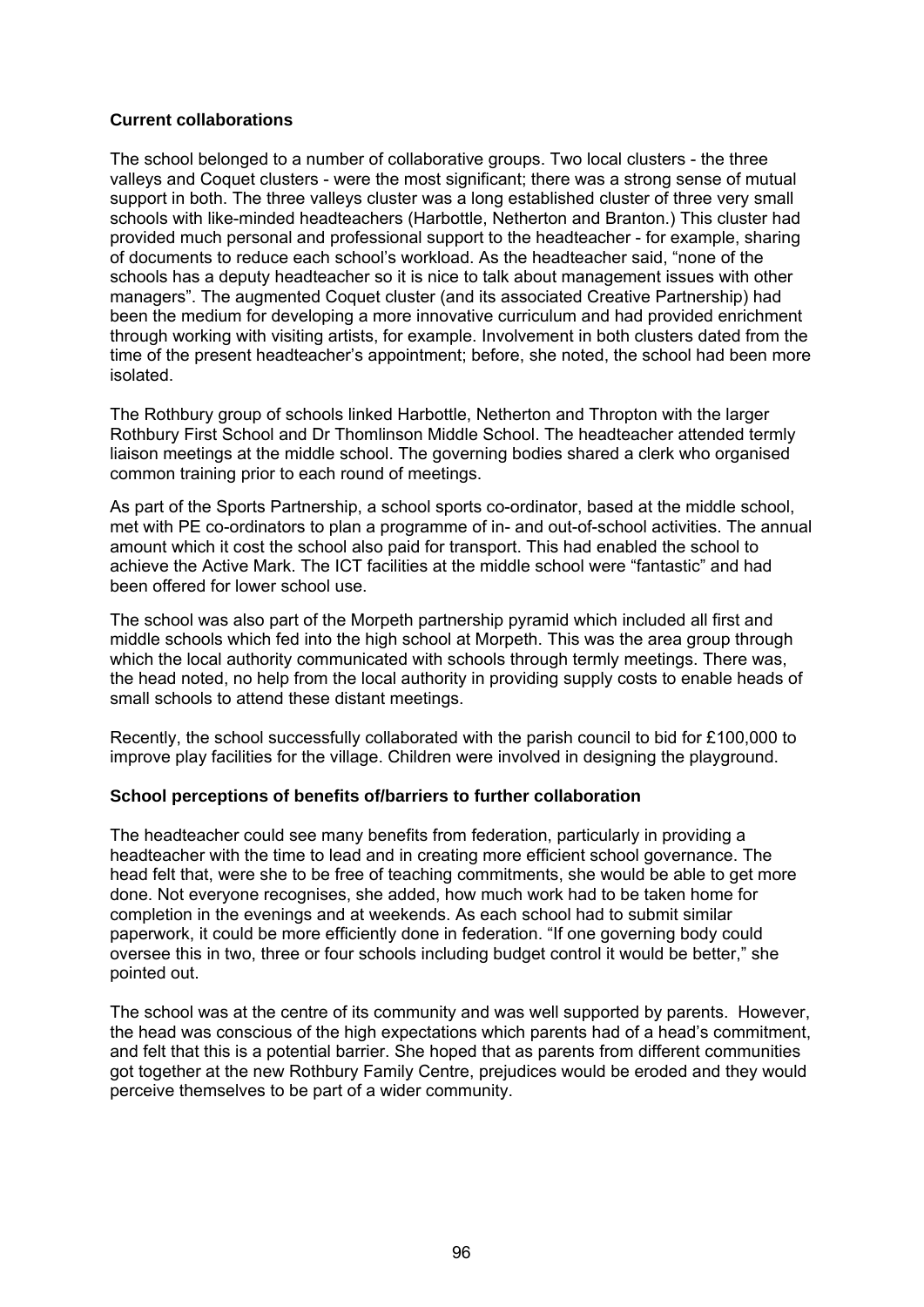### Current collaborations

The school belonged to a number of collaborative groups. Two local clusters - the three valleys and Coquet clusters - were the most significant; there was a strong sense of mutual support in both. The three valleys cluster was a long established cluster of three very small schools with like-minded headteachers (Harbottle, Netherton and Branton.) This cluster had provided much personal and professional support to the headteacher - for example, sharing of documents to reduce each school's workload. As the headteacher said, "none of the schools has a deputy headteacher so it is nice to talk about management issues with other managers". The augmented Coquet cluster (and its associated Creative Partnership) had been the medium for developing a more innovative curriculum and had provided enrichment through working with visiting artists, for example. Involvement in both clusters dated from the time of the present headteacher's appointment; before, she noted, the school had been more isolated.

The Rothbury group of schools linked Harbottle, Netherton and Thropton with the larger Rothbury First School and Dr Thomlinson Middle School. The headteacher attended termly liaison meetings at the middle school. The governing bodies shared a clerk who organised common training prior to each round of meetings.

As part of the Sports Partnership, a school sports co-ordinator, based at the middle school, met with PE co-ordinators to plan a programme of in- and out-of-school activities. The annual amount which it cost the school also paid for transport. This had enabled the school to achieve the Active Mark. The ICT facilities at the middle school were "fantastic" and had been offered for lower school use.

The school was also part of the Morpeth partnership pyramid which included all first and middle schools which fed into the high school at Morpeth. This was the area group through which the local authority communicated with schools through termly meetings. There was, the head noted, no help from the local authority in providing supply costs to enable heads of small schools to attend these distant meetings.

Recently, the school successfully collaborated with the parish council to bid for £100,000 to improve play facilities for the village. Children were involved in designing the playground.

### School perceptions of benefits of/barriers to further collaboration

The headteacher could see many benefits from federation, particularly in providing a headteacher with the time to lead and in creating more efficient school governance. The head felt that, were she to be free of teaching commitments, she would be able to get more done. Not everyone recognises, she added, how much work had to be taken home for completion in the evenings and at weekends. As each school had to submit similar paperwork, it could be more efficiently done in federation. "If one governing body could oversee this in two, three or four schools including budget control it would be better," she pointed out.

The school was at the centre of its community and was well supported by parents. However, the head was conscious of the high expectations which parents had of a head's commitment, and felt that this is a potential barrier. She hoped that as parents from different communities got together at the new Rothbury Family Centre, prejudices would be eroded and they would perceive themselves to be part of a wider community.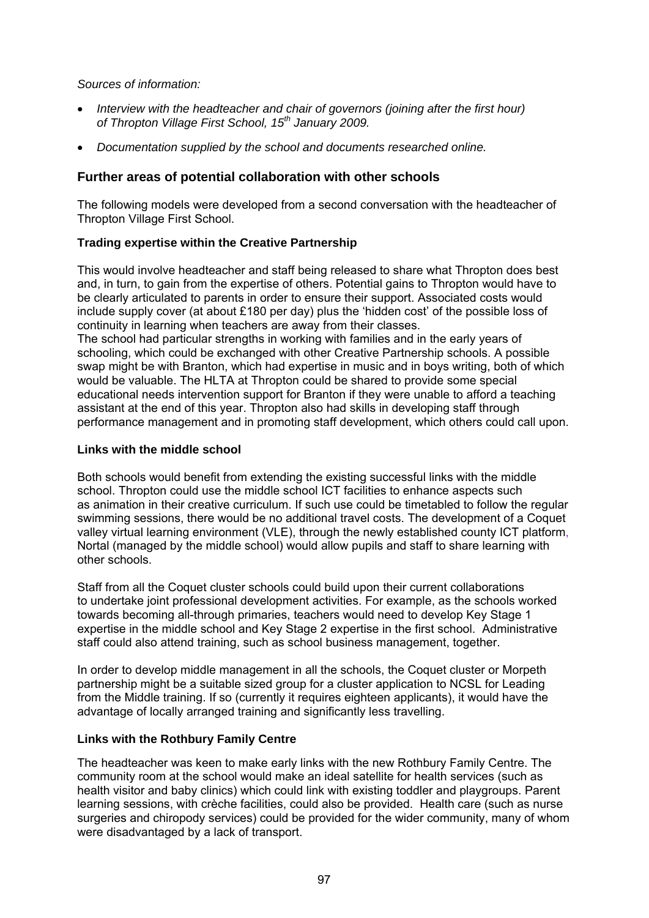*Sources of information:*

- *Interview with the headteacher and chair of governors (joining after the first hour) of Thropton Village First School, 15th January 2009.*
- *Documentation supplied by the school and documents researched online.*

## Further areas of potential collaboration with other schools

The following models were developed from a second conversation with the headteacher of Thropton Village First School.

### Trading expertise within the Creative Partnership

This would involve headteacher and staff being released to share what Thropton does best and, in turn, to gain from the expertise of others. Potential gains to Thropton would have to be clearly articulated to parents in order to ensure their support. Associated costs would include supply cover (at about £180 per day) plus the 'hidden cost' of the possible loss of continuity in learning when teachers are away from their classes.
The school had particular strengths in working with families and in the early years of schooling, which could be exchanged with other Creative Partnership schools. A possible swap might be with Branton, which had expertise in music and in boys writing, both of which would be valuable. The HLTA at Thropton could be shared to provide some special educational needs intervention support for Branton if they were unable to afford a teaching assistant at the end of this year. Thropton also had skills in developing staff through performance management and in promoting staff development, which others could call upon.

### Links with the middle school

Both schools would benefit from extending the existing successful links with the middle school. Thropton could use the middle school ICT facilities to enhance aspects such as animation in their creative curriculum. If such use could be timetabled to follow the regular swimming sessions, there would be no additional travel costs. The development of a Coquet valley virtual learning environment (VLE), through the newly established county ICT platform, Nortal (managed by the middle school) would allow pupils and staff to share learning with other schools.

Staff from all the Coquet cluster schools could build upon their current collaborations to undertake joint professional development activities. For example, as the schools worked towards becoming all-through primaries, teachers would need to develop Key Stage 1 expertise in the middle school and Key Stage 2 expertise in the first school. Administrative staff could also attend training, such as school business management, together.

In order to develop middle management in all the schools, the Coquet cluster or Morpeth partnership might be a suitable sized group for a cluster application to NCSL for Leading from the Middle training. If so (currently it requires eighteen applicants), it would have the advantage of locally arranged training and significantly less travelling.

### Links with the Rothbury Family Centre

The headteacher was keen to make early links with the new Rothbury Family Centre. The community room at the school would make an ideal satellite for health services (such as health visitor and baby clinics) which could link with existing toddler and playgroups. Parent learning sessions, with crèche facilities, could also be provided. Health care (such as nurse surgeries and chiropody services) could be provided for the wider community, many of whom were disadvantaged by a lack of transport.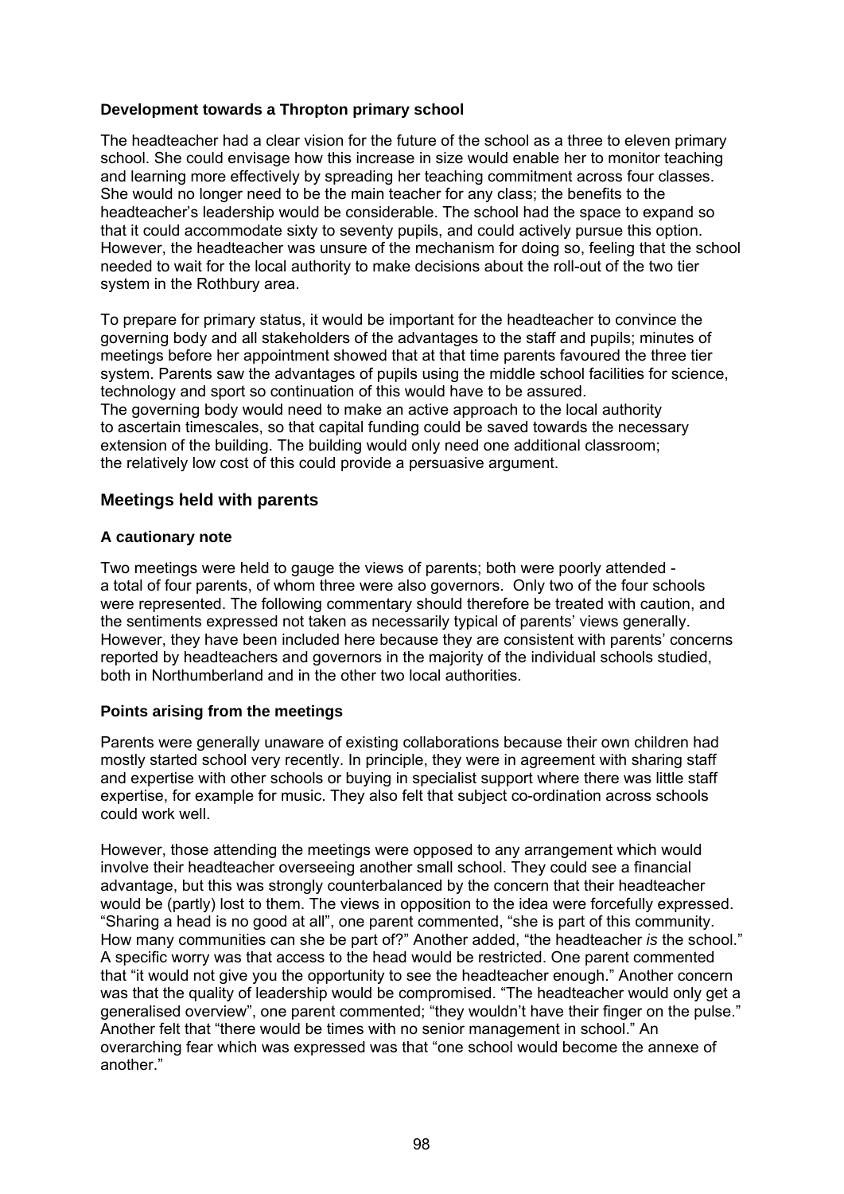**Development towards a Thropton primary school**

The headteacher had a clear vision for the future of the school as a three to eleven primary school. She could envisage how this increase in size would enable her to monitor teaching and learning more effectively by spreading her teaching commitment across four classes. She would no longer need to be the main teacher for any class; the benefits to the headteacher's leadership would be considerable. The school had the space to expand so that it could accommodate sixty to seventy pupils, and could actively pursue this option. However, the headteacher was unsure of the mechanism for doing so, feeling that the school needed to wait for the local authority to make decisions about the roll-out of the two tier system in the Rothbury area.

To prepare for primary status, it would be important for the headteacher to convince the governing body and all stakeholders of the advantages to the staff and pupils; minutes of meetings before her appointment showed that at that time parents favoured the three tier system. Parents saw the advantages of pupils using the middle school facilities for science, technology and sport so continuation of this would have to be assured.
The governing body would need to make an active approach to the local authority to ascertain timescales, so that capital funding could be saved towards the necessary extension of the building. The building would only need one additional classroom; the relatively low cost of this could provide a persuasive argument.

## Meetings held with parents

**A cautionary note**

Two meetings were held to gauge the views of parents; both were poorly attended - a total of four parents, of whom three were also governors. Only two of the four schools were represented. The following commentary should therefore be treated with caution, and the sentiments expressed not taken as necessarily typical of parents' views generally. However, they have been included here because they are consistent with parents' concerns reported by headteachers and governors in the majority of the individual schools studied, both in Northumberland and in the other two local authorities.

**Points arising from the meetings**

Parents were generally unaware of existing collaborations because their own children had mostly started school very recently. In principle, they were in agreement with sharing staff and expertise with other schools or buying in specialist support where there was little staff expertise, for example for music. They also felt that subject co-ordination across schools could work well.

However, those attending the meetings were opposed to any arrangement which would involve their headteacher overseeing another small school. They could see a financial advantage, but this was strongly counterbalanced by the concern that their headteacher would be (partly) lost to them. The views in opposition to the idea were forcefully expressed. "Sharing a head is no good at all", one parent commented, "she is part of this community. How many communities can she be part of?" Another added, "the headteacher *is* the school." A specific worry was that access to the head would be restricted. One parent commented that "it would not give you the opportunity to see the headteacher enough." Another concern was that the quality of leadership would be compromised. "The headteacher would only get a generalised overview", one parent commented; "they wouldn't have their finger on the pulse." Another felt that "there would be times with no senior management in school." An overarching fear which was expressed was that "one school would become the annexe of another."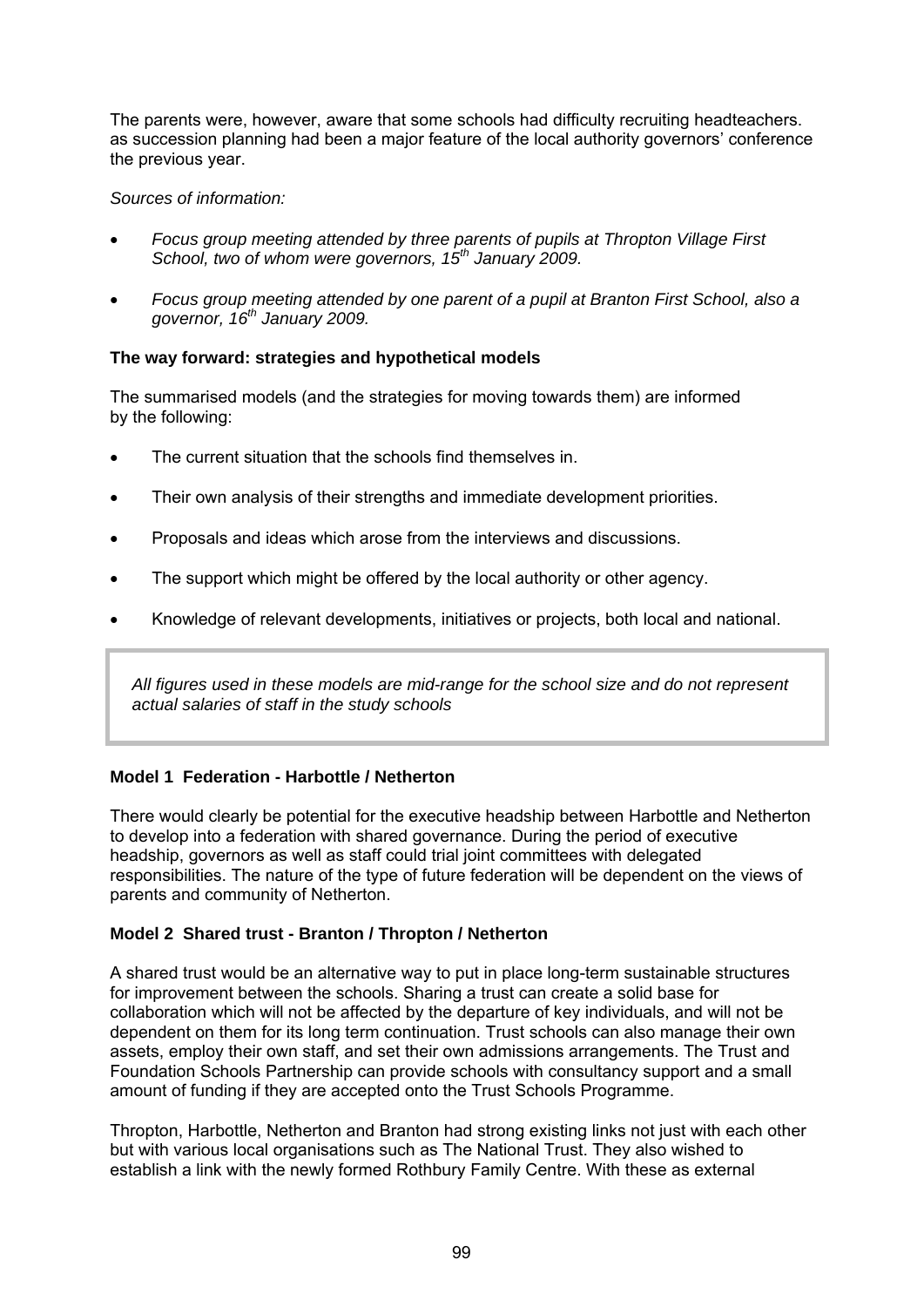The parents were, however, aware that some schools had difficulty recruiting headteachers. as succession planning had been a major feature of the local authority governors' conference the previous year.

*Sources of information:*

- *Focus group meeting attended by three parents of pupils at Thropton Village First School, two of whom were governors, 15th January 2009.*
- *Focus group meeting attended by one parent of a pupil at Branton First School, also a governor, 16th January 2009.*

**The way forward: strategies and hypothetical models**

The summarised models (and the strategies for moving towards them) are informed by the following:

- The current situation that the schools find themselves in.
- Their own analysis of their strengths and immediate development priorities.
- Proposals and ideas which arose from the interviews and discussions.
- The support which might be offered by the local authority or other agency.
- Knowledge of relevant developments, initiatives or projects, both local and national.

*All figures used in these models are mid-range for the school size and do not represent actual salaries of staff in the study schools*

**Model 1 Federation - Harbottle / Netherton**

There would clearly be potential for the executive headship between Harbottle and Netherton to develop into a federation with shared governance. During the period of executive headship, governors as well as staff could trial joint committees with delegated responsibilities. The nature of the type of future federation will be dependent on the views of parents and community of Netherton.

**Model 2 Shared trust - Branton / Thropton / Netherton**

A shared trust would be an alternative way to put in place long-term sustainable structures for improvement between the schools. Sharing a trust can create a solid base for collaboration which will not be affected by the departure of key individuals, and will not be dependent on them for its long term continuation. Trust schools can also manage their own assets, employ their own staff, and set their own admissions arrangements. The Trust and Foundation Schools Partnership can provide schools with consultancy support and a small amount of funding if they are accepted onto the Trust Schools Programme.

Thropton, Harbottle, Netherton and Branton had strong existing links not just with each other but with various local organisations such as The National Trust. They also wished to establish a link with the newly formed Rothbury Family Centre. With these as external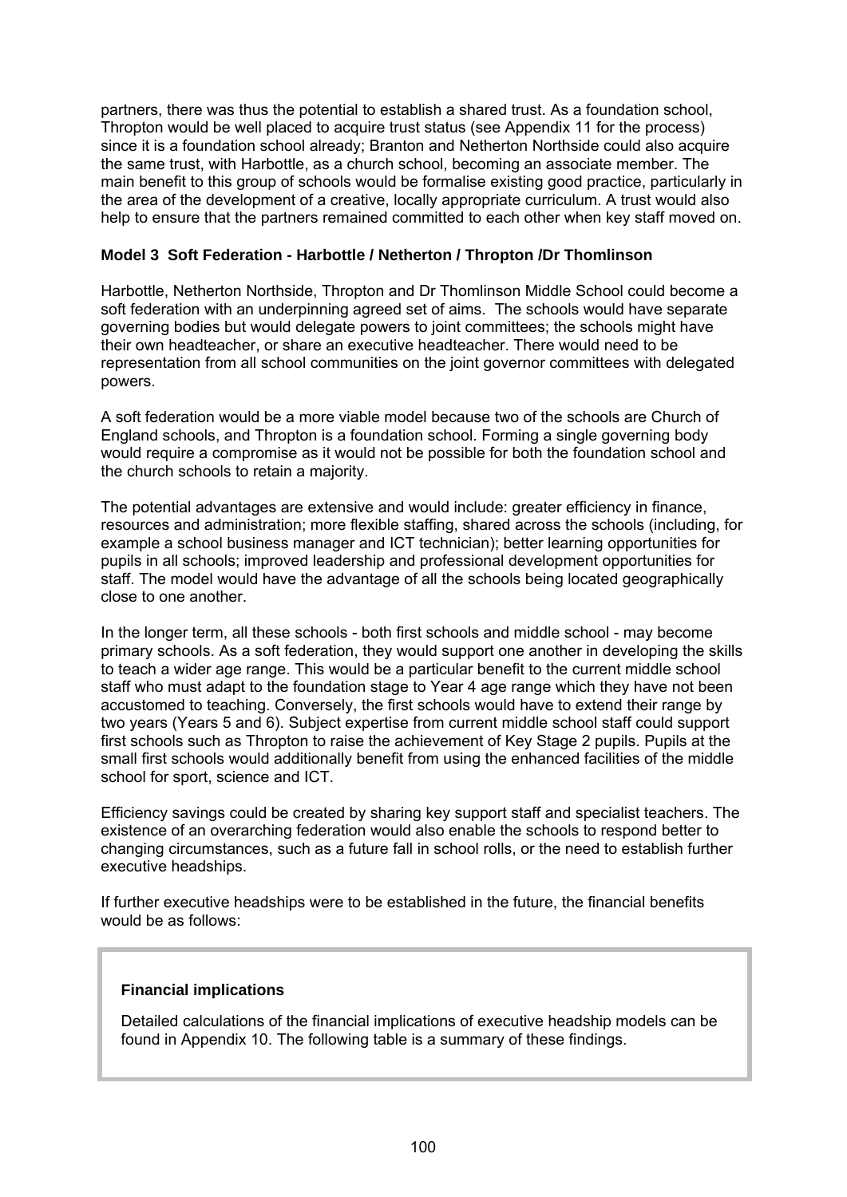partners, there was thus the potential to establish a shared trust. As a foundation school, Thropton would be well placed to acquire trust status (see Appendix 11 for the process) since it is a foundation school already; Branton and Netherton Northside could also acquire the same trust, with Harbottle, as a church school, becoming an associate member. The main benefit to this group of schools would be formalise existing good practice, particularly in the area of the development of a creative, locally appropriate curriculum. A trust would also help to ensure that the partners remained committed to each other when key staff moved on.

### Model 3 Soft Federation - Harbottle / Netherton / Thropton /Dr Thomlinson

Harbottle, Netherton Northside, Thropton and Dr Thomlinson Middle School could become a soft federation with an underpinning agreed set of aims. The schools would have separate governing bodies but would delegate powers to joint committees; the schools might have their own headteacher, or share an executive headteacher. There would need to be representation from all school communities on the joint governor committees with delegated powers.

A soft federation would be a more viable model because two of the schools are Church of England schools, and Thropton is a foundation school. Forming a single governing body would require a compromise as it would not be possible for both the foundation school and the church schools to retain a majority.

The potential advantages are extensive and would include: greater efficiency in finance, resources and administration; more flexible staffing, shared across the schools (including, for example a school business manager and ICT technician); better learning opportunities for pupils in all schools; improved leadership and professional development opportunities for staff. The model would have the advantage of all the schools being located geographically close to one another.

In the longer term, all these schools - both first schools and middle school - may become primary schools. As a soft federation, they would support one another in developing the skills to teach a wider age range. This would be a particular benefit to the current middle school staff who must adapt to the foundation stage to Year 4 age range which they have not been accustomed to teaching. Conversely, the first schools would have to extend their range by two years (Years 5 and 6). Subject expertise from current middle school staff could support first schools such as Thropton to raise the achievement of Key Stage 2 pupils. Pupils at the small first schools would additionally benefit from using the enhanced facilities of the middle school for sport, science and ICT.

Efficiency savings could be created by sharing key support staff and specialist teachers. The existence of an overarching federation would also enable the schools to respond better to changing circumstances, such as a future fall in school rolls, or the need to establish further executive headships.

If further executive headships were to be established in the future, the financial benefits would be as follows:

**Financial implications**

Detailed calculations of the financial implications of executive headship models can be found in Appendix 10. The following table is a summary of these findings.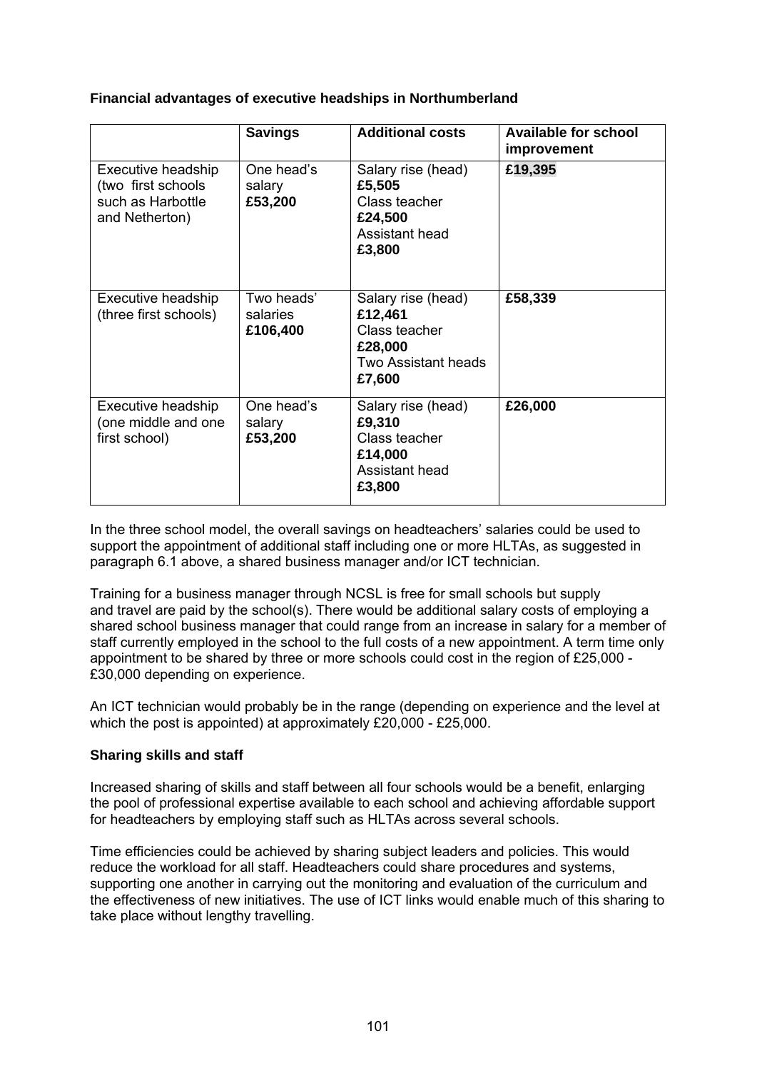**Financial advantages of executive headships in Northumberland**

| | Savings | Additional costs | Available for school improvement |
|---|---|---|---|
| Executive headship (two first schools such as Harbottle and Netherton) | One head's salary **£53,200** | Salary rise (head) **£5,505** Class teacher **£24,500** Assistant head **£3,800** | **£19,395** |
| Executive headship (three first schools) | Two heads' salaries **£106,400** | Salary rise (head) **£12,461** Class teacher **£28,000** Two Assistant heads **£7,600** | **£58,339** |
| Executive headship (one middle and one first school) | One head's salary **£53,200** | Salary rise (head) **£9,310** Class teacher **£14,000** Assistant head **£3,800** | **£26,000** |

In the three school model, the overall savings on headteachers' salaries could be used to support the appointment of additional staff including one or more HLTAs, as suggested in paragraph 6.1 above, a shared business manager and/or ICT technician.

Training for a business manager through NCSL is free for small schools but supply and travel are paid by the school(s). There would be additional salary costs of employing a shared school business manager that could range from an increase in salary for a member of staff currently employed in the school to the full costs of a new appointment. A term time only appointment to be shared by three or more schools could cost in the region of £25,000 - £30,000 depending on experience.

An ICT technician would probably be in the range (depending on experience and the level at which the post is appointed) at approximately £20,000 - £25,000.

**Sharing skills and staff**

Increased sharing of skills and staff between all four schools would be a benefit, enlarging the pool of professional expertise available to each school and achieving affordable support for headteachers by employing staff such as HLTAs across several schools.

Time efficiencies could be achieved by sharing subject leaders and policies. This would reduce the workload for all staff. Headteachers could share procedures and systems, supporting one another in carrying out the monitoring and evaluation of the curriculum and the effectiveness of new initiatives. The use of ICT links would enable much of this sharing to take place without lengthy travelling.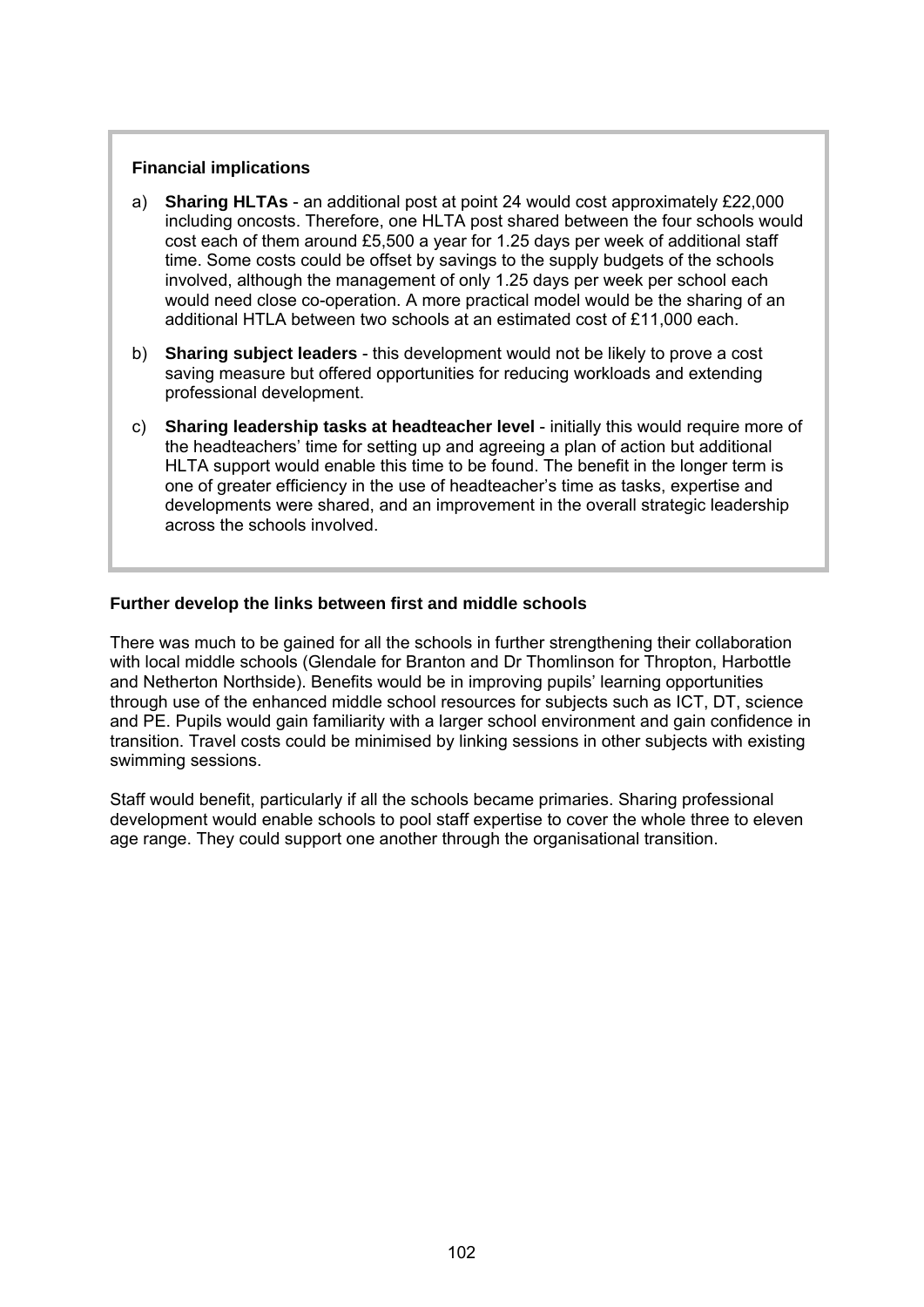**Financial implications**

a) **Sharing HLTAs** - an additional post at point 24 would cost approximately £22,000 including oncosts. Therefore, one HLTA post shared between the four schools would cost each of them around £5,500 a year for 1.25 days per week of additional staff time. Some costs could be offset by savings to the supply budgets of the schools involved, although the management of only 1.25 days per week per school each would need close co-operation. A more practical model would be the sharing of an additional HTLA between two schools at an estimated cost of £11,000 each.

b) **Sharing subject leaders** - this development would not be likely to prove a cost saving measure but offered opportunities for reducing workloads and extending professional development.

c) **Sharing leadership tasks at headteacher level** - initially this would require more of the headteachers' time for setting up and agreeing a plan of action but additional HLTA support would enable this time to be found. The benefit in the longer term is one of greater efficiency in the use of headteacher's time as tasks, expertise and developments were shared, and an improvement in the overall strategic leadership across the schools involved.

**Further develop the links between first and middle schools**

There was much to be gained for all the schools in further strengthening their collaboration with local middle schools (Glendale for Branton and Dr Thomlinson for Thropton, Harbottle and Netherton Northside). Benefits would be in improving pupils' learning opportunities through use of the enhanced middle school resources for subjects such as ICT, DT, science and PE. Pupils would gain familiarity with a larger school environment and gain confidence in transition. Travel costs could be minimised by linking sessions in other subjects with existing swimming sessions.

Staff would benefit, particularly if all the schools became primaries. Sharing professional development would enable schools to pool staff expertise to cover the whole three to eleven age range. They could support one another through the organisational transition.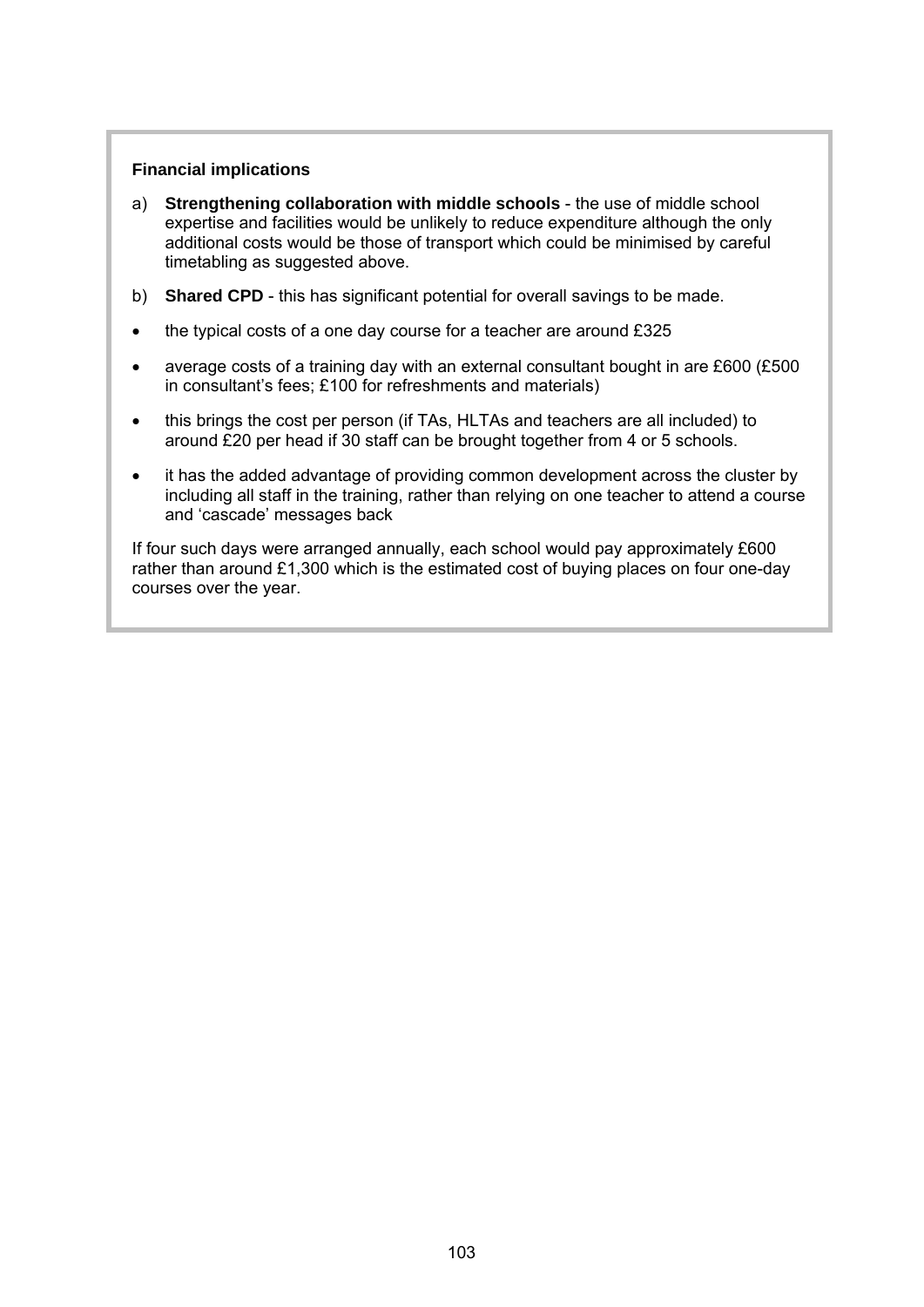**Financial implications**

a) **Strengthening collaboration with middle schools** - the use of middle school expertise and facilities would be unlikely to reduce expenditure although the only additional costs would be those of transport which could be minimised by careful timetabling as suggested above.

b) **Shared CPD** - this has significant potential for overall savings to be made.

- the typical costs of a one day course for a teacher are around £325
- average costs of a training day with an external consultant bought in are £600 (£500 in consultant's fees; £100 for refreshments and materials)
- this brings the cost per person (if TAs, HLTAs and teachers are all included) to around £20 per head if 30 staff can be brought together from 4 or 5 schools.
- it has the added advantage of providing common development across the cluster by including all staff in the training, rather than relying on one teacher to attend a course and 'cascade' messages back

If four such days were arranged annually, each school would pay approximately £600 rather than around £1,300 which is the estimated cost of buying places on four one-day courses over the year.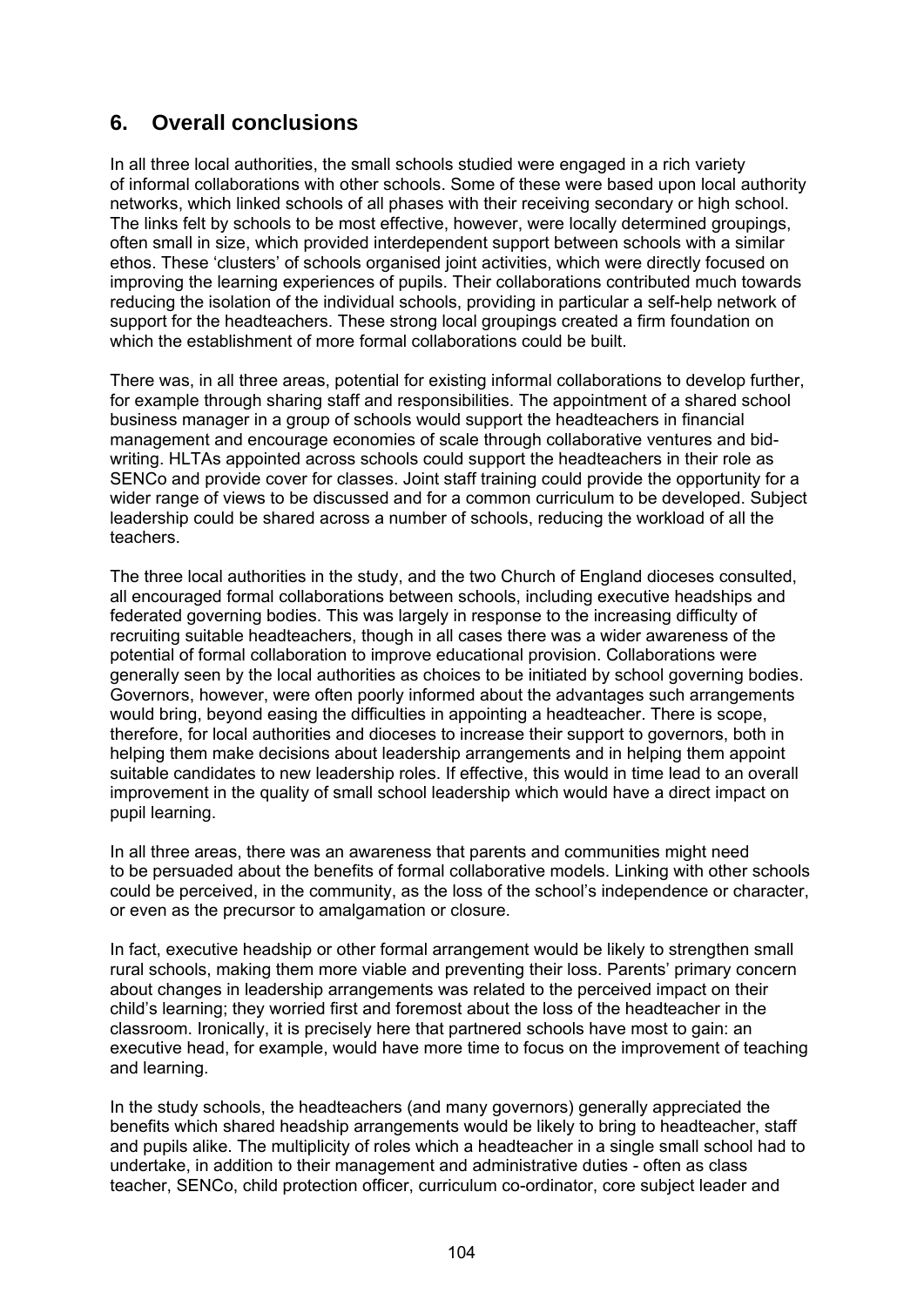## 6. Overall conclusions

In all three local authorities, the small schools studied were engaged in a rich variety of informal collaborations with other schools. Some of these were based upon local authority networks, which linked schools of all phases with their receiving secondary or high school. The links felt by schools to be most effective, however, were locally determined groupings, often small in size, which provided interdependent support between schools with a similar ethos. These 'clusters' of schools organised joint activities, which were directly focused on improving the learning experiences of pupils. Their collaborations contributed much towards reducing the isolation of the individual schools, providing in particular a self-help network of support for the headteachers. These strong local groupings created a firm foundation on which the establishment of more formal collaborations could be built.

There was, in all three areas, potential for existing informal collaborations to develop further, for example through sharing staff and responsibilities. The appointment of a shared school business manager in a group of schools would support the headteachers in financial management and encourage economies of scale through collaborative ventures and bid-writing. HLTAs appointed across schools could support the headteachers in their role as SENCo and provide cover for classes. Joint staff training could provide the opportunity for a wider range of views to be discussed and for a common curriculum to be developed. Subject leadership could be shared across a number of schools, reducing the workload of all the teachers.

The three local authorities in the study, and the two Church of England dioceses consulted, all encouraged formal collaborations between schools, including executive headships and federated governing bodies. This was largely in response to the increasing difficulty of recruiting suitable headteachers, though in all cases there was a wider awareness of the potential of formal collaboration to improve educational provision. Collaborations were generally seen by the local authorities as choices to be initiated by school governing bodies. Governors, however, were often poorly informed about the advantages such arrangements would bring, beyond easing the difficulties in appointing a headteacher. There is scope, therefore, for local authorities and dioceses to increase their support to governors, both in helping them make decisions about leadership arrangements and in helping them appoint suitable candidates to new leadership roles. If effective, this would in time lead to an overall improvement in the quality of small school leadership which would have a direct impact on pupil learning.

In all three areas, there was an awareness that parents and communities might need to be persuaded about the benefits of formal collaborative models. Linking with other schools could be perceived, in the community, as the loss of the school's independence or character, or even as the precursor to amalgamation or closure.

In fact, executive headship or other formal arrangement would be likely to strengthen small rural schools, making them more viable and preventing their loss. Parents' primary concern about changes in leadership arrangements was related to the perceived impact on their child's learning; they worried first and foremost about the loss of the headteacher in the classroom. Ironically, it is precisely here that partnered schools have most to gain: an executive head, for example, would have more time to focus on the improvement of teaching and learning.

In the study schools, the headteachers (and many governors) generally appreciated the benefits which shared headship arrangements would be likely to bring to headteacher, staff and pupils alike. The multiplicity of roles which a headteacher in a single small school had to undertake, in addition to their management and administrative duties - often as class teacher, SENCo, child protection officer, curriculum co-ordinator, core subject leader and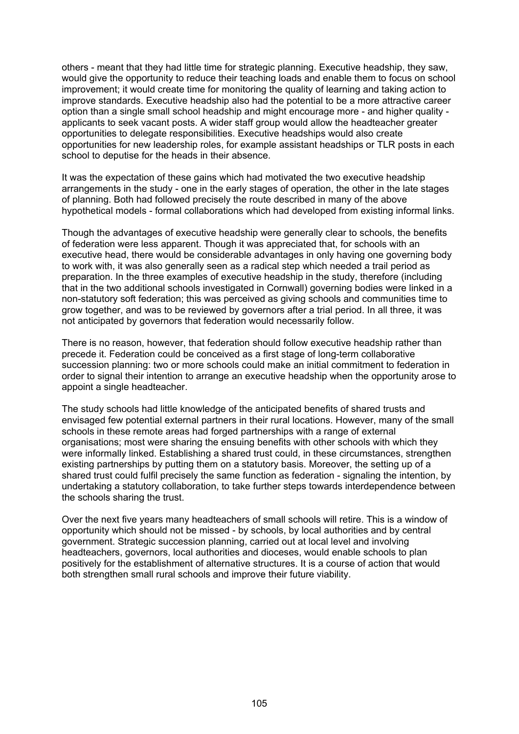others - meant that they had little time for strategic planning. Executive headship, they saw, would give the opportunity to reduce their teaching loads and enable them to focus on school improvement; it would create time for monitoring the quality of learning and taking action to improve standards. Executive headship also had the potential to be a more attractive career option than a single small school headship and might encourage more - and higher quality - applicants to seek vacant posts. A wider staff group would allow the headteacher greater opportunities to delegate responsibilities. Executive headships would also create opportunities for new leadership roles, for example assistant headships or TLR posts in each school to deputise for the heads in their absence.

It was the expectation of these gains which had motivated the two executive headship arrangements in the study - one in the early stages of operation, the other in the late stages of planning. Both had followed precisely the route described in many of the above hypothetical models - formal collaborations which had developed from existing informal links.

Though the advantages of executive headship were generally clear to schools, the benefits of federation were less apparent. Though it was appreciated that, for schools with an executive head, there would be considerable advantages in only having one governing body to work with, it was also generally seen as a radical step which needed a trail period as preparation. In the three examples of executive headship in the study, therefore (including that in the two additional schools investigated in Cornwall) governing bodies were linked in a non-statutory soft federation; this was perceived as giving schools and communities time to grow together, and was to be reviewed by governors after a trial period. In all three, it was not anticipated by governors that federation would necessarily follow.

There is no reason, however, that federation should follow executive headship rather than precede it. Federation could be conceived as a first stage of long-term collaborative succession planning: two or more schools could make an initial commitment to federation in order to signal their intention to arrange an executive headship when the opportunity arose to appoint a single headteacher.

The study schools had little knowledge of the anticipated benefits of shared trusts and envisaged few potential external partners in their rural locations. However, many of the small schools in these remote areas had forged partnerships with a range of external organisations; most were sharing the ensuing benefits with other schools with which they were informally linked. Establishing a shared trust could, in these circumstances, strengthen existing partnerships by putting them on a statutory basis. Moreover, the setting up of a shared trust could fulfil precisely the same function as federation - signaling the intention, by undertaking a statutory collaboration, to take further steps towards interdependence between the schools sharing the trust.

Over the next five years many headteachers of small schools will retire. This is a window of opportunity which should not be missed - by schools, by local authorities and by central government. Strategic succession planning, carried out at local level and involving headteachers, governors, local authorities and dioceses, would enable schools to plan positively for the establishment of alternative structures. It is a course of action that would both strengthen small rural schools and improve their future viability.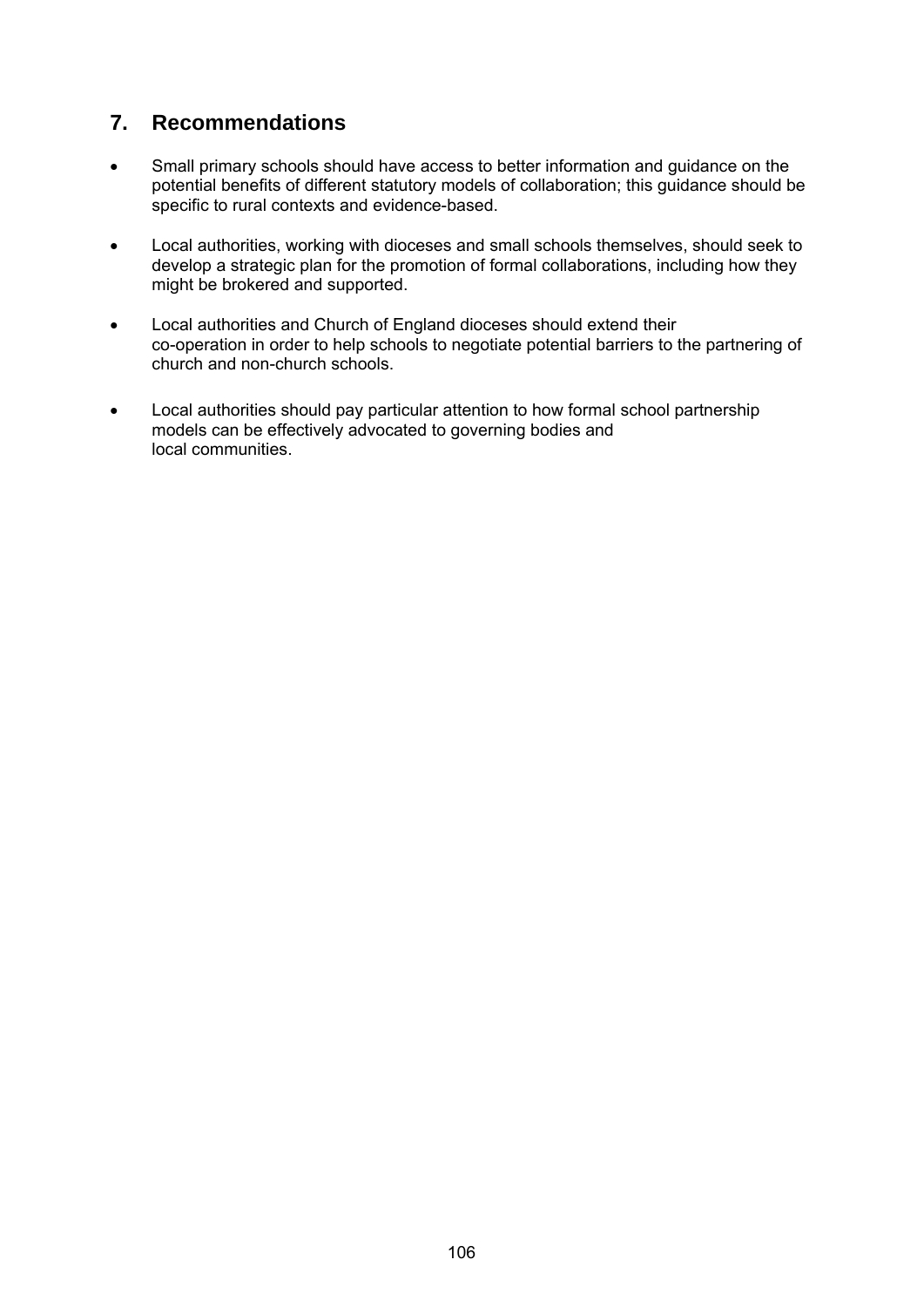## 7. Recommendations

- Small primary schools should have access to better information and guidance on the potential benefits of different statutory models of collaboration; this guidance should be specific to rural contexts and evidence-based.

- Local authorities, working with dioceses and small schools themselves, should seek to develop a strategic plan for the promotion of formal collaborations, including how they might be brokered and supported.

- Local authorities and Church of England dioceses should extend their co-operation in order to help schools to negotiate potential barriers to the partnering of church and non-church schools.

- Local authorities should pay particular attention to how formal school partnership models can be effectively advocated to governing bodies and local communities.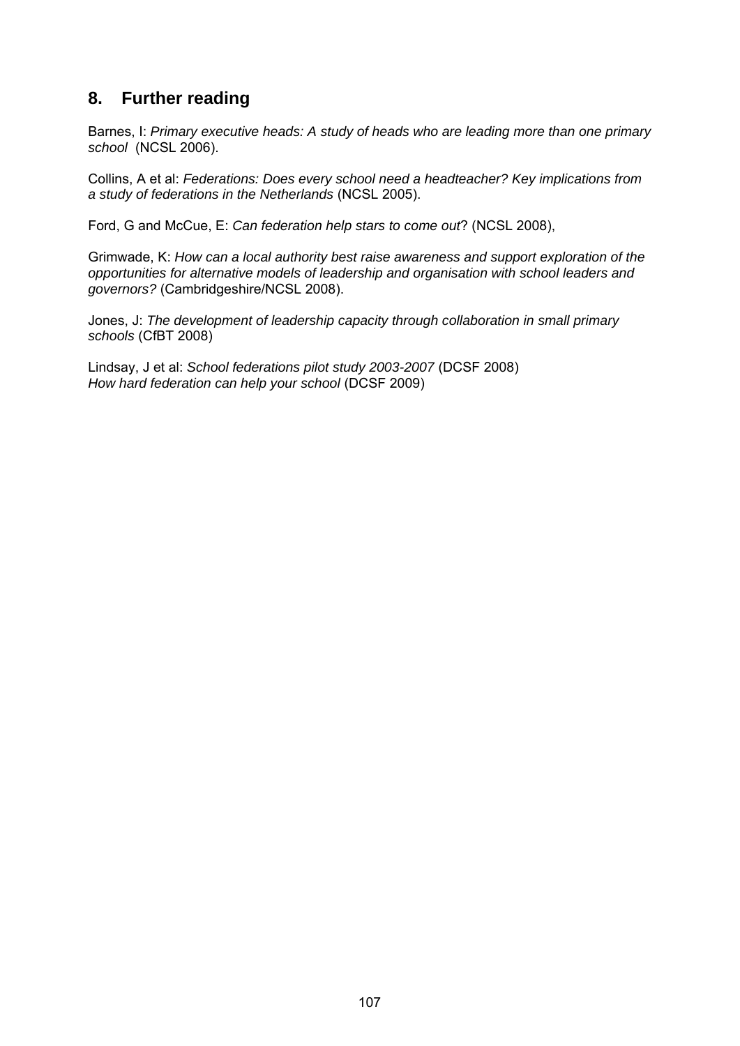## 8. Further reading

Barnes, I: *Primary executive heads: A study of heads who are leading more than one primary school* (NCSL 2006).

Collins, A et al: *Federations: Does every school need a headteacher? Key implications from a study of federations in the Netherlands* (NCSL 2005).

Ford, G and McCue, E: *Can federation help stars to come out*? (NCSL 2008),

Grimwade, K: *How can a local authority best raise awareness and support exploration of the opportunities for alternative models of leadership and organisation with school leaders and governors?* (Cambridgeshire/NCSL 2008).

Jones, J: *The development of leadership capacity through collaboration in small primary schools* (CfBT 2008)

Lindsay, J et al: *School federations pilot study 2003-2007* (DCSF 2008)
*How hard federation can help your school* (DCSF 2009)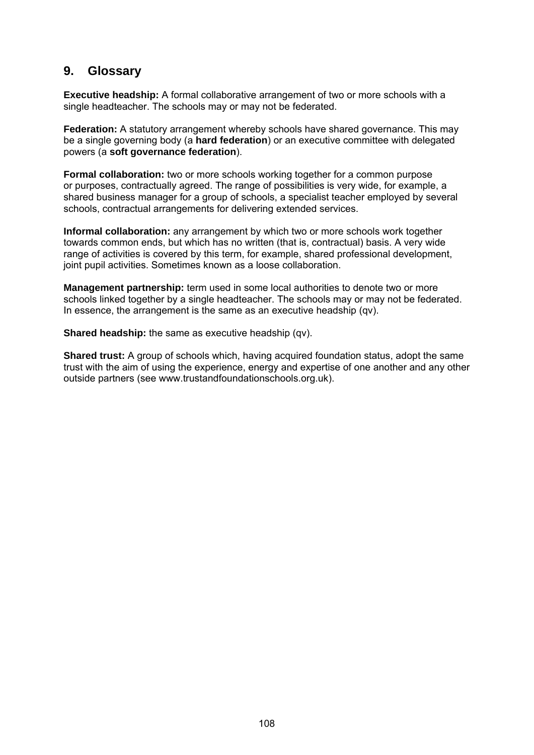## 9. Glossary

**Executive headship:** A formal collaborative arrangement of two or more schools with a single headteacher. The schools may or may not be federated.

**Federation:** A statutory arrangement whereby schools have shared governance. This may be a single governing body (a **hard federation**) or an executive committee with delegated powers (a **soft governance federation**).

**Formal collaboration:** two or more schools working together for a common purpose or purposes, contractually agreed. The range of possibilities is very wide, for example, a shared business manager for a group of schools, a specialist teacher employed by several schools, contractual arrangements for delivering extended services.

**Informal collaboration:** any arrangement by which two or more schools work together towards common ends, but which has no written (that is, contractual) basis. A very wide range of activities is covered by this term, for example, shared professional development, joint pupil activities. Sometimes known as a loose collaboration.

**Management partnership:** term used in some local authorities to denote two or more schools linked together by a single headteacher. The schools may or may not be federated. In essence, the arrangement is the same as an executive headship (qv).

**Shared headship:** the same as executive headship (qv).

**Shared trust:** A group of schools which, having acquired foundation status, adopt the same trust with the aim of using the experience, energy and expertise of one another and any other outside partners (see www.trustandfoundationschools.org.uk).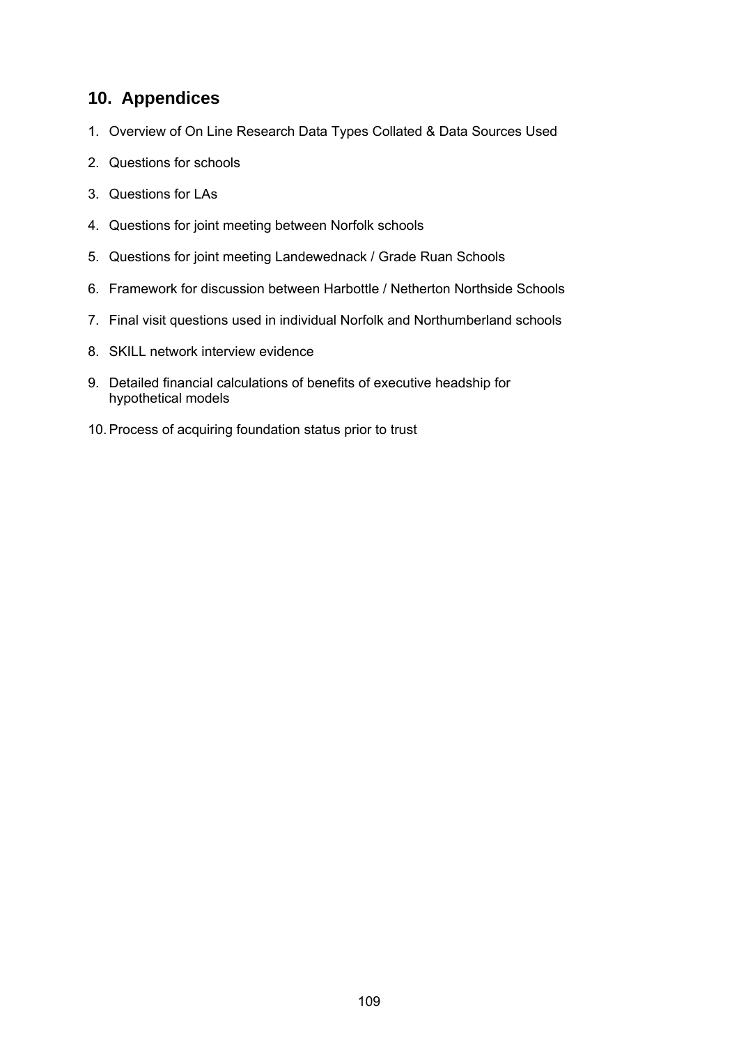## 10. Appendices

1. Overview of On Line Research Data Types Collated & Data Sources Used
2. Questions for schools
3. Questions for LAs
4. Questions for joint meeting between Norfolk schools
5. Questions for joint meeting Landewednack / Grade Ruan Schools
6. Framework for discussion between Harbottle / Netherton Northside Schools
7. Final visit questions used in individual Norfolk and Northumberland schools
8. SKILL network interview evidence
9. Detailed financial calculations of benefits of executive headship for hypothetical models
10. Process of acquiring foundation status prior to trust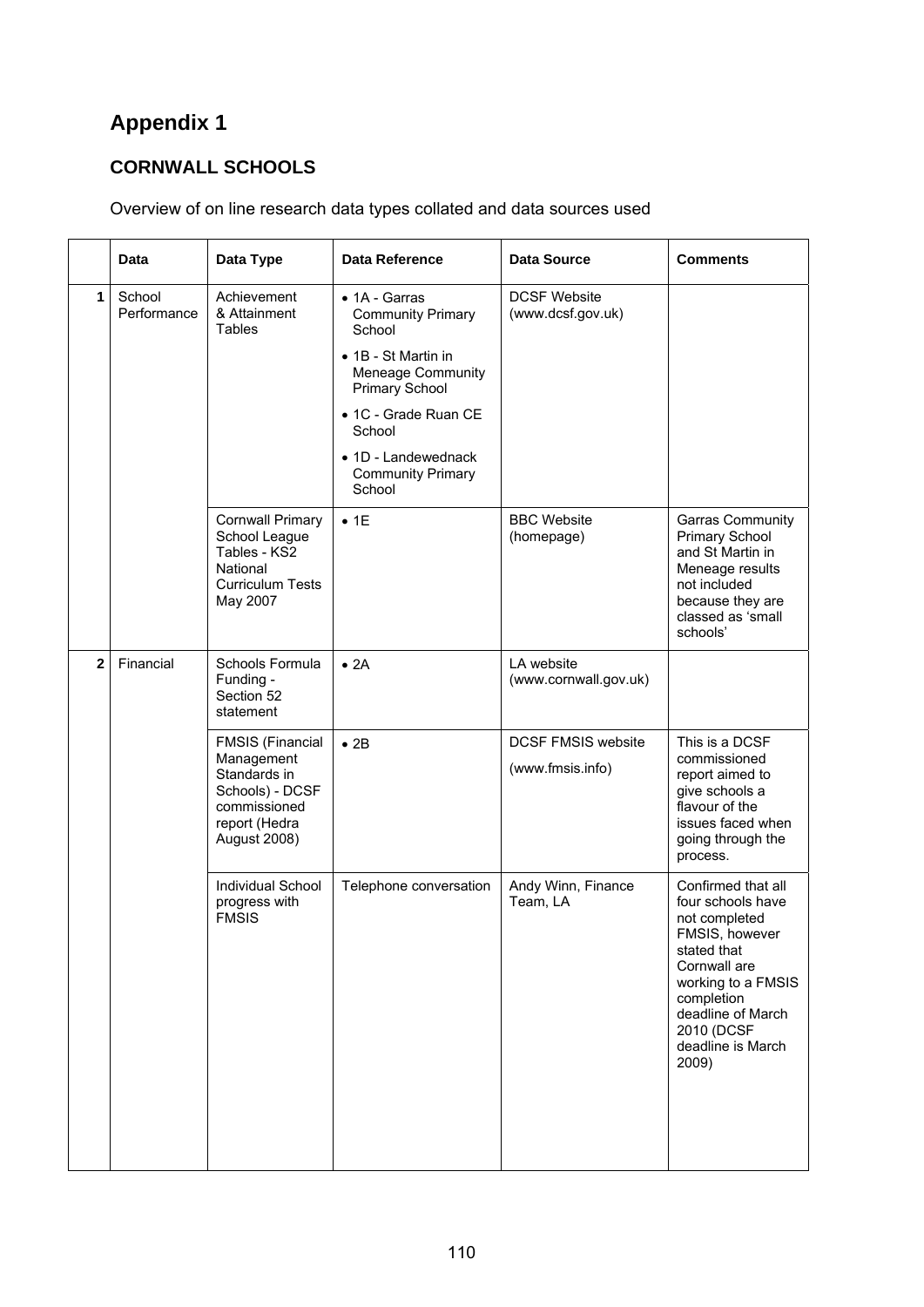# Appendix 1

## CORNWALL SCHOOLS

Overview of on line research data types collated and data sources used

| | Data | Data Type | Data Reference | Data Source | Comments |
|---|---|---|---|---|---|
| 1 | School Performance | Achievement & Attainment Tables | • 1A - Garras Community Primary School<br>• 1B - St Martin in Meneage Community Primary School<br>• 1C - Grade Ruan CE School<br>• 1D - Landewednack Community Primary School | DCSF Website (www.dcsf.gov.uk) | |
| | | Cornwall Primary School League Tables - KS2 National Curriculum Tests May 2007 | • 1E | BBC Website (homepage) | Garras Community Primary School and St Martin in Meneage results not included because they are classed as 'small schools' |
| 2 | Financial | Schools Formula Funding - Section 52 statement | • 2A | LA website (www.cornwall.gov.uk) | |
| | | FMSIS (Financial Management Standards in Schools) - DCSF commissioned report (Hedra August 2008) | • 2B | DCSF FMSIS website<br>(www.fmsis.info) | This is a DCSF commissioned report aimed to give schools a flavour of the issues faced when going through the process. |
| | | Individual School progress with FMSIS | Telephone conversation | Andy Winn, Finance Team, LA | Confirmed that all four schools have not completed FMSIS, however stated that Cornwall are working to a FMSIS completion deadline of March 2010 (DCSF deadline is March 2009) |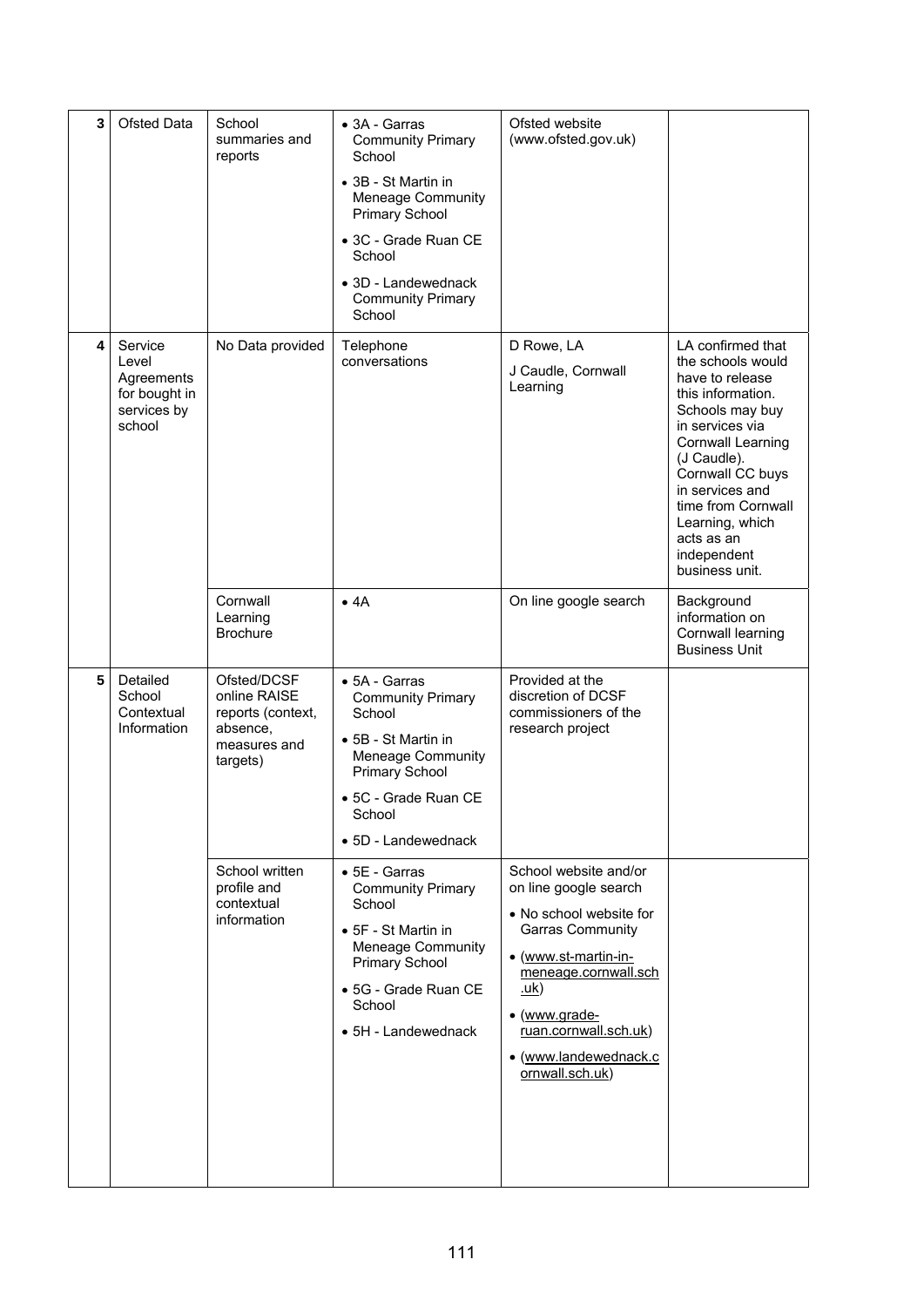| | | | | | |
|---|---|---|---|---|---|
| 3 | Ofsted Data | School summaries and reports | • 3A - Garras Community Primary School<br>• 3B - St Martin in Meneage Community Primary School<br>• 3C - Grade Ruan CE School<br>• 3D - Landewednack Community Primary School | Ofsted website (www.ofsted.gov.uk) | |
| 4 | Service Level Agreements for bought in services by school | No Data provided | Telephone conversations | D Rowe, LA<br>J Caudle, Cornwall Learning | LA confirmed that the schools would have to release this information. Schools may buy in services via Cornwall Learning (J Caudle). Cornwall CC buys in services and time from Cornwall Learning, which acts as an independent business unit. |
| | | Cornwall Learning Brochure | • 4A | On line google search | Background information on Cornwall learning Business Unit |
| 5 | Detailed School Contextual Information | Ofsted/DCSF online RAISE reports (context, absence, measures and targets) | • 5A - Garras Community Primary School<br>• 5B - St Martin in Meneage Community Primary School<br>• 5C - Grade Ruan CE School<br>• 5D - Landewednack | Provided at the discretion of DCSF commissioners of the research project | |
| | | School written profile and contextual information | • 5E - Garras Community Primary School<br>• 5F - St Martin in Meneage Community Primary School<br>• 5G - Grade Ruan CE School<br>• 5H - Landewednack | School website and/or on line google search<br>• No school website for Garras Community<br>• (www.st-martin-in-meneage.cornwall.sch.uk)<br>• (www.grade-ruan.cornwall.sch.uk)<br>• (www.landewednack.cornwall.sch.uk) | |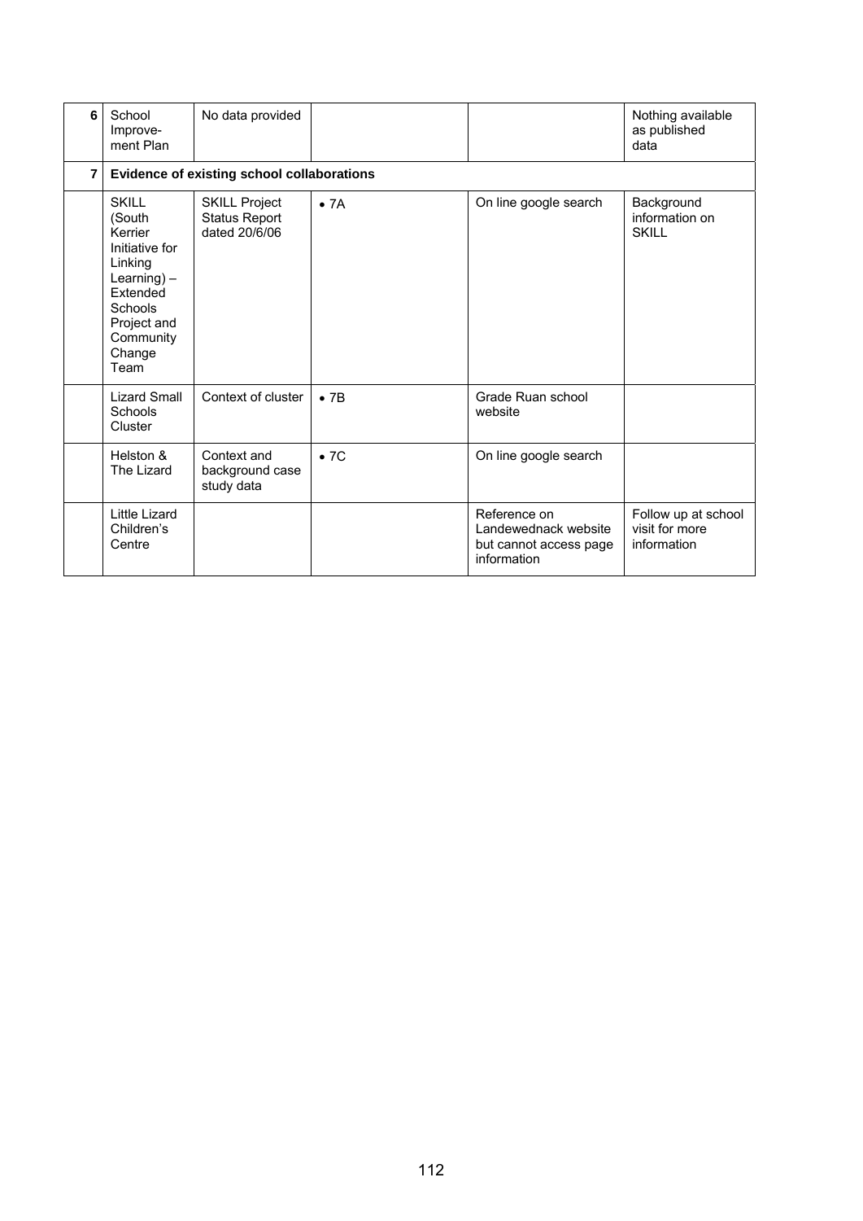| 6 | School Improvement Plan | No data provided | | | Nothing available as published data |
|---|---|---|---|---|---|
| **7** | **Evidence of existing school collaborations** | | | | |
| | SKILL (South Kerrier Initiative for Linking Learning) – Extended Schools Project and Community Change Team | SKILL Project Status Report dated 20/6/06 | • 7A | On line google search | Background information on SKILL |
| | Lizard Small Schools Cluster | Context of cluster | • 7B | Grade Ruan school website | |
| | Helston & The Lizard | Context and background case study data | • 7C | On line google search | |
| | Little Lizard Children's Centre | | | Reference on Landewednack website but cannot access page information | Follow up at school visit for more information |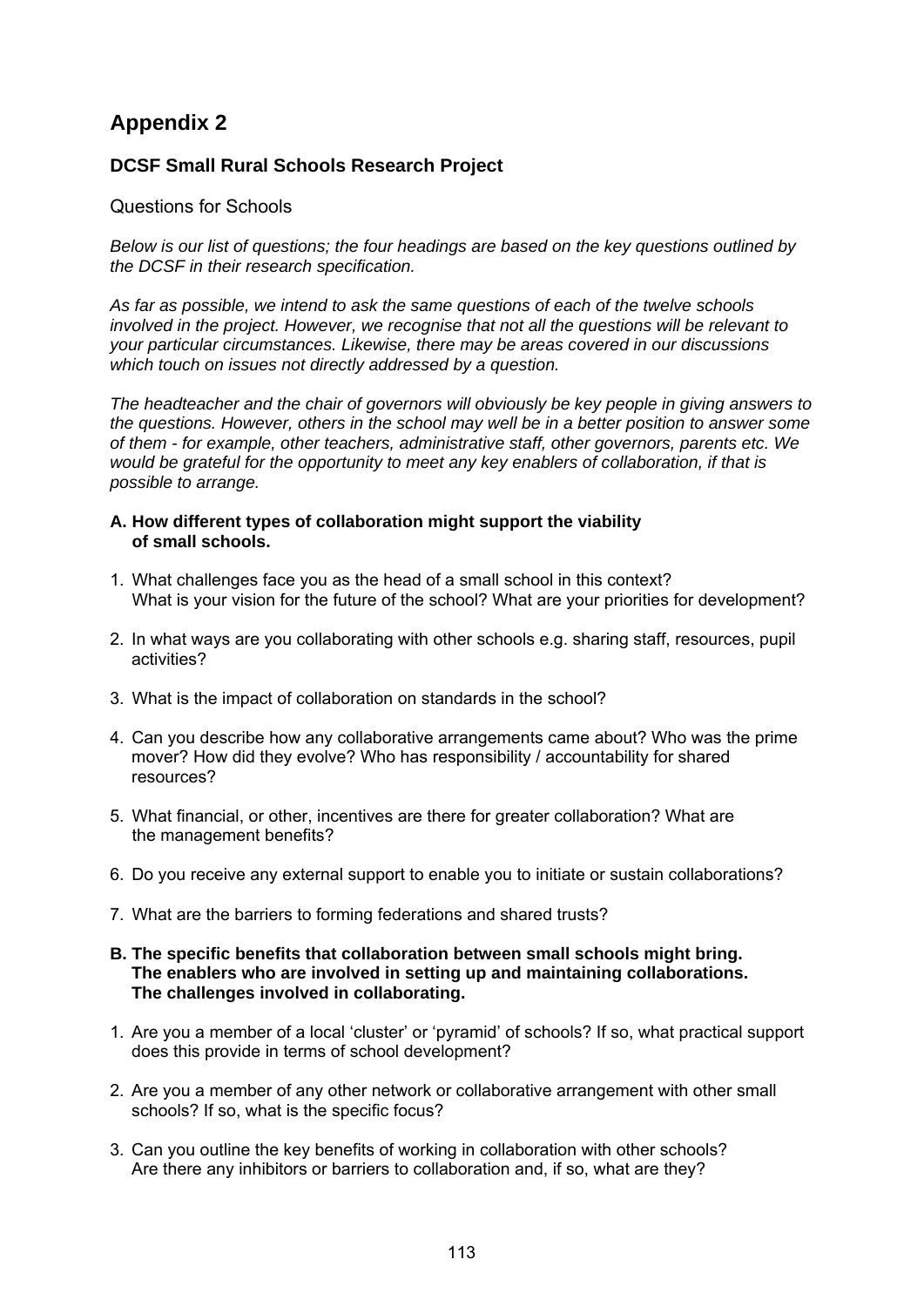# Appendix 2

## DCSF Small Rural Schools Research Project

Questions for Schools

*Below is our list of questions; the four headings are based on the key questions outlined by the DCSF in their research specification.*

*As far as possible, we intend to ask the same questions of each of the twelve schools involved in the project. However, we recognise that not all the questions will be relevant to your particular circumstances. Likewise, there may be areas covered in our discussions which touch on issues not directly addressed by a question.*

*The headteacher and the chair of governors will obviously be key people in giving answers to the questions. However, others in the school may well be in a better position to answer some of them - for example, other teachers, administrative staff, other governors, parents etc. We would be grateful for the opportunity to meet any key enablers of collaboration, if that is possible to arrange.*

**A. How different types of collaboration might support the viability of small schools.**

1. What challenges face you as the head of a small school in this context? What is your vision for the future of the school? What are your priorities for development?

2. In what ways are you collaborating with other schools e.g. sharing staff, resources, pupil activities?

3. What is the impact of collaboration on standards in the school?

4. Can you describe how any collaborative arrangements came about? Who was the prime mover? How did they evolve? Who has responsibility / accountability for shared resources?

5. What financial, or other, incentives are there for greater collaboration? What are the management benefits?

6. Do you receive any external support to enable you to initiate or sustain collaborations?

7. What are the barriers to forming federations and shared trusts?

**B. The specific benefits that collaboration between small schools might bring. The enablers who are involved in setting up and maintaining collaborations. The challenges involved in collaborating.**

1. Are you a member of a local 'cluster' or 'pyramid' of schools? If so, what practical support does this provide in terms of school development?

2. Are you a member of any other network or collaborative arrangement with other small schools? If so, what is the specific focus?

3. Can you outline the key benefits of working in collaboration with other schools? Are there any inhibitors or barriers to collaboration and, if so, what are they?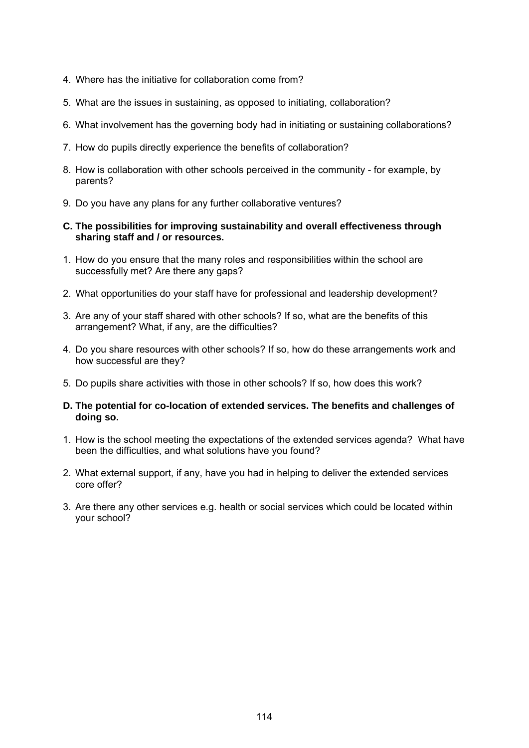4. Where has the initiative for collaboration come from?

5. What are the issues in sustaining, as opposed to initiating, collaboration?

6. What involvement has the governing body had in initiating or sustaining collaborations?

7. How do pupils directly experience the benefits of collaboration?

8. How is collaboration with other schools perceived in the community - for example, by parents?

9. Do you have any plans for any further collaborative ventures?

**C. The possibilities for improving sustainability and overall effectiveness through sharing staff and / or resources.**

1. How do you ensure that the many roles and responsibilities within the school are successfully met? Are there any gaps?

2. What opportunities do your staff have for professional and leadership development?

3. Are any of your staff shared with other schools? If so, what are the benefits of this arrangement? What, if any, are the difficulties?

4. Do you share resources with other schools? If so, how do these arrangements work and how successful are they?

5. Do pupils share activities with those in other schools? If so, how does this work?

**D. The potential for co-location of extended services. The benefits and challenges of doing so.**

1. How is the school meeting the expectations of the extended services agenda? What have been the difficulties, and what solutions have you found?

2. What external support, if any, have you had in helping to deliver the extended services core offer?

3. Are there any other services e.g. health or social services which could be located within your school?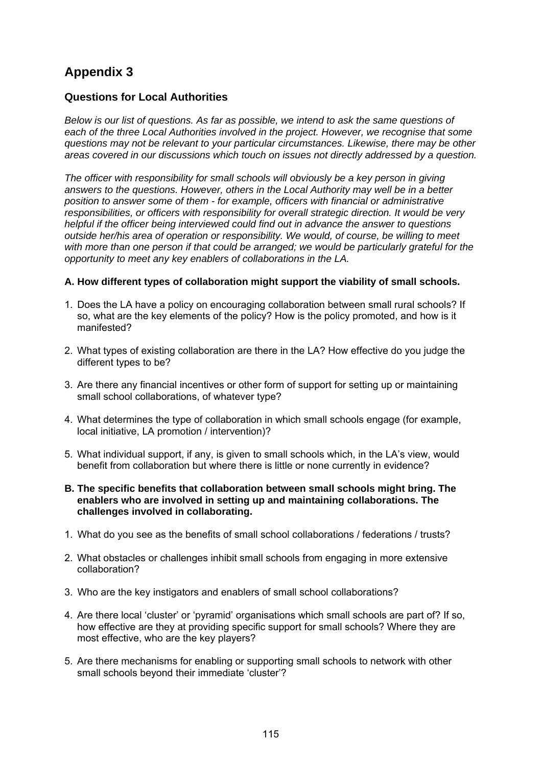# Appendix 3

## Questions for Local Authorities

*Below is our list of questions. As far as possible, we intend to ask the same questions of each of the three Local Authorities involved in the project. However, we recognise that some questions may not be relevant to your particular circumstances. Likewise, there may be other areas covered in our discussions which touch on issues not directly addressed by a question.*

*The officer with responsibility for small schools will obviously be a key person in giving answers to the questions. However, others in the Local Authority may well be in a better position to answer some of them - for example, officers with financial or administrative responsibilities, or officers with responsibility for overall strategic direction. It would be very helpful if the officer being interviewed could find out in advance the answer to questions outside her/his area of operation or responsibility. We would, of course, be willing to meet with more than one person if that could be arranged; we would be particularly grateful for the opportunity to meet any key enablers of collaborations in the LA.*

**A. How different types of collaboration might support the viability of small schools.**

1. Does the LA have a policy on encouraging collaboration between small rural schools? If so, what are the key elements of the policy? How is the policy promoted, and how is it manifested?
2. What types of existing collaboration are there in the LA? How effective do you judge the different types to be?
3. Are there any financial incentives or other form of support for setting up or maintaining small school collaborations, of whatever type?
4. What determines the type of collaboration in which small schools engage (for example, local initiative, LA promotion / intervention)?
5. What individual support, if any, is given to small schools which, in the LA's view, would benefit from collaboration but where there is little or none currently in evidence?

**B. The specific benefits that collaboration between small schools might bring. The enablers who are involved in setting up and maintaining collaborations. The challenges involved in collaborating.**

1. What do you see as the benefits of small school collaborations / federations / trusts?
2. What obstacles or challenges inhibit small schools from engaging in more extensive collaboration?
3. Who are the key instigators and enablers of small school collaborations?
4. Are there local 'cluster' or 'pyramid' organisations which small schools are part of? If so, how effective are they at providing specific support for small schools? Where they are most effective, who are the key players?
5. Are there mechanisms for enabling or supporting small schools to network with other small schools beyond their immediate 'cluster'?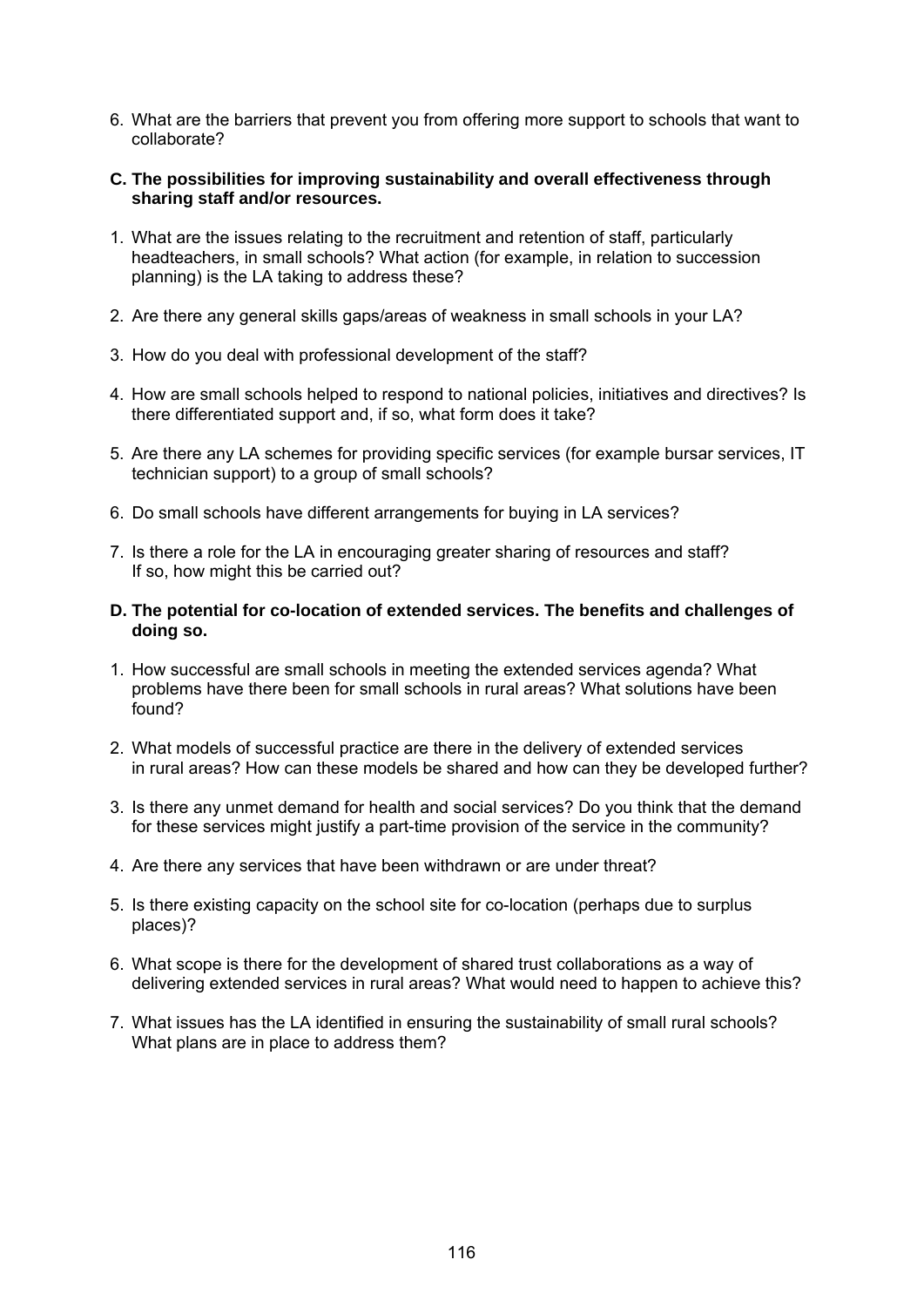6. What are the barriers that prevent you from offering more support to schools that want to collaborate?

**C. The possibilities for improving sustainability and overall effectiveness through sharing staff and/or resources.**

1. What are the issues relating to the recruitment and retention of staff, particularly headteachers, in small schools? What action (for example, in relation to succession planning) is the LA taking to address these?

2. Are there any general skills gaps/areas of weakness in small schools in your LA?

3. How do you deal with professional development of the staff?

4. How are small schools helped to respond to national policies, initiatives and directives? Is there differentiated support and, if so, what form does it take?

5. Are there any LA schemes for providing specific services (for example bursar services, IT technician support) to a group of small schools?

6. Do small schools have different arrangements for buying in LA services?

7. Is there a role for the LA in encouraging greater sharing of resources and staff? If so, how might this be carried out?

**D. The potential for co-location of extended services. The benefits and challenges of doing so.**

1. How successful are small schools in meeting the extended services agenda? What problems have there been for small schools in rural areas? What solutions have been found?

2. What models of successful practice are there in the delivery of extended services in rural areas? How can these models be shared and how can they be developed further?

3. Is there any unmet demand for health and social services? Do you think that the demand for these services might justify a part-time provision of the service in the community?

4. Are there any services that have been withdrawn or are under threat?

5. Is there existing capacity on the school site for co-location (perhaps due to surplus places)?

6. What scope is there for the development of shared trust collaborations as a way of delivering extended services in rural areas? What would need to happen to achieve this?

7. What issues has the LA identified in ensuring the sustainability of small rural schools? What plans are in place to address them?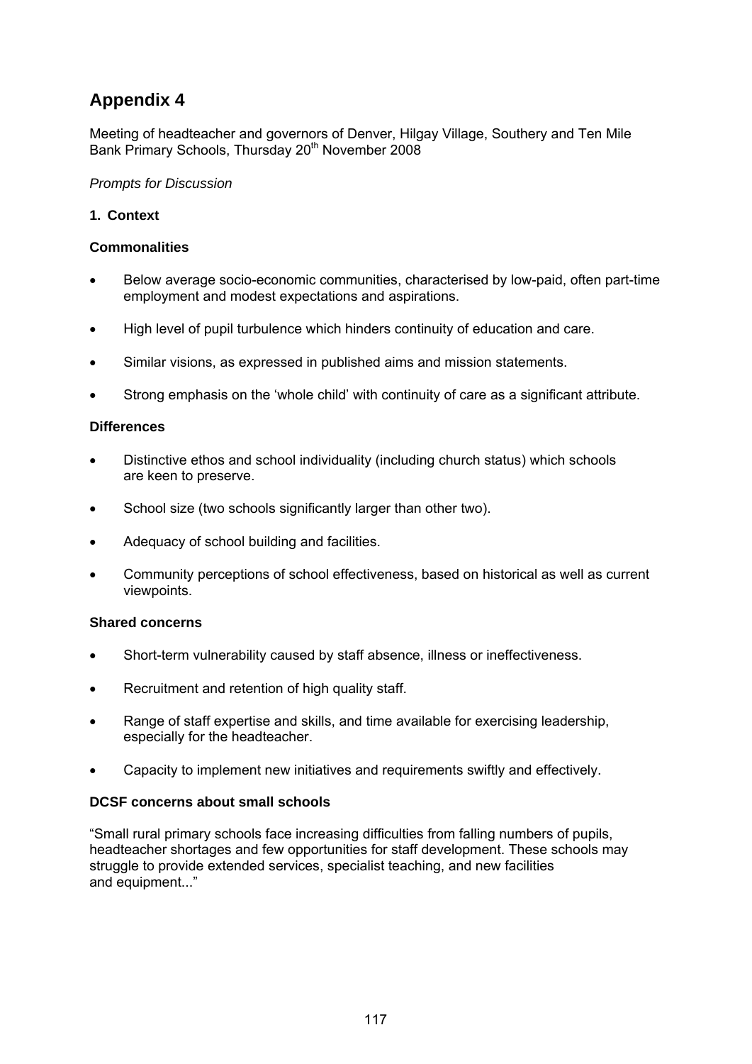# Appendix 4

Meeting of headteacher and governors of Denver, Hilgay Village, Southery and Ten Mile Bank Primary Schools, Thursday 20th November 2008

*Prompts for Discussion*

### 1. Context

#### Commonalities

- Below average socio-economic communities, characterised by low-paid, often part-time employment and modest expectations and aspirations.
- High level of pupil turbulence which hinders continuity of education and care.
- Similar visions, as expressed in published aims and mission statements.
- Strong emphasis on the 'whole child' with continuity of care as a significant attribute.

#### Differences

- Distinctive ethos and school individuality (including church status) which schools are keen to preserve.
- School size (two schools significantly larger than other two).
- Adequacy of school building and facilities.
- Community perceptions of school effectiveness, based on historical as well as current viewpoints.

#### Shared concerns

- Short-term vulnerability caused by staff absence, illness or ineffectiveness.
- Recruitment and retention of high quality staff.
- Range of staff expertise and skills, and time available for exercising leadership, especially for the headteacher.
- Capacity to implement new initiatives and requirements swiftly and effectively.

#### DCSF concerns about small schools

"Small rural primary schools face increasing difficulties from falling numbers of pupils, headteacher shortages and few opportunities for staff development. These schools may struggle to provide extended services, specialist teaching, and new facilities and equipment..."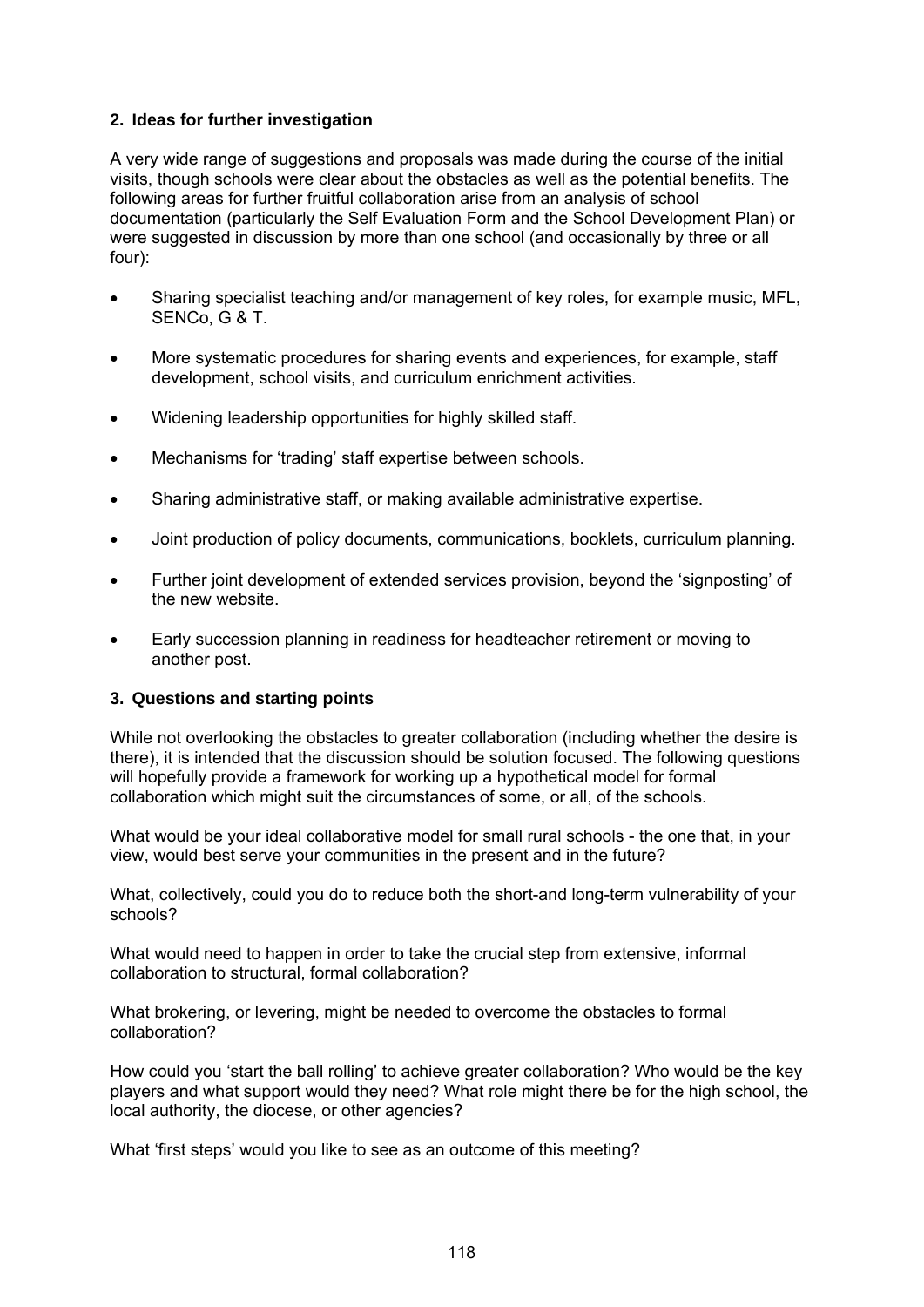## 2. Ideas for further investigation

A very wide range of suggestions and proposals was made during the course of the initial visits, though schools were clear about the obstacles as well as the potential benefits. The following areas for further fruitful collaboration arise from an analysis of school documentation (particularly the Self Evaluation Form and the School Development Plan) or were suggested in discussion by more than one school (and occasionally by three or all four):

- Sharing specialist teaching and/or management of key roles, for example music, MFL, SENCo, G & T.
- More systematic procedures for sharing events and experiences, for example, staff development, school visits, and curriculum enrichment activities.
- Widening leadership opportunities for highly skilled staff.
- Mechanisms for 'trading' staff expertise between schools.
- Sharing administrative staff, or making available administrative expertise.
- Joint production of policy documents, communications, booklets, curriculum planning.
- Further joint development of extended services provision, beyond the 'signposting' of the new website.
- Early succession planning in readiness for headteacher retirement or moving to another post.

## 3. Questions and starting points

While not overlooking the obstacles to greater collaboration (including whether the desire is there), it is intended that the discussion should be solution focused. The following questions will hopefully provide a framework for working up a hypothetical model for formal collaboration which might suit the circumstances of some, or all, of the schools.

What would be your ideal collaborative model for small rural schools - the one that, in your view, would best serve your communities in the present and in the future?

What, collectively, could you do to reduce both the short-and long-term vulnerability of your schools?

What would need to happen in order to take the crucial step from extensive, informal collaboration to structural, formal collaboration?

What brokering, or levering, might be needed to overcome the obstacles to formal collaboration?

How could you 'start the ball rolling' to achieve greater collaboration? Who would be the key players and what support would they need? What role might there be for the high school, the local authority, the diocese, or other agencies?

What 'first steps' would you like to see as an outcome of this meeting?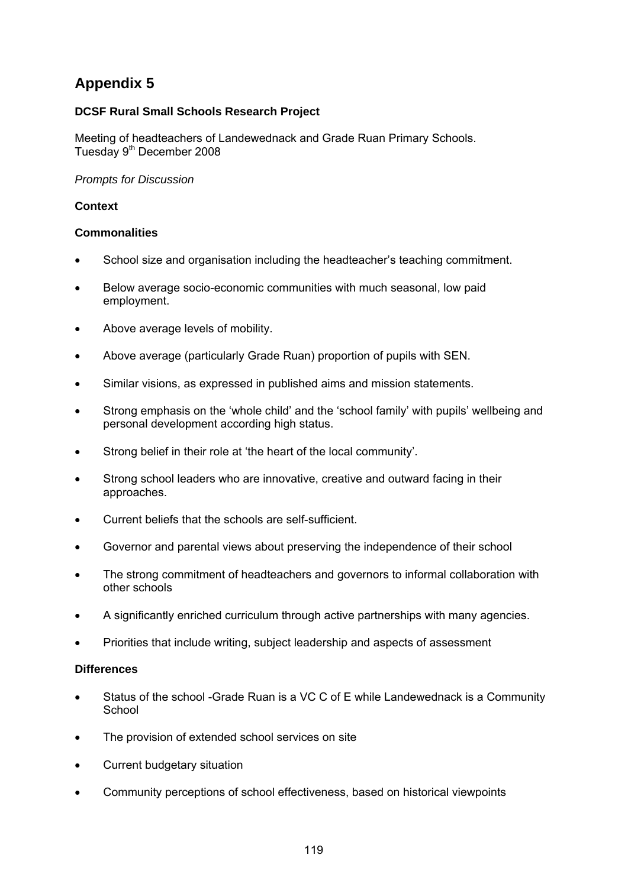# Appendix 5

**DCSF Rural Small Schools Research Project**

Meeting of headteachers of Landewednack and Grade Ruan Primary Schools.
Tuesday 9th December 2008

*Prompts for Discussion*

**Context**

**Commonalities**

- School size and organisation including the headteacher's teaching commitment.
- Below average socio-economic communities with much seasonal, low paid employment.
- Above average levels of mobility.
- Above average (particularly Grade Ruan) proportion of pupils with SEN.
- Similar visions, as expressed in published aims and mission statements.
- Strong emphasis on the 'whole child' and the 'school family' with pupils' wellbeing and personal development according high status.
- Strong belief in their role at 'the heart of the local community'.
- Strong school leaders who are innovative, creative and outward facing in their approaches.
- Current beliefs that the schools are self-sufficient.
- Governor and parental views about preserving the independence of their school
- The strong commitment of headteachers and governors to informal collaboration with other schools
- A significantly enriched curriculum through active partnerships with many agencies.
- Priorities that include writing, subject leadership and aspects of assessment

**Differences**

- Status of the school -Grade Ruan is a VC C of E while Landewednack is a Community School
- The provision of extended school services on site
- Current budgetary situation
- Community perceptions of school effectiveness, based on historical viewpoints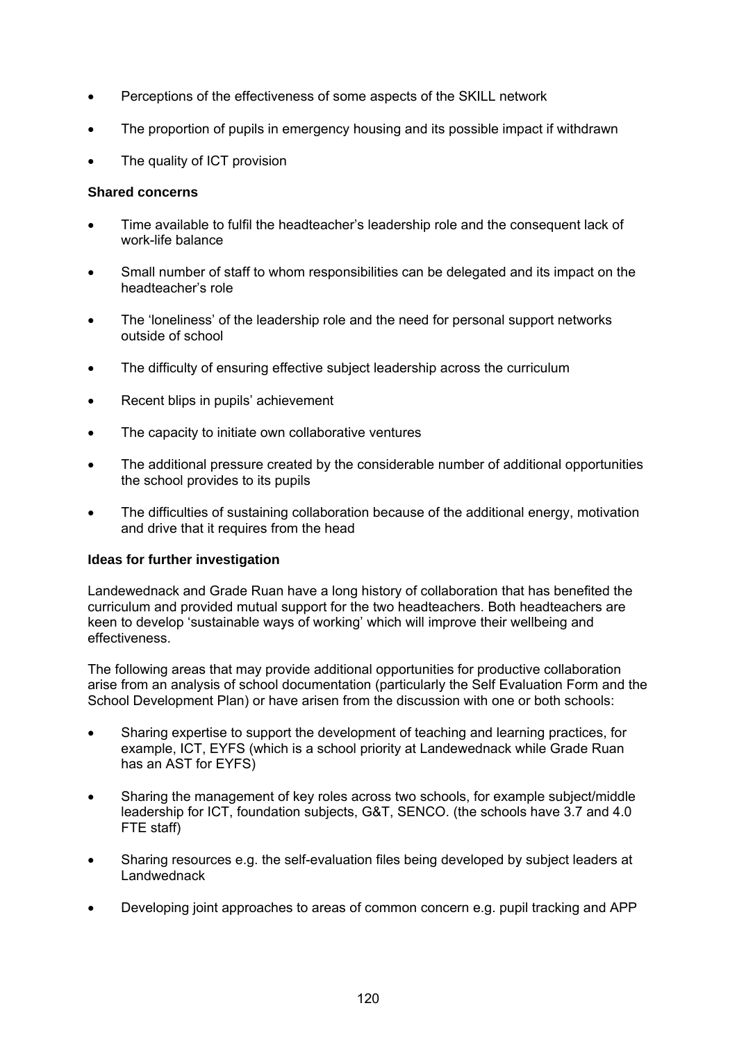- Perceptions of the effectiveness of some aspects of the SKILL network
- The proportion of pupils in emergency housing and its possible impact if withdrawn
- The quality of ICT provision

**Shared concerns**

- Time available to fulfil the headteacher's leadership role and the consequent lack of work-life balance
- Small number of staff to whom responsibilities can be delegated and its impact on the headteacher's role
- The 'loneliness' of the leadership role and the need for personal support networks outside of school
- The difficulty of ensuring effective subject leadership across the curriculum
- Recent blips in pupils' achievement
- The capacity to initiate own collaborative ventures
- The additional pressure created by the considerable number of additional opportunities the school provides to its pupils
- The difficulties of sustaining collaboration because of the additional energy, motivation and drive that it requires from the head

**Ideas for further investigation**

Landewednack and Grade Ruan have a long history of collaboration that has benefited the curriculum and provided mutual support for the two headteachers. Both headteachers are keen to develop 'sustainable ways of working' which will improve their wellbeing and effectiveness.

The following areas that may provide additional opportunities for productive collaboration arise from an analysis of school documentation (particularly the Self Evaluation Form and the School Development Plan) or have arisen from the discussion with one or both schools:

- Sharing expertise to support the development of teaching and learning practices, for example, ICT, EYFS (which is a school priority at Landewednack while Grade Ruan has an AST for EYFS)
- Sharing the management of key roles across two schools, for example subject/middle leadership for ICT, foundation subjects, G&T, SENCO. (the schools have 3.7 and 4.0 FTE staff)
- Sharing resources e.g. the self-evaluation files being developed by subject leaders at Landwednack
- Developing joint approaches to areas of common concern e.g. pupil tracking and APP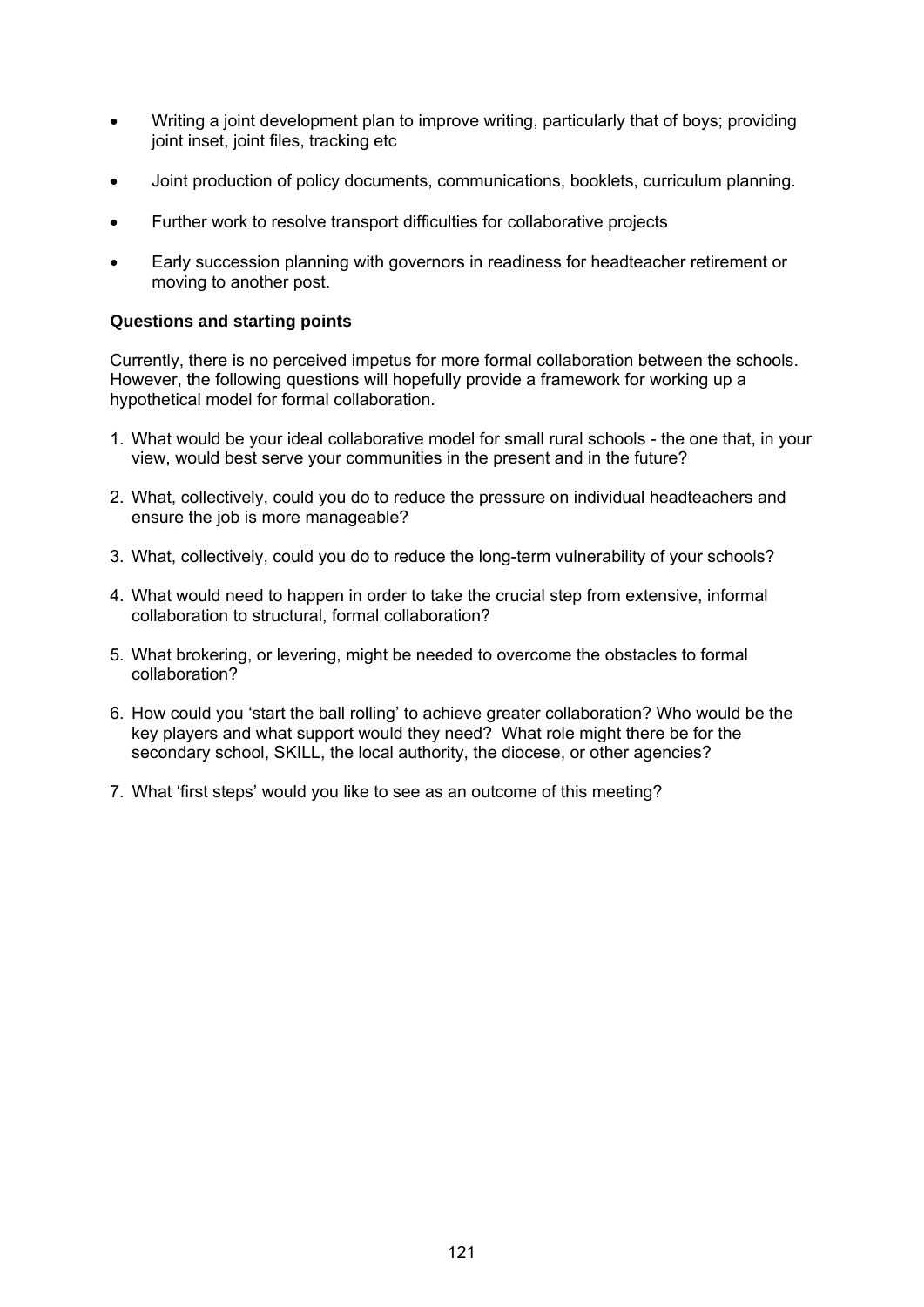- Writing a joint development plan to improve writing, particularly that of boys; providing joint inset, joint files, tracking etc
- Joint production of policy documents, communications, booklets, curriculum planning.
- Further work to resolve transport difficulties for collaborative projects
- Early succession planning with governors in readiness for headteacher retirement or moving to another post.

**Questions and starting points**

Currently, there is no perceived impetus for more formal collaboration between the schools. However, the following questions will hopefully provide a framework for working up a hypothetical model for formal collaboration.

1. What would be your ideal collaborative model for small rural schools - the one that, in your view, would best serve your communities in the present and in the future?
2. What, collectively, could you do to reduce the pressure on individual headteachers and ensure the job is more manageable?
3. What, collectively, could you do to reduce the long-term vulnerability of your schools?
4. What would need to happen in order to take the crucial step from extensive, informal collaboration to structural, formal collaboration?
5. What brokering, or levering, might be needed to overcome the obstacles to formal collaboration?
6. How could you 'start the ball rolling' to achieve greater collaboration? Who would be the key players and what support would they need? What role might there be for the secondary school, SKILL, the local authority, the diocese, or other agencies?
7. What 'first steps' would you like to see as an outcome of this meeting?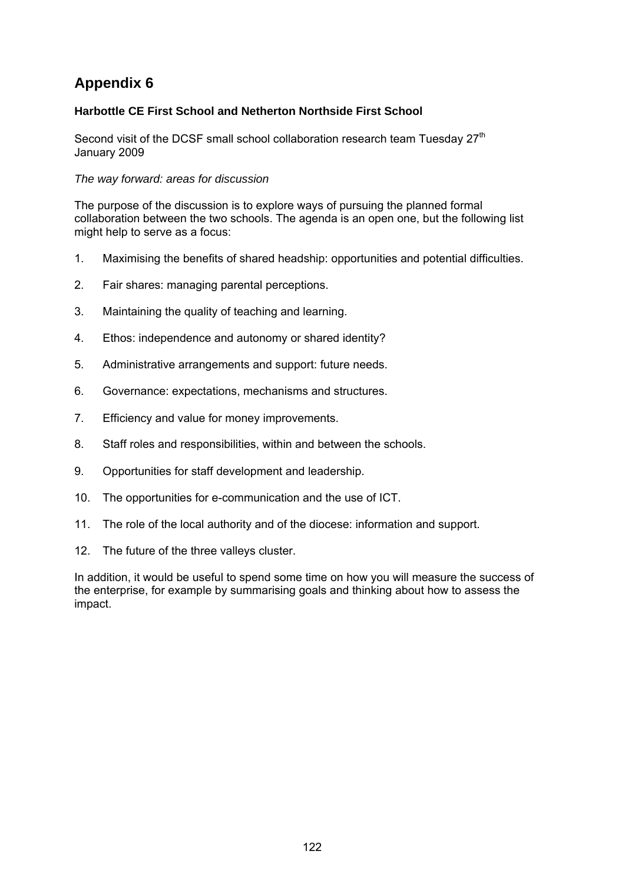# Appendix 6

**Harbottle CE First School and Netherton Northside First School**

Second visit of the DCSF small school collaboration research team Tuesday 27th January 2009

*The way forward: areas for discussion*

The purpose of the discussion is to explore ways of pursuing the planned formal collaboration between the two schools. The agenda is an open one, but the following list might help to serve as a focus:

1. Maximising the benefits of shared headship: opportunities and potential difficulties.
2. Fair shares: managing parental perceptions.
3. Maintaining the quality of teaching and learning.
4. Ethos: independence and autonomy or shared identity?
5. Administrative arrangements and support: future needs.
6. Governance: expectations, mechanisms and structures.
7. Efficiency and value for money improvements.
8. Staff roles and responsibilities, within and between the schools.
9. Opportunities for staff development and leadership.
10. The opportunities for e-communication and the use of ICT.
11. The role of the local authority and of the diocese: information and support.
12. The future of the three valleys cluster.

In addition, it would be useful to spend some time on how you will measure the success of the enterprise, for example by summarising goals and thinking about how to assess the impact.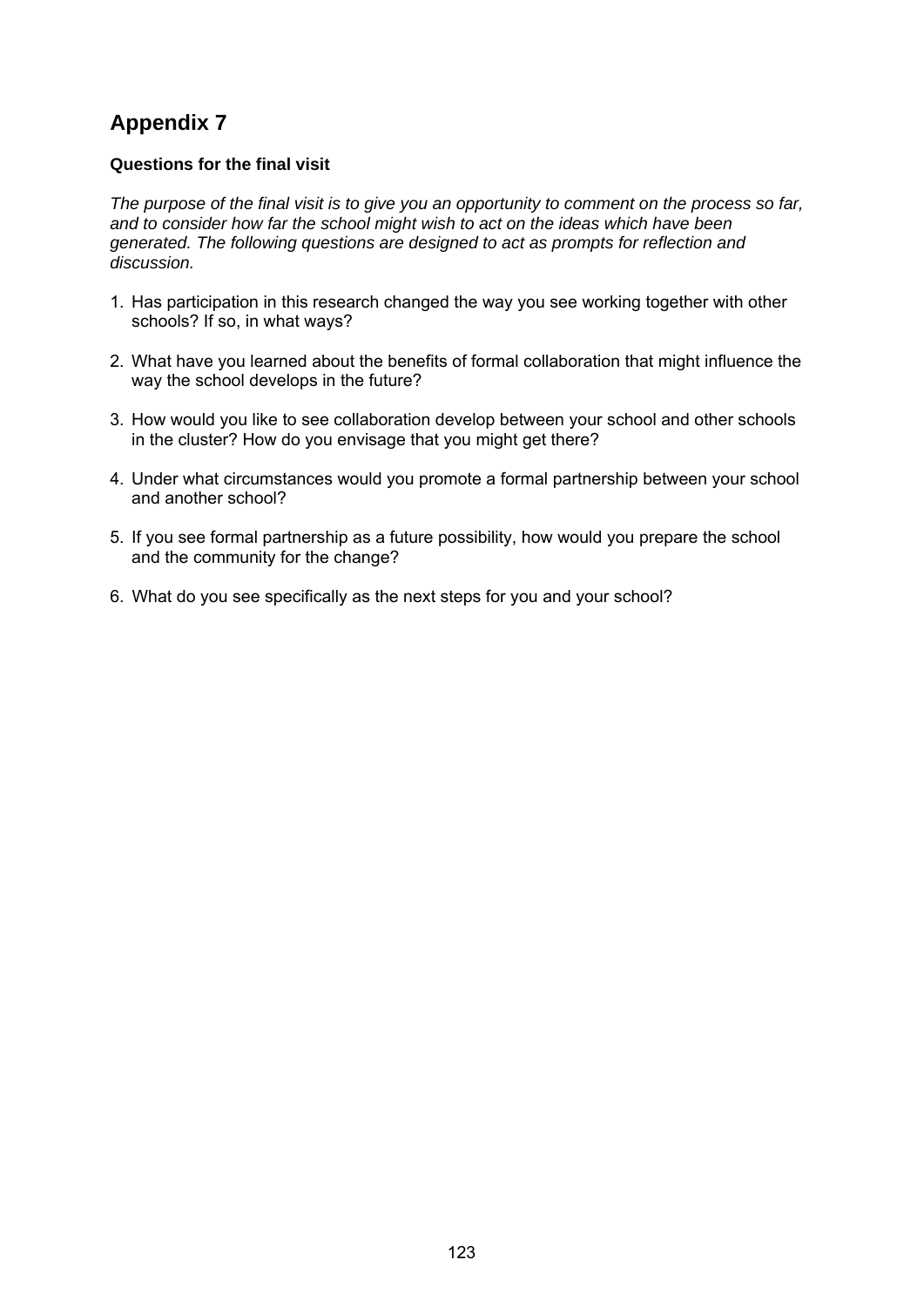# Appendix 7

**Questions for the final visit**

*The purpose of the final visit is to give you an opportunity to comment on the process so far, and to consider how far the school might wish to act on the ideas which have been generated. The following questions are designed to act as prompts for reflection and discussion.*

1. Has participation in this research changed the way you see working together with other schools? If so, in what ways?

2. What have you learned about the benefits of formal collaboration that might influence the way the school develops in the future?

3. How would you like to see collaboration develop between your school and other schools in the cluster? How do you envisage that you might get there?

4. Under what circumstances would you promote a formal partnership between your school and another school?

5. If you see formal partnership as a future possibility, how would you prepare the school and the community for the change?

6. What do you see specifically as the next steps for you and your school?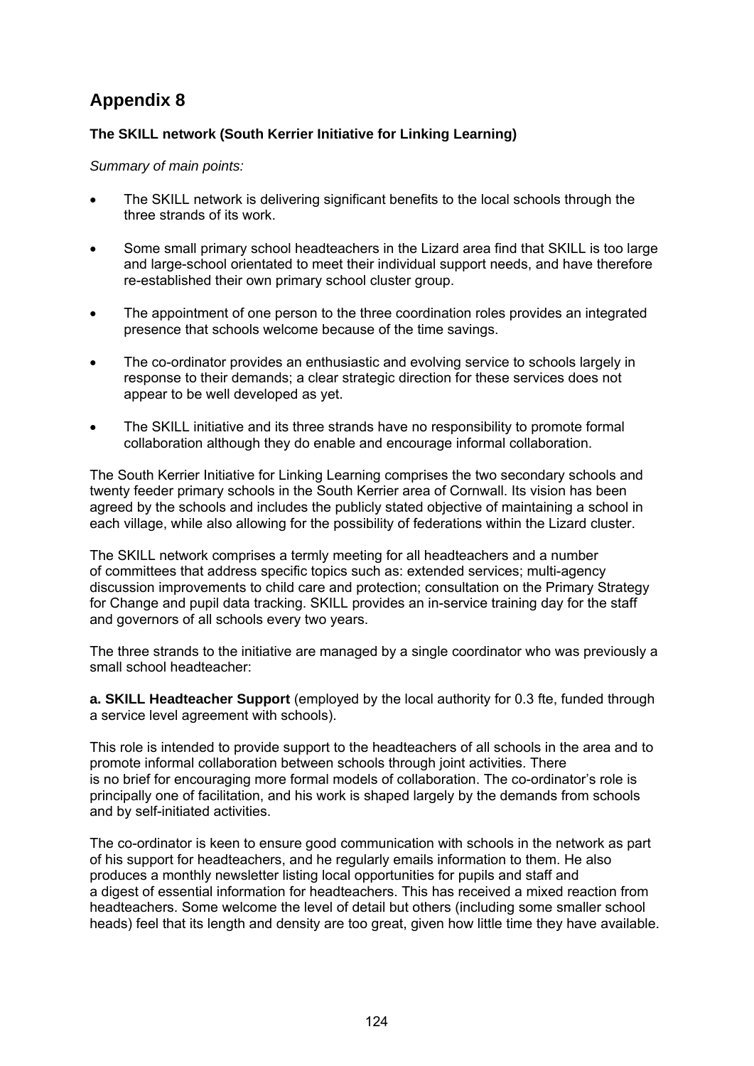# Appendix 8

**The SKILL network (South Kerrier Initiative for Linking Learning)**

*Summary of main points:*

- The SKILL network is delivering significant benefits to the local schools through the three strands of its work.
- Some small primary school headteachers in the Lizard area find that SKILL is too large and large-school orientated to meet their individual support needs, and have therefore re-established their own primary school cluster group.
- The appointment of one person to the three coordination roles provides an integrated presence that schools welcome because of the time savings.
- The co-ordinator provides an enthusiastic and evolving service to schools largely in response to their demands; a clear strategic direction for these services does not appear to be well developed as yet.
- The SKILL initiative and its three strands have no responsibility to promote formal collaboration although they do enable and encourage informal collaboration.

The South Kerrier Initiative for Linking Learning comprises the two secondary schools and twenty feeder primary schools in the South Kerrier area of Cornwall. Its vision has been agreed by the schools and includes the publicly stated objective of maintaining a school in each village, while also allowing for the possibility of federations within the Lizard cluster.

The SKILL network comprises a termly meeting for all headteachers and a number of committees that address specific topics such as: extended services; multi-agency discussion improvements to child care and protection; consultation on the Primary Strategy for Change and pupil data tracking. SKILL provides an in-service training day for the staff and governors of all schools every two years.

The three strands to the initiative are managed by a single coordinator who was previously a small school headteacher:

**a. SKILL Headteacher Support** (employed by the local authority for 0.3 fte, funded through a service level agreement with schools).

This role is intended to provide support to the headteachers of all schools in the area and to promote informal collaboration between schools through joint activities. There is no brief for encouraging more formal models of collaboration. The co-ordinator's role is principally one of facilitation, and his work is shaped largely by the demands from schools and by self-initiated activities.

The co-ordinator is keen to ensure good communication with schools in the network as part of his support for headteachers, and he regularly emails information to them. He also produces a monthly newsletter listing local opportunities for pupils and staff and a digest of essential information for headteachers. This has received a mixed reaction from headteachers. Some welcome the level of detail but others (including some smaller school heads) feel that its length and density are too great, given how little time they have available.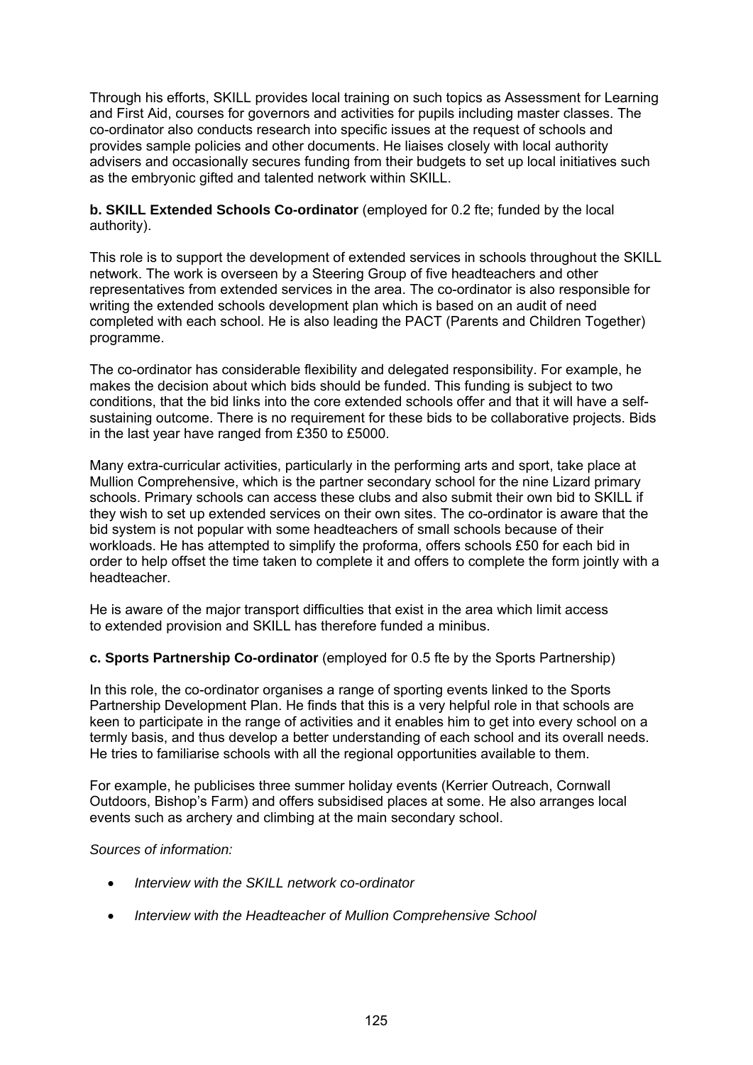Through his efforts, SKILL provides local training on such topics as Assessment for Learning and First Aid, courses for governors and activities for pupils including master classes. The co-ordinator also conducts research into specific issues at the request of schools and provides sample policies and other documents. He liaises closely with local authority advisers and occasionally secures funding from their budgets to set up local initiatives such as the embryonic gifted and talented network within SKILL.

**b. SKILL Extended Schools Co-ordinator** (employed for 0.2 fte; funded by the local authority).

This role is to support the development of extended services in schools throughout the SKILL network. The work is overseen by a Steering Group of five headteachers and other representatives from extended services in the area. The co-ordinator is also responsible for writing the extended schools development plan which is based on an audit of need completed with each school. He is also leading the PACT (Parents and Children Together) programme.

The co-ordinator has considerable flexibility and delegated responsibility. For example, he makes the decision about which bids should be funded. This funding is subject to two conditions, that the bid links into the core extended schools offer and that it will have a self-sustaining outcome. There is no requirement for these bids to be collaborative projects. Bids in the last year have ranged from £350 to £5000.

Many extra-curricular activities, particularly in the performing arts and sport, take place at Mullion Comprehensive, which is the partner secondary school for the nine Lizard primary schools. Primary schools can access these clubs and also submit their own bid to SKILL if they wish to set up extended services on their own sites. The co-ordinator is aware that the bid system is not popular with some headteachers of small schools because of their workloads. He has attempted to simplify the proforma, offers schools £50 for each bid in order to help offset the time taken to complete it and offers to complete the form jointly with a headteacher.

He is aware of the major transport difficulties that exist in the area which limit access to extended provision and SKILL has therefore funded a minibus.

**c. Sports Partnership Co-ordinator** (employed for 0.5 fte by the Sports Partnership)

In this role, the co-ordinator organises a range of sporting events linked to the Sports Partnership Development Plan. He finds that this is a very helpful role in that schools are keen to participate in the range of activities and it enables him to get into every school on a termly basis, and thus develop a better understanding of each school and its overall needs. He tries to familiarise schools with all the regional opportunities available to them.

For example, he publicises three summer holiday events (Kerrier Outreach, Cornwall Outdoors, Bishop's Farm) and offers subsidised places at some. He also arranges local events such as archery and climbing at the main secondary school.

*Sources of information:*

- *Interview with the SKILL network co-ordinator*
- *Interview with the Headteacher of Mullion Comprehensive School*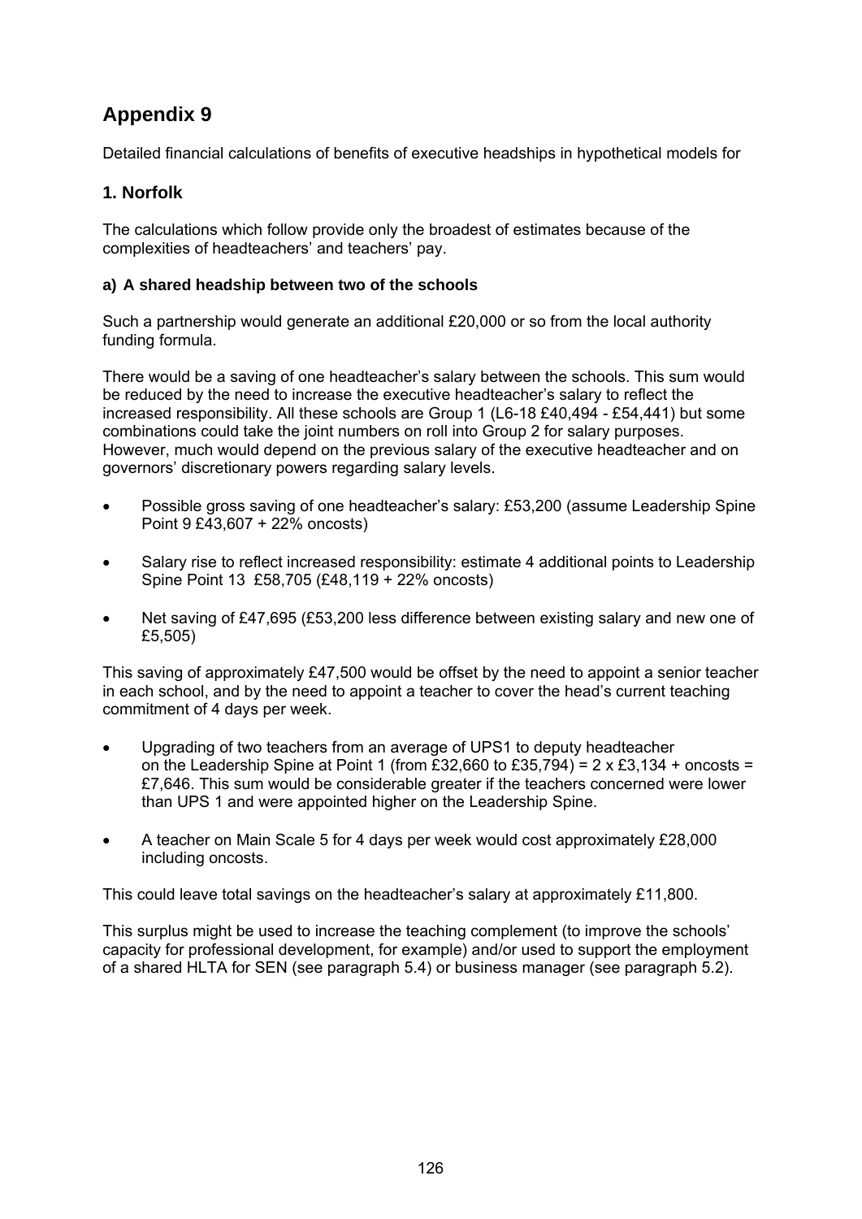# Appendix 9

Detailed financial calculations of benefits of executive headships in hypothetical models for

## 1. Norfolk

The calculations which follow provide only the broadest of estimates because of the complexities of headteachers' and teachers' pay.

### a) A shared headship between two of the schools

Such a partnership would generate an additional £20,000 or so from the local authority funding formula.

There would be a saving of one headteacher's salary between the schools. This sum would be reduced by the need to increase the executive headteacher's salary to reflect the increased responsibility. All these schools are Group 1 (L6-18 £40,494 - £54,441) but some combinations could take the joint numbers on roll into Group 2 for salary purposes. However, much would depend on the previous salary of the executive headteacher and on governors' discretionary powers regarding salary levels.

- Possible gross saving of one headteacher's salary: £53,200 (assume Leadership Spine Point 9 £43,607 + 22% oncosts)
- Salary rise to reflect increased responsibility: estimate 4 additional points to Leadership Spine Point 13 £58,705 (£48,119 + 22% oncosts)
- Net saving of £47,695 (£53,200 less difference between existing salary and new one of £5,505)

This saving of approximately £47,500 would be offset by the need to appoint a senior teacher in each school, and by the need to appoint a teacher to cover the head's current teaching commitment of 4 days per week.

- Upgrading of two teachers from an average of UPS1 to deputy headteacher on the Leadership Spine at Point 1 (from £32,660 to £35,794) = 2 x £3,134 + oncosts = £7,646. This sum would be considerable greater if the teachers concerned were lower than UPS 1 and were appointed higher on the Leadership Spine.
- A teacher on Main Scale 5 for 4 days per week would cost approximately £28,000 including oncosts.

This could leave total savings on the headteacher's salary at approximately £11,800.

This surplus might be used to increase the teaching complement (to improve the schools' capacity for professional development, for example) and/or used to support the employment of a shared HLTA for SEN (see paragraph 5.4) or business manager (see paragraph 5.2).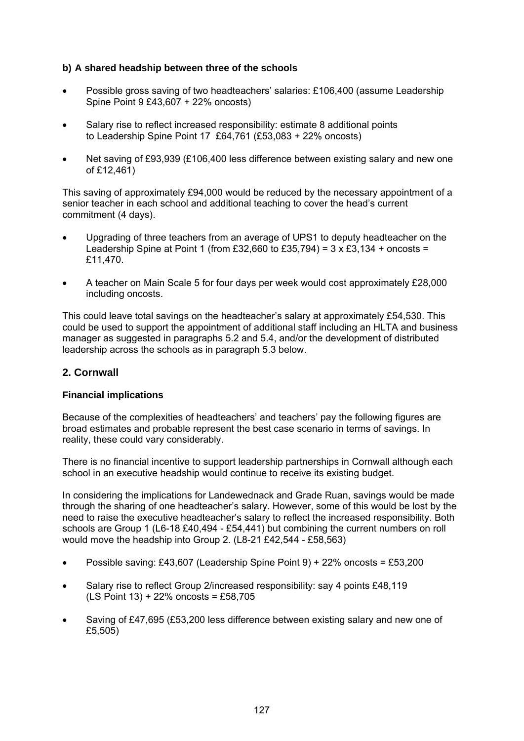**b) A shared headship between three of the schools**

- Possible gross saving of two headteachers' salaries: £106,400 (assume Leadership Spine Point 9 £43,607 + 22% oncosts)
- Salary rise to reflect increased responsibility: estimate 8 additional points to Leadership Spine Point 17 £64,761 (£53,083 + 22% oncosts)
- Net saving of £93,939 (£106,400 less difference between existing salary and new one of £12,461)

This saving of approximately £94,000 would be reduced by the necessary appointment of a senior teacher in each school and additional teaching to cover the head's current commitment (4 days).

- Upgrading of three teachers from an average of UPS1 to deputy headteacher on the Leadership Spine at Point 1 (from £32,660 to £35,794) = 3 x £3,134 + oncosts = £11,470.
- A teacher on Main Scale 5 for four days per week would cost approximately £28,000 including oncosts.

This could leave total savings on the headteacher's salary at approximately £54,530. This could be used to support the appointment of additional staff including an HLTA and business manager as suggested in paragraphs 5.2 and 5.4, and/or the development of distributed leadership across the schools as in paragraph 5.3 below.

## 2. Cornwall

### Financial implications

Because of the complexities of headteachers' and teachers' pay the following figures are broad estimates and probable represent the best case scenario in terms of savings. In reality, these could vary considerably.

There is no financial incentive to support leadership partnerships in Cornwall although each school in an executive headship would continue to receive its existing budget.

In considering the implications for Landewednack and Grade Ruan, savings would be made through the sharing of one headteacher's salary. However, some of this would be lost by the need to raise the executive headteacher's salary to reflect the increased responsibility. Both schools are Group 1 (L6-18 £40,494 - £54,441) but combining the current numbers on roll would move the headship into Group 2. (L8-21 £42,544 - £58,563)

- Possible saving: £43,607 (Leadership Spine Point 9) + 22% oncosts = £53,200
- Salary rise to reflect Group 2/increased responsibility: say 4 points £48,119 (LS Point 13) + 22% oncosts = £58,705
- Saving of £47,695 (£53,200 less difference between existing salary and new one of £5,505)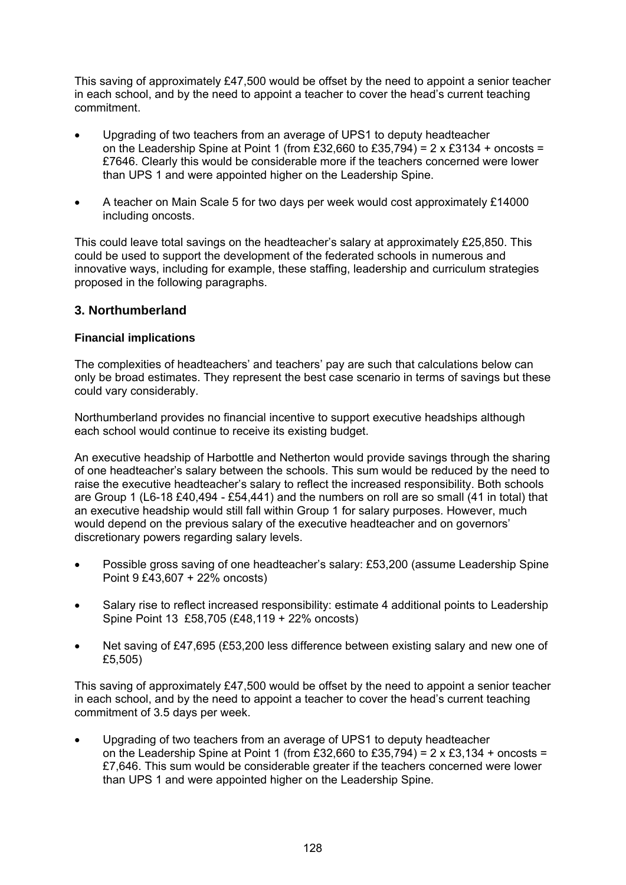This saving of approximately £47,500 would be offset by the need to appoint a senior teacher in each school, and by the need to appoint a teacher to cover the head's current teaching commitment.

- Upgrading of two teachers from an average of UPS1 to deputy headteacher on the Leadership Spine at Point 1 (from £32,660 to £35,794) = 2 x £3134 + oncosts = £7646. Clearly this would be considerable more if the teachers concerned were lower than UPS 1 and were appointed higher on the Leadership Spine.
- A teacher on Main Scale 5 for two days per week would cost approximately £14000 including oncosts.

This could leave total savings on the headteacher's salary at approximately £25,850. This could be used to support the development of the federated schools in numerous and innovative ways, including for example, these staffing, leadership and curriculum strategies proposed in the following paragraphs.

### 3. Northumberland

#### Financial implications

The complexities of headteachers' and teachers' pay are such that calculations below can only be broad estimates. They represent the best case scenario in terms of savings but these could vary considerably.

Northumberland provides no financial incentive to support executive headships although each school would continue to receive its existing budget.

An executive headship of Harbottle and Netherton would provide savings through the sharing of one headteacher's salary between the schools. This sum would be reduced by the need to raise the executive headteacher's salary to reflect the increased responsibility. Both schools are Group 1 (L6-18 £40,494 - £54,441) and the numbers on roll are so small (41 in total) that an executive headship would still fall within Group 1 for salary purposes. However, much would depend on the previous salary of the executive headteacher and on governors' discretionary powers regarding salary levels.

- Possible gross saving of one headteacher's salary: £53,200 (assume Leadership Spine Point 9 £43,607 + 22% oncosts)
- Salary rise to reflect increased responsibility: estimate 4 additional points to Leadership Spine Point 13 £58,705 (£48,119 + 22% oncosts)
- Net saving of £47,695 (£53,200 less difference between existing salary and new one of £5,505)

This saving of approximately £47,500 would be offset by the need to appoint a senior teacher in each school, and by the need to appoint a teacher to cover the head's current teaching commitment of 3.5 days per week.

- Upgrading of two teachers from an average of UPS1 to deputy headteacher on the Leadership Spine at Point 1 (from £32,660 to £35,794) = 2 x £3,134 + oncosts = £7,646. This sum would be considerable greater if the teachers concerned were lower than UPS 1 and were appointed higher on the Leadership Spine.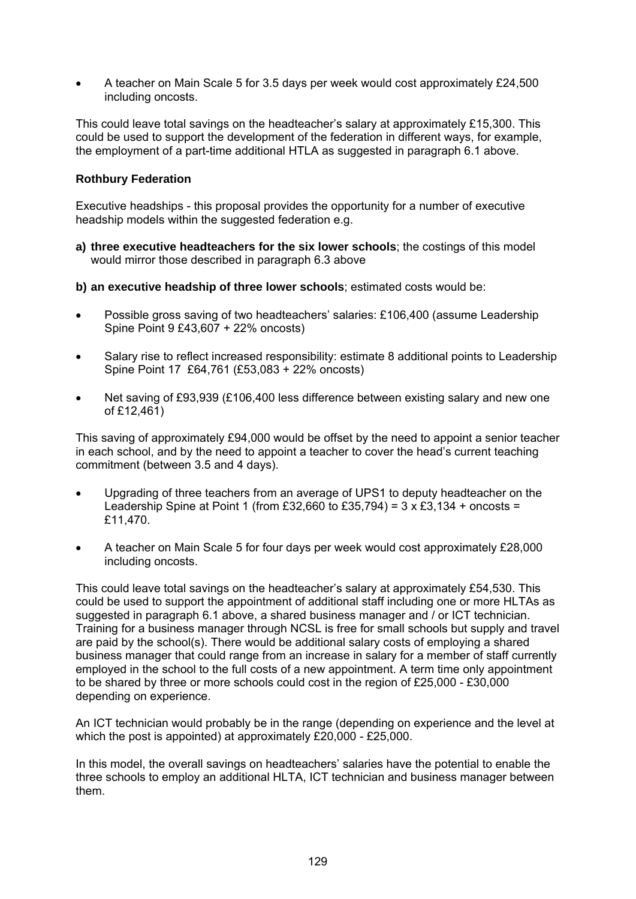- A teacher on Main Scale 5 for 3.5 days per week would cost approximately £24,500 including oncosts.

This could leave total savings on the headteacher's salary at approximately £15,300. This could be used to support the development of the federation in different ways, for example, the employment of a part-time additional HTLA as suggested in paragraph 6.1 above.

**Rothbury Federation**

Executive headships - this proposal provides the opportunity for a number of executive headship models within the suggested federation e.g.

**a) three executive headteachers for the six lower schools**; the costings of this model would mirror those described in paragraph 6.3 above

**b) an executive headship of three lower schools**; estimated costs would be:

- Possible gross saving of two headteachers' salaries: £106,400 (assume Leadership Spine Point 9 £43,607 + 22% oncosts)
- Salary rise to reflect increased responsibility: estimate 8 additional points to Leadership Spine Point 17 £64,761 (£53,083 + 22% oncosts)
- Net saving of £93,939 (£106,400 less difference between existing salary and new one of £12,461)

This saving of approximately £94,000 would be offset by the need to appoint a senior teacher in each school, and by the need to appoint a teacher to cover the head's current teaching commitment (between 3.5 and 4 days).

- Upgrading of three teachers from an average of UPS1 to deputy headteacher on the Leadership Spine at Point 1 (from £32,660 to £35,794) = 3 x £3,134 + oncosts = £11,470.
- A teacher on Main Scale 5 for four days per week would cost approximately £28,000 including oncosts.

This could leave total savings on the headteacher's salary at approximately £54,530. This could be used to support the appointment of additional staff including one or more HLTAs as suggested in paragraph 6.1 above, a shared business manager and / or ICT technician. Training for a business manager through NCSL is free for small schools but supply and travel are paid by the school(s). There would be additional salary costs of employing a shared business manager that could range from an increase in salary for a member of staff currently employed in the school to the full costs of a new appointment. A term time only appointment to be shared by three or more schools could cost in the region of £25,000 - £30,000 depending on experience.

An ICT technician would probably be in the range (depending on experience and the level at which the post is appointed) at approximately £20,000 - £25,000.

In this model, the overall savings on headteachers' salaries have the potential to enable the three schools to employ an additional HLTA, ICT technician and business manager between them.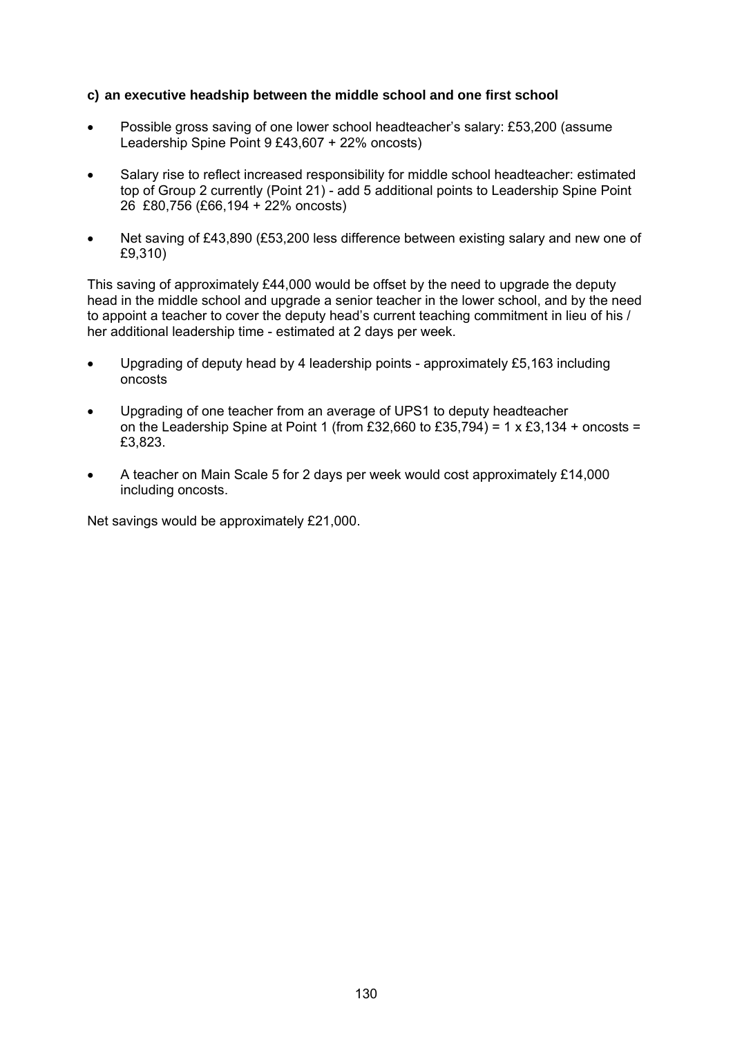### c) an executive headship between the middle school and one first school

- Possible gross saving of one lower school headteacher's salary: £53,200 (assume Leadership Spine Point 9 £43,607 + 22% oncosts)
- Salary rise to reflect increased responsibility for middle school headteacher: estimated top of Group 2 currently (Point 21) - add 5 additional points to Leadership Spine Point 26 £80,756 (£66,194 + 22% oncosts)
- Net saving of £43,890 (£53,200 less difference between existing salary and new one of £9,310)

This saving of approximately £44,000 would be offset by the need to upgrade the deputy head in the middle school and upgrade a senior teacher in the lower school, and by the need to appoint a teacher to cover the deputy head's current teaching commitment in lieu of his / her additional leadership time - estimated at 2 days per week.

- Upgrading of deputy head by 4 leadership points - approximately £5,163 including oncosts
- Upgrading of one teacher from an average of UPS1 to deputy headteacher on the Leadership Spine at Point 1 (from £32,660 to £35,794) = 1 x £3,134 + oncosts = £3,823.
- A teacher on Main Scale 5 for 2 days per week would cost approximately £14,000 including oncosts.

Net savings would be approximately £21,000.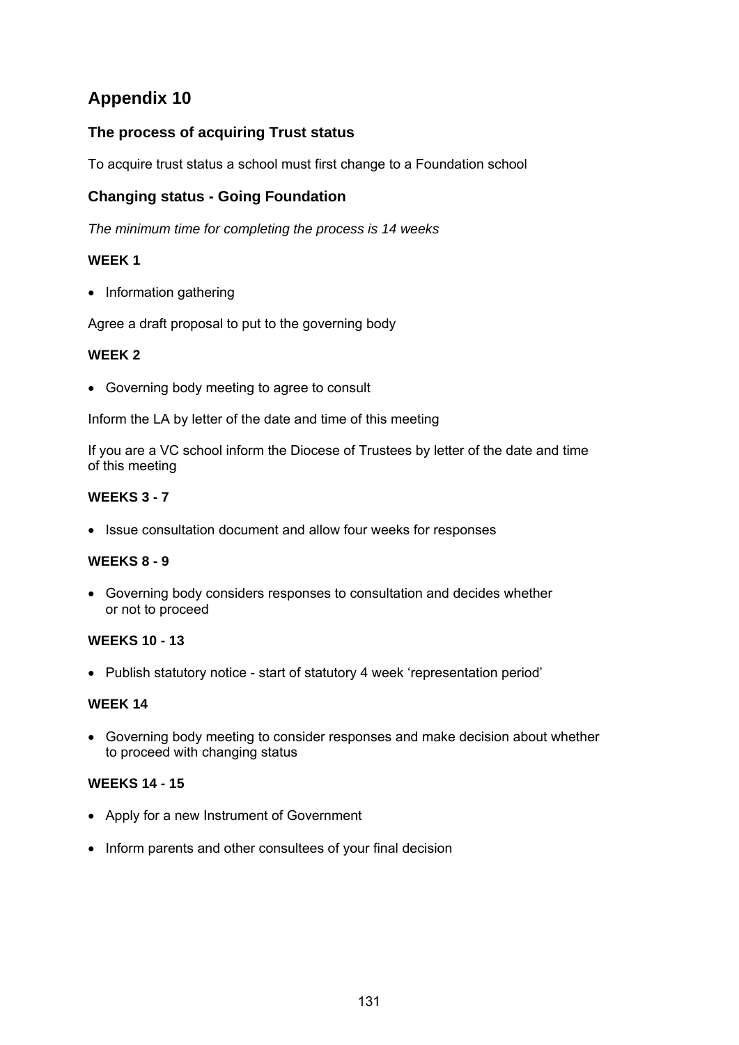# Appendix 10

## The process of acquiring Trust status

To acquire trust status a school must first change to a Foundation school

## Changing status - Going Foundation

*The minimum time for completing the process is 14 weeks*

### WEEK 1

- Information gathering

Agree a draft proposal to put to the governing body

### WEEK 2

- Governing body meeting to agree to consult

Inform the LA by letter of the date and time of this meeting

If you are a VC school inform the Diocese of Trustees by letter of the date and time of this meeting

### WEEKS 3 - 7

- Issue consultation document and allow four weeks for responses

### WEEKS 8 - 9

- Governing body considers responses to consultation and decides whether or not to proceed

### WEEKS 10 - 13

- Publish statutory notice - start of statutory 4 week 'representation period'

### WEEK 14

- Governing body meeting to consider responses and make decision about whether to proceed with changing status

### WEEKS 14 - 15

- Apply for a new Instrument of Government
- Inform parents and other consultees of your final decision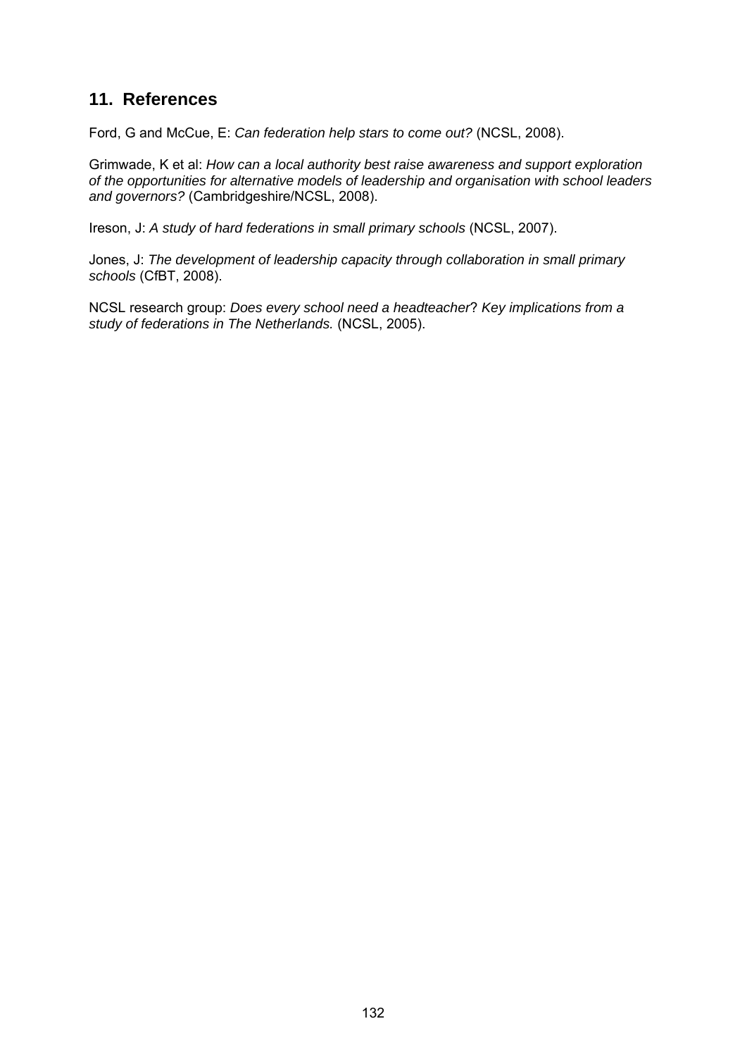## 11. References

Ford, G and McCue, E: *Can federation help stars to come out?* (NCSL, 2008).

Grimwade, K et al: *How can a local authority best raise awareness and support exploration of the opportunities for alternative models of leadership and organisation with school leaders and governors?* (Cambridgeshire/NCSL, 2008).

Ireson, J: *A study of hard federations in small primary schools* (NCSL, 2007).

Jones, J: *The development of leadership capacity through collaboration in small primary schools* (CfBT, 2008).

NCSL research group: *Does every school need a headteacher*? *Key implications from a study of federations in The Netherlands.* (NCSL, 2005).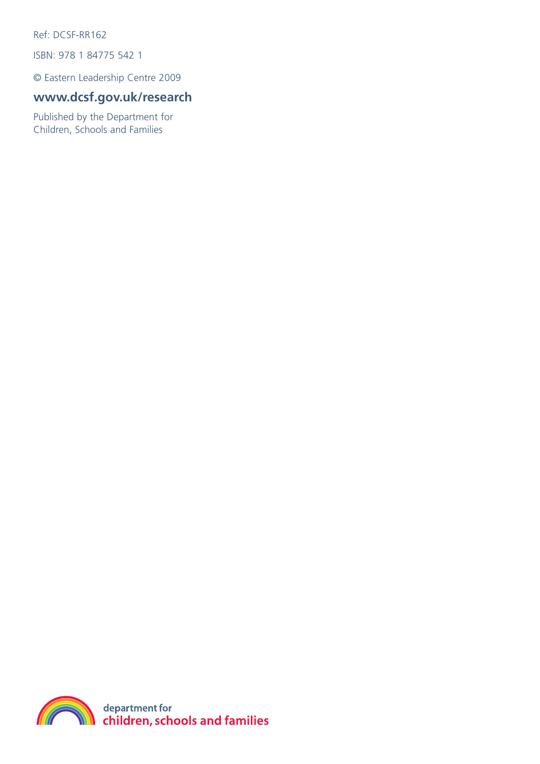Ref: DCSF-RR162

ISBN: 978 1 84775 542 1

© Eastern Leadership Centre 2009

**www.dcsf.gov.uk/research**

Published by the Department for Children, Schools and Families

department for
children, schools and families